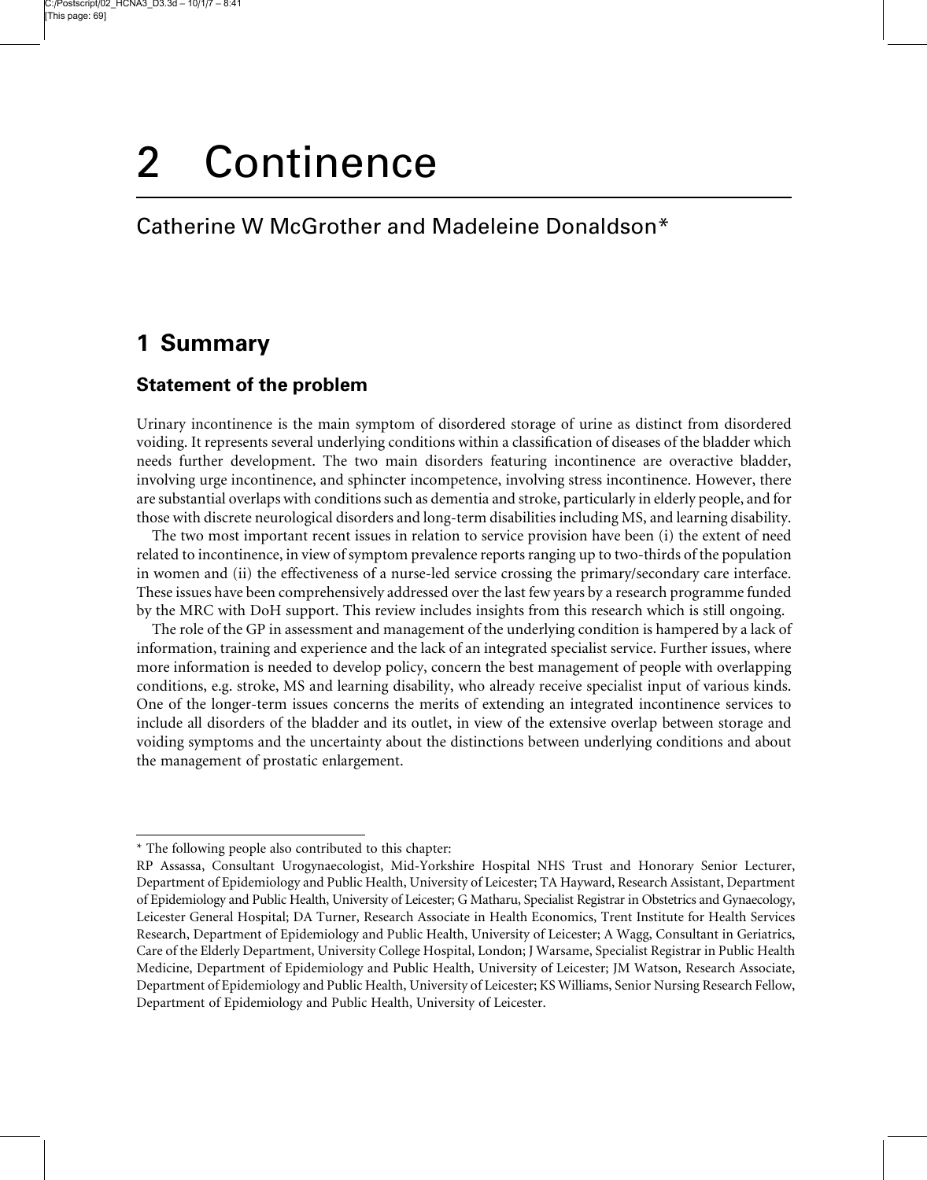# 2 Continence

Catherine W McGrother and Madeleine Donaldson*

## 1 Summary

### Statement of the problem

Urinary incontinence is the main symptom of disordered storage of urine as distinct from disordered voiding. It represents several underlying conditions within a classification of diseases of the bladder which needs further development. The two main disorders featuring incontinence are overactive bladder, involving urge incontinence, and sphincter incompetence, involving stress incontinence. However, there are substantial overlaps with conditions such as dementia and stroke, particularly in elderly people, and for those with discrete neurological disorders and long-term disabilities including MS, and learning disability.

The two most important recent issues in relation to service provision have been (i) the extent of need related to incontinence, in view of symptom prevalence reports ranging up to two-thirds of the population in women and (ii) the effectiveness of a nurse-led service crossing the primary/secondary care interface. These issues have been comprehensively addressed over the last few years by a research programme funded by the MRC with DoH support. This review includes insights from this research which is still ongoing.

The role of the GP in assessment and management of the underlying condition is hampered by a lack of information, training and experience and the lack of an integrated specialist service. Further issues, where more information is needed to develop policy, concern the best management of people with overlapping conditions, e.g. stroke, MS and learning disability, who already receive specialist input of various kinds. One of the longer-term issues concerns the merits of extending an integrated incontinence services to include all disorders of the bladder and its outlet, in view of the extensive overlap between storage and voiding symptoms and the uncertainty about the distinctions between underlying conditions and about the management of prostatic enlargement.

---

* The following people also contributed to this chapter:
RP Assassa, Consultant Urogynaecologist, Mid-Yorkshire Hospital NHS Trust and Honorary Senior Lecturer, Department of Epidemiology and Public Health, University of Leicester; TA Hayward, Research Assistant, Department of Epidemiology and Public Health, University of Leicester; G Matharu, Specialist Registrar in Obstetrics and Gynaecology, Leicester General Hospital; DA Turner, Research Associate in Health Economics, Trent Institute for Health Services Research, Department of Epidemiology and Public Health, University of Leicester; A Wagg, Consultant in Geriatrics, Care of the Elderly Department, University College Hospital, London; J Warsame, Specialist Registrar in Public Health Medicine, Department of Epidemiology and Public Health, University of Leicester; JM Watson, Research Associate, Department of Epidemiology and Public Health, University of Leicester; KS Williams, Senior Nursing Research Fellow, Department of Epidemiology and Public Health, University of Leicester.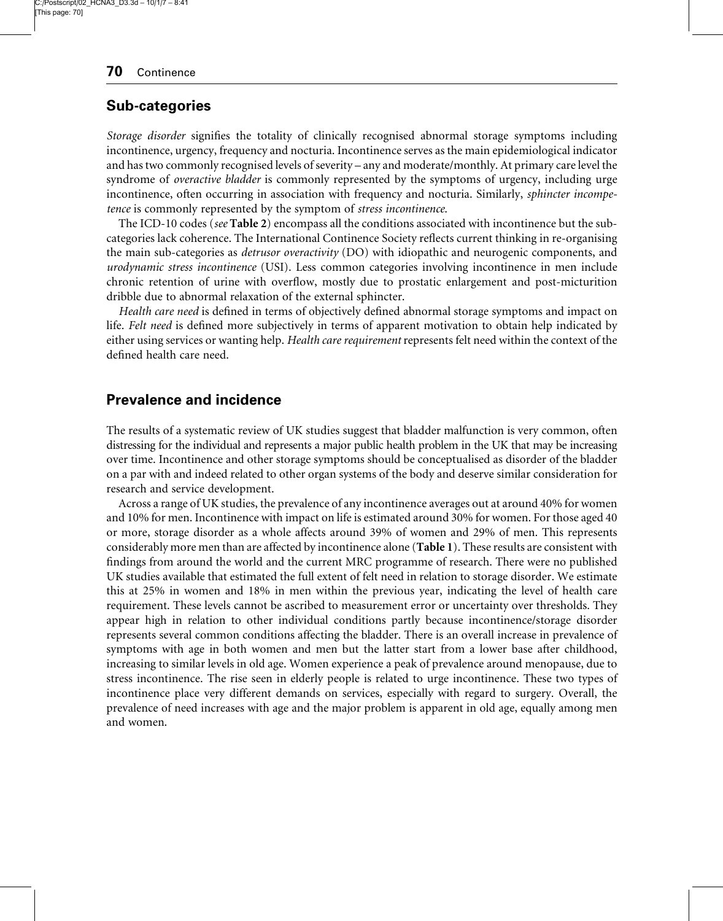## Sub-categories

*Storage disorder* signifies the totality of clinically recognised abnormal storage symptoms including incontinence, urgency, frequency and nocturia. Incontinence serves as the main epidemiological indicator and has two commonly recognised levels of severity – any and moderate/monthly. At primary care level the syndrome of *overactive bladder* is commonly represented by the symptoms of urgency, including urge incontinence, often occurring in association with frequency and nocturia. Similarly, *sphincter incompetence* is commonly represented by the symptom of *stress incontinence*.

The ICD-10 codes (*see* **Table 2**) encompass all the conditions associated with incontinence but the sub-categories lack coherence. The International Continence Society reflects current thinking in re-organising the main sub-categories as *detrusor overactivity* (DO) with idiopathic and neurogenic components, and *urodynamic stress incontinence* (USI). Less common categories involving incontinence in men include chronic retention of urine with overflow, mostly due to prostatic enlargement and post-micturition dribble due to abnormal relaxation of the external sphincter.

*Health care need* is defined in terms of objectively defined abnormal storage symptoms and impact on life. *Felt need* is defined more subjectively in terms of apparent motivation to obtain help indicated by either using services or wanting help. *Health care requirement* represents felt need within the context of the defined health care need.

## Prevalence and incidence

The results of a systematic review of UK studies suggest that bladder malfunction is very common, often distressing for the individual and represents a major public health problem in the UK that may be increasing over time. Incontinence and other storage symptoms should be conceptualised as disorder of the bladder on a par with and indeed related to other organ systems of the body and deserve similar consideration for research and service development.

Across a range of UK studies, the prevalence of any incontinence averages out at around 40% for women and 10% for men. Incontinence with impact on life is estimated around 30% for women. For those aged 40 or more, storage disorder as a whole affects around 39% of women and 29% of men. This represents considerably more men than are affected by incontinence alone (**Table 1**). These results are consistent with findings from around the world and the current MRC programme of research. There were no published UK studies available that estimated the full extent of felt need in relation to storage disorder. We estimate this at 25% in women and 18% in men within the previous year, indicating the level of health care requirement. These levels cannot be ascribed to measurement error or uncertainty over thresholds. They appear high in relation to other individual conditions partly because incontinence/storage disorder represents several common conditions affecting the bladder. There is an overall increase in prevalence of symptoms with age in both women and men but the latter start from a lower base after childhood, increasing to similar levels in old age. Women experience a peak of prevalence around menopause, due to stress incontinence. The rise seen in elderly people is related to urge incontinence. These two types of incontinence place very different demands on services, especially with regard to surgery. Overall, the prevalence of need increases with age and the major problem is apparent in old age, equally among men and women.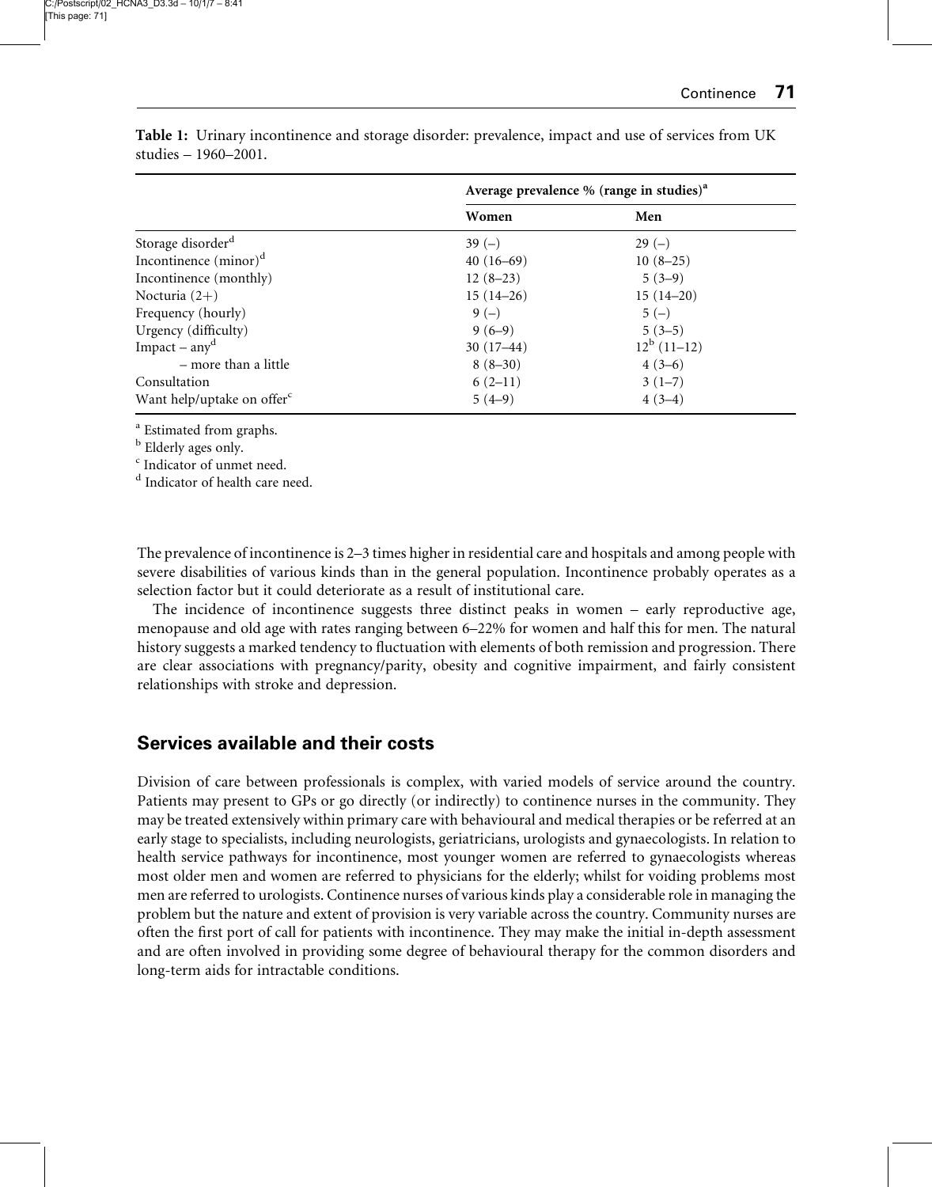**Table 1:** Urinary incontinence and storage disorder: prevalence, impact and use of services from UK studies – 1960–2001.

| | Average prevalence % (range in studies)[a] | |
|---|---|---|
| | Women | Men |
| Storage disorder[d] | 39 (–) | 29 (–) |
| Incontinence (minor)[d] | 40 (16–69) | 10 (8–25) |
| Incontinence (monthly) | 12 (8–23) | 5 (3–9) |
| Nocturia (2+) | 15 (14–26) | 15 (14–20) |
| Frequency (hourly) | 9 (–) | 5 (–) |
| Urgency (difficulty) | 9 (6–9) | 5 (3–5) |
| Impact – any[d] | 30 (17–44) | 12[b] (11–12) |
| – more than a little | 8 (8–30) | 4 (3–6) |
| Consultation | 6 (2–11) | 3 (1–7) |
| Want help/uptake on offer[c] | 5 (4–9) | 4 (3–4) |

[a] Estimated from graphs.
[b] Elderly ages only.
[c] Indicator of unmet need.
[d] Indicator of health care need.

The prevalence of incontinence is 2–3 times higher in residential care and hospitals and among people with severe disabilities of various kinds than in the general population. Incontinence probably operates as a selection factor but it could deteriorate as a result of institutional care.

The incidence of incontinence suggests three distinct peaks in women – early reproductive age, menopause and old age with rates ranging between 6–22% for women and half this for men. The natural history suggests a marked tendency to fluctuation with elements of both remission and progression. There are clear associations with pregnancy/parity, obesity and cognitive impairment, and fairly consistent relationships with stroke and depression.

## Services available and their costs

Division of care between professionals is complex, with varied models of service around the country. Patients may present to GPs or go directly (or indirectly) to continence nurses in the community. They may be treated extensively within primary care with behavioural and medical therapies or be referred at an early stage to specialists, including neurologists, geriatricians, urologists and gynaecologists. In relation to health service pathways for incontinence, most younger women are referred to gynaecologists whereas most older men and women are referred to physicians for the elderly; whilst for voiding problems most men are referred to urologists. Continence nurses of various kinds play a considerable role in managing the problem but the nature and extent of provision is very variable across the country. Community nurses are often the first port of call for patients with incontinence. They may make the initial in-depth assessment and are often involved in providing some degree of behavioural therapy for the common disorders and long-term aids for intractable conditions.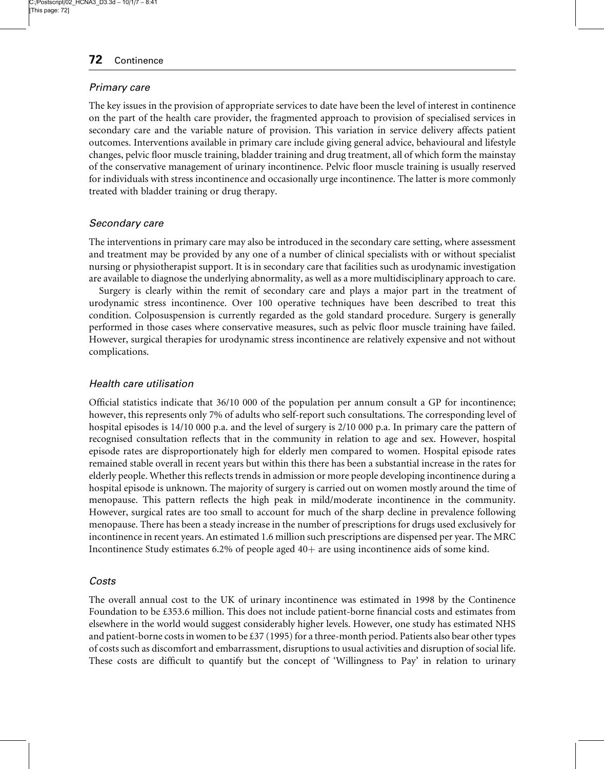### *Primary care*

The key issues in the provision of appropriate services to date have been the level of interest in continence on the part of the health care provider, the fragmented approach to provision of specialised services in secondary care and the variable nature of provision. This variation in service delivery affects patient outcomes. Interventions available in primary care include giving general advice, behavioural and lifestyle changes, pelvic floor muscle training, bladder training and drug treatment, all of which form the mainstay of the conservative management of urinary incontinence. Pelvic floor muscle training is usually reserved for individuals with stress incontinence and occasionally urge incontinence. The latter is more commonly treated with bladder training or drug therapy.

### *Secondary care*

The interventions in primary care may also be introduced in the secondary care setting, where assessment and treatment may be provided by any one of a number of clinical specialists with or without specialist nursing or physiotherapist support. It is in secondary care that facilities such as urodynamic investigation are available to diagnose the underlying abnormality, as well as a more multidisciplinary approach to care.

Surgery is clearly within the remit of secondary care and plays a major part in the treatment of urodynamic stress incontinence. Over 100 operative techniques have been described to treat this condition. Colposuspension is currently regarded as the gold standard procedure. Surgery is generally performed in those cases where conservative measures, such as pelvic floor muscle training have failed. However, surgical therapies for urodynamic stress incontinence are relatively expensive and not without complications.

### *Health care utilisation*

Official statistics indicate that 36/10 000 of the population per annum consult a GP for incontinence; however, this represents only 7% of adults who self-report such consultations. The corresponding level of hospital episodes is 14/10 000 p.a. and the level of surgery is 2/10 000 p.a. In primary care the pattern of recognised consultation reflects that in the community in relation to age and sex. However, hospital episode rates are disproportionately high for elderly men compared to women. Hospital episode rates remained stable overall in recent years but within this there has been a substantial increase in the rates for elderly people. Whether this reflects trends in admission or more people developing incontinence during a hospital episode is unknown. The majority of surgery is carried out on women mostly around the time of menopause. This pattern reflects the high peak in mild/moderate incontinence in the community. However, surgical rates are too small to account for much of the sharp decline in prevalence following menopause. There has been a steady increase in the number of prescriptions for drugs used exclusively for incontinence in recent years. An estimated 1.6 million such prescriptions are dispensed per year. The MRC Incontinence Study estimates 6.2% of people aged 40+ are using incontinence aids of some kind.

### *Costs*

The overall annual cost to the UK of urinary incontinence was estimated in 1998 by the Continence Foundation to be £353.6 million. This does not include patient-borne financial costs and estimates from elsewhere in the world would suggest considerably higher levels. However, one study has estimated NHS and patient-borne costs in women to be £37 (1995) for a three-month period. Patients also bear other types of costs such as discomfort and embarrassment, disruptions to usual activities and disruption of social life. These costs are difficult to quantify but the concept of 'Willingness to Pay' in relation to urinary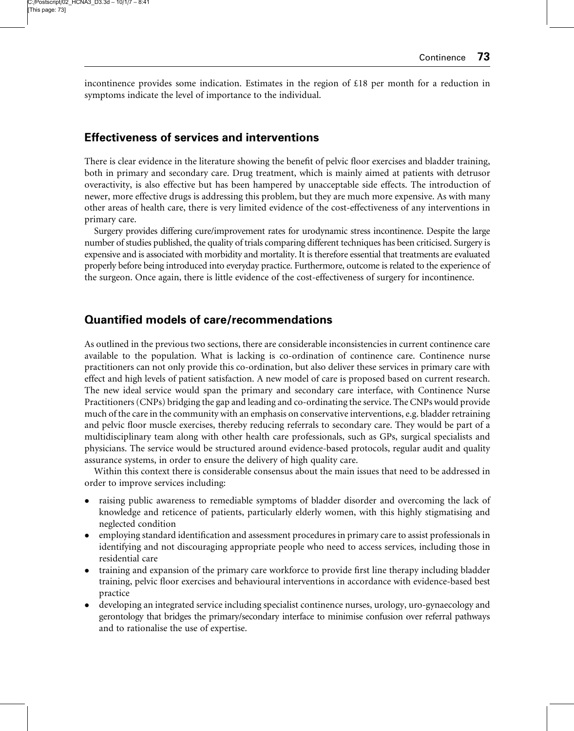incontinence provides some indication. Estimates in the region of £18 per month for a reduction in symptoms indicate the level of importance to the individual.

## Effectiveness of services and interventions

There is clear evidence in the literature showing the benefit of pelvic floor exercises and bladder training, both in primary and secondary care. Drug treatment, which is mainly aimed at patients with detrusor overactivity, is also effective but has been hampered by unacceptable side effects. The introduction of newer, more effective drugs is addressing this problem, but they are much more expensive. As with many other areas of health care, there is very limited evidence of the cost-effectiveness of any interventions in primary care.

Surgery provides differing cure/improvement rates for urodynamic stress incontinence. Despite the large number of studies published, the quality of trials comparing different techniques has been criticised. Surgery is expensive and is associated with morbidity and mortality. It is therefore essential that treatments are evaluated properly before being introduced into everyday practice. Furthermore, outcome is related to the experience of the surgeon. Once again, there is little evidence of the cost-effectiveness of surgery for incontinence.

## Quantified models of care/recommendations

As outlined in the previous two sections, there are considerable inconsistencies in current continence care available to the population. What is lacking is co-ordination of continence care. Continence nurse practitioners can not only provide this co-ordination, but also deliver these services in primary care with effect and high levels of patient satisfaction. A new model of care is proposed based on current research. The new ideal service would span the primary and secondary care interface, with Continence Nurse Practitioners (CNPs) bridging the gap and leading and co-ordinating the service. The CNPs would provide much of the care in the community with an emphasis on conservative interventions, e.g. bladder retraining and pelvic floor muscle exercises, thereby reducing referrals to secondary care. They would be part of a multidisciplinary team along with other health care professionals, such as GPs, surgical specialists and physicians. The service would be structured around evidence-based protocols, regular audit and quality assurance systems, in order to ensure the delivery of high quality care.

Within this context there is considerable consensus about the main issues that need to be addressed in order to improve services including:

- raising public awareness to remediable symptoms of bladder disorder and overcoming the lack of knowledge and reticence of patients, particularly elderly women, with this highly stigmatising and neglected condition
- employing standard identification and assessment procedures in primary care to assist professionals in identifying and not discouraging appropriate people who need to access services, including those in residential care
- training and expansion of the primary care workforce to provide first line therapy including bladder training, pelvic floor exercises and behavioural interventions in accordance with evidence-based best practice
- developing an integrated service including specialist continence nurses, urology, uro-gynaecology and gerontology that bridges the primary/secondary interface to minimise confusion over referral pathways and to rationalise the use of expertise.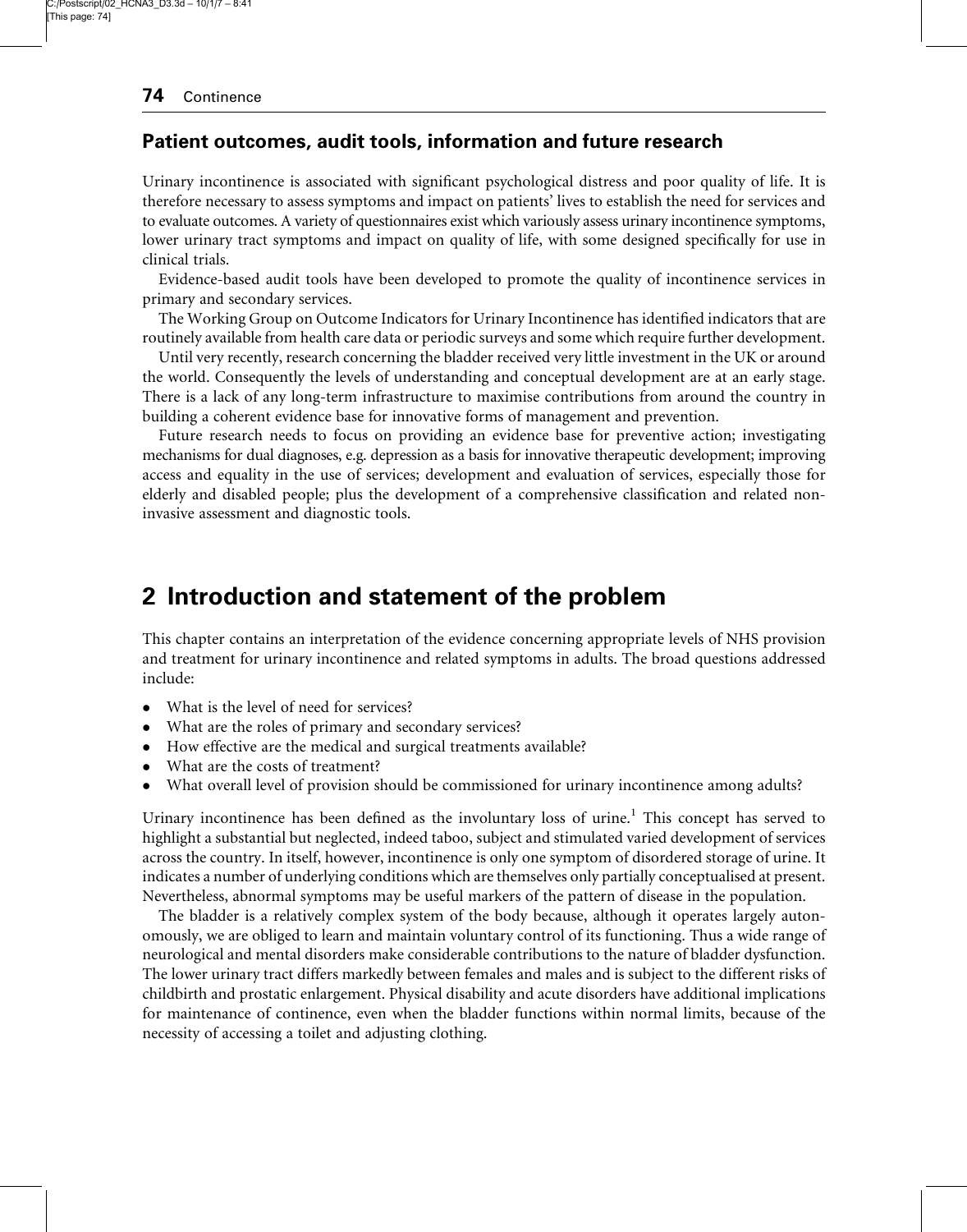### Patient outcomes, audit tools, information and future research

Urinary incontinence is associated with significant psychological distress and poor quality of life. It is therefore necessary to assess symptoms and impact on patients' lives to establish the need for services and to evaluate outcomes. A variety of questionnaires exist which variously assess urinary incontinence symptoms, lower urinary tract symptoms and impact on quality of life, with some designed specifically for use in clinical trials.

Evidence-based audit tools have been developed to promote the quality of incontinence services in primary and secondary services.

The Working Group on Outcome Indicators for Urinary Incontinence has identified indicators that are routinely available from health care data or periodic surveys and some which require further development.

Until very recently, research concerning the bladder received very little investment in the UK or around the world. Consequently the levels of understanding and conceptual development are at an early stage. There is a lack of any long-term infrastructure to maximise contributions from around the country in building a coherent evidence base for innovative forms of management and prevention.

Future research needs to focus on providing an evidence base for preventive action; investigating mechanisms for dual diagnoses, e.g. depression as a basis for innovative therapeutic development; improving access and equality in the use of services; development and evaluation of services, especially those for elderly and disabled people; plus the development of a comprehensive classification and related non-invasive assessment and diagnostic tools.

## 2 Introduction and statement of the problem

This chapter contains an interpretation of the evidence concerning appropriate levels of NHS provision and treatment for urinary incontinence and related symptoms in adults. The broad questions addressed include:

- What is the level of need for services?
- What are the roles of primary and secondary services?
- How effective are the medical and surgical treatments available?
- What are the costs of treatment?
- What overall level of provision should be commissioned for urinary incontinence among adults?

Urinary incontinence has been defined as the involuntary loss of urine.[1] This concept has served to highlight a substantial but neglected, indeed taboo, subject and stimulated varied development of services across the country. In itself, however, incontinence is only one symptom of disordered storage of urine. It indicates a number of underlying conditions which are themselves only partially conceptualised at present. Nevertheless, abnormal symptoms may be useful markers of the pattern of disease in the population.

The bladder is a relatively complex system of the body because, although it operates largely autonomously, we are obliged to learn and maintain voluntary control of its functioning. Thus a wide range of neurological and mental disorders make considerable contributions to the nature of bladder dysfunction. The lower urinary tract differs markedly between females and males and is subject to the different risks of childbirth and prostatic enlargement. Physical disability and acute disorders have additional implications for maintenance of continence, even when the bladder functions within normal limits, because of the necessity of accessing a toilet and adjusting clothing.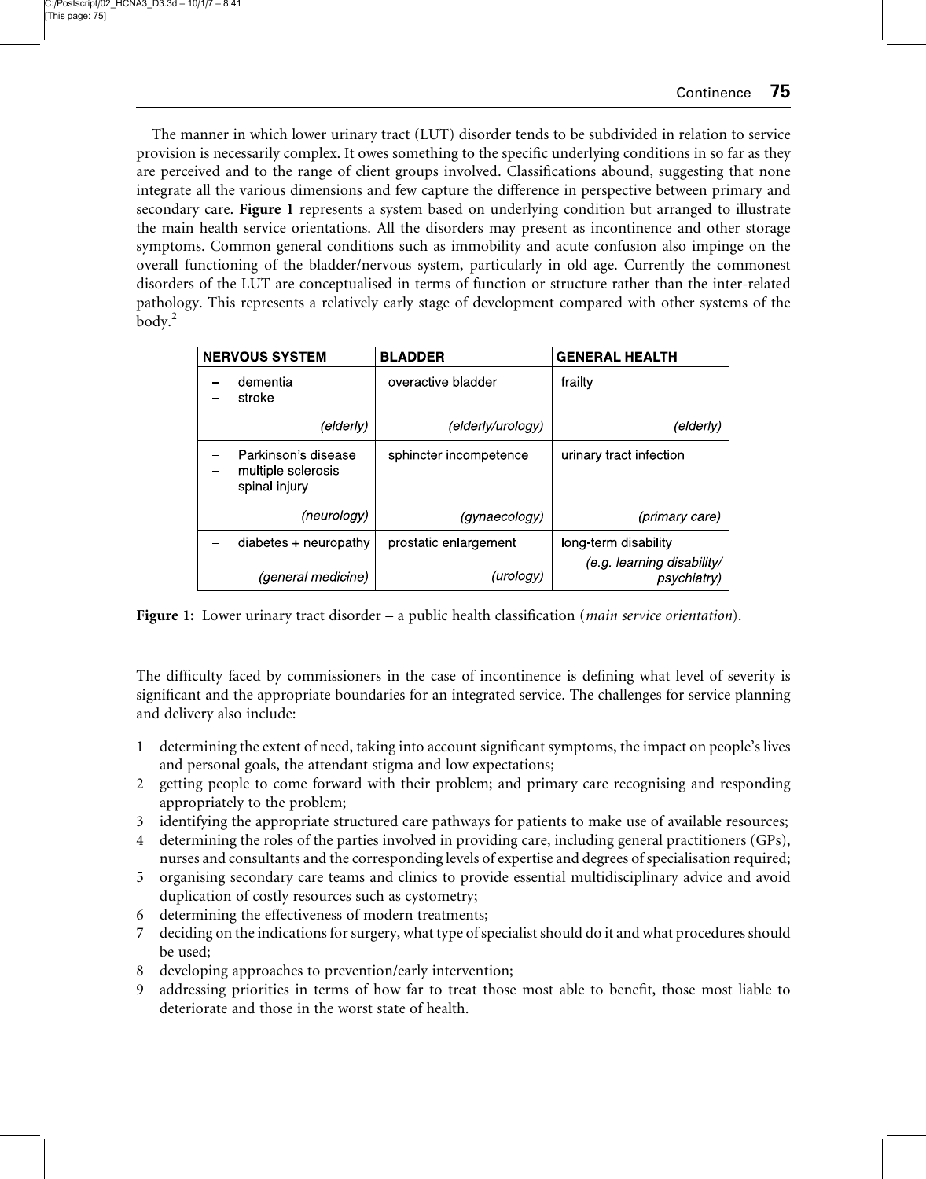The manner in which lower urinary tract (LUT) disorder tends to be subdivided in relation to service provision is necessarily complex. It owes something to the specific underlying conditions in so far as they are perceived and to the range of client groups involved. Classifications abound, suggesting that none integrate all the various dimensions and few capture the difference in perspective between primary and secondary care. **Figure 1** represents a system based on underlying condition but arranged to illustrate the main health service orientations. All the disorders may present as incontinence and other storage symptoms. Common general conditions such as immobility and acute confusion also impinge on the overall functioning of the bladder/nervous system, particularly in old age. Currently the commonest disorders of the LUT are conceptualised in terms of function or structure rather than the inter-related pathology. This represents a relatively early stage of development compared with other systems of the body.[2]

| NERVOUS SYSTEM | BLADDER | GENERAL HEALTH |
|---|---|---|
| – dementia<br>– stroke<br>*(elderly)* | overactive bladder<br>*(elderly/urology)* | frailty<br>*(elderly)* |
| – Parkinson's disease<br>– multiple sclerosis<br>– spinal injury<br>*(neurology)* | sphincter incompetence<br>*(gynaecology)* | urinary tract infection<br>*(primary care)* |
| – diabetes + neuropathy<br>*(general medicine)* | prostatic enlargement<br>*(urology)* | long-term disability<br>*(e.g. learning disability/ psychiatry)* |

**Figure 1:** Lower urinary tract disorder – a public health classification (*main service orientation*).

The difficulty faced by commissioners in the case of incontinence is defining what level of severity is significant and the appropriate boundaries for an integrated service. The challenges for service planning and delivery also include:

1. determining the extent of need, taking into account significant symptoms, the impact on people's lives and personal goals, the attendant stigma and low expectations;
2. getting people to come forward with their problem; and primary care recognising and responding appropriately to the problem;
3. identifying the appropriate structured care pathways for patients to make use of available resources;
4. determining the roles of the parties involved in providing care, including general practitioners (GPs), nurses and consultants and the corresponding levels of expertise and degrees of specialisation required;
5. organising secondary care teams and clinics to provide essential multidisciplinary advice and avoid duplication of costly resources such as cystometry;
6. determining the effectiveness of modern treatments;
7. deciding on the indications for surgery, what type of specialist should do it and what procedures should be used;
8. developing approaches to prevention/early intervention;
9. addressing priorities in terms of how far to treat those most able to benefit, those most liable to deteriorate and those in the worst state of health.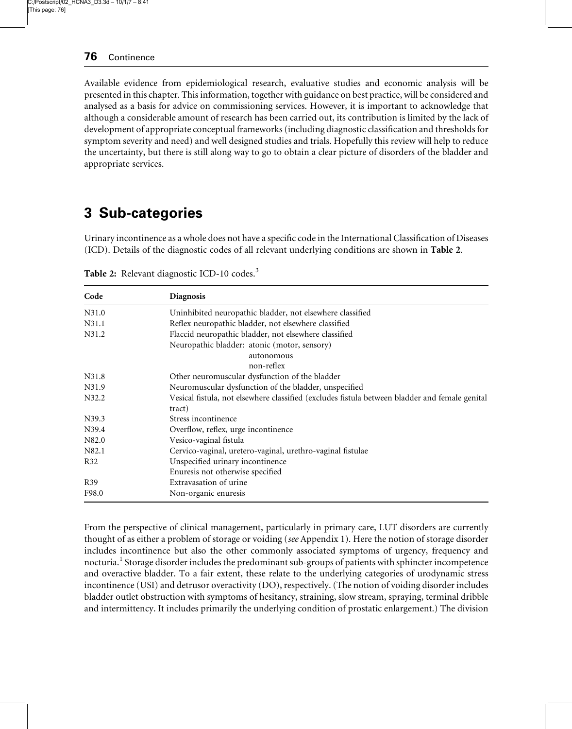Available evidence from epidemiological research, evaluative studies and economic analysis will be presented in this chapter. This information, together with guidance on best practice, will be considered and analysed as a basis for advice on commissioning services. However, it is important to acknowledge that although a considerable amount of research has been carried out, its contribution is limited by the lack of development of appropriate conceptual frameworks (including diagnostic classification and thresholds for symptom severity and need) and well designed studies and trials. Hopefully this review will help to reduce the uncertainty, but there is still along way to go to obtain a clear picture of disorders of the bladder and appropriate services.

## 3 Sub-categories

Urinary incontinence as a whole does not have a specific code in the International Classification of Diseases (ICD). Details of the diagnostic codes of all relevant underlying conditions are shown in **Table 2**.

**Table 2:** Relevant diagnostic ICD-10 codes.[3]

| Code | Diagnosis |
|---|---|
| N31.0 | Uninhibited neuropathic bladder, not elsewhere classified |
| N31.1 | Reflex neuropathic bladder, not elsewhere classified |
| N31.2 | Flaccid neuropathic bladder, not elsewhere classified<br>Neuropathic bladder: atonic (motor, sensory)<br>autonomous<br>non-reflex |
| N31.8 | Other neuromuscular dysfunction of the bladder |
| N31.9 | Neuromuscular dysfunction of the bladder, unspecified |
| N32.2 | Vesical fistula, not elsewhere classified (excludes fistula between bladder and female genital tract) |
| N39.3 | Stress incontinence |
| N39.4 | Overflow, reflex, urge incontinence |
| N82.0 | Vesico-vaginal fistula |
| N82.1 | Cervico-vaginal, uretero-vaginal, urethro-vaginal fistulae |
| R32 | Unspecified urinary incontinence<br>Enuresis not otherwise specified |
| R39 | Extravasation of urine |
| F98.0 | Non-organic enuresis |

From the perspective of clinical management, particularly in primary care, LUT disorders are currently thought of as either a problem of storage or voiding (*see* Appendix 1). Here the notion of storage disorder includes incontinence but also the other commonly associated symptoms of urgency, frequency and nocturia.[1] Storage disorder includes the predominant sub-groups of patients with sphincter incompetence and overactive bladder. To a fair extent, these relate to the underlying categories of urodynamic stress incontinence (USI) and detrusor overactivity (DO), respectively. (The notion of voiding disorder includes bladder outlet obstruction with symptoms of hesitancy, straining, slow stream, spraying, terminal dribble and intermittency. It includes primarily the underlying condition of prostatic enlargement.) The division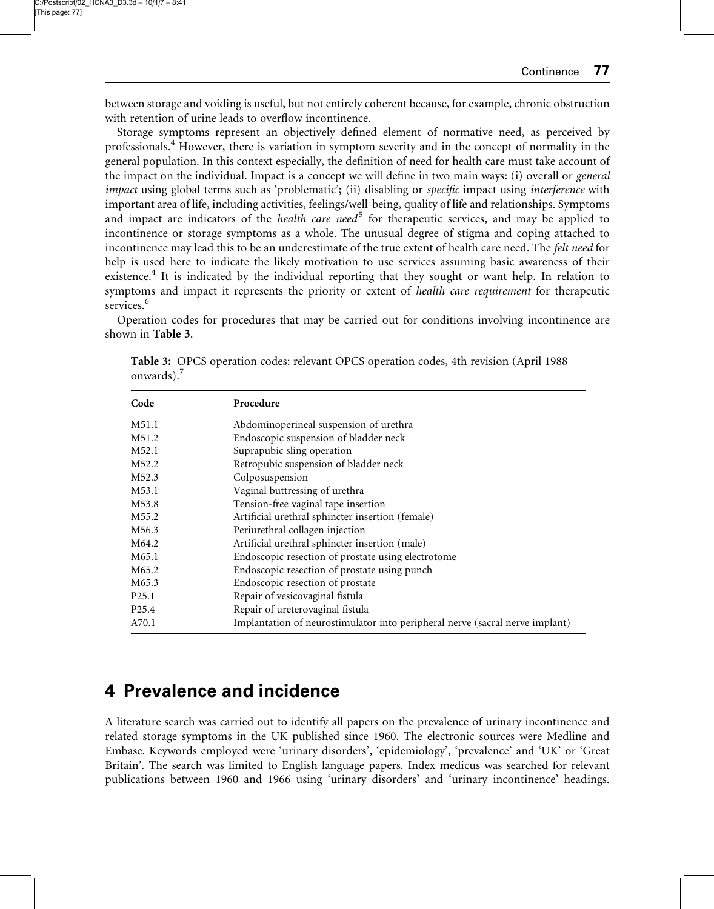between storage and voiding is useful, but not entirely coherent because, for example, chronic obstruction with retention of urine leads to overflow incontinence.

Storage symptoms represent an objectively defined element of normative need, as perceived by professionals.[4] However, there is variation in symptom severity and in the concept of normality in the general population. In this context especially, the definition of need for health care must take account of the impact on the individual. Impact is a concept we will define in two main ways: (i) overall or *general impact* using global terms such as 'problematic'; (ii) disabling or *specific* impact using *interference* with important area of life, including activities, feelings/well-being, quality of life and relationships. Symptoms and impact are indicators of the *health care need*[5] for therapeutic services, and may be applied to incontinence or storage symptoms as a whole. The unusual degree of stigma and coping attached to incontinence may lead this to be an underestimate of the true extent of health care need. The *felt need* for help is used here to indicate the likely motivation to use services assuming basic awareness of their existence.[4] It is indicated by the individual reporting that they sought or want help. In relation to symptoms and impact it represents the priority or extent of *health care requirement* for therapeutic services.[6]

Operation codes for procedures that may be carried out for conditions involving incontinence are shown in **Table 3**.

**Table 3:** OPCS operation codes: relevant OPCS operation codes, 4th revision (April 1988 onwards).[7]

| Code | Procedure |
|---|---|
| M51.1 | Abdominoperineal suspension of urethra |
| M51.2 | Endoscopic suspension of bladder neck |
| M52.1 | Suprapubic sling operation |
| M52.2 | Retropubic suspension of bladder neck |
| M52.3 | Colposuspension |
| M53.1 | Vaginal buttressing of urethra |
| M53.8 | Tension-free vaginal tape insertion |
| M55.2 | Artificial urethral sphincter insertion (female) |
| M56.3 | Periurethral collagen injection |
| M64.2 | Artificial urethral sphincter insertion (male) |
| M65.1 | Endoscopic resection of prostate using electrotome |
| M65.2 | Endoscopic resection of prostate using punch |
| M65.3 | Endoscopic resection of prostate |
| P25.1 | Repair of vesicovaginal fistula |
| P25.4 | Repair of ureterovaginal fistula |
| A70.1 | Implantation of neurostimulator into peripheral nerve (sacral nerve implant) |

# 4 Prevalence and incidence

A literature search was carried out to identify all papers on the prevalence of urinary incontinence and related storage symptoms in the UK published since 1960. The electronic sources were Medline and Embase. Keywords employed were 'urinary disorders', 'epidemiology', 'prevalence' and 'UK' or 'Great Britain'. The search was limited to English language papers. Index medicus was searched for relevant publications between 1960 and 1966 using 'urinary disorders' and 'urinary incontinence' headings.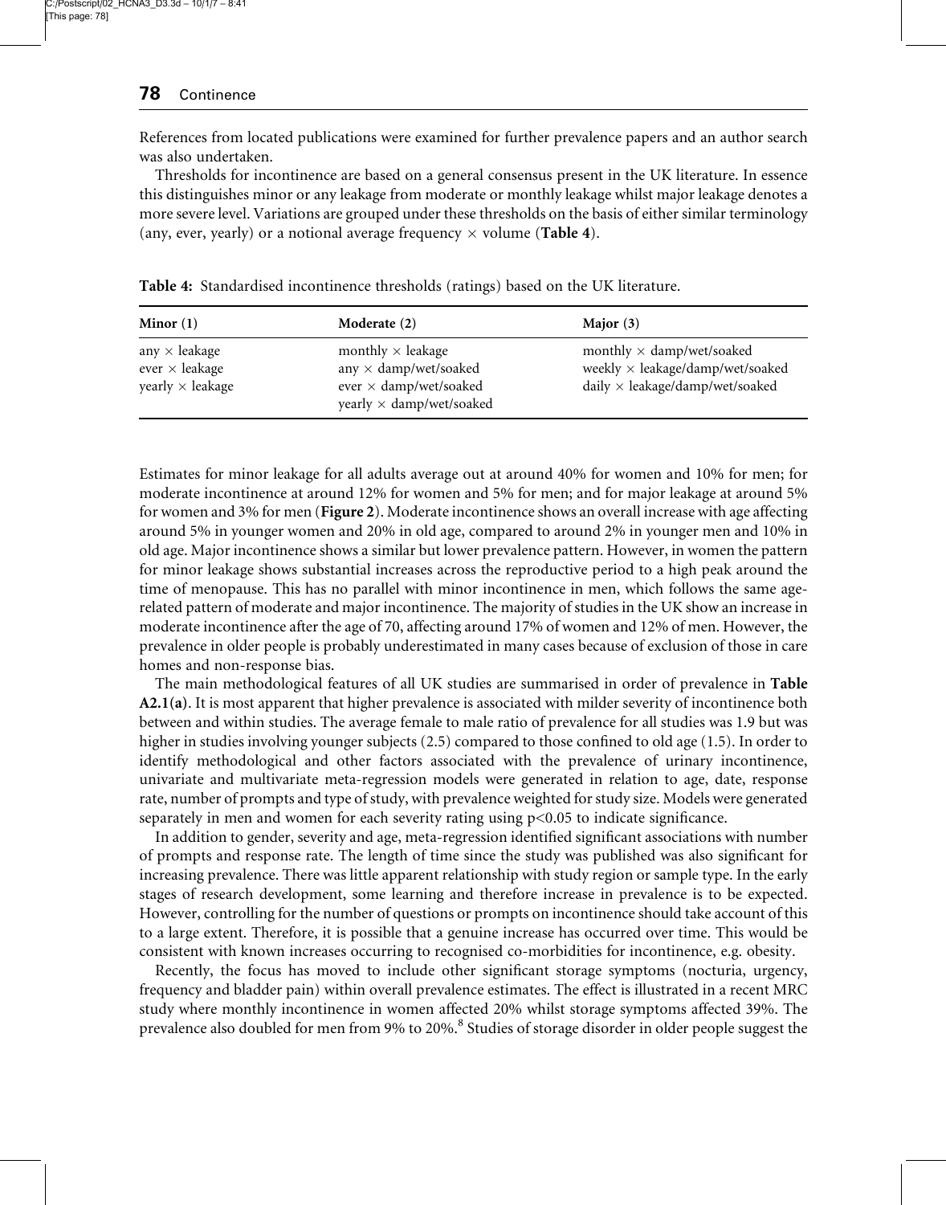References from located publications were examined for further prevalence papers and an author search was also undertaken.

Thresholds for incontinence are based on a general consensus present in the UK literature. In essence this distinguishes minor or any leakage from moderate or monthly leakage whilst major leakage denotes a more severe level. Variations are grouped under these thresholds on the basis of either similar terminology (any, ever, yearly) or a notional average frequency × volume (**Table 4**).

**Table 4:** Standardised incontinence thresholds (ratings) based on the UK literature.

| Minor (1) | Moderate (2) | Major (3) |
|---|---|---|
| any × leakage<br>ever × leakage<br>yearly × leakage | monthly × leakage<br>any × damp/wet/soaked<br>ever × damp/wet/soaked<br>yearly × damp/wet/soaked | monthly × damp/wet/soaked<br>weekly × leakage/damp/wet/soaked<br>daily × leakage/damp/wet/soaked |

Estimates for minor leakage for all adults average out at around 40% for women and 10% for men; for moderate incontinence at around 12% for women and 5% for men; and for major leakage at around 5% for women and 3% for men (**Figure 2**). Moderate incontinence shows an overall increase with age affecting around 5% in younger women and 20% in old age, compared to around 2% in younger men and 10% in old age. Major incontinence shows a similar but lower prevalence pattern. However, in women the pattern for minor leakage shows substantial increases across the reproductive period to a high peak around the time of menopause. This has no parallel with minor incontinence in men, which follows the same age-related pattern of moderate and major incontinence. The majority of studies in the UK show an increase in moderate incontinence after the age of 70, affecting around 17% of women and 12% of men. However, the prevalence in older people is probably underestimated in many cases because of exclusion of those in care homes and non-response bias.

The main methodological features of all UK studies are summarised in order of prevalence in **Table A2.1(a)**. It is most apparent that higher prevalence is associated with milder severity of incontinence both between and within studies. The average female to male ratio of prevalence for all studies was 1.9 but was higher in studies involving younger subjects (2.5) compared to those confined to old age (1.5). In order to identify methodological and other factors associated with the prevalence of urinary incontinence, univariate and multivariate meta-regression models were generated in relation to age, date, response rate, number of prompts and type of study, with prevalence weighted for study size. Models were generated separately in men and women for each severity rating using $p<0.05$ to indicate significance.

In addition to gender, severity and age, meta-regression identified significant associations with number of prompts and response rate. The length of time since the study was published was also significant for increasing prevalence. There was little apparent relationship with study region or sample type. In the early stages of research development, some learning and therefore increase in prevalence is to be expected. However, controlling for the number of questions or prompts on incontinence should take account of this to a large extent. Therefore, it is possible that a genuine increase has occurred over time. This would be consistent with known increases occurring to recognised co-morbidities for incontinence, e.g. obesity.

Recently, the focus has moved to include other significant storage symptoms (nocturia, urgency, frequency and bladder pain) within overall prevalence estimates. The effect is illustrated in a recent MRC study where monthly incontinence in women affected 20% whilst storage symptoms affected 39%. The prevalence also doubled for men from 9% to 20%.[8] Studies of storage disorder in older people suggest the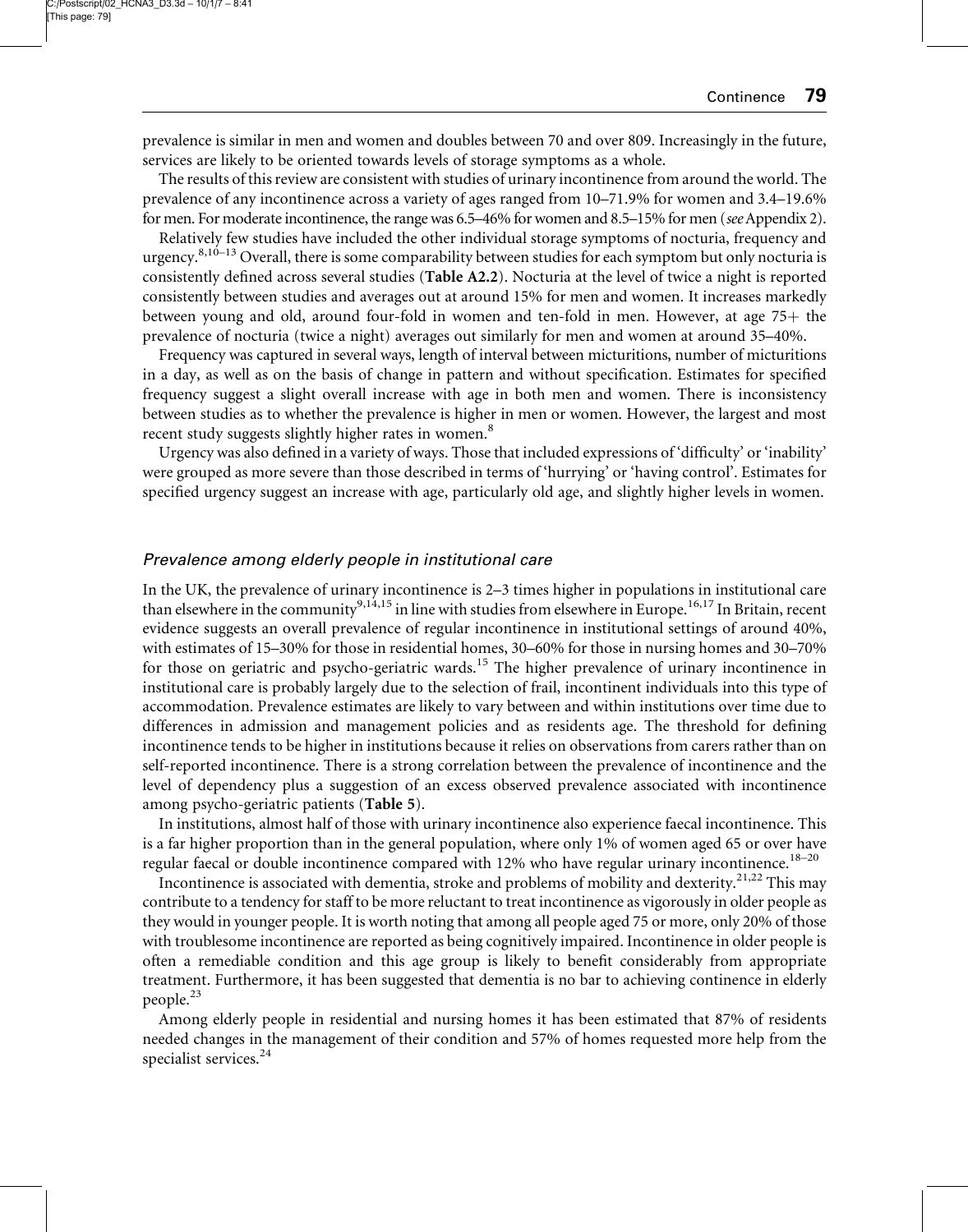prevalence is similar in men and women and doubles between 70 and over 809. Increasingly in the future, services are likely to be oriented towards levels of storage symptoms as a whole.

The results of this review are consistent with studies of urinary incontinence from around the world. The prevalence of any incontinence across a variety of ages ranged from 10–71.9% for women and 3.4–19.6% for men. For moderate incontinence, the range was 6.5–46% for women and 8.5–15% for men (*see* Appendix 2).

Relatively few studies have included the other individual storage symptoms of nocturia, frequency and urgency.[8,10–13] Overall, there is some comparability between studies for each symptom but only nocturia is consistently defined across several studies (**Table A2.2**). Nocturia at the level of twice a night is reported consistently between studies and averages out at around 15% for men and women. It increases markedly between young and old, around four-fold in women and ten-fold in men. However, at age 75+ the prevalence of nocturia (twice a night) averages out similarly for men and women at around 35–40%.

Frequency was captured in several ways, length of interval between micturitions, number of micturitions in a day, as well as on the basis of change in pattern and without specification. Estimates for specified frequency suggest a slight overall increase with age in both men and women. There is inconsistency between studies as to whether the prevalence is higher in men or women. However, the largest and most recent study suggests slightly higher rates in women.[8]

Urgency was also defined in a variety of ways. Those that included expressions of 'difficulty' or 'inability' were grouped as more severe than those described in terms of 'hurrying' or 'having control'. Estimates for specified urgency suggest an increase with age, particularly old age, and slightly higher levels in women.

### *Prevalence among elderly people in institutional care*

In the UK, the prevalence of urinary incontinence is 2–3 times higher in populations in institutional care than elsewhere in the community[9,14,15] in line with studies from elsewhere in Europe.[16,17] In Britain, recent evidence suggests an overall prevalence of regular incontinence in institutional settings of around 40%, with estimates of 15–30% for those in residential homes, 30–60% for those in nursing homes and 30–70% for those on geriatric and psycho-geriatric wards.[15] The higher prevalence of urinary incontinence in institutional care is probably largely due to the selection of frail, incontinent individuals into this type of accommodation. Prevalence estimates are likely to vary between and within institutions over time due to differences in admission and management policies and as residents age. The threshold for defining incontinence tends to be higher in institutions because it relies on observations from carers rather than on self-reported incontinence. There is a strong correlation between the prevalence of incontinence and the level of dependency plus a suggestion of an excess observed prevalence associated with incontinence among psycho-geriatric patients (**Table 5**).

In institutions, almost half of those with urinary incontinence also experience faecal incontinence. This is a far higher proportion than in the general population, where only 1% of women aged 65 or over have regular faecal or double incontinence compared with 12% who have regular urinary incontinence.[18–20]

Incontinence is associated with dementia, stroke and problems of mobility and dexterity.[21,22] This may contribute to a tendency for staff to be more reluctant to treat incontinence as vigorously in older people as they would in younger people. It is worth noting that among all people aged 75 or more, only 20% of those with troublesome incontinence are reported as being cognitively impaired. Incontinence in older people is often a remediable condition and this age group is likely to benefit considerably from appropriate treatment. Furthermore, it has been suggested that dementia is no bar to achieving continence in elderly people.[23]

Among elderly people in residential and nursing homes it has been estimated that 87% of residents needed changes in the management of their condition and 57% of homes requested more help from the specialist services.[24]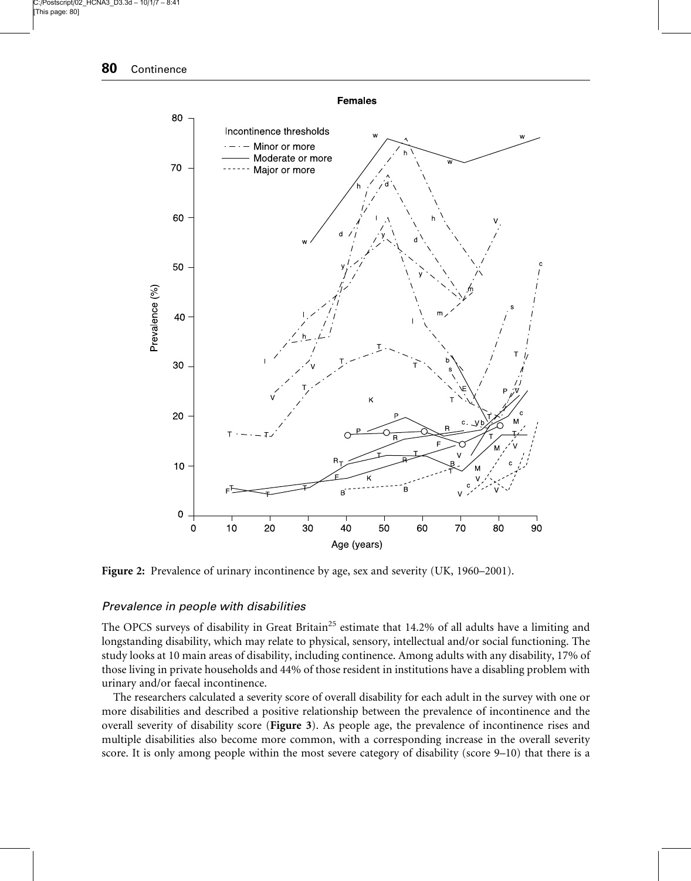Figure 2: Prevalence of urinary incontinence by age, sex and severity (UK, 1960–2001).

### *Prevalence in people with disabilities*

The OPCS surveys of disability in Great Britain[25] estimate that 14.2% of all adults have a limiting and longstanding disability, which may relate to physical, sensory, intellectual and/or social functioning. The study looks at 10 main areas of disability, including continence. Among adults with any disability, 17% of those living in private households and 44% of those resident in institutions have a disabling problem with urinary and/or faecal incontinence.

The researchers calculated a severity score of overall disability for each adult in the survey with one or more disabilities and described a positive relationship between the prevalence of incontinence and the overall severity of disability score (**Figure 3**). As people age, the prevalence of incontinence rises and multiple disabilities also become more common, with a corresponding increase in the overall severity score. It is only among people within the most severe category of disability (score 9–10) that there is a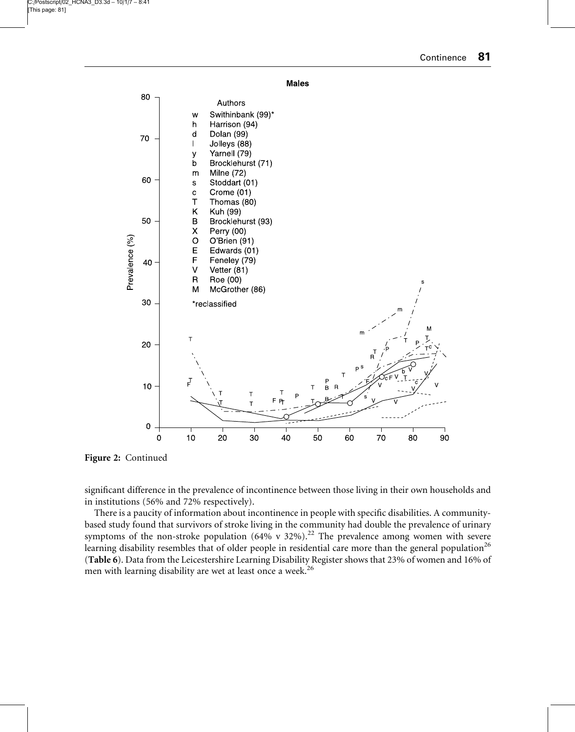Figure 2: Continued

significant difference in the prevalence of incontinence between those living in their own households and in institutions (56% and 72% respectively).

There is a paucity of information about incontinence in people with specific disabilities. A community-based study found that survivors of stroke living in the community had double the prevalence of urinary symptoms of the non-stroke population (64% v 32%).[22] The prevalence among women with severe learning disability resembles that of older people in residential care more than the general population[26] (**Table 6**). Data from the Leicestershire Learning Disability Register shows that 23% of women and 16% of men with learning disability are wet at least once a week.[26]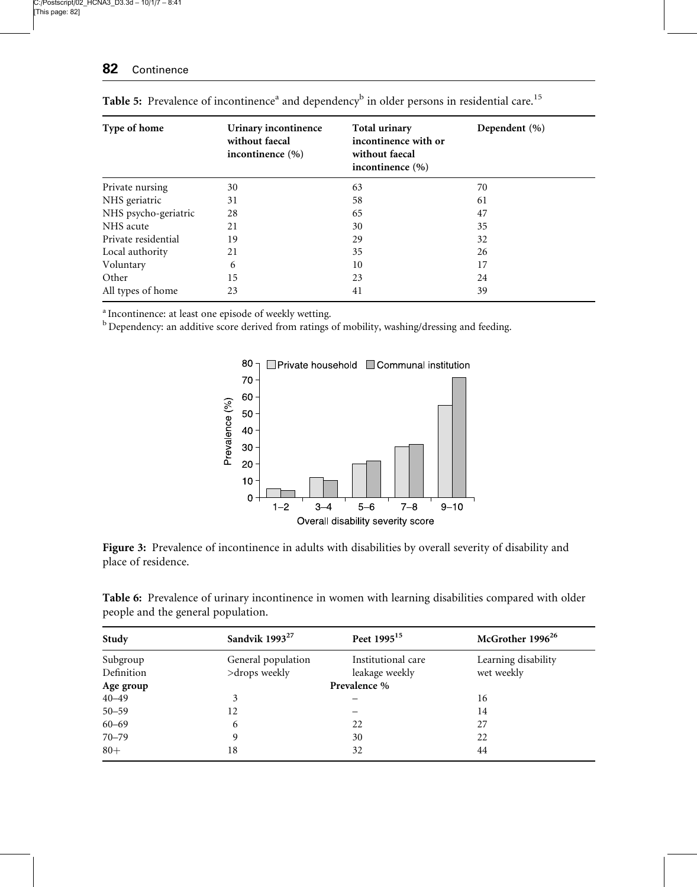**Table 5:** Prevalence of incontinence[a] and dependency[b] in older persons in residential care.[15]

| Type of home | Urinary incontinence without faecal incontinence (%) | Total urinary incontinence with or without faecal incontinence (%) | Dependent (%) |
|---|---|---|---|
| Private nursing | 30 | 63 | 70 |
| NHS geriatric | 31 | 58 | 61 |
| NHS psycho-geriatric | 28 | 65 | 47 |
| NHS acute | 21 | 30 | 35 |
| Private residential | 19 | 29 | 32 |
| Local authority | 21 | 35 | 26 |
| Voluntary | 6 | 10 | 17 |
| Other | 15 | 23 | 24 |
| All types of home | 23 | 41 | 39 |

[a] Incontinence: at least one episode of weekly wetting.
[b] Dependency: an additive score derived from ratings of mobility, washing/dressing and feeding.

**Figure 3:** Prevalence of incontinence in adults with disabilities by overall severity of disability and place of residence.

**Table 6:** Prevalence of urinary incontinence in women with learning disabilities compared with older people and the general population.

| Study | Sandvik 1993[27] | Peet 1995[15] | McGrother 1996[26] |
|---|---|---|---|
| Subgroup | General population | Institutional care | Learning disability |
| Definition | >drops weekly | leakage weekly | wet weekly |
| **Age group** | | **Prevalence %** | |
| 40–49 | 3 | – | 16 |
| 50–59 | 12 | – | 14 |
| 60–69 | 6 | 22 | 27 |
| 70–79 | 9 | 30 | 22 |
| 80+ | 18 | 32 | 44 |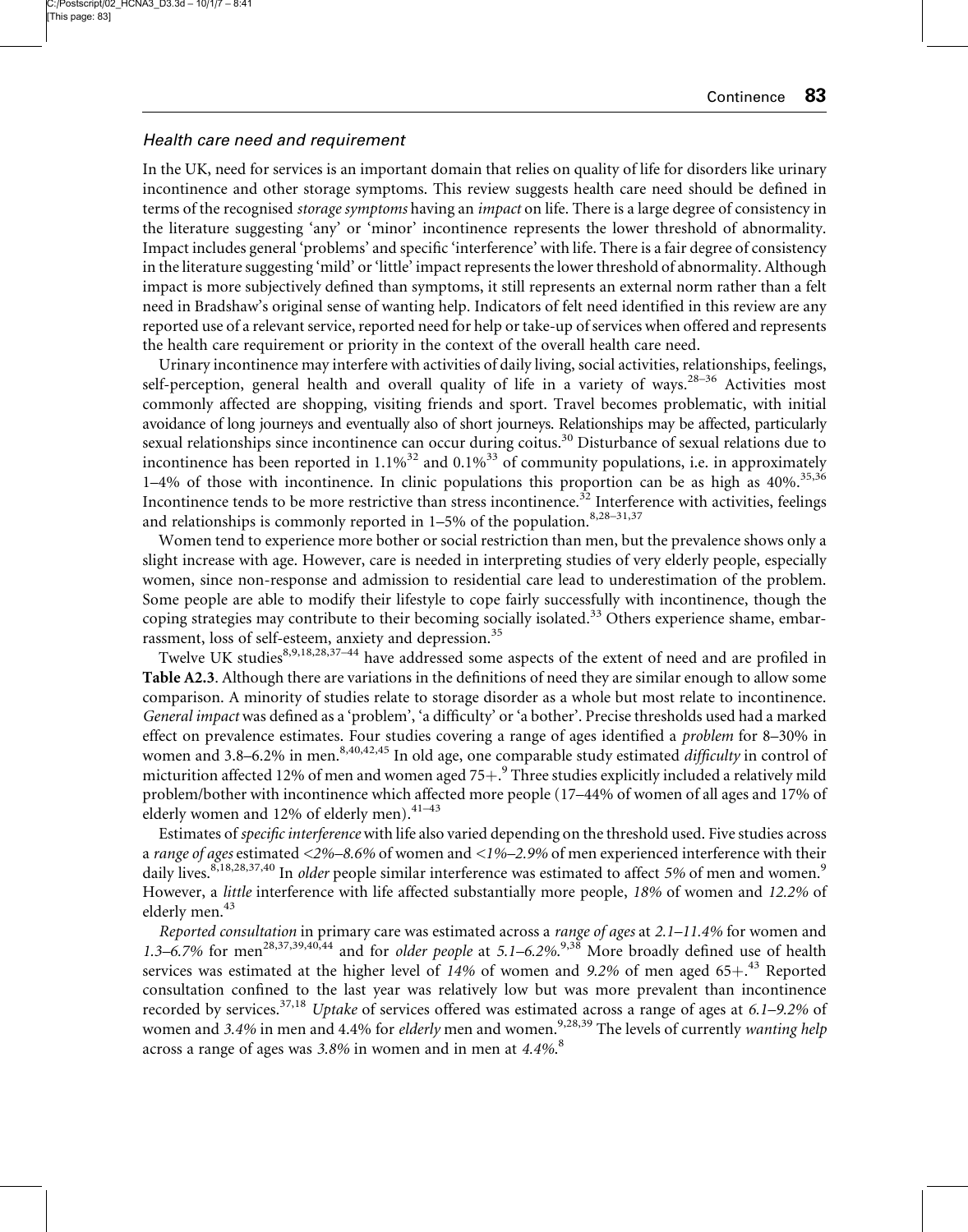### *Health care need and requirement*

In the UK, need for services is an important domain that relies on quality of life for disorders like urinary incontinence and other storage symptoms. This review suggests health care need should be defined in terms of the recognised *storage symptoms* having an *impact* on life. There is a large degree of consistency in the literature suggesting 'any' or 'minor' incontinence represents the lower threshold of abnormality. Impact includes general 'problems' and specific 'interference' with life. There is a fair degree of consistency in the literature suggesting 'mild' or 'little' impact represents the lower threshold of abnormality. Although impact is more subjectively defined than symptoms, it still represents an external norm rather than a felt need in Bradshaw's original sense of wanting help. Indicators of felt need identified in this review are any reported use of a relevant service, reported need for help or take-up of services when offered and represents the health care requirement or priority in the context of the overall health care need.

Urinary incontinence may interfere with activities of daily living, social activities, relationships, feelings, self-perception, general health and overall quality of life in a variety of ways.[28–36] Activities most commonly affected are shopping, visiting friends and sport. Travel becomes problematic, with initial avoidance of long journeys and eventually also of short journeys. Relationships may be affected, particularly sexual relationships since incontinence can occur during coitus.[30] Disturbance of sexual relations due to incontinence has been reported in 1.1%[32] and 0.1%[33] of community populations, i.e. in approximately 1–4% of those with incontinence. In clinic populations this proportion can be as high as 40%.[35,36] Incontinence tends to be more restrictive than stress incontinence.[32] Interference with activities, feelings and relationships is commonly reported in 1–5% of the population.[8,28–31,37]

Women tend to experience more bother or social restriction than men, but the prevalence shows only a slight increase with age. However, care is needed in interpreting studies of very elderly people, especially women, since non-response and admission to residential care lead to underestimation of the problem. Some people are able to modify their lifestyle to cope fairly successfully with incontinence, though the coping strategies may contribute to their becoming socially isolated.[33] Others experience shame, embarrassment, loss of self-esteem, anxiety and depression.[35]

Twelve UK studies[8,9,18,28,37–44] have addressed some aspects of the extent of need and are profiled in **Table A2.3**. Although there are variations in the definitions of need they are similar enough to allow some comparison. A minority of studies relate to storage disorder as a whole but most relate to incontinence. *General impact* was defined as a 'problem', 'a difficulty' or 'a bother'. Precise thresholds used had a marked effect on prevalence estimates. Four studies covering a range of ages identified a *problem* for 8–30% in women and 3.8–6.2% in men.[8,40,42,45] In old age, one comparable study estimated *difficulty* in control of micturition affected 12% of men and women aged 75+.[9] Three studies explicitly included a relatively mild problem/bother with incontinence which affected more people (17–44% of women of all ages and 17% of elderly women and 12% of elderly men).[41–43]

Estimates of *specific interference* with life also varied depending on the threshold used. Five studies across a *range of ages* estimated *<2%–8.6%* of women and *<1%–2.9%* of men experienced interference with their daily lives.[8,18,28,37,40] In *older* people similar interference was estimated to affect *5%* of men and women.[9] However, a *little* interference with life affected substantially more people, *18%* of women and *12.2%* of elderly men.[43]

*Reported consultation* in primary care was estimated across a *range of ages* at *2.1–11.4%* for women and *1.3–6.7%* for men[28,37,39,40,44] and for *older people* at *5.1–6.2%*.[9,38] More broadly defined use of health services was estimated at the higher level of *14%* of women and *9.2%* of men aged 65+.[43] Reported consultation confined to the last year was relatively low but was more prevalent than incontinence recorded by services.[37,18] *Uptake* of services offered was estimated across a range of ages at *6.1–9.2%* of women and *3.4%* in men and 4.4% for *elderly* men and women.[9,28,39] The levels of currently *wanting help* across a range of ages was *3.8%* in women and in men at *4.4%*.[8]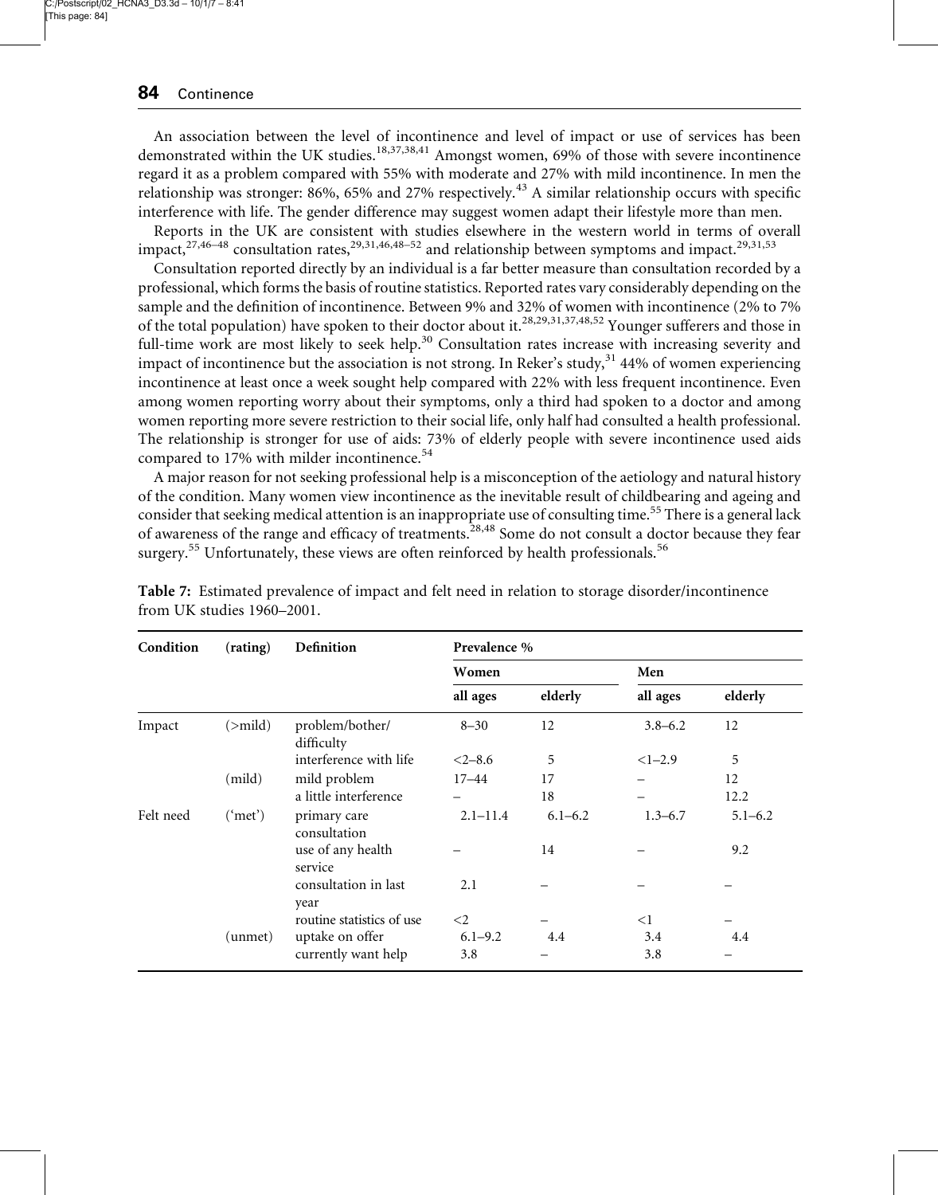An association between the level of incontinence and level of impact or use of services has been demonstrated within the UK studies.[18,37,38,41] Amongst women, 69% of those with severe incontinence regard it as a problem compared with 55% with moderate and 27% with mild incontinence. In men the relationship was stronger: 86%, 65% and 27% respectively.[43] A similar relationship occurs with specific interference with life. The gender difference may suggest women adapt their lifestyle more than men.

Reports in the UK are consistent with studies elsewhere in the western world in terms of overall impact,[27,46–48] consultation rates,[29,31,46,48–52] and relationship between symptoms and impact.[29,31,53]

Consultation reported directly by an individual is a far better measure than consultation recorded by a professional, which forms the basis of routine statistics. Reported rates vary considerably depending on the sample and the definition of incontinence. Between 9% and 32% of women with incontinence (2% to 7% of the total population) have spoken to their doctor about it.[28,29,31,37,48,52] Younger sufferers and those in full-time work are most likely to seek help.[30] Consultation rates increase with increasing severity and impact of incontinence but the association is not strong. In Reker's study,[31] 44% of women experiencing incontinence at least once a week sought help compared with 22% with less frequent incontinence. Even among women reporting worry about their symptoms, only a third had spoken to a doctor and among women reporting more severe restriction to their social life, only half had consulted a health professional. The relationship is stronger for use of aids: 73% of elderly people with severe incontinence used aids compared to 17% with milder incontinence.[54]

A major reason for not seeking professional help is a misconception of the aetiology and natural history of the condition. Many women view incontinence as the inevitable result of childbearing and ageing and consider that seeking medical attention is an inappropriate use of consulting time.[55] There is a general lack of awareness of the range and efficacy of treatments.[28,48] Some do not consult a doctor because they fear surgery.[55] Unfortunately, these views are often reinforced by health professionals.[56]

**Table 7:** Estimated prevalence of impact and felt need in relation to storage disorder/incontinence from UK studies 1960–2001.

| Condition | (rating) | Definition | Prevalence % | | | |
|---|---|---|---|---|---|---|
| | | | Women | | Men | |
| | | | all ages | elderly | all ages | elderly |
| Impact | (>mild) | problem/bother/ difficulty | 8–30 | 12 | 3.8–6.2 | 12 |
| | | interference with life | <2–8.6 | 5 | <1–2.9 | 5 |
| | (mild) | mild problem | 17–44 | 17 | – | 12 |
| | | a little interference | – | 18 | – | 12.2 |
| Felt need | ('met') | primary care consultation | 2.1–11.4 | 6.1–6.2 | 1.3–6.7 | 5.1–6.2 |
| | | use of any health service | – | 14 | – | 9.2 |
| | | consultation in last year | 2.1 | – | – | – |
| | | routine statistics of use | <2 | – | <1 | – |
| | (unmet) | uptake on offer | 6.1–9.2 | 4.4 | 3.4 | 4.4 |
| | | currently want help | 3.8 | – | 3.8 | – |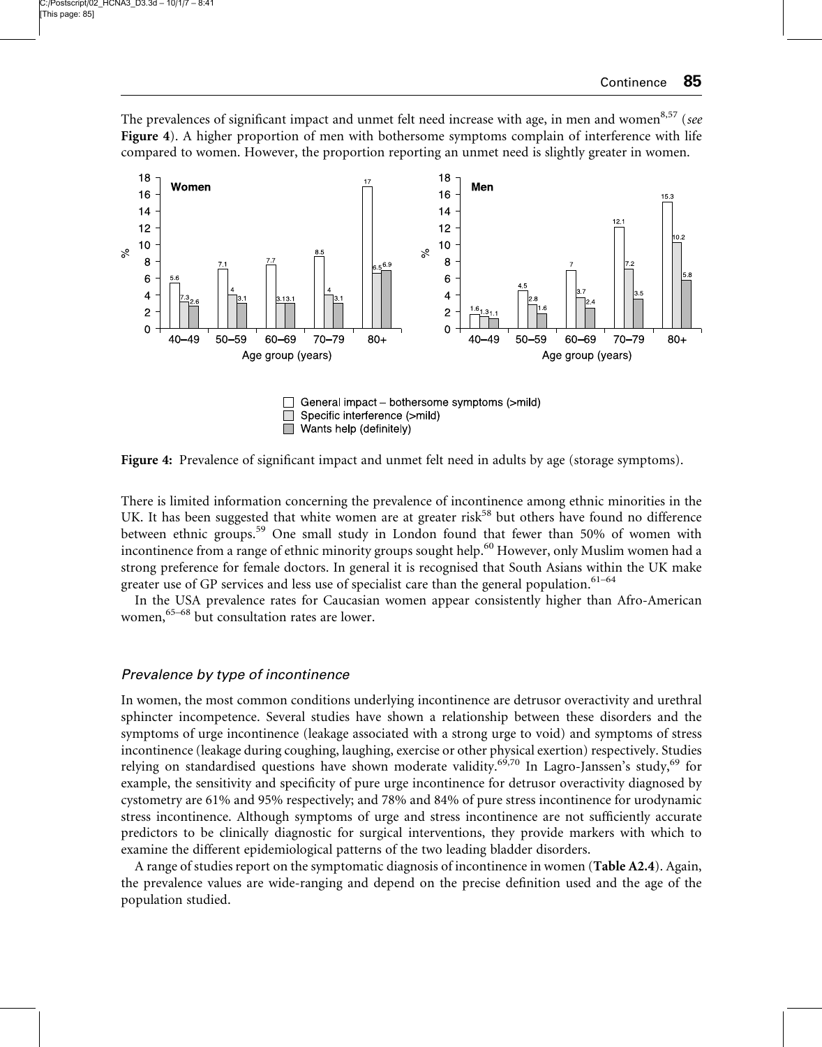The prevalences of significant impact and unmet felt need increase with age, in men and women[8,57] (*see* **Figure 4**). A higher proportion of men with bothersome symptoms complain of interference with life compared to women. However, the proportion reporting an unmet need is slightly greater in women.

**Figure 4:** Prevalence of significant impact and unmet felt need in adults by age (storage symptoms).

There is limited information concerning the prevalence of incontinence among ethnic minorities in the UK. It has been suggested that white women are at greater risk[58] but others have found no difference between ethnic groups.[59] One small study in London found that fewer than 50% of women with incontinence from a range of ethnic minority groups sought help.[60] However, only Muslim women had a strong preference for female doctors. In general it is recognised that South Asians within the UK make greater use of GP services and less use of specialist care than the general population.[61–64]

In the USA prevalence rates for Caucasian women appear consistently higher than Afro-American women,[65–68] but consultation rates are lower.

### *Prevalence by type of incontinence*

In women, the most common conditions underlying incontinence are detrusor overactivity and urethral sphincter incompetence. Several studies have shown a relationship between these disorders and the symptoms of urge incontinence (leakage associated with a strong urge to void) and symptoms of stress incontinence (leakage during coughing, laughing, exercise or other physical exertion) respectively. Studies relying on standardised questions have shown moderate validity.[69,70] In Lagro-Janssen's study,[69] for example, the sensitivity and specificity of pure urge incontinence for detrusor overactivity diagnosed by cystometry are 61% and 95% respectively; and 78% and 84% of pure stress incontinence for urodynamic stress incontinence. Although symptoms of urge and stress incontinence are not sufficiently accurate predictors to be clinically diagnostic for surgical interventions, they provide markers with which to examine the different epidemiological patterns of the two leading bladder disorders.

A range of studies report on the symptomatic diagnosis of incontinence in women (**Table A2.4**). Again, the prevalence values are wide-ranging and depend on the precise definition used and the age of the population studied.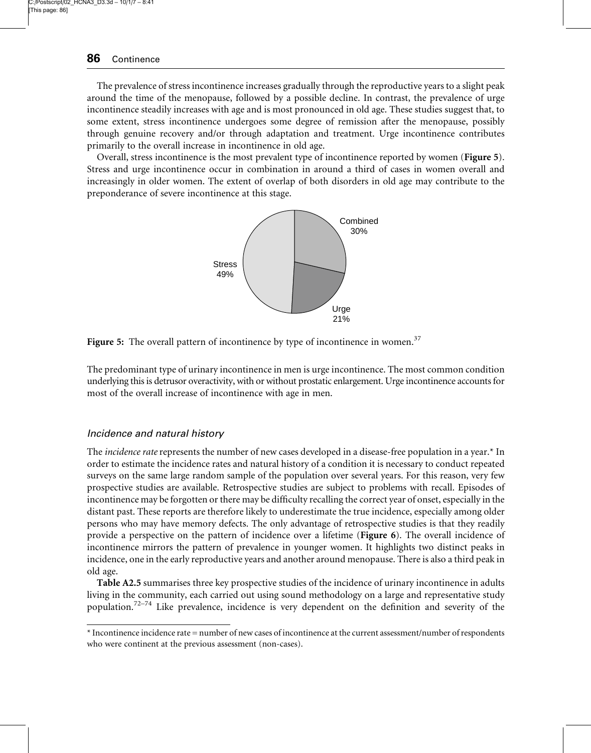The prevalence of stress incontinence increases gradually through the reproductive years to a slight peak around the time of the menopause, followed by a possible decline. In contrast, the prevalence of urge incontinence steadily increases with age and is most pronounced in old age. These studies suggest that, to some extent, stress incontinence undergoes some degree of remission after the menopause, possibly through genuine recovery and/or through adaptation and treatment. Urge incontinence contributes primarily to the overall increase in incontinence in old age.

Overall, stress incontinence is the most prevalent type of incontinence reported by women (**Figure 5**). Stress and urge incontinence occur in combination in around a third of cases in women overall and increasingly in older women. The extent of overlap of both disorders in old age may contribute to the preponderance of severe incontinence at this stage.

Combined 30%

Stress 49%

Urge 21%

**Figure 5:** The overall pattern of incontinence by type of incontinence in women.[37]

The predominant type of urinary incontinence in men is urge incontinence. The most common condition underlying this is detrusor overactivity, with or without prostatic enlargement. Urge incontinence accounts for most of the overall increase of incontinence with age in men.

### *Incidence and natural history*

The *incidence rate* represents the number of new cases developed in a disease-free population in a year.* In order to estimate the incidence rates and natural history of a condition it is necessary to conduct repeated surveys on the same large random sample of the population over several years. For this reason, very few prospective studies are available. Retrospective studies are subject to problems with recall. Episodes of incontinence may be forgotten or there may be difficulty recalling the correct year of onset, especially in the distant past. These reports are therefore likely to underestimate the true incidence, especially among older persons who may have memory defects. The only advantage of retrospective studies is that they readily provide a perspective on the pattern of incidence over a lifetime (**Figure 6**). The overall incidence of incontinence mirrors the pattern of prevalence in younger women. It highlights two distinct peaks in incidence, one in the early reproductive years and another around menopause. There is also a third peak in old age.

**Table A2.5** summarises three key prospective studies of the incidence of urinary incontinence in adults living in the community, each carried out using sound methodology on a large and representative study population.[72–74] Like prevalence, incidence is very dependent on the definition and severity of the

---

* Incontinence incidence rate = number of new cases of incontinence at the current assessment/number of respondents who were continent at the previous assessment (non-cases).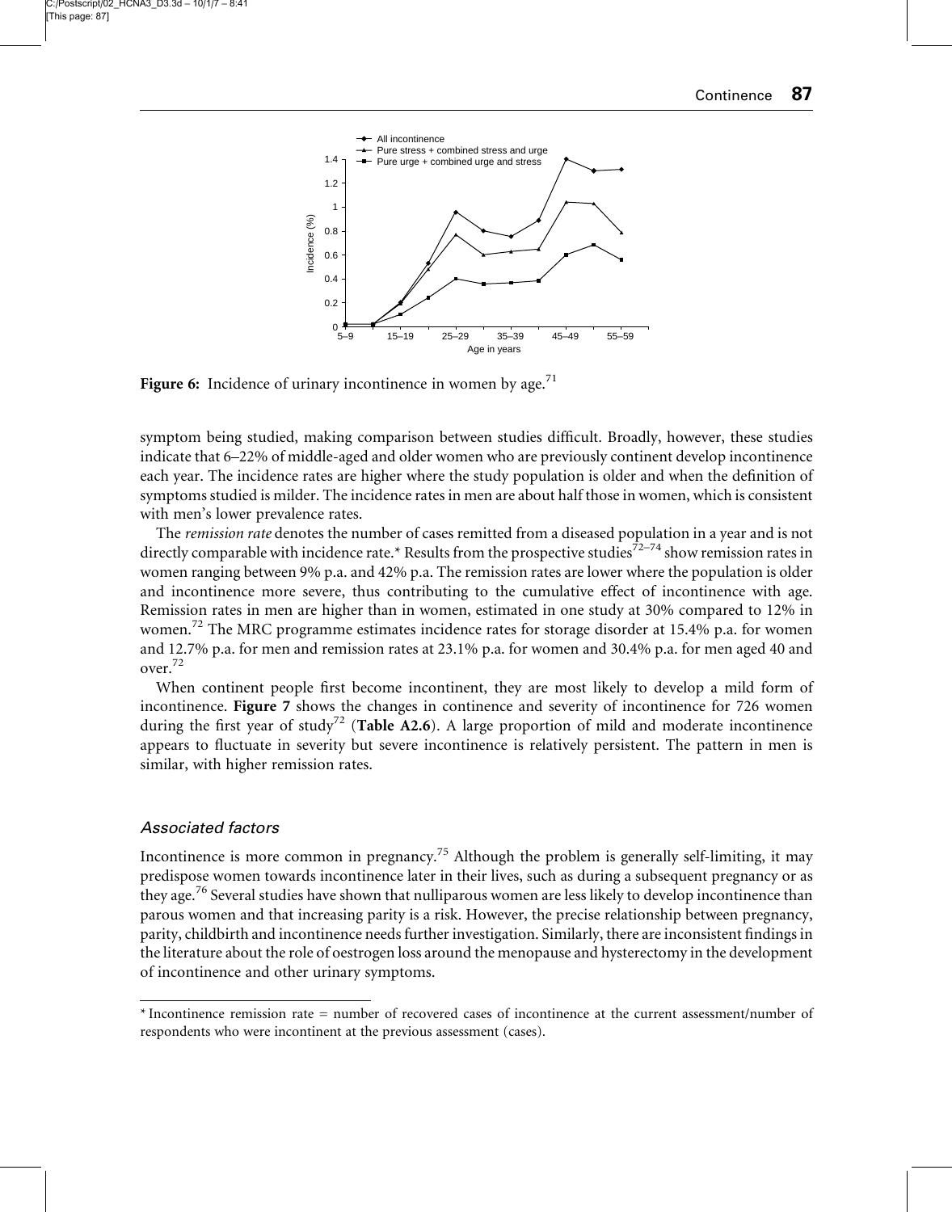Figure 6: Incidence of urinary incontinence in women by age.[71]

symptom being studied, making comparison between studies difficult. Broadly, however, these studies indicate that 6–22% of middle-aged and older women who are previously continent develop incontinence each year. The incidence rates are higher where the study population is older and when the definition of symptoms studied is milder. The incidence rates in men are about half those in women, which is consistent with men's lower prevalence rates.

The *remission rate* denotes the number of cases remitted from a diseased population in a year and is not directly comparable with incidence rate.* Results from the prospective studies[72–74] show remission rates in women ranging between 9% p.a. and 42% p.a. The remission rates are lower where the population is older and incontinence more severe, thus contributing to the cumulative effect of incontinence with age. Remission rates in men are higher than in women, estimated in one study at 30% compared to 12% in women.[72] The MRC programme estimates incidence rates for storage disorder at 15.4% p.a. for women and 12.7% p.a. for men and remission rates at 23.1% p.a. for women and 30.4% p.a. for men aged 40 and over.[72]

When continent people first become incontinent, they are most likely to develop a mild form of incontinence. **Figure 7** shows the changes in continence and severity of incontinence for 726 women during the first year of study[72] (**Table A2.6**). A large proportion of mild and moderate incontinence appears to fluctuate in severity but severe incontinence is relatively persistent. The pattern in men is similar, with higher remission rates.

### *Associated factors*

Incontinence is more common in pregnancy.[75] Although the problem is generally self-limiting, it may predispose women towards incontinence later in their lives, such as during a subsequent pregnancy or as they age.[76] Several studies have shown that nulliparous women are less likely to develop incontinence than parous women and that increasing parity is a risk. However, the precise relationship between pregnancy, parity, childbirth and incontinence needs further investigation. Similarly, there are inconsistent findings in the literature about the role of oestrogen loss around the menopause and hysterectomy in the development of incontinence and other urinary symptoms.

---

* Incontinence remission rate = number of recovered cases of incontinence at the current assessment/number of respondents who were incontinent at the previous assessment (cases).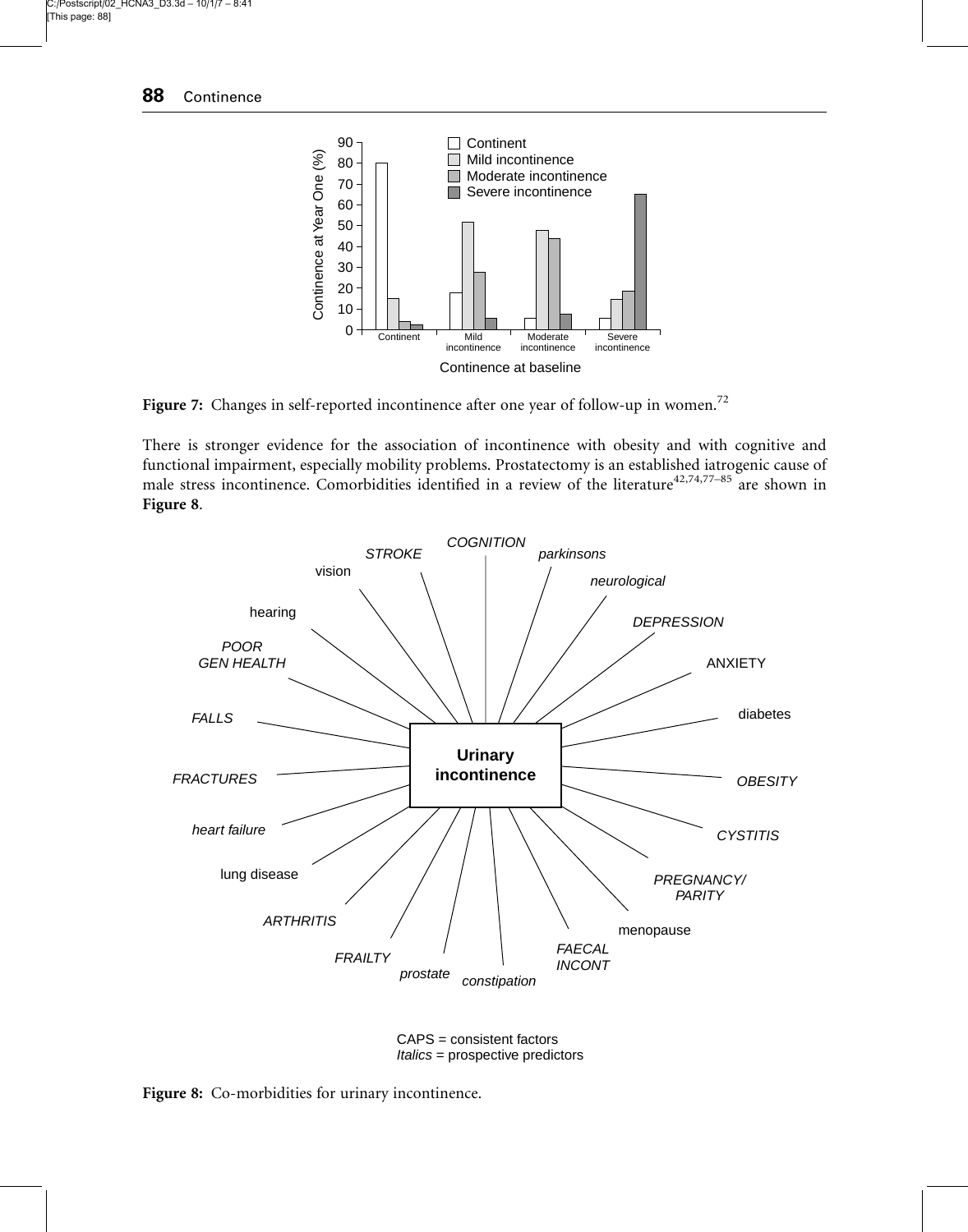Figure 7: Changes in self-reported incontinence after one year of follow-up in women.[72]

There is stronger evidence for the association of incontinence with obesity and with cognitive and functional impairment, especially mobility problems. Prostatectomy is an established iatrogenic cause of male stress incontinence. Comorbidities identified in a review of the literature[42,74,77–85] are shown in **Figure 8**.

Figure 8: Co-morbidities for urinary incontinence.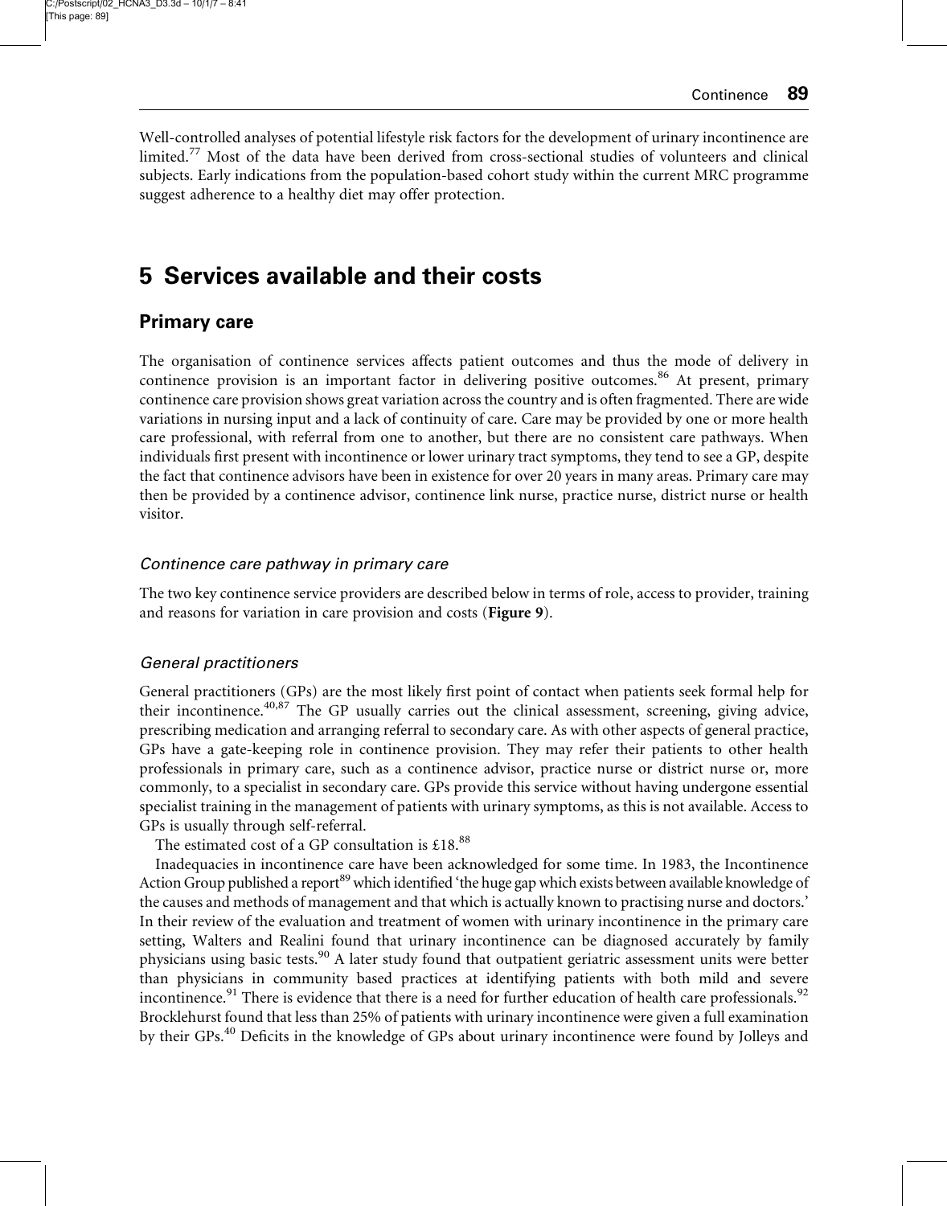Well-controlled analyses of potential lifestyle risk factors for the development of urinary incontinence are limited.[77] Most of the data have been derived from cross-sectional studies of volunteers and clinical subjects. Early indications from the population-based cohort study within the current MRC programme suggest adherence to a healthy diet may offer protection.

# 5 Services available and their costs

## Primary care

The organisation of continence services affects patient outcomes and thus the mode of delivery in continence provision is an important factor in delivering positive outcomes.[86] At present, primary continence care provision shows great variation across the country and is often fragmented. There are wide variations in nursing input and a lack of continuity of care. Care may be provided by one or more health care professional, with referral from one to another, but there are no consistent care pathways. When individuals first present with incontinence or lower urinary tract symptoms, they tend to see a GP, despite the fact that continence advisors have been in existence for over 20 years in many areas. Primary care may then be provided by a continence advisor, continence link nurse, practice nurse, district nurse or health visitor.

### *Continence care pathway in primary care*

The two key continence service providers are described below in terms of role, access to provider, training and reasons for variation in care provision and costs (**Figure 9**).

### *General practitioners*

General practitioners (GPs) are the most likely first point of contact when patients seek formal help for their incontinence.[40,87] The GP usually carries out the clinical assessment, screening, giving advice, prescribing medication and arranging referral to secondary care. As with other aspects of general practice, GPs have a gate-keeping role in continence provision. They may refer their patients to other health professionals in primary care, such as a continence advisor, practice nurse or district nurse or, more commonly, to a specialist in secondary care. GPs provide this service without having undergone essential specialist training in the management of patients with urinary symptoms, as this is not available. Access to GPs is usually through self-referral.

The estimated cost of a GP consultation is £18.[88]

Inadequacies in incontinence care have been acknowledged for some time. In 1983, the Incontinence Action Group published a report[89] which identified 'the huge gap which exists between available knowledge of the causes and methods of management and that which is actually known to practising nurse and doctors.' In their review of the evaluation and treatment of women with urinary incontinence in the primary care setting, Walters and Realini found that urinary incontinence can be diagnosed accurately by family physicians using basic tests.[90] A later study found that outpatient geriatric assessment units were better than physicians in community based practices at identifying patients with both mild and severe incontinence.[91] There is evidence that there is a need for further education of health care professionals.[92] Brocklehurst found that less than 25% of patients with urinary incontinence were given a full examination by their GPs.[40] Deficits in the knowledge of GPs about urinary incontinence were found by Jolleys and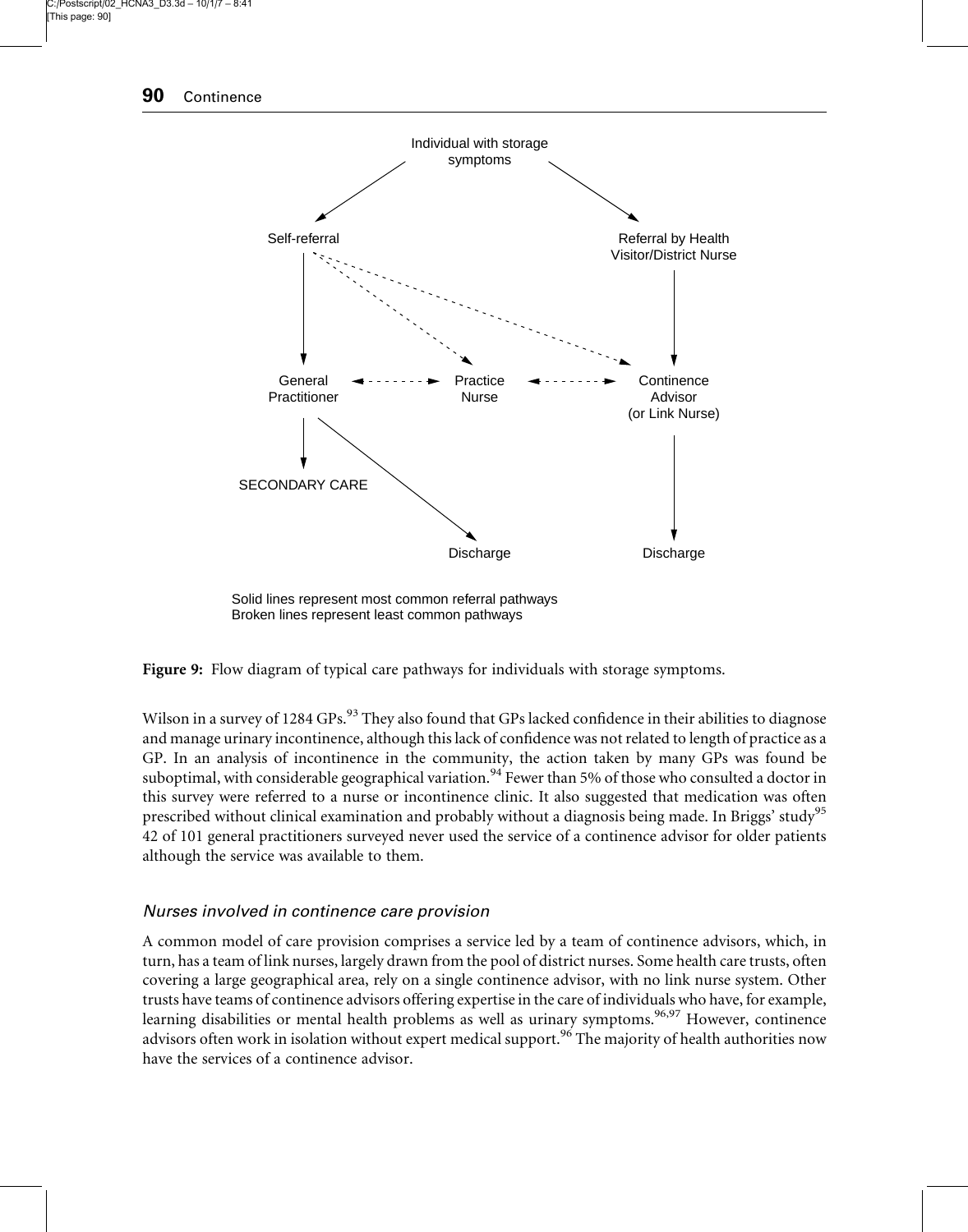Individual with storage symptoms

Self-referral

Referral by Health Visitor/District Nurse

General Practitioner

Practice Nurse

Continence Advisor (or Link Nurse)

SECONDARY CARE

Discharge

Discharge

Solid lines represent most common referral pathways
Broken lines represent least common pathways

**Figure 9:** Flow diagram of typical care pathways for individuals with storage symptoms.

Wilson in a survey of 1284 GPs.[93] They also found that GPs lacked confidence in their abilities to diagnose and manage urinary incontinence, although this lack of confidence was not related to length of practice as a GP. In an analysis of incontinence in the community, the action taken by many GPs was found be suboptimal, with considerable geographical variation.[94] Fewer than 5% of those who consulted a doctor in this survey were referred to a nurse or incontinence clinic. It also suggested that medication was often prescribed without clinical examination and probably without a diagnosis being made. In Briggs' study[95] 42 of 101 general practitioners surveyed never used the service of a continence advisor for older patients although the service was available to them.

### *Nurses involved in continence care provision*

A common model of care provision comprises a service led by a team of continence advisors, which, in turn, has a team of link nurses, largely drawn from the pool of district nurses. Some health care trusts, often covering a large geographical area, rely on a single continence advisor, with no link nurse system. Other trusts have teams of continence advisors offering expertise in the care of individuals who have, for example, learning disabilities or mental health problems as well as urinary symptoms.[96,97] However, continence advisors often work in isolation without expert medical support.[96] The majority of health authorities now have the services of a continence advisor.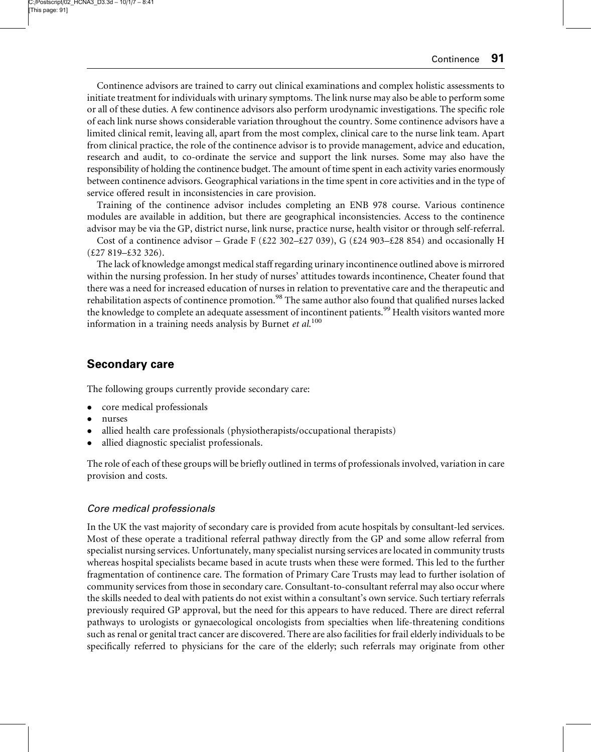Continence advisors are trained to carry out clinical examinations and complex holistic assessments to initiate treatment for individuals with urinary symptoms. The link nurse may also be able to perform some or all of these duties. A few continence advisors also perform urodynamic investigations. The specific role of each link nurse shows considerable variation throughout the country. Some continence advisors have a limited clinical remit, leaving all, apart from the most complex, clinical care to the nurse link team. Apart from clinical practice, the role of the continence advisor is to provide management, advice and education, research and audit, to co-ordinate the service and support the link nurses. Some may also have the responsibility of holding the continence budget. The amount of time spent in each activity varies enormously between continence advisors. Geographical variations in the time spent in core activities and in the type of service offered result in inconsistencies in care provision.

Training of the continence advisor includes completing an ENB 978 course. Various continence modules are available in addition, but there are geographical inconsistencies. Access to the continence advisor may be via the GP, district nurse, link nurse, practice nurse, health visitor or through self-referral.

Cost of a continence advisor – Grade F (£22 302–£27 039), G (£24 903–£28 854) and occasionally H (£27 819–£32 326).

The lack of knowledge amongst medical staff regarding urinary incontinence outlined above is mirrored within the nursing profession. In her study of nurses' attitudes towards incontinence, Cheater found that there was a need for increased education of nurses in relation to preventative care and the therapeutic and rehabilitation aspects of continence promotion.[98] The same author also found that qualified nurses lacked the knowledge to complete an adequate assessment of incontinent patients.[99] Health visitors wanted more information in a training needs analysis by Burnet *et al.*[100]

## Secondary care

The following groups currently provide secondary care:

- core medical professionals
- nurses
- allied health care professionals (physiotherapists/occupational therapists)
- allied diagnostic specialist professionals.

The role of each of these groups will be briefly outlined in terms of professionals involved, variation in care provision and costs.

### *Core medical professionals*

In the UK the vast majority of secondary care is provided from acute hospitals by consultant-led services. Most of these operate a traditional referral pathway directly from the GP and some allow referral from specialist nursing services. Unfortunately, many specialist nursing services are located in community trusts whereas hospital specialists became based in acute trusts when these were formed. This led to the further fragmentation of continence care. The formation of Primary Care Trusts may lead to further isolation of community services from those in secondary care. Consultant-to-consultant referral may also occur where the skills needed to deal with patients do not exist within a consultant's own service. Such tertiary referrals previously required GP approval, but the need for this appears to have reduced. There are direct referral pathways to urologists or gynaecological oncologists from specialties when life-threatening conditions such as renal or genital tract cancer are discovered. There are also facilities for frail elderly individuals to be specifically referred to physicians for the care of the elderly; such referrals may originate from other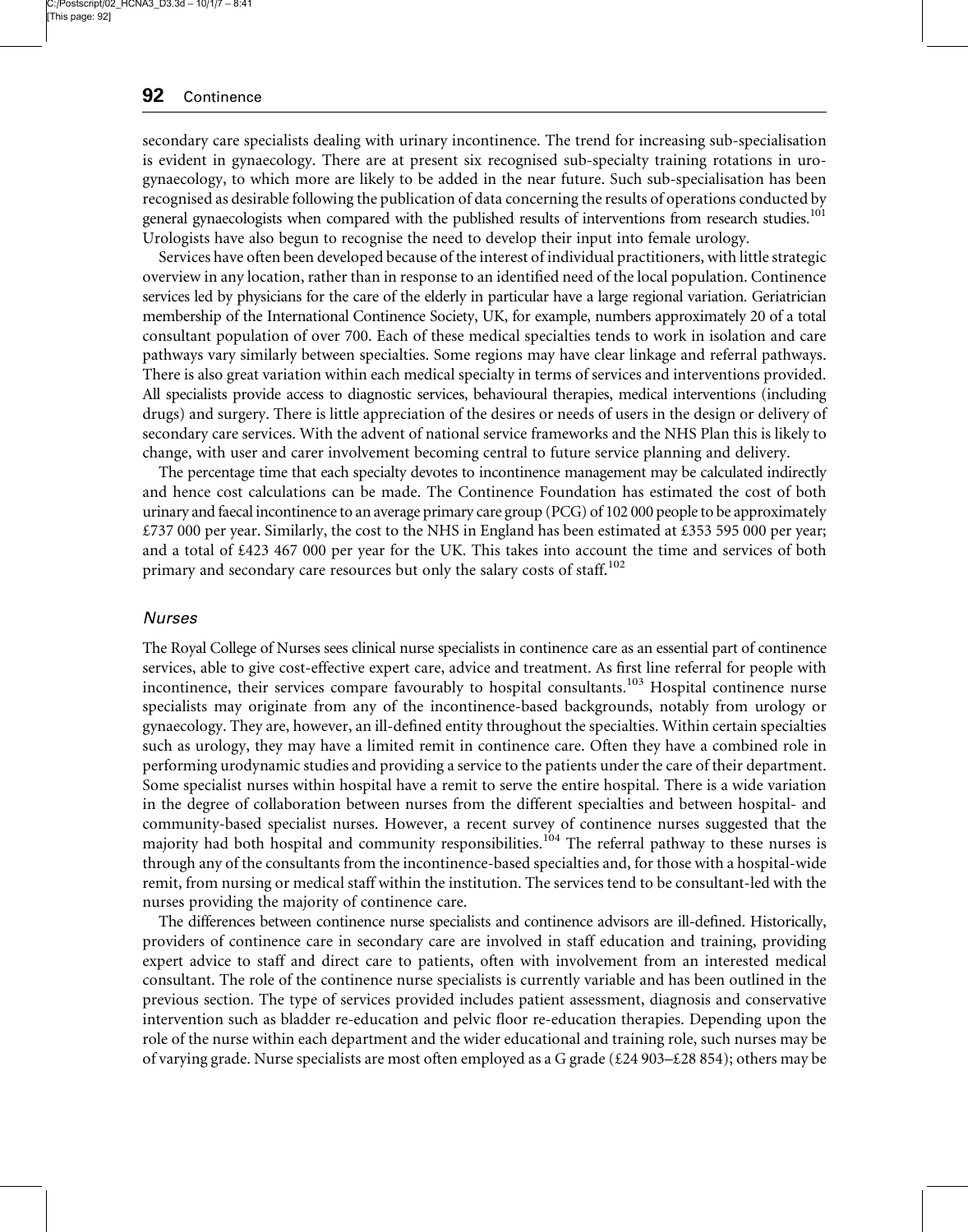secondary care specialists dealing with urinary incontinence. The trend for increasing sub-specialisation is evident in gynaecology. There are at present six recognised sub-specialty training rotations in urogynaecology, to which more are likely to be added in the near future. Such sub-specialisation has been recognised as desirable following the publication of data concerning the results of operations conducted by general gynaecologists when compared with the published results of interventions from research studies.[101] Urologists have also begun to recognise the need to develop their input into female urology.

Services have often been developed because of the interest of individual practitioners, with little strategic overview in any location, rather than in response to an identified need of the local population. Continence services led by physicians for the care of the elderly in particular have a large regional variation. Geriatrician membership of the International Continence Society, UK, for example, numbers approximately 20 of a total consultant population of over 700. Each of these medical specialties tends to work in isolation and care pathways vary similarly between specialties. Some regions may have clear linkage and referral pathways. There is also great variation within each medical specialty in terms of services and interventions provided. All specialists provide access to diagnostic services, behavioural therapies, medical interventions (including drugs) and surgery. There is little appreciation of the desires or needs of users in the design or delivery of secondary care services. With the advent of national service frameworks and the NHS Plan this is likely to change, with user and carer involvement becoming central to future service planning and delivery.

The percentage time that each specialty devotes to incontinence management may be calculated indirectly and hence cost calculations can be made. The Continence Foundation has estimated the cost of both urinary and faecal incontinence to an average primary care group (PCG) of 102 000 people to be approximately £737 000 per year. Similarly, the cost to the NHS in England has been estimated at £353 595 000 per year; and a total of £423 467 000 per year for the UK. This takes into account the time and services of both primary and secondary care resources but only the salary costs of staff.[102]

### *Nurses*

The Royal College of Nurses sees clinical nurse specialists in continence care as an essential part of continence services, able to give cost-effective expert care, advice and treatment. As first line referral for people with incontinence, their services compare favourably to hospital consultants.[103] Hospital continence nurse specialists may originate from any of the incontinence-based backgrounds, notably from urology or gynaecology. They are, however, an ill-defined entity throughout the specialties. Within certain specialties such as urology, they may have a limited remit in continence care. Often they have a combined role in performing urodynamic studies and providing a service to the patients under the care of their department. Some specialist nurses within hospital have a remit to serve the entire hospital. There is a wide variation in the degree of collaboration between nurses from the different specialties and between hospital- and community-based specialist nurses. However, a recent survey of continence nurses suggested that the majority had both hospital and community responsibilities.[104] The referral pathway to these nurses is through any of the consultants from the incontinence-based specialties and, for those with a hospital-wide remit, from nursing or medical staff within the institution. The services tend to be consultant-led with the nurses providing the majority of continence care.

The differences between continence nurse specialists and continence advisors are ill-defined. Historically, providers of continence care in secondary care are involved in staff education and training, providing expert advice to staff and direct care to patients, often with involvement from an interested medical consultant. The role of the continence nurse specialists is currently variable and has been outlined in the previous section. The type of services provided includes patient assessment, diagnosis and conservative intervention such as bladder re-education and pelvic floor re-education therapies. Depending upon the role of the nurse within each department and the wider educational and training role, such nurses may be of varying grade. Nurse specialists are most often employed as a G grade (£24 903–£28 854); others may be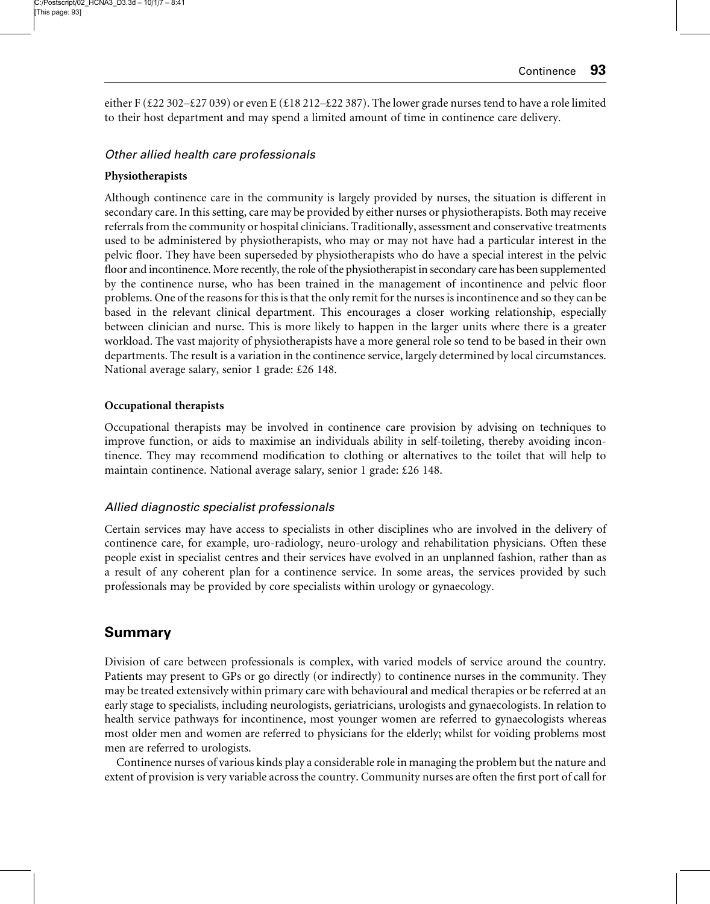either F (£22 302–£27 039) or even E (£18 212–£22 387). The lower grade nurses tend to have a role limited to their host department and may spend a limited amount of time in continence care delivery.

### *Other allied health care professionals*

**Physiotherapists**

Although continence care in the community is largely provided by nurses, the situation is different in secondary care. In this setting, care may be provided by either nurses or physiotherapists. Both may receive referrals from the community or hospital clinicians. Traditionally, assessment and conservative treatments used to be administered by physiotherapists, who may or may not have had a particular interest in the pelvic floor. They have been superseded by physiotherapists who do have a special interest in the pelvic floor and incontinence. More recently, the role of the physiotherapist in secondary care has been supplemented by the continence nurse, who has been trained in the management of incontinence and pelvic floor problems. One of the reasons for this is that the only remit for the nurses is incontinence and so they can be based in the relevant clinical department. This encourages a closer working relationship, especially between clinician and nurse. This is more likely to happen in the larger units where there is a greater workload. The vast majority of physiotherapists have a more general role so tend to be based in their own departments. The result is a variation in the continence service, largely determined by local circumstances. National average salary, senior 1 grade: £26 148.

**Occupational therapists**

Occupational therapists may be involved in continence care provision by advising on techniques to improve function, or aids to maximise an individuals ability in self-toileting, thereby avoiding incontinence. They may recommend modification to clothing or alternatives to the toilet that will help to maintain continence. National average salary, senior 1 grade: £26 148.

### *Allied diagnostic specialist professionals*

Certain services may have access to specialists in other disciplines who are involved in the delivery of continence care, for example, uro-radiology, neuro-urology and rehabilitation physicians. Often these people exist in specialist centres and their services have evolved in an unplanned fashion, rather than as a result of any coherent plan for a continence service. In some areas, the services provided by such professionals may be provided by core specialists within urology or gynaecology.

## Summary

Division of care between professionals is complex, with varied models of service around the country. Patients may present to GPs or go directly (or indirectly) to continence nurses in the community. They may be treated extensively within primary care with behavioural and medical therapies or be referred at an early stage to specialists, including neurologists, geriatricians, urologists and gynaecologists. In relation to health service pathways for incontinence, most younger women are referred to gynaecologists whereas most older men and women are referred to physicians for the elderly; whilst for voiding problems most men are referred to urologists.

Continence nurses of various kinds play a considerable role in managing the problem but the nature and extent of provision is very variable across the country. Community nurses are often the first port of call for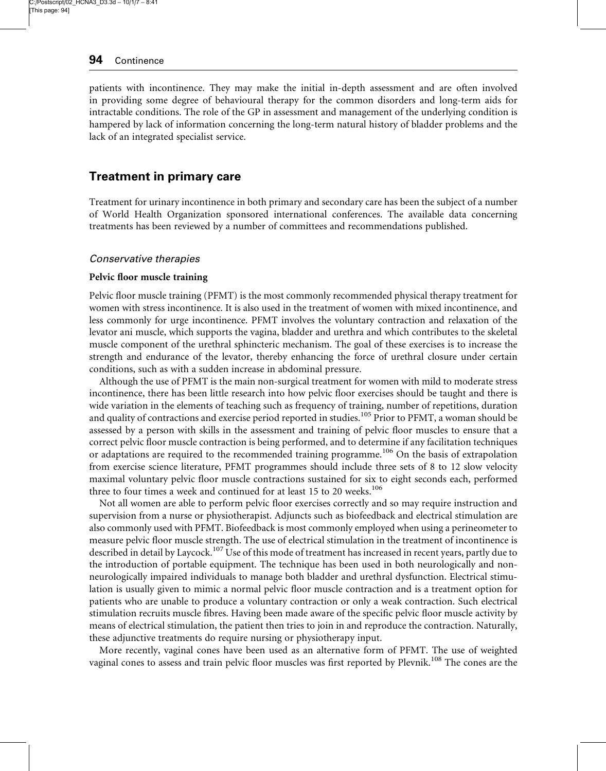patients with incontinence. They may make the initial in-depth assessment and are often involved in providing some degree of behavioural therapy for the common disorders and long-term aids for intractable conditions. The role of the GP in assessment and management of the underlying condition is hampered by lack of information concerning the long-term natural history of bladder problems and the lack of an integrated specialist service.

## Treatment in primary care

Treatment for urinary incontinence in both primary and secondary care has been the subject of a number of World Health Organization sponsored international conferences. The available data concerning treatments has been reviewed by a number of committees and recommendations published.

### *Conservative therapies*

#### Pelvic floor muscle training

Pelvic floor muscle training (PFMT) is the most commonly recommended physical therapy treatment for women with stress incontinence. It is also used in the treatment of women with mixed incontinence, and less commonly for urge incontinence. PFMT involves the voluntary contraction and relaxation of the levator ani muscle, which supports the vagina, bladder and urethra and which contributes to the skeletal muscle component of the urethral sphincteric mechanism. The goal of these exercises is to increase the strength and endurance of the levator, thereby enhancing the force of urethral closure under certain conditions, such as with a sudden increase in abdominal pressure.

Although the use of PFMT is the main non-surgical treatment for women with mild to moderate stress incontinence, there has been little research into how pelvic floor exercises should be taught and there is wide variation in the elements of teaching such as frequency of training, number of repetitions, duration and quality of contractions and exercise period reported in studies.[105] Prior to PFMT, a woman should be assessed by a person with skills in the assessment and training of pelvic floor muscles to ensure that a correct pelvic floor muscle contraction is being performed, and to determine if any facilitation techniques or adaptations are required to the recommended training programme.[106] On the basis of extrapolation from exercise science literature, PFMT programmes should include three sets of 8 to 12 slow velocity maximal voluntary pelvic floor muscle contractions sustained for six to eight seconds each, performed three to four times a week and continued for at least 15 to 20 weeks.[106]

Not all women are able to perform pelvic floor exercises correctly and so may require instruction and supervision from a nurse or physiotherapist. Adjuncts such as biofeedback and electrical stimulation are also commonly used with PFMT. Biofeedback is most commonly employed when using a perineometer to measure pelvic floor muscle strength. The use of electrical stimulation in the treatment of incontinence is described in detail by Laycock.[107] Use of this mode of treatment has increased in recent years, partly due to the introduction of portable equipment. The technique has been used in both neurologically and non-neurologically impaired individuals to manage both bladder and urethral dysfunction. Electrical stimulation is usually given to mimic a normal pelvic floor muscle contraction and is a treatment option for patients who are unable to produce a voluntary contraction or only a weak contraction. Such electrical stimulation recruits muscle fibres. Having been made aware of the specific pelvic floor muscle activity by means of electrical stimulation, the patient then tries to join in and reproduce the contraction. Naturally, these adjunctive treatments do require nursing or physiotherapy input.

More recently, vaginal cones have been used as an alternative form of PFMT. The use of weighted vaginal cones to assess and train pelvic floor muscles was first reported by Plevnik.[108] The cones are the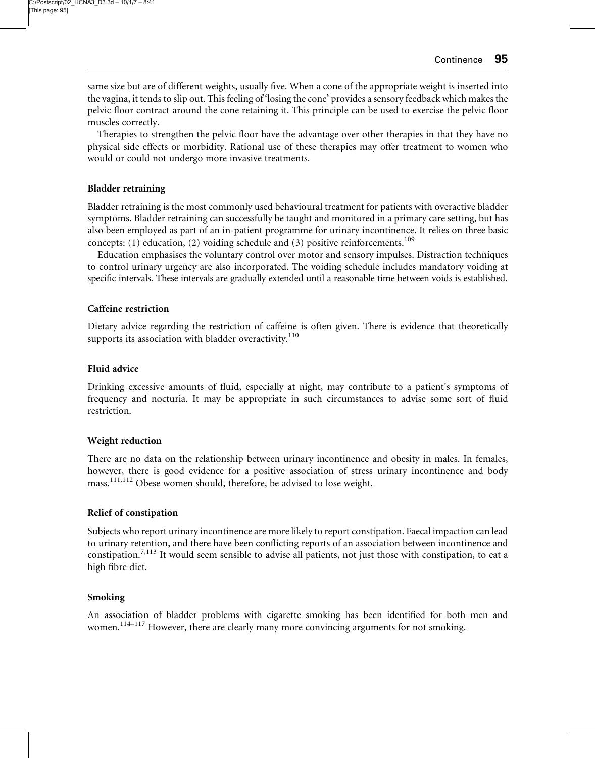same size but are of different weights, usually five. When a cone of the appropriate weight is inserted into the vagina, it tends to slip out. This feeling of 'losing the cone' provides a sensory feedback which makes the pelvic floor contract around the cone retaining it. This principle can be used to exercise the pelvic floor muscles correctly.

Therapies to strengthen the pelvic floor have the advantage over other therapies in that they have no physical side effects or morbidity. Rational use of these therapies may offer treatment to women who would or could not undergo more invasive treatments.

### Bladder retraining

Bladder retraining is the most commonly used behavioural treatment for patients with overactive bladder symptoms. Bladder retraining can successfully be taught and monitored in a primary care setting, but has also been employed as part of an in-patient programme for urinary incontinence. It relies on three basic concepts: (1) education, (2) voiding schedule and (3) positive reinforcements.[109]

Education emphasises the voluntary control over motor and sensory impulses. Distraction techniques to control urinary urgency are also incorporated. The voiding schedule includes mandatory voiding at specific intervals. These intervals are gradually extended until a reasonable time between voids is established.

### Caffeine restriction

Dietary advice regarding the restriction of caffeine is often given. There is evidence that theoretically supports its association with bladder overactivity.[110]

### Fluid advice

Drinking excessive amounts of fluid, especially at night, may contribute to a patient's symptoms of frequency and nocturia. It may be appropriate in such circumstances to advise some sort of fluid restriction.

### Weight reduction

There are no data on the relationship between urinary incontinence and obesity in males. In females, however, there is good evidence for a positive association of stress urinary incontinence and body mass.[111,112] Obese women should, therefore, be advised to lose weight.

### Relief of constipation

Subjects who report urinary incontinence are more likely to report constipation. Faecal impaction can lead to urinary retention, and there have been conflicting reports of an association between incontinence and constipation.[7,113] It would seem sensible to advise all patients, not just those with constipation, to eat a high fibre diet.

### Smoking

An association of bladder problems with cigarette smoking has been identified for both men and women.[114–117] However, there are clearly many more convincing arguments for not smoking.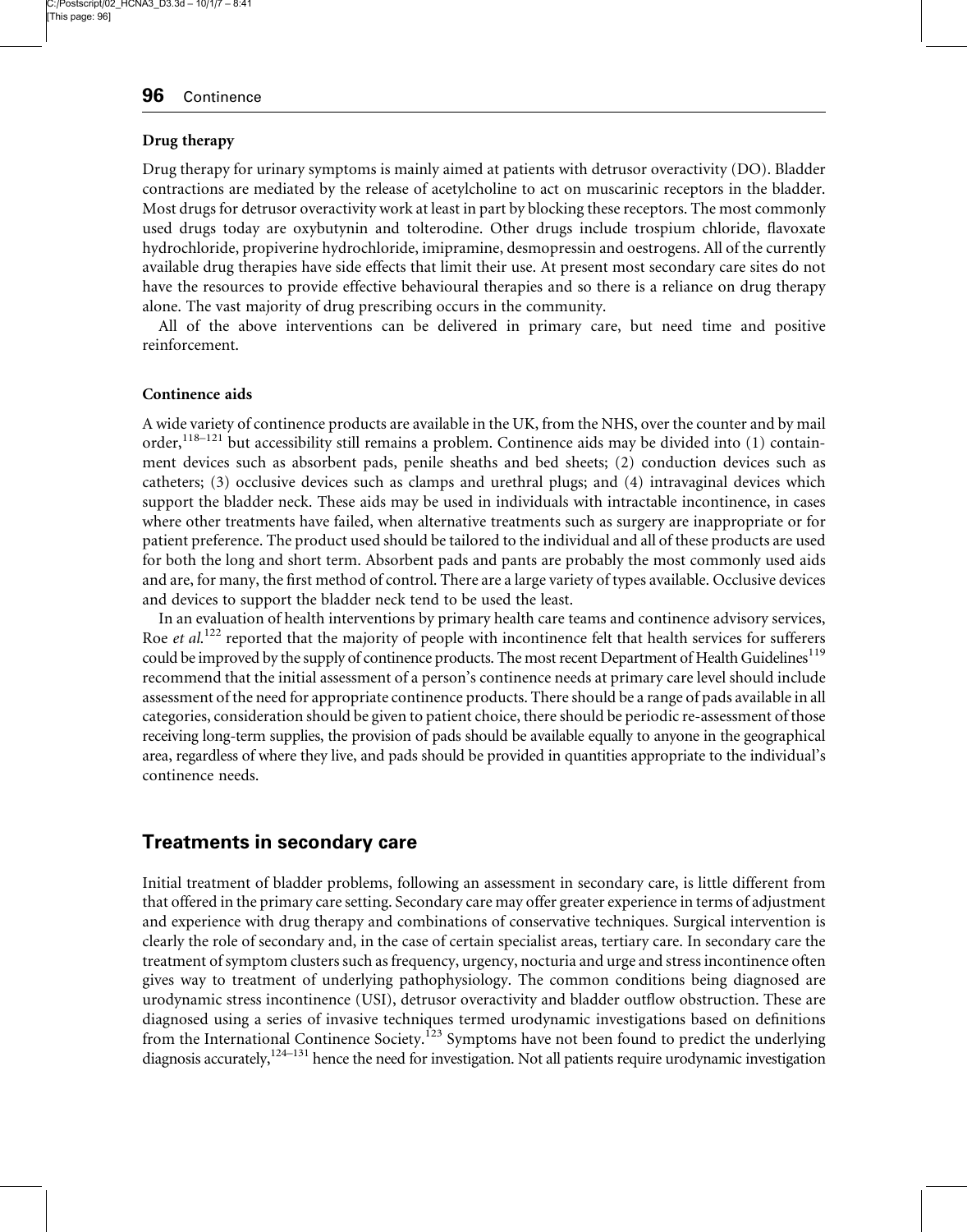### Drug therapy

Drug therapy for urinary symptoms is mainly aimed at patients with detrusor overactivity (DO). Bladder contractions are mediated by the release of acetylcholine to act on muscarinic receptors in the bladder. Most drugs for detrusor overactivity work at least in part by blocking these receptors. The most commonly used drugs today are oxybutynin and tolterodine. Other drugs include trospium chloride, flavoxate hydrochloride, propiverine hydrochloride, imipramine, desmopressin and oestrogens. All of the currently available drug therapies have side effects that limit their use. At present most secondary care sites do not have the resources to provide effective behavioural therapies and so there is a reliance on drug therapy alone. The vast majority of drug prescribing occurs in the community.

All of the above interventions can be delivered in primary care, but need time and positive reinforcement.

### Continence aids

A wide variety of continence products are available in the UK, from the NHS, over the counter and by mail order,[118–121] but accessibility still remains a problem. Continence aids may be divided into (1) containment devices such as absorbent pads, penile sheaths and bed sheets; (2) conduction devices such as catheters; (3) occlusive devices such as clamps and urethral plugs; and (4) intravaginal devices which support the bladder neck. These aids may be used in individuals with intractable incontinence, in cases where other treatments have failed, when alternative treatments such as surgery are inappropriate or for patient preference. The product used should be tailored to the individual and all of these products are used for both the long and short term. Absorbent pads and pants are probably the most commonly used aids and are, for many, the first method of control. There are a large variety of types available. Occlusive devices and devices to support the bladder neck tend to be used the least.

In an evaluation of health interventions by primary health care teams and continence advisory services, Roe *et al.*[122] reported that the majority of people with incontinence felt that health services for sufferers could be improved by the supply of continence products. The most recent Department of Health Guidelines[119] recommend that the initial assessment of a person's continence needs at primary care level should include assessment of the need for appropriate continence products. There should be a range of pads available in all categories, consideration should be given to patient choice, there should be periodic re-assessment of those receiving long-term supplies, the provision of pads should be available equally to anyone in the geographical area, regardless of where they live, and pads should be provided in quantities appropriate to the individual's continence needs.

## Treatments in secondary care

Initial treatment of bladder problems, following an assessment in secondary care, is little different from that offered in the primary care setting. Secondary care may offer greater experience in terms of adjustment and experience with drug therapy and combinations of conservative techniques. Surgical intervention is clearly the role of secondary and, in the case of certain specialist areas, tertiary care. In secondary care the treatment of symptom clusters such as frequency, urgency, nocturia and urge and stress incontinence often gives way to treatment of underlying pathophysiology. The common conditions being diagnosed are urodynamic stress incontinence (USI), detrusor overactivity and bladder outflow obstruction. These are diagnosed using a series of invasive techniques termed urodynamic investigations based on definitions from the International Continence Society.[123] Symptoms have not been found to predict the underlying diagnosis accurately,[124–131] hence the need for investigation. Not all patients require urodynamic investigation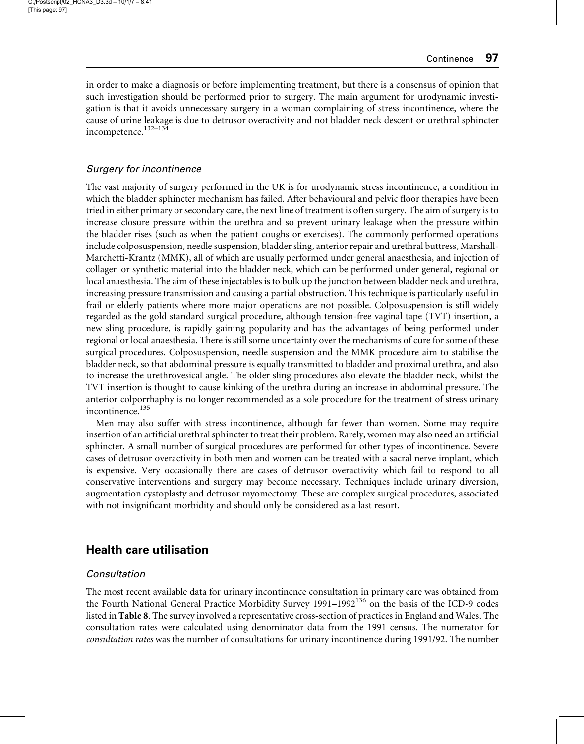in order to make a diagnosis or before implementing treatment, but there is a consensus of opinion that such investigation should be performed prior to surgery. The main argument for urodynamic investigation is that it avoids unnecessary surgery in a woman complaining of stress incontinence, where the cause of urine leakage is due to detrusor overactivity and not bladder neck descent or urethral sphincter incompetence.[132–134]

### *Surgery for incontinence*

The vast majority of surgery performed in the UK is for urodynamic stress incontinence, a condition in which the bladder sphincter mechanism has failed. After behavioural and pelvic floor therapies have been tried in either primary or secondary care, the next line of treatment is often surgery. The aim of surgery is to increase closure pressure within the urethra and so prevent urinary leakage when the pressure within the bladder rises (such as when the patient coughs or exercises). The commonly performed operations include colposuspension, needle suspension, bladder sling, anterior repair and urethral buttress, Marshall-Marchetti-Krantz (MMK), all of which are usually performed under general anaesthesia, and injection of collagen or synthetic material into the bladder neck, which can be performed under general, regional or local anaesthesia. The aim of these injectables is to bulk up the junction between bladder neck and urethra, increasing pressure transmission and causing a partial obstruction. This technique is particularly useful in frail or elderly patients where more major operations are not possible. Colposuspension is still widely regarded as the gold standard surgical procedure, although tension-free vaginal tape (TVT) insertion, a new sling procedure, is rapidly gaining popularity and has the advantages of being performed under regional or local anaesthesia. There is still some uncertainty over the mechanisms of cure for some of these surgical procedures. Colposuspension, needle suspension and the MMK procedure aim to stabilise the bladder neck, so that abdominal pressure is equally transmitted to bladder and proximal urethra, and also to increase the urethrovesical angle. The older sling procedures also elevate the bladder neck, whilst the TVT insertion is thought to cause kinking of the urethra during an increase in abdominal pressure. The anterior colporrhaphy is no longer recommended as a sole procedure for the treatment of stress urinary incontinence.[135]

Men may also suffer with stress incontinence, although far fewer than women. Some may require insertion of an artificial urethral sphincter to treat their problem. Rarely, women may also need an artificial sphincter. A small number of surgical procedures are performed for other types of incontinence. Severe cases of detrusor overactivity in both men and women can be treated with a sacral nerve implant, which is expensive. Very occasionally there are cases of detrusor overactivity which fail to respond to all conservative interventions and surgery may become necessary. Techniques include urinary diversion, augmentation cystoplasty and detrusor myomectomy. These are complex surgical procedures, associated with not insignificant morbidity and should only be considered as a last resort.

## Health care utilisation

### *Consultation*

The most recent available data for urinary incontinence consultation in primary care was obtained from the Fourth National General Practice Morbidity Survey 1991–1992[136] on the basis of the ICD-9 codes listed in **Table 8**. The survey involved a representative cross-section of practices in England and Wales. The consultation rates were calculated using denominator data from the 1991 census. The numerator for *consultation rates* was the number of consultations for urinary incontinence during 1991/92. The number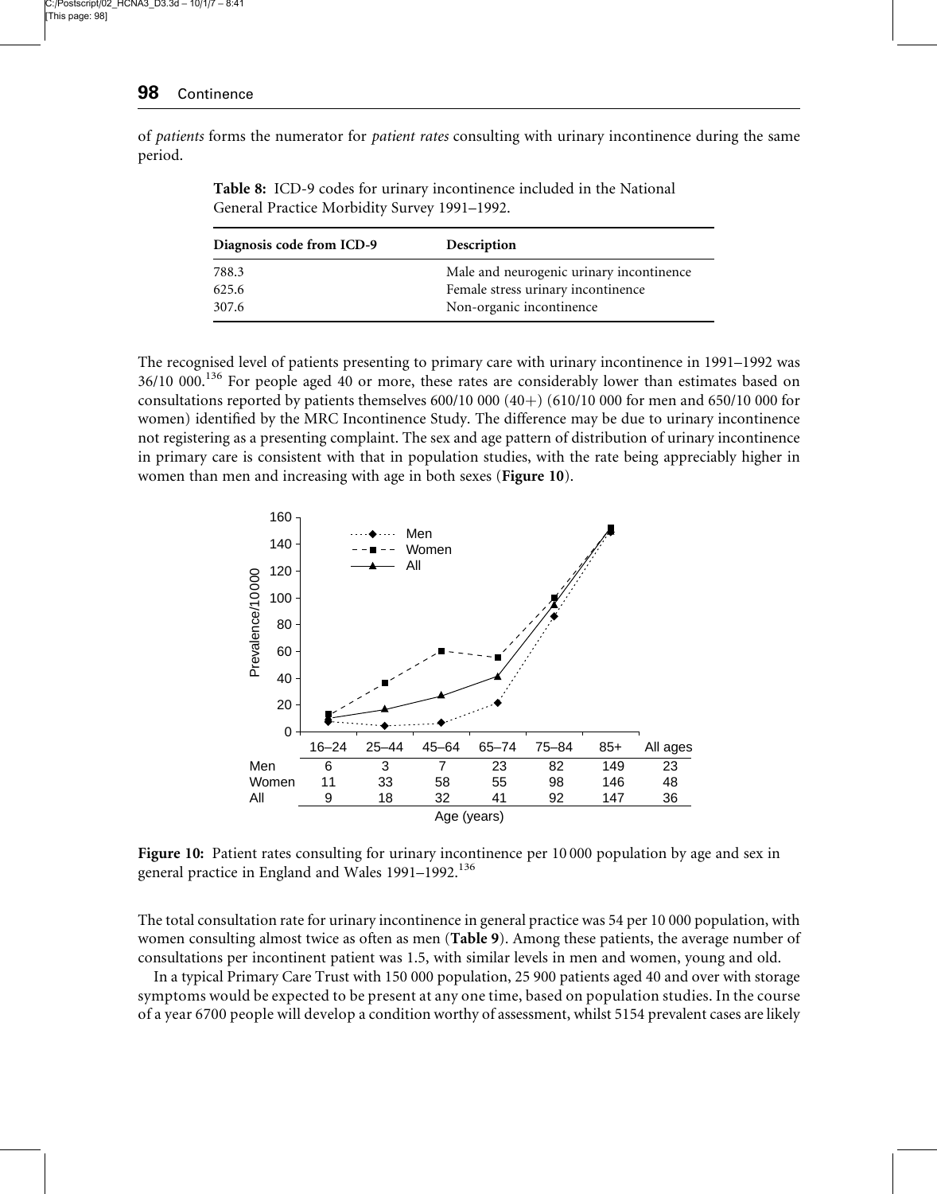of *patients* forms the numerator for *patient rates* consulting with urinary incontinence during the same period.

**Table 8:** ICD-9 codes for urinary incontinence included in the National General Practice Morbidity Survey 1991–1992.

| Diagnosis code from ICD-9 | Description |
|---|---|
| 788.3 | Male and neurogenic urinary incontinence |
| 625.6 | Female stress urinary incontinence |
| 307.6 | Non-organic incontinence |

The recognised level of patients presenting to primary care with urinary incontinence in 1991–1992 was 36/10 000.[136] For people aged 40 or more, these rates are considerably lower than estimates based on consultations reported by patients themselves 600/10 000 (40+) (610/10 000 for men and 650/10 000 for women) identified by the MRC Incontinence Study. The difference may be due to urinary incontinence not registering as a presenting complaint. The sex and age pattern of distribution of urinary incontinence in primary care is consistent with that in population studies, with the rate being appreciably higher in women than men and increasing with age in both sexes (**Figure 10**).

| | 16–24 | 25–44 | 45–64 | 65–74 | 75–84 | 85+ | All ages |
|---|---|---|---|---|---|---|---|
| Men | 6 | 3 | 7 | 23 | 82 | 149 | 23 |
| Women | 11 | 33 | 58 | 55 | 98 | 146 | 48 |
| All | 9 | 18 | 32 | 41 | 92 | 147 | 36 |

**Figure 10:** Patient rates consulting for urinary incontinence per 10 000 population by age and sex in general practice in England and Wales 1991–1992.[136]

The total consultation rate for urinary incontinence in general practice was 54 per 10 000 population, with women consulting almost twice as often as men (**Table 9**). Among these patients, the average number of consultations per incontinent patient was 1.5, with similar levels in men and women, young and old.

In a typical Primary Care Trust with 150 000 population, 25 900 patients aged 40 and over with storage symptoms would be expected to be present at any one time, based on population studies. In the course of a year 6700 people will develop a condition worthy of assessment, whilst 5154 prevalent cases are likely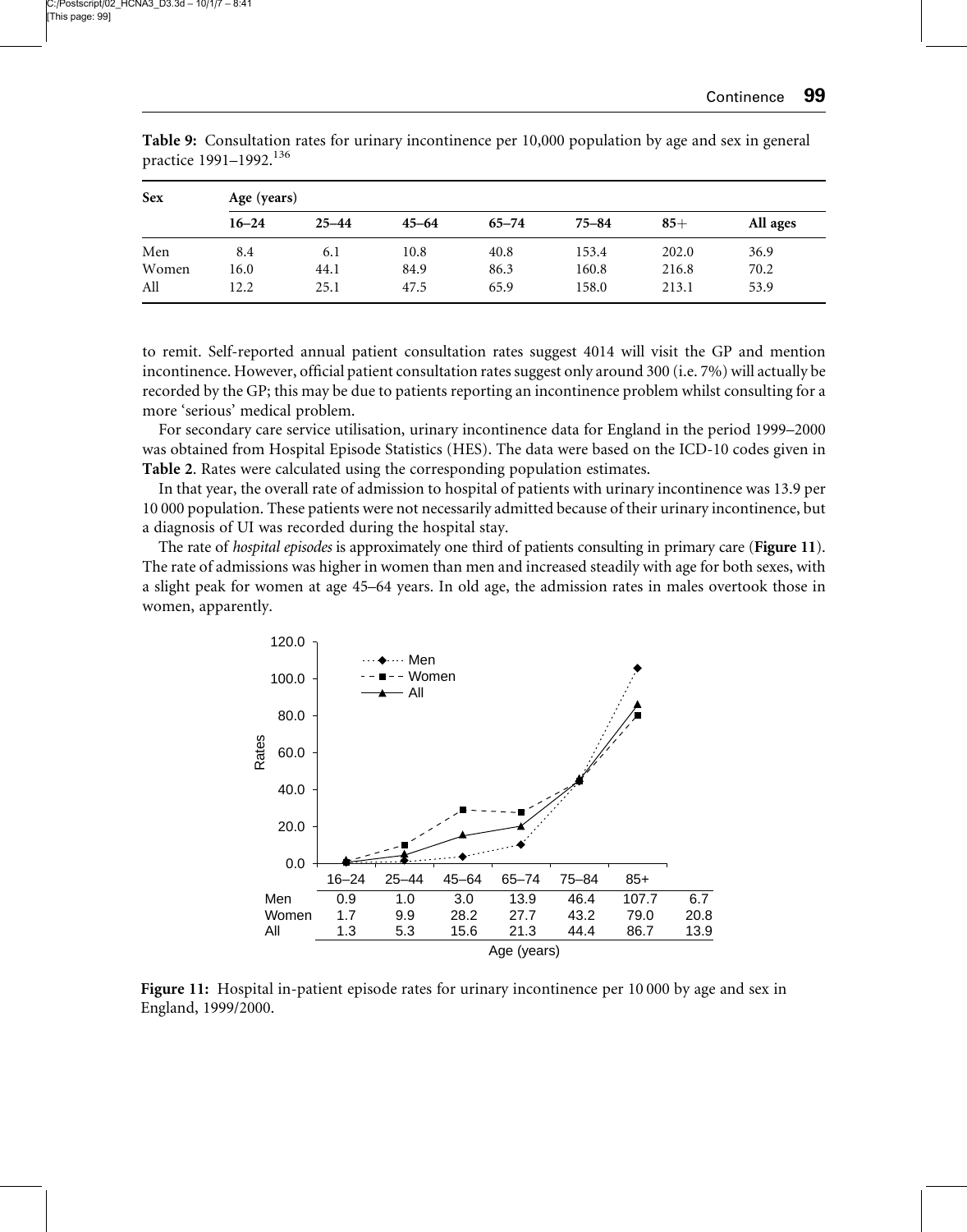**Table 9:** Consultation rates for urinary incontinence per 10,000 population by age and sex in general practice 1991–1992.[136]

| Sex | Age (years) | | | | | | |
|---|---|---|---|---|---|---|---|
| | 16–24 | 25–44 | 45–64 | 65–74 | 75–84 | 85+ | All ages |
| Men | 8.4 | 6.1 | 10.8 | 40.8 | 153.4 | 202.0 | 36.9 |
| Women | 16.0 | 44.1 | 84.9 | 86.3 | 160.8 | 216.8 | 70.2 |
| All | 12.2 | 25.1 | 47.5 | 65.9 | 158.0 | 213.1 | 53.9 |

to remit. Self-reported annual patient consultation rates suggest 4014 will visit the GP and mention incontinence. However, official patient consultation rates suggest only around 300 (i.e. 7%) will actually be recorded by the GP; this may be due to patients reporting an incontinence problem whilst consulting for a more 'serious' medical problem.

For secondary care service utilisation, urinary incontinence data for England in the period 1999–2000 was obtained from Hospital Episode Statistics (HES). The data were based on the ICD-10 codes given in **Table 2**. Rates were calculated using the corresponding population estimates.

In that year, the overall rate of admission to hospital of patients with urinary incontinence was 13.9 per 10 000 population. These patients were not necessarily admitted because of their urinary incontinence, but a diagnosis of UI was recorded during the hospital stay.

The rate of *hospital episodes* is approximately one third of patients consulting in primary care (**Figure 11**). The rate of admissions was higher in women than men and increased steadily with age for both sexes, with a slight peak for women at age 45–64 years. In old age, the admission rates in males overtook those in women, apparently.

| | 16–24 | 25–44 | 45–64 | 65–74 | 75–84 | 85+ | |
|---|---|---|---|---|---|---|---|
| Men | 0.9 | 1.0 | 3.0 | 13.9 | 46.4 | 107.7 | 6.7 |
| Women | 1.7 | 9.9 | 28.2 | 27.7 | 43.2 | 79.0 | 20.8 |
| All | 1.3 | 5.3 | 15.6 | 21.3 | 44.4 | 86.7 | 13.9 |

**Figure 11:** Hospital in-patient episode rates for urinary incontinence per 10 000 by age and sex in England, 1999/2000.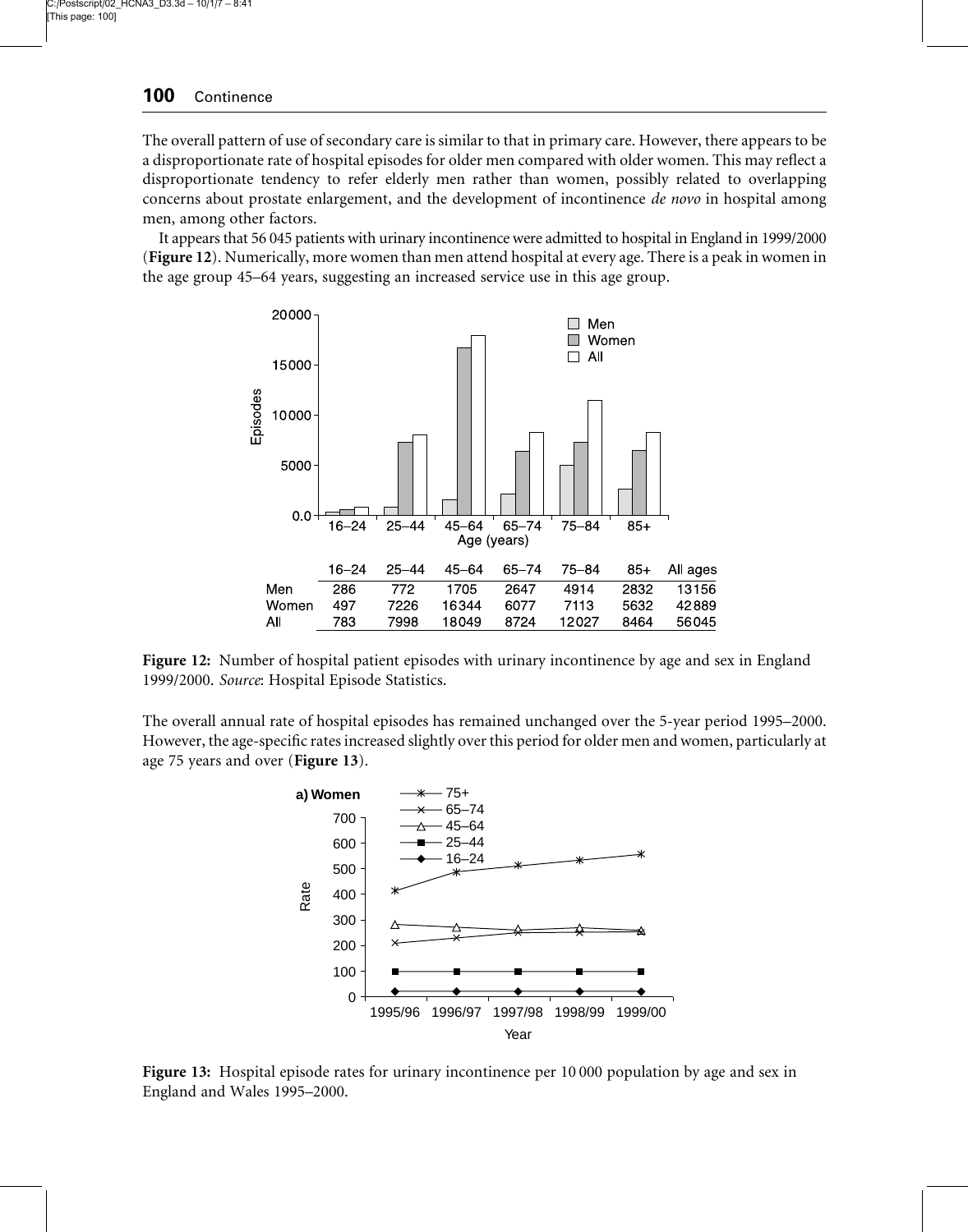The overall pattern of use of secondary care is similar to that in primary care. However, there appears to be a disproportionate rate of hospital episodes for older men compared with older women. This may reflect a disproportionate tendency to refer elderly men rather than women, possibly related to overlapping concerns about prostate enlargement, and the development of incontinence *de novo* in hospital among men, among other factors.

It appears that 56 045 patients with urinary incontinence were admitted to hospital in England in 1999/2000 (**Figure 12**). Numerically, more women than men attend hospital at every age. There is a peak in women in the age group 45–64 years, suggesting an increased service use in this age group.

| | 16–24 | 25–44 | 45–64 | 65–74 | 75–84 | 85+ | All ages |
|---|---|---|---|---|---|---|---|
| Men | 286 | 772 | 1705 | 2647 | 4914 | 2832 | 13156 |
| Women | 497 | 7226 | 16344 | 6077 | 7113 | 5632 | 42889 |
| All | 783 | 7998 | 18049 | 8724 | 12027 | 8464 | 56045 |

**Figure 12:** Number of hospital patient episodes with urinary incontinence by age and sex in England 1999/2000. *Source*: Hospital Episode Statistics.

The overall annual rate of hospital episodes has remained unchanged over the 5-year period 1995–2000. However, the age-specific rates increased slightly over this period for older men and women, particularly at age 75 years and over (**Figure 13**).

**Figure 13:** Hospital episode rates for urinary incontinence per 10 000 population by age and sex in England and Wales 1995–2000.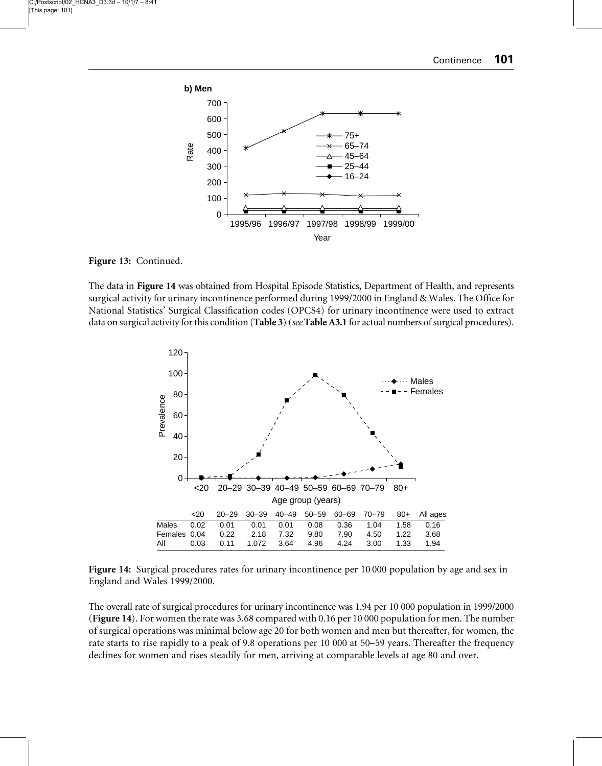Figure 13: Continued.

The data in **Figure 14** was obtained from Hospital Episode Statistics, Department of Health, and represents surgical activity for urinary incontinence performed during 1999/2000 in England & Wales. The Office for National Statistics' Surgical Classification codes (OPCS4) for urinary incontinence were used to extract data on surgical activity for this condition (**Table 3**) (*see* **Table A3.1** for actual numbers of surgical procedures).

| | <20 | 20–29 | 30–39 | 40–49 | 50–59 | 60–69 | 70–79 | 80+ | All ages |
|---|---|---|---|---|---|---|---|---|---|
| Males | 0.02 | 0.01 | 0.01 | 0.01 | 0.08 | 0.36 | 1.04 | 1.58 | 0.16 |
| Females | 0.04 | 0.22 | 2.18 | 7.32 | 9.80 | 7.90 | 4.50 | 1.22 | 3.68 |
| All | 0.03 | 0.11 | 1.072 | 3.64 | 4.96 | 4.24 | 3.00 | 1.33 | 1.94 |

**Figure 14:** Surgical procedures rates for urinary incontinence per 10 000 population by age and sex in England and Wales 1999/2000.

The overall rate of surgical procedures for urinary incontinence was 1.94 per 10 000 population in 1999/2000 (**Figure 14**). For women the rate was 3.68 compared with 0.16 per 10 000 population for men. The number of surgical operations was minimal below age 20 for both women and men but thereafter, for women, the rate starts to rise rapidly to a peak of 9.8 operations per 10 000 at 50–59 years. Thereafter the frequency declines for women and rises steadily for men, arriving at comparable levels at age 80 and over.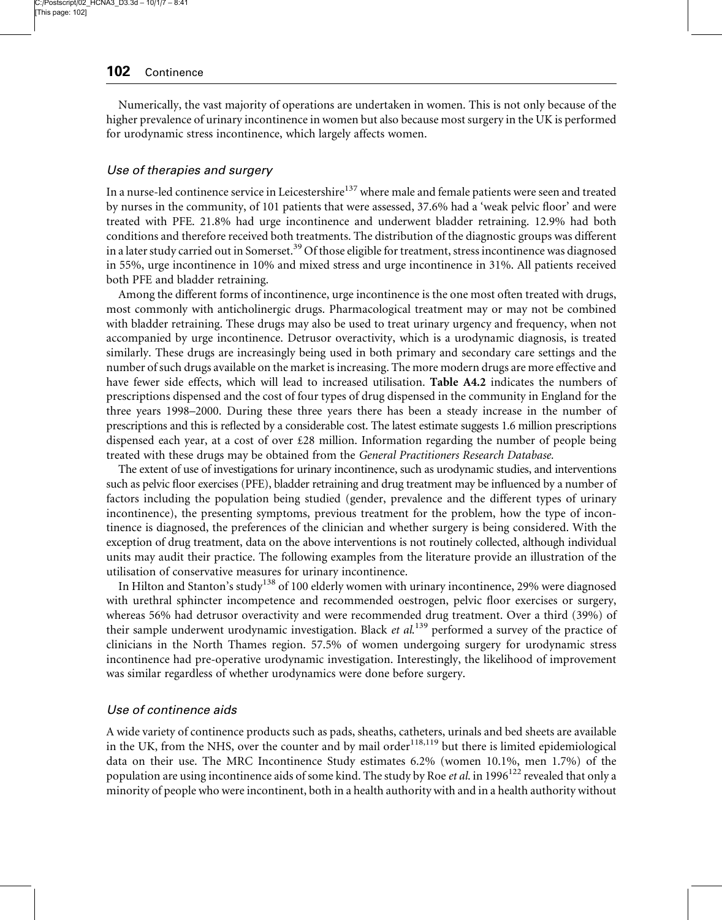Numerically, the vast majority of operations are undertaken in women. This is not only because of the higher prevalence of urinary incontinence in women but also because most surgery in the UK is performed for urodynamic stress incontinence, which largely affects women.

### *Use of therapies and surgery*

In a nurse-led continence service in Leicestershire[137] where male and female patients were seen and treated by nurses in the community, of 101 patients that were assessed, 37.6% had a 'weak pelvic floor' and were treated with PFE. 21.8% had urge incontinence and underwent bladder retraining. 12.9% had both conditions and therefore received both treatments. The distribution of the diagnostic groups was different in a later study carried out in Somerset.[39] Of those eligible for treatment, stress incontinence was diagnosed in 55%, urge incontinence in 10% and mixed stress and urge incontinence in 31%. All patients received both PFE and bladder retraining.

Among the different forms of incontinence, urge incontinence is the one most often treated with drugs, most commonly with anticholinergic drugs. Pharmacological treatment may or may not be combined with bladder retraining. These drugs may also be used to treat urinary urgency and frequency, when not accompanied by urge incontinence. Detrusor overactivity, which is a urodynamic diagnosis, is treated similarly. These drugs are increasingly being used in both primary and secondary care settings and the number of such drugs available on the market is increasing. The more modern drugs are more effective and have fewer side effects, which will lead to increased utilisation. **Table A4.2** indicates the numbers of prescriptions dispensed and the cost of four types of drug dispensed in the community in England for the three years 1998–2000. During these three years there has been a steady increase in the number of prescriptions and this is reflected by a considerable cost. The latest estimate suggests 1.6 million prescriptions dispensed each year, at a cost of over £28 million. Information regarding the number of people being treated with these drugs may be obtained from the *General Practitioners Research Database*.

The extent of use of investigations for urinary incontinence, such as urodynamic studies, and interventions such as pelvic floor exercises (PFE), bladder retraining and drug treatment may be influenced by a number of factors including the population being studied (gender, prevalence and the different types of urinary incontinence), the presenting symptoms, previous treatment for the problem, how the type of incontinence is diagnosed, the preferences of the clinician and whether surgery is being considered. With the exception of drug treatment, data on the above interventions is not routinely collected, although individual units may audit their practice. The following examples from the literature provide an illustration of the utilisation of conservative measures for urinary incontinence.

In Hilton and Stanton's study[138] of 100 elderly women with urinary incontinence, 29% were diagnosed with urethral sphincter incompetence and recommended oestrogen, pelvic floor exercises or surgery, whereas 56% had detrusor overactivity and were recommended drug treatment. Over a third (39%) of their sample underwent urodynamic investigation. Black *et al.*[139] performed a survey of the practice of clinicians in the North Thames region. 57.5% of women undergoing surgery for urodynamic stress incontinence had pre-operative urodynamic investigation. Interestingly, the likelihood of improvement was similar regardless of whether urodynamics were done before surgery.

### *Use of continence aids*

A wide variety of continence products such as pads, sheaths, catheters, urinals and bed sheets are available in the UK, from the NHS, over the counter and by mail order[118,119] but there is limited epidemiological data on their use. The MRC Incontinence Study estimates 6.2% (women 10.1%, men 1.7%) of the population are using incontinence aids of some kind. The study by Roe *et al.* in 1996[122] revealed that only a minority of people who were incontinent, both in a health authority with and in a health authority without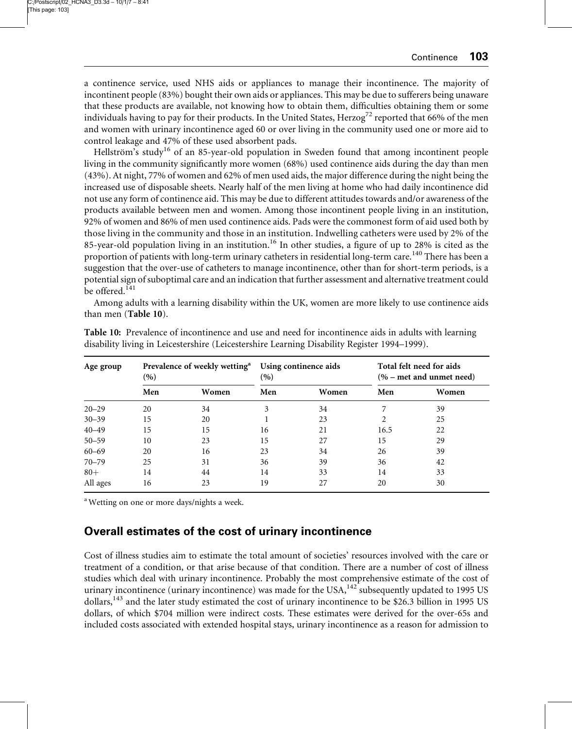a continence service, used NHS aids or appliances to manage their incontinence. The majority of incontinent people (83%) bought their own aids or appliances. This may be due to sufferers being unaware that these products are available, not knowing how to obtain them, difficulties obtaining them or some individuals having to pay for their products. In the United States, Herzog[72] reported that 66% of the men and women with urinary incontinence aged 60 or over living in the community used one or more aid to control leakage and 47% of these used absorbent pads.

Hellström's study[16] of an 85-year-old population in Sweden found that among incontinent people living in the community significantly more women (68%) used continence aids during the day than men (43%). At night, 77% of women and 62% of men used aids, the major difference during the night being the increased use of disposable sheets. Nearly half of the men living at home who had daily incontinence did not use any form of continence aid. This may be due to different attitudes towards and/or awareness of the products available between men and women. Among those incontinent people living in an institution, 92% of women and 86% of men used continence aids. Pads were the commonest form of aid used both by those living in the community and those in an institution. Indwelling catheters were used by 2% of the 85-year-old population living in an institution.[16] In other studies, a figure of up to 28% is cited as the proportion of patients with long-term urinary catheters in residential long-term care.[140] There has been a suggestion that the over-use of catheters to manage incontinence, other than for short-term periods, is a potential sign of suboptimal care and an indication that further assessment and alternative treatment could be offered.[141]

Among adults with a learning disability within the UK, women are more likely to use continence aids than men (**Table 10**).

**Table 10:** Prevalence of incontinence and use and need for incontinence aids in adults with learning disability living in Leicestershire (Leicestershire Learning Disability Register 1994–1999).

| Age group | Prevalence of weekly wetting[a] (%) | | Using continence aids (%) | | Total felt need for aids (% – met and unmet need) | |
|---|---|---|---|---|---|---|
| | Men | Women | Men | Women | Men | Women |
| 20–29 | 20 | 34 | 3 | 34 | 7 | 39 |
| 30–39 | 15 | 20 | 1 | 23 | 2 | 25 |
| 40–49 | 15 | 15 | 16 | 21 | 16.5 | 22 |
| 50–59 | 10 | 23 | 15 | 27 | 15 | 29 |
| 60–69 | 20 | 16 | 23 | 34 | 26 | 39 |
| 70–79 | 25 | 31 | 36 | 39 | 36 | 42 |
| 80+ | 14 | 44 | 14 | 33 | 14 | 33 |
| All ages | 16 | 23 | 19 | 27 | 20 | 30 |

[a] Wetting on one or more days/nights a week.

## Overall estimates of the cost of urinary incontinence

Cost of illness studies aim to estimate the total amount of societies' resources involved with the care or treatment of a condition, or that arise because of that condition. There are a number of cost of illness studies which deal with urinary incontinence. Probably the most comprehensive estimate of the cost of urinary incontinence (urinary incontinence) was made for the USA,[142] subsequently updated to 1995 US dollars,[143] and the later study estimated the cost of urinary incontinence to be $26.3 billion in 1995 US dollars, of which $704 million were indirect costs. These estimates were derived for the over-65s and included costs associated with extended hospital stays, urinary incontinence as a reason for admission to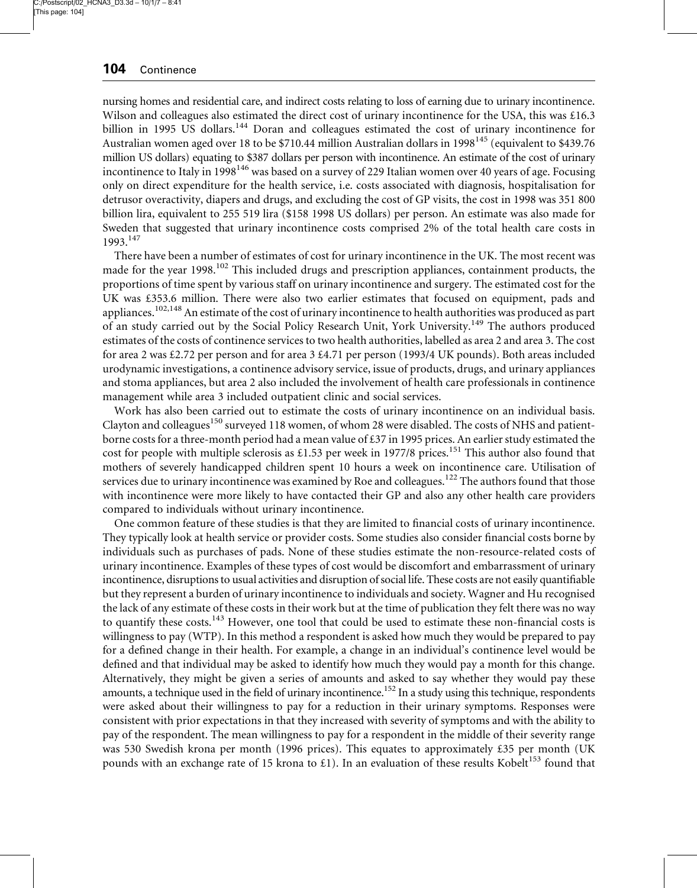nursing homes and residential care, and indirect costs relating to loss of earning due to urinary incontinence. Wilson and colleagues also estimated the direct cost of urinary incontinence for the USA, this was £16.3 billion in 1995 US dollars.[144] Doran and colleagues estimated the cost of urinary incontinence for Australian women aged over 18 to be $710.44 million Australian dollars in 1998[145] (equivalent to $439.76 million US dollars) equating to $387 dollars per person with incontinence. An estimate of the cost of urinary incontinence to Italy in 1998[146] was based on a survey of 229 Italian women over 40 years of age. Focusing only on direct expenditure for the health service, i.e. costs associated with diagnosis, hospitalisation for detrusor overactivity, diapers and drugs, and excluding the cost of GP visits, the cost in 1998 was 351 800 billion lira, equivalent to 255 519 lira ($158 1998 US dollars) per person. An estimate was also made for Sweden that suggested that urinary incontinence costs comprised 2% of the total health care costs in 1993.[147]

There have been a number of estimates of cost for urinary incontinence in the UK. The most recent was made for the year 1998.[102] This included drugs and prescription appliances, containment products, the proportions of time spent by various staff on urinary incontinence and surgery. The estimated cost for the UK was £353.6 million. There were also two earlier estimates that focused on equipment, pads and appliances.[102,148] An estimate of the cost of urinary incontinence to health authorities was produced as part of an study carried out by the Social Policy Research Unit, York University.[149] The authors produced estimates of the costs of continence services to two health authorities, labelled as area 2 and area 3. The cost for area 2 was £2.72 per person and for area 3 £4.71 per person (1993/4 UK pounds). Both areas included urodynamic investigations, a continence advisory service, issue of products, drugs, and urinary appliances and stoma appliances, but area 2 also included the involvement of health care professionals in continence management while area 3 included outpatient clinic and social services.

Work has also been carried out to estimate the costs of urinary incontinence on an individual basis. Clayton and colleagues[150] surveyed 118 women, of whom 28 were disabled. The costs of NHS and patient-borne costs for a three-month period had a mean value of £37 in 1995 prices. An earlier study estimated the cost for people with multiple sclerosis as £1.53 per week in 1977/8 prices.[151] This author also found that mothers of severely handicapped children spent 10 hours a week on incontinence care. Utilisation of services due to urinary incontinence was examined by Roe and colleagues.[122] The authors found that those with incontinence were more likely to have contacted their GP and also any other health care providers compared to individuals without urinary incontinence.

One common feature of these studies is that they are limited to financial costs of urinary incontinence. They typically look at health service or provider costs. Some studies also consider financial costs borne by individuals such as purchases of pads. None of these studies estimate the non-resource-related costs of urinary incontinence. Examples of these types of cost would be discomfort and embarrassment of urinary incontinence, disruptions to usual activities and disruption of social life. These costs are not easily quantifiable but they represent a burden of urinary incontinence to individuals and society. Wagner and Hu recognised the lack of any estimate of these costs in their work but at the time of publication they felt there was no way to quantify these costs.[143] However, one tool that could be used to estimate these non-financial costs is willingness to pay (WTP). In this method a respondent is asked how much they would be prepared to pay for a defined change in their health. For example, a change in an individual's continence level would be defined and that individual may be asked to identify how much they would pay a month for this change. Alternatively, they might be given a series of amounts and asked to say whether they would pay these amounts, a technique used in the field of urinary incontinence.[152] In a study using this technique, respondents were asked about their willingness to pay for a reduction in their urinary symptoms. Responses were consistent with prior expectations in that they increased with severity of symptoms and with the ability to pay of the respondent. The mean willingness to pay for a respondent in the middle of their severity range was 530 Swedish krona per month (1996 prices). This equates to approximately £35 per month (UK pounds with an exchange rate of 15 krona to £1). In an evaluation of these results Kobelt[153] found that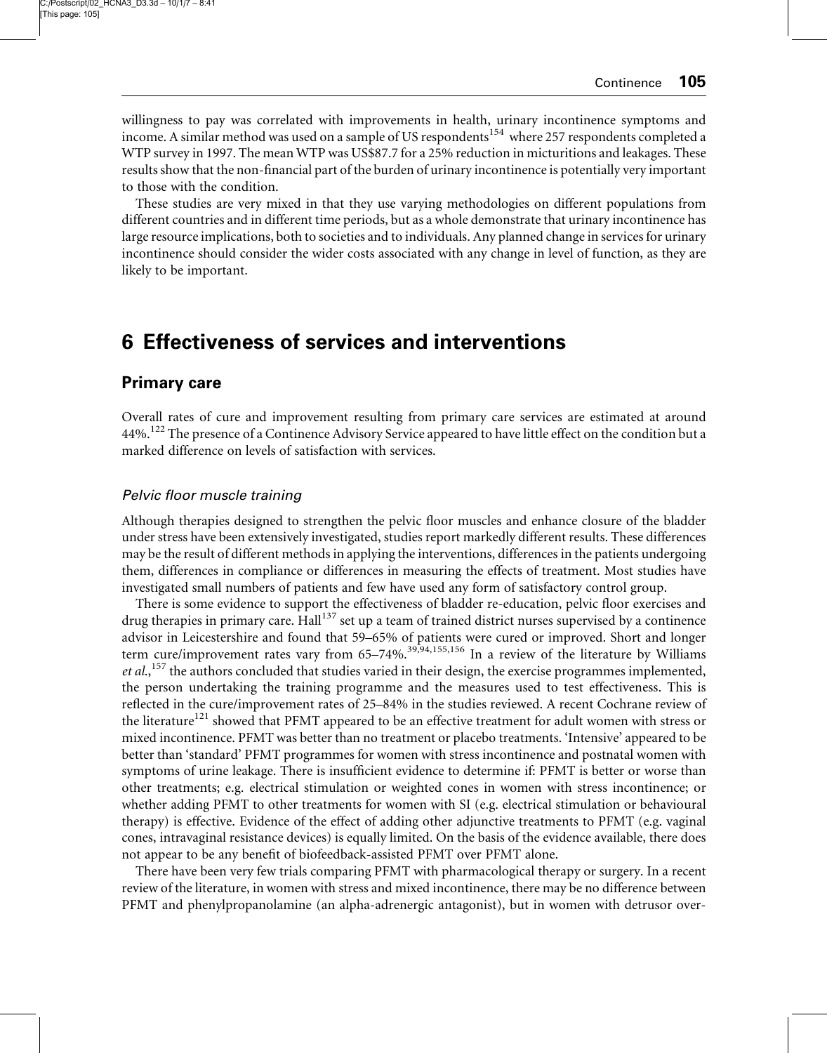willingness to pay was correlated with improvements in health, urinary incontinence symptoms and income. A similar method was used on a sample of US respondents[154] where 257 respondents completed a WTP survey in 1997. The mean WTP was US$87.7 for a 25% reduction in micturitions and leakages. These results show that the non-financial part of the burden of urinary incontinence is potentially very important to those with the condition.

These studies are very mixed in that they use varying methodologies on different populations from different countries and in different time periods, but as a whole demonstrate that urinary incontinence has large resource implications, both to societies and to individuals. Any planned change in services for urinary incontinence should consider the wider costs associated with any change in level of function, as they are likely to be important.

# 6 Effectiveness of services and interventions

## Primary care

Overall rates of cure and improvement resulting from primary care services are estimated at around 44%.[122] The presence of a Continence Advisory Service appeared to have little effect on the condition but a marked difference on levels of satisfaction with services.

### *Pelvic floor muscle training*

Although therapies designed to strengthen the pelvic floor muscles and enhance closure of the bladder under stress have been extensively investigated, studies report markedly different results. These differences may be the result of different methods in applying the interventions, differences in the patients undergoing them, differences in compliance or differences in measuring the effects of treatment. Most studies have investigated small numbers of patients and few have used any form of satisfactory control group.

There is some evidence to support the effectiveness of bladder re-education, pelvic floor exercises and drug therapies in primary care. Hall[137] set up a team of trained district nurses supervised by a continence advisor in Leicestershire and found that 59–65% of patients were cured or improved. Short and longer term cure/improvement rates vary from 65–74%.[39,94,155,156] In a review of the literature by Williams *et al.*,[157] the authors concluded that studies varied in their design, the exercise programmes implemented, the person undertaking the training programme and the measures used to test effectiveness. This is reflected in the cure/improvement rates of 25–84% in the studies reviewed. A recent Cochrane review of the literature[121] showed that PFMT appeared to be an effective treatment for adult women with stress or mixed incontinence. PFMT was better than no treatment or placebo treatments. 'Intensive' appeared to be better than 'standard' PFMT programmes for women with stress incontinence and postnatal women with symptoms of urine leakage. There is insufficient evidence to determine if: PFMT is better or worse than other treatments; e.g. electrical stimulation or weighted cones in women with stress incontinence; or whether adding PFMT to other treatments for women with SI (e.g. electrical stimulation or behavioural therapy) is effective. Evidence of the effect of adding other adjunctive treatments to PFMT (e.g. vaginal cones, intravaginal resistance devices) is equally limited. On the basis of the evidence available, there does not appear to be any benefit of biofeedback-assisted PFMT over PFMT alone.

There have been very few trials comparing PFMT with pharmacological therapy or surgery. In a recent review of the literature, in women with stress and mixed incontinence, there may be no difference between PFMT and phenylpropanolamine (an alpha-adrenergic antagonist), but in women with detrusor over-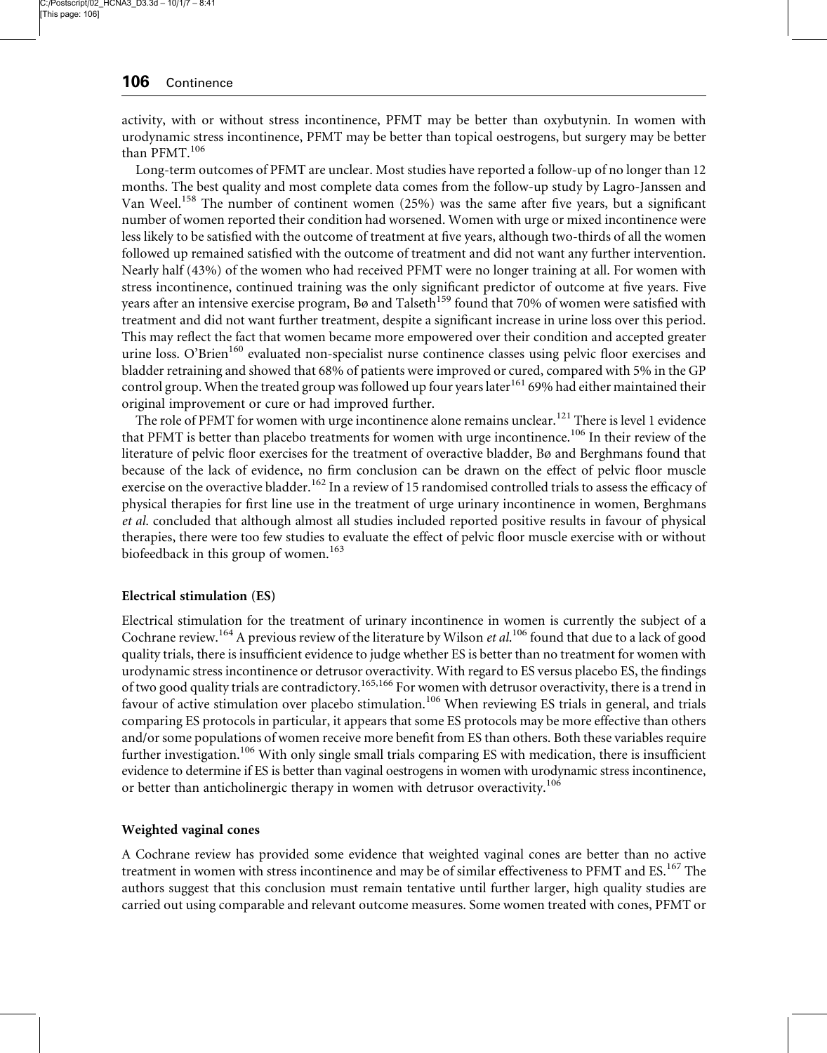activity, with or without stress incontinence, PFMT may be better than oxybutynin. In women with urodynamic stress incontinence, PFMT may be better than topical oestrogens, but surgery may be better than PFMT.[106]

Long-term outcomes of PFMT are unclear. Most studies have reported a follow-up of no longer than 12 months. The best quality and most complete data comes from the follow-up study by Lagro-Janssen and Van Weel.[158] The number of continent women (25%) was the same after five years, but a significant number of women reported their condition had worsened. Women with urge or mixed incontinence were less likely to be satisfied with the outcome of treatment at five years, although two-thirds of all the women followed up remained satisfied with the outcome of treatment and did not want any further intervention. Nearly half (43%) of the women who had received PFMT were no longer training at all. For women with stress incontinence, continued training was the only significant predictor of outcome at five years. Five years after an intensive exercise program, Bø and Talseth[159] found that 70% of women were satisfied with treatment and did not want further treatment, despite a significant increase in urine loss over this period. This may reflect the fact that women became more empowered over their condition and accepted greater urine loss. O'Brien[160] evaluated non-specialist nurse continence classes using pelvic floor exercises and bladder retraining and showed that 68% of patients were improved or cured, compared with 5% in the GP control group. When the treated group was followed up four years later[161] 69% had either maintained their original improvement or cure or had improved further.

The role of PFMT for women with urge incontinence alone remains unclear.[121] There is level 1 evidence that PFMT is better than placebo treatments for women with urge incontinence.[106] In their review of the literature of pelvic floor exercises for the treatment of overactive bladder, Bø and Berghmans found that because of the lack of evidence, no firm conclusion can be drawn on the effect of pelvic floor muscle exercise on the overactive bladder.[162] In a review of 15 randomised controlled trials to assess the efficacy of physical therapies for first line use in the treatment of urge urinary incontinence in women, Berghmans *et al.* concluded that although almost all studies included reported positive results in favour of physical therapies, there were too few studies to evaluate the effect of pelvic floor muscle exercise with or without biofeedback in this group of women.[163]

### Electrical stimulation (ES)

Electrical stimulation for the treatment of urinary incontinence in women is currently the subject of a Cochrane review.[164] A previous review of the literature by Wilson *et al.*[106] found that due to a lack of good quality trials, there is insufficient evidence to judge whether ES is better than no treatment for women with urodynamic stress incontinence or detrusor overactivity. With regard to ES versus placebo ES, the findings of two good quality trials are contradictory.[165,166] For women with detrusor overactivity, there is a trend in favour of active stimulation over placebo stimulation.[106] When reviewing ES trials in general, and trials comparing ES protocols in particular, it appears that some ES protocols may be more effective than others and/or some populations of women receive more benefit from ES than others. Both these variables require further investigation.[106] With only single small trials comparing ES with medication, there is insufficient evidence to determine if ES is better than vaginal oestrogens in women with urodynamic stress incontinence, or better than anticholinergic therapy in women with detrusor overactivity.[106]

### Weighted vaginal cones

A Cochrane review has provided some evidence that weighted vaginal cones are better than no active treatment in women with stress incontinence and may be of similar effectiveness to PFMT and ES.[167] The authors suggest that this conclusion must remain tentative until further larger, high quality studies are carried out using comparable and relevant outcome measures. Some women treated with cones, PFMT or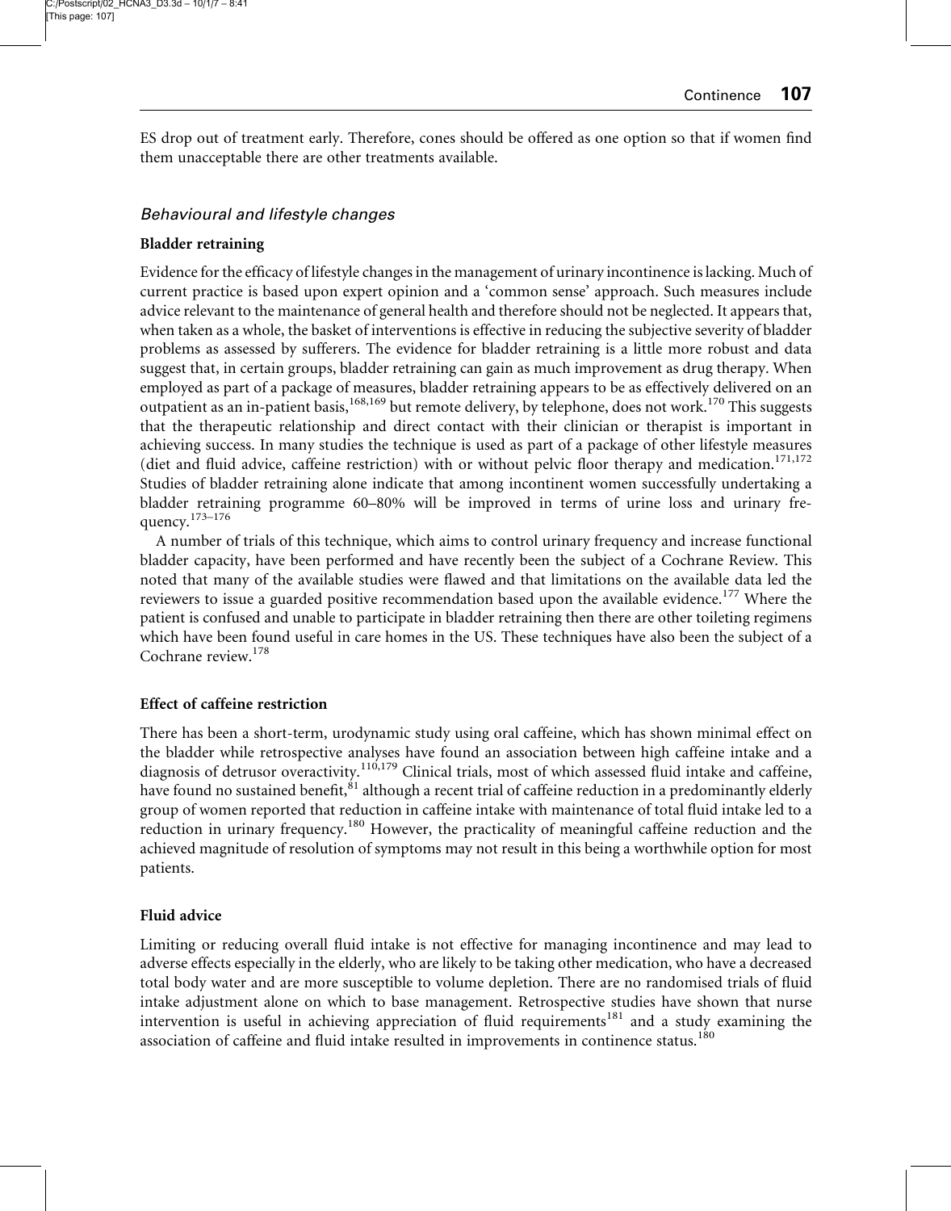ES drop out of treatment early. Therefore, cones should be offered as one option so that if women find them unacceptable there are other treatments available.

### *Behavioural and lifestyle changes*

#### Bladder retraining

Evidence for the efficacy of lifestyle changes in the management of urinary incontinence is lacking. Much of current practice is based upon expert opinion and a 'common sense' approach. Such measures include advice relevant to the maintenance of general health and therefore should not be neglected. It appears that, when taken as a whole, the basket of interventions is effective in reducing the subjective severity of bladder problems as assessed by sufferers. The evidence for bladder retraining is a little more robust and data suggest that, in certain groups, bladder retraining can gain as much improvement as drug therapy. When employed as part of a package of measures, bladder retraining appears to be as effectively delivered on an outpatient as an in-patient basis,[168,169] but remote delivery, by telephone, does not work.[170] This suggests that the therapeutic relationship and direct contact with their clinician or therapist is important in achieving success. In many studies the technique is used as part of a package of other lifestyle measures (diet and fluid advice, caffeine restriction) with or without pelvic floor therapy and medication.[171,172] Studies of bladder retraining alone indicate that among incontinent women successfully undertaking a bladder retraining programme 60–80% will be improved in terms of urine loss and urinary frequency.[173–176]

A number of trials of this technique, which aims to control urinary frequency and increase functional bladder capacity, have been performed and have recently been the subject of a Cochrane Review. This noted that many of the available studies were flawed and that limitations on the available data led the reviewers to issue a guarded positive recommendation based upon the available evidence.[177] Where the patient is confused and unable to participate in bladder retraining then there are other toileting regimens which have been found useful in care homes in the US. These techniques have also been the subject of a Cochrane review.[178]

#### Effect of caffeine restriction

There has been a short-term, urodynamic study using oral caffeine, which has shown minimal effect on the bladder while retrospective analyses have found an association between high caffeine intake and a diagnosis of detrusor overactivity.[110,179] Clinical trials, most of which assessed fluid intake and caffeine, have found no sustained benefit,[81] although a recent trial of caffeine reduction in a predominantly elderly group of women reported that reduction in caffeine intake with maintenance of total fluid intake led to a reduction in urinary frequency.[180] However, the practicality of meaningful caffeine reduction and the achieved magnitude of resolution of symptoms may not result in this being a worthwhile option for most patients.

#### Fluid advice

Limiting or reducing overall fluid intake is not effective for managing incontinence and may lead to adverse effects especially in the elderly, who are likely to be taking other medication, who have a decreased total body water and are more susceptible to volume depletion. There are no randomised trials of fluid intake adjustment alone on which to base management. Retrospective studies have shown that nurse intervention is useful in achieving appreciation of fluid requirements[181] and a study examining the association of caffeine and fluid intake resulted in improvements in continence status.[180]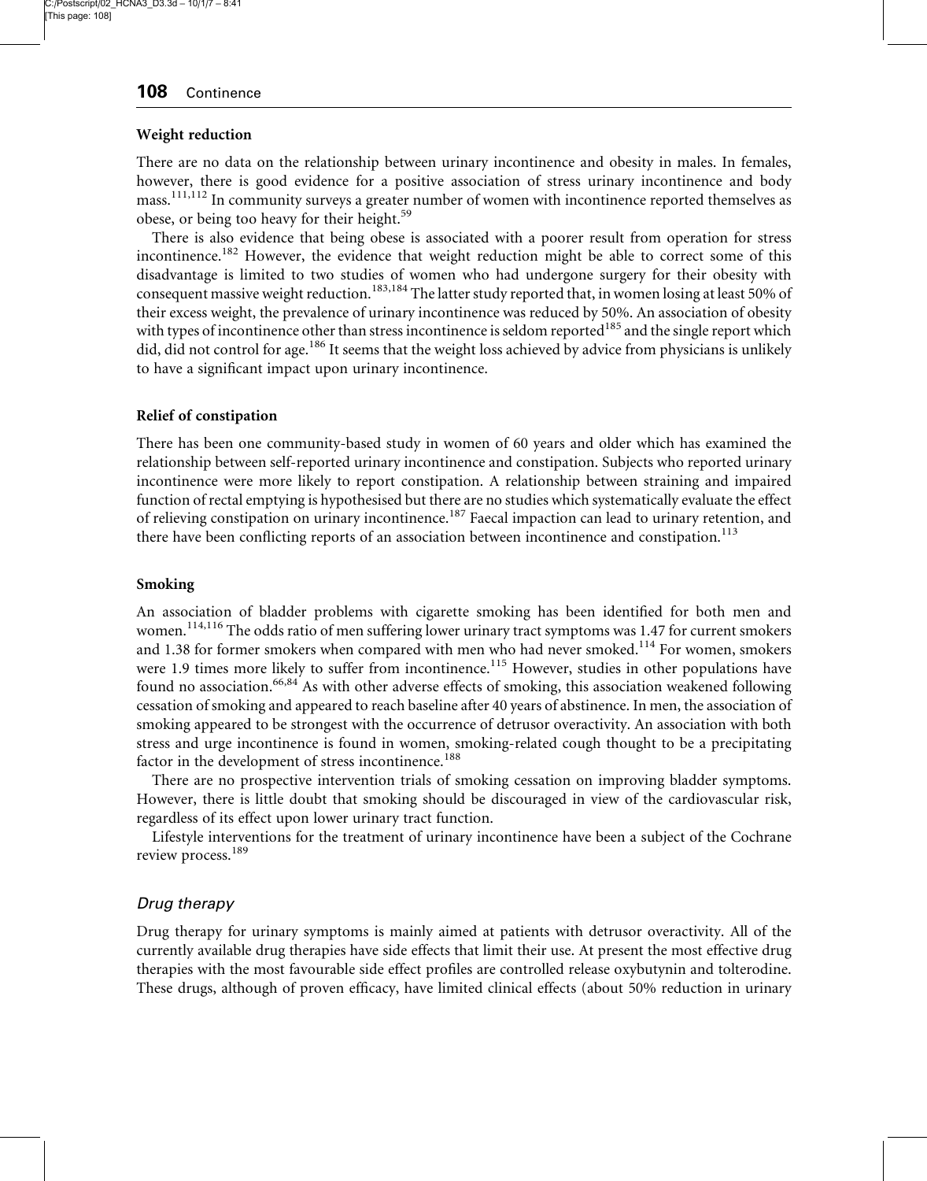### Weight reduction

There are no data on the relationship between urinary incontinence and obesity in males. In females, however, there is good evidence for a positive association of stress urinary incontinence and body mass.[111,112] In community surveys a greater number of women with incontinence reported themselves as obese, or being too heavy for their height.[59]

There is also evidence that being obese is associated with a poorer result from operation for stress incontinence.[182] However, the evidence that weight reduction might be able to correct some of this disadvantage is limited to two studies of women who had undergone surgery for their obesity with consequent massive weight reduction.[183,184] The latter study reported that, in women losing at least 50% of their excess weight, the prevalence of urinary incontinence was reduced by 50%. An association of obesity with types of incontinence other than stress incontinence is seldom reported[185] and the single report which did, did not control for age.[186] It seems that the weight loss achieved by advice from physicians is unlikely to have a significant impact upon urinary incontinence.

### Relief of constipation

There has been one community-based study in women of 60 years and older which has examined the relationship between self-reported urinary incontinence and constipation. Subjects who reported urinary incontinence were more likely to report constipation. A relationship between straining and impaired function of rectal emptying is hypothesised but there are no studies which systematically evaluate the effect of relieving constipation on urinary incontinence.[187] Faecal impaction can lead to urinary retention, and there have been conflicting reports of an association between incontinence and constipation.[113]

### Smoking

An association of bladder problems with cigarette smoking has been identified for both men and women.[114,116] The odds ratio of men suffering lower urinary tract symptoms was 1.47 for current smokers and 1.38 for former smokers when compared with men who had never smoked.[114] For women, smokers were 1.9 times more likely to suffer from incontinence.[115] However, studies in other populations have found no association.[66,84] As with other adverse effects of smoking, this association weakened following cessation of smoking and appeared to reach baseline after 40 years of abstinence. In men, the association of smoking appeared to be strongest with the occurrence of detrusor overactivity. An association with both stress and urge incontinence is found in women, smoking-related cough thought to be a precipitating factor in the development of stress incontinence.[188]

There are no prospective intervention trials of smoking cessation on improving bladder symptoms. However, there is little doubt that smoking should be discouraged in view of the cardiovascular risk, regardless of its effect upon lower urinary tract function.

Lifestyle interventions for the treatment of urinary incontinence have been a subject of the Cochrane review process.[189]

## *Drug therapy*

Drug therapy for urinary symptoms is mainly aimed at patients with detrusor overactivity. All of the currently available drug therapies have side effects that limit their use. At present the most effective drug therapies with the most favourable side effect profiles are controlled release oxybutynin and tolterodine. These drugs, although of proven efficacy, have limited clinical effects (about 50% reduction in urinary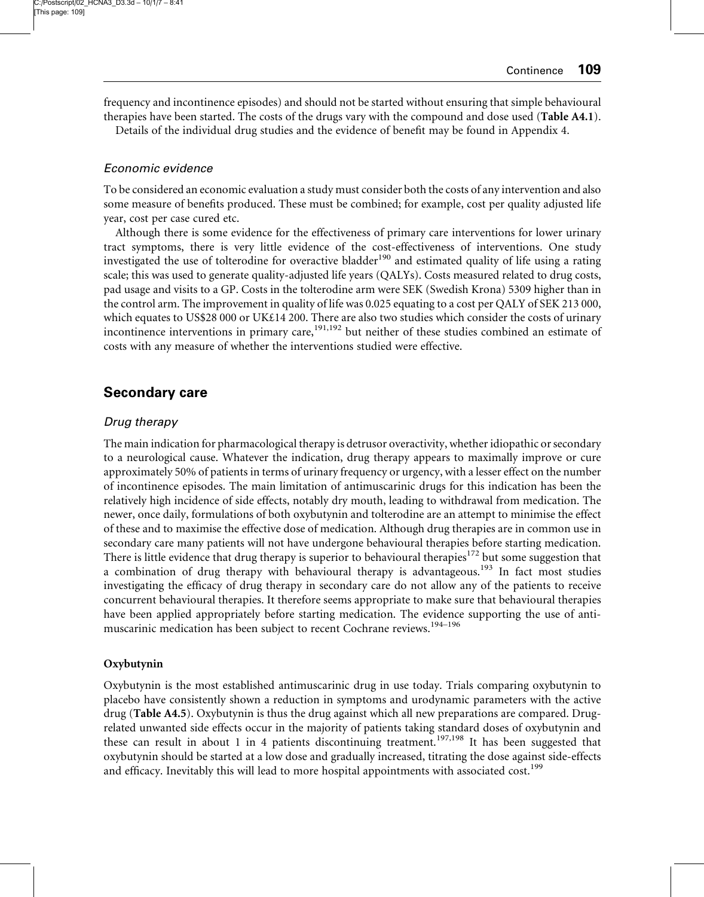frequency and incontinence episodes) and should not be started without ensuring that simple behavioural therapies have been started. The costs of the drugs vary with the compound and dose used (**Table A4.1**).

Details of the individual drug studies and the evidence of benefit may be found in Appendix 4.

### *Economic evidence*

To be considered an economic evaluation a study must consider both the costs of any intervention and also some measure of benefits produced. These must be combined; for example, cost per quality adjusted life year, cost per case cured etc.

Although there is some evidence for the effectiveness of primary care interventions for lower urinary tract symptoms, there is very little evidence of the cost-effectiveness of interventions. One study investigated the use of tolterodine for overactive bladder[190] and estimated quality of life using a rating scale; this was used to generate quality-adjusted life years (QALYs). Costs measured related to drug costs, pad usage and visits to a GP. Costs in the tolterodine arm were SEK (Swedish Krona) 5309 higher than in the control arm. The improvement in quality of life was 0.025 equating to a cost per QALY of SEK 213 000, which equates to US$28 000 or UK£14 200. There are also two studies which consider the costs of urinary incontinence interventions in primary care,[191,192] but neither of these studies combined an estimate of costs with any measure of whether the interventions studied were effective.

## Secondary care

### *Drug therapy*

The main indication for pharmacological therapy is detrusor overactivity, whether idiopathic or secondary to a neurological cause. Whatever the indication, drug therapy appears to maximally improve or cure approximately 50% of patients in terms of urinary frequency or urgency, with a lesser effect on the number of incontinence episodes. The main limitation of antimuscarinic drugs for this indication has been the relatively high incidence of side effects, notably dry mouth, leading to withdrawal from medication. The newer, once daily, formulations of both oxybutynin and tolterodine are an attempt to minimise the effect of these and to maximise the effective dose of medication. Although drug therapies are in common use in secondary care many patients will not have undergone behavioural therapies before starting medication. There is little evidence that drug therapy is superior to behavioural therapies[172] but some suggestion that a combination of drug therapy with behavioural therapy is advantageous.[193] In fact most studies investigating the efficacy of drug therapy in secondary care do not allow any of the patients to receive concurrent behavioural therapies. It therefore seems appropriate to make sure that behavioural therapies have been applied appropriately before starting medication. The evidence supporting the use of antimuscarinic medication has been subject to recent Cochrane reviews.[194–196]

#### Oxybutynin

Oxybutynin is the most established antimuscarinic drug in use today. Trials comparing oxybutynin to placebo have consistently shown a reduction in symptoms and urodynamic parameters with the active drug (**Table A4.5**). Oxybutynin is thus the drug against which all new preparations are compared. Drug-related unwanted side effects occur in the majority of patients taking standard doses of oxybutynin and these can result in about 1 in 4 patients discontinuing treatment.[197,198] It has been suggested that oxybutynin should be started at a low dose and gradually increased, titrating the dose against side-effects and efficacy. Inevitably this will lead to more hospital appointments with associated cost.[199]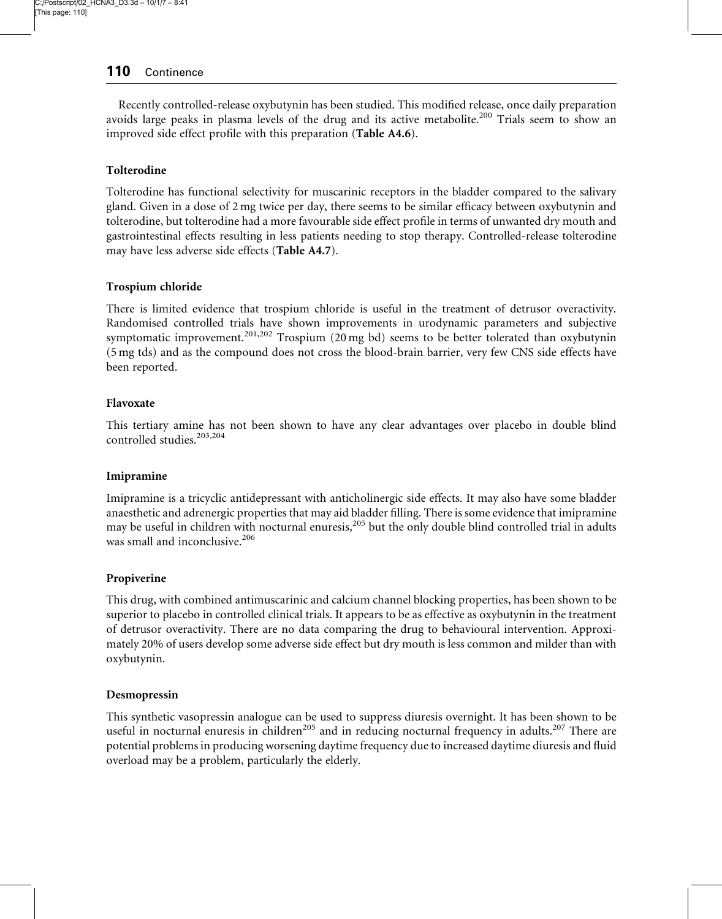Recently controlled-release oxybutynin has been studied. This modified release, once daily preparation avoids large peaks in plasma levels of the drug and its active metabolite.[200] Trials seem to show an improved side effect profile with this preparation (**Table A4.6**).

### Tolterodine

Tolterodine has functional selectivity for muscarinic receptors in the bladder compared to the salivary gland. Given in a dose of 2 mg twice per day, there seems to be similar efficacy between oxybutynin and tolterodine, but tolterodine had a more favourable side effect profile in terms of unwanted dry mouth and gastrointestinal effects resulting in less patients needing to stop therapy. Controlled-release tolterodine may have less adverse side effects (**Table A4.7**).

### Trospium chloride

There is limited evidence that trospium chloride is useful in the treatment of detrusor overactivity. Randomised controlled trials have shown improvements in urodynamic parameters and subjective symptomatic improvement.[201,202] Trospium (20 mg bd) seems to be better tolerated than oxybutynin (5 mg tds) and as the compound does not cross the blood-brain barrier, very few CNS side effects have been reported.

### Flavoxate

This tertiary amine has not been shown to have any clear advantages over placebo in double blind controlled studies.[203,204]

### Imipramine

Imipramine is a tricyclic antidepressant with anticholinergic side effects. It may also have some bladder anaesthetic and adrenergic properties that may aid bladder filling. There is some evidence that imipramine may be useful in children with nocturnal enuresis,[205] but the only double blind controlled trial in adults was small and inconclusive.[206]

### Propiverine

This drug, with combined antimuscarinic and calcium channel blocking properties, has been shown to be superior to placebo in controlled clinical trials. It appears to be as effective as oxybutynin in the treatment of detrusor overactivity. There are no data comparing the drug to behavioural intervention. Approximately 20% of users develop some adverse side effect but dry mouth is less common and milder than with oxybutynin.

### Desmopressin

This synthetic vasopressin analogue can be used to suppress diuresis overnight. It has been shown to be useful in nocturnal enuresis in children[205] and in reducing nocturnal frequency in adults.[207] There are potential problems in producing worsening daytime frequency due to increased daytime diuresis and fluid overload may be a problem, particularly the elderly.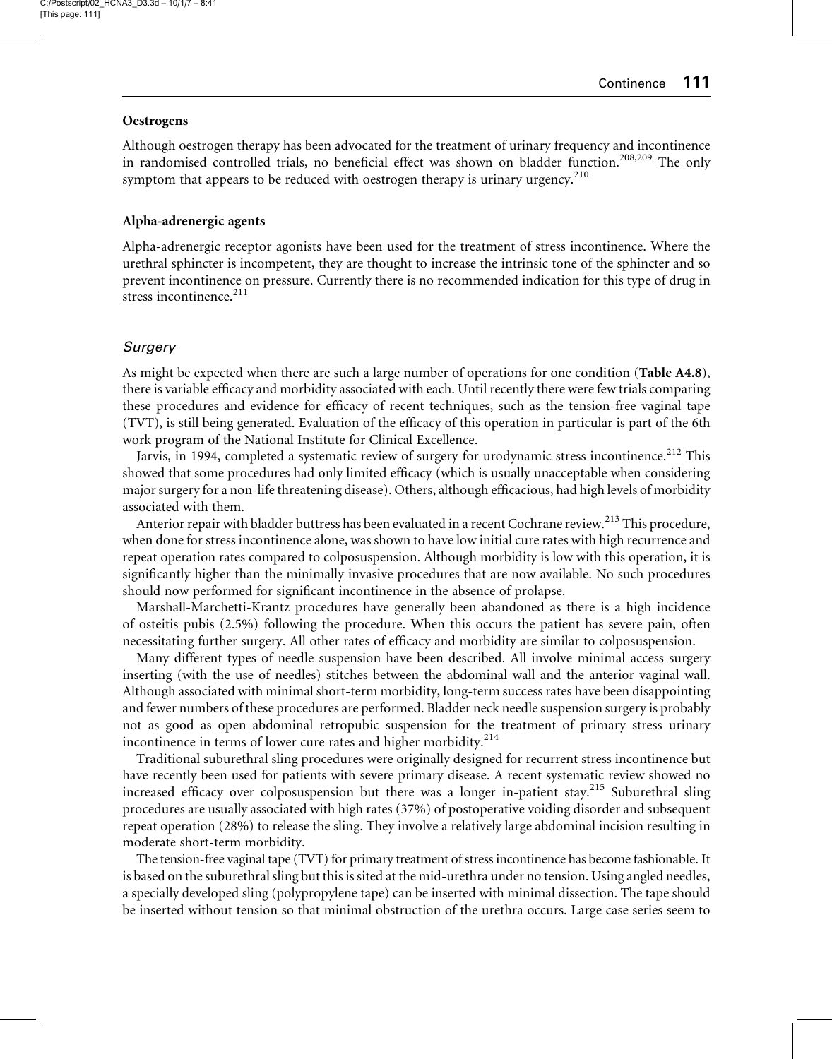### Oestrogens

Although oestrogen therapy has been advocated for the treatment of urinary frequency and incontinence in randomised controlled trials, no beneficial effect was shown on bladder function.[208,209] The only symptom that appears to be reduced with oestrogen therapy is urinary urgency.[210]

### Alpha-adrenergic agents

Alpha-adrenergic receptor agonists have been used for the treatment of stress incontinence. Where the urethral sphincter is incompetent, they are thought to increase the intrinsic tone of the sphincter and so prevent incontinence on pressure. Currently there is no recommended indication for this type of drug in stress incontinence.[211]

## *Surgery*

As might be expected when there are such a large number of operations for one condition (**Table A4.8**), there is variable efficacy and morbidity associated with each. Until recently there were few trials comparing these procedures and evidence for efficacy of recent techniques, such as the tension-free vaginal tape (TVT), is still being generated. Evaluation of the efficacy of this operation in particular is part of the 6th work program of the National Institute for Clinical Excellence.

Jarvis, in 1994, completed a systematic review of surgery for urodynamic stress incontinence.[212] This showed that some procedures had only limited efficacy (which is usually unacceptable when considering major surgery for a non-life threatening disease). Others, although efficacious, had high levels of morbidity associated with them.

Anterior repair with bladder buttress has been evaluated in a recent Cochrane review.[213] This procedure, when done for stress incontinence alone, was shown to have low initial cure rates with high recurrence and repeat operation rates compared to colposuspension. Although morbidity is low with this operation, it is significantly higher than the minimally invasive procedures that are now available. No such procedures should now performed for significant incontinence in the absence of prolapse.

Marshall-Marchetti-Krantz procedures have generally been abandoned as there is a high incidence of osteitis pubis (2.5%) following the procedure. When this occurs the patient has severe pain, often necessitating further surgery. All other rates of efficacy and morbidity are similar to colposuspension.

Many different types of needle suspension have been described. All involve minimal access surgery inserting (with the use of needles) stitches between the abdominal wall and the anterior vaginal wall. Although associated with minimal short-term morbidity, long-term success rates have been disappointing and fewer numbers of these procedures are performed. Bladder neck needle suspension surgery is probably not as good as open abdominal retropubic suspension for the treatment of primary stress urinary incontinence in terms of lower cure rates and higher morbidity.[214]

Traditional suburethral sling procedures were originally designed for recurrent stress incontinence but have recently been used for patients with severe primary disease. A recent systematic review showed no increased efficacy over colposuspension but there was a longer in-patient stay.[215] Suburethral sling procedures are usually associated with high rates (37%) of postoperative voiding disorder and subsequent repeat operation (28%) to release the sling. They involve a relatively large abdominal incision resulting in moderate short-term morbidity.

The tension-free vaginal tape (TVT) for primary treatment of stress incontinence has become fashionable. It is based on the suburethral sling but this is sited at the mid-urethra under no tension. Using angled needles, a specially developed sling (polypropylene tape) can be inserted with minimal dissection. The tape should be inserted without tension so that minimal obstruction of the urethra occurs. Large case series seem to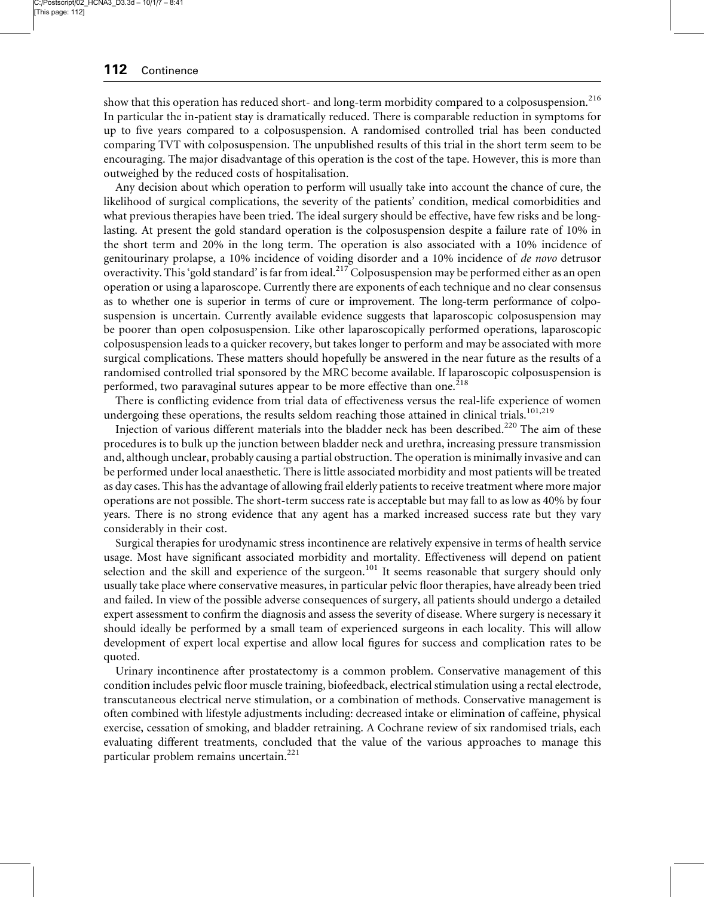show that this operation has reduced short- and long-term morbidity compared to a colposuspension.[216] In particular the in-patient stay is dramatically reduced. There is comparable reduction in symptoms for up to five years compared to a colposuspension. A randomised controlled trial has been conducted comparing TVT with colposuspension. The unpublished results of this trial in the short term seem to be encouraging. The major disadvantage of this operation is the cost of the tape. However, this is more than outweighed by the reduced costs of hospitalisation.

Any decision about which operation to perform will usually take into account the chance of cure, the likelihood of surgical complications, the severity of the patients' condition, medical comorbidities and what previous therapies have been tried. The ideal surgery should be effective, have few risks and be long-lasting. At present the gold standard operation is the colposuspension despite a failure rate of 10% in the short term and 20% in the long term. The operation is also associated with a 10% incidence of genitourinary prolapse, a 10% incidence of voiding disorder and a 10% incidence of *de novo* detrusor overactivity. This 'gold standard' is far from ideal.[217] Colposuspension may be performed either as an open operation or using a laparoscope. Currently there are exponents of each technique and no clear consensus as to whether one is superior in terms of cure or improvement. The long-term performance of colposuspension is uncertain. Currently available evidence suggests that laparoscopic colposuspension may be poorer than open colposuspension. Like other laparoscopically performed operations, laparoscopic colposuspension leads to a quicker recovery, but takes longer to perform and may be associated with more surgical complications. These matters should hopefully be answered in the near future as the results of a randomised controlled trial sponsored by the MRC become available. If laparoscopic colposuspension is performed, two paravaginal sutures appear to be more effective than one.[218]

There is conflicting evidence from trial data of effectiveness versus the real-life experience of women undergoing these operations, the results seldom reaching those attained in clinical trials.[101,219]

Injection of various different materials into the bladder neck has been described.[220] The aim of these procedures is to bulk up the junction between bladder neck and urethra, increasing pressure transmission and, although unclear, probably causing a partial obstruction. The operation is minimally invasive and can be performed under local anaesthetic. There is little associated morbidity and most patients will be treated as day cases. This has the advantage of allowing frail elderly patients to receive treatment where more major operations are not possible. The short-term success rate is acceptable but may fall to as low as 40% by four years. There is no strong evidence that any agent has a marked increased success rate but they vary considerably in their cost.

Surgical therapies for urodynamic stress incontinence are relatively expensive in terms of health service usage. Most have significant associated morbidity and mortality. Effectiveness will depend on patient selection and the skill and experience of the surgeon.[101] It seems reasonable that surgery should only usually take place where conservative measures, in particular pelvic floor therapies, have already been tried and failed. In view of the possible adverse consequences of surgery, all patients should undergo a detailed expert assessment to confirm the diagnosis and assess the severity of disease. Where surgery is necessary it should ideally be performed by a small team of experienced surgeons in each locality. This will allow development of expert local expertise and allow local figures for success and complication rates to be quoted.

Urinary incontinence after prostatectomy is a common problem. Conservative management of this condition includes pelvic floor muscle training, biofeedback, electrical stimulation using a rectal electrode, transcutaneous electrical nerve stimulation, or a combination of methods. Conservative management is often combined with lifestyle adjustments including: decreased intake or elimination of caffeine, physical exercise, cessation of smoking, and bladder retraining. A Cochrane review of six randomised trials, each evaluating different treatments, concluded that the value of the various approaches to manage this particular problem remains uncertain.[221]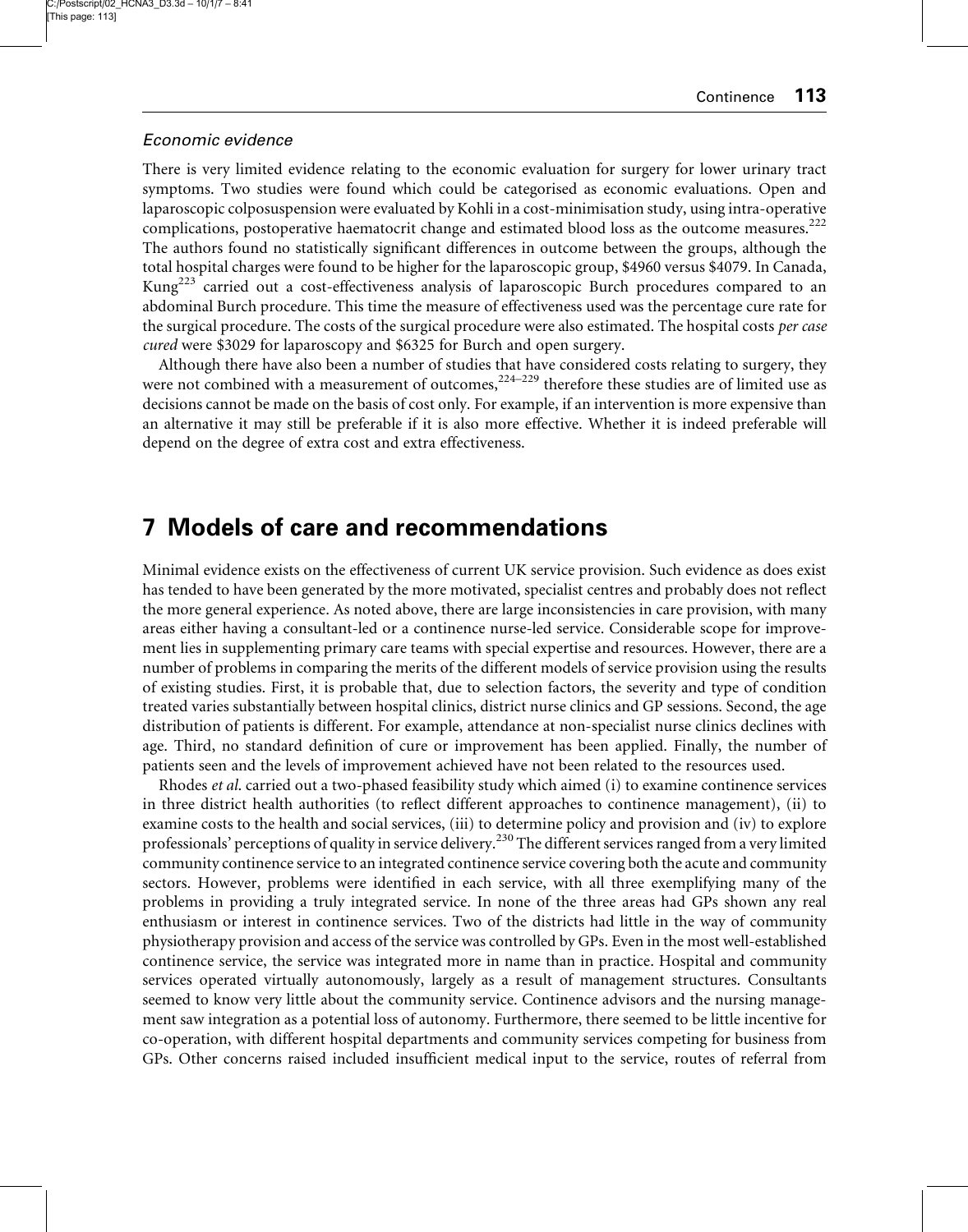### *Economic evidence*

There is very limited evidence relating to the economic evaluation for surgery for lower urinary tract symptoms. Two studies were found which could be categorised as economic evaluations. Open and laparoscopic colposuspension were evaluated by Kohli in a cost-minimisation study, using intra-operative complications, postoperative haematocrit change and estimated blood loss as the outcome measures.[222] The authors found no statistically significant differences in outcome between the groups, although the total hospital charges were found to be higher for the laparoscopic group, $4960 versus $4079. In Canada, Kung[223] carried out a cost-effectiveness analysis of laparoscopic Burch procedures compared to an abdominal Burch procedure. This time the measure of effectiveness used was the percentage cure rate for the surgical procedure. The costs of the surgical procedure were also estimated. The hospital costs *per case cured* were $3029 for laparoscopy and $6325 for Burch and open surgery.

Although there have also been a number of studies that have considered costs relating to surgery, they were not combined with a measurement of outcomes,[224–229] therefore these studies are of limited use as decisions cannot be made on the basis of cost only. For example, if an intervention is more expensive than an alternative it may still be preferable if it is also more effective. Whether it is indeed preferable will depend on the degree of extra cost and extra effectiveness.

# 7 Models of care and recommendations

Minimal evidence exists on the effectiveness of current UK service provision. Such evidence as does exist has tended to have been generated by the more motivated, specialist centres and probably does not reflect the more general experience. As noted above, there are large inconsistencies in care provision, with many areas either having a consultant-led or a continence nurse-led service. Considerable scope for improvement lies in supplementing primary care teams with special expertise and resources. However, there are a number of problems in comparing the merits of the different models of service provision using the results of existing studies. First, it is probable that, due to selection factors, the severity and type of condition treated varies substantially between hospital clinics, district nurse clinics and GP sessions. Second, the age distribution of patients is different. For example, attendance at non-specialist nurse clinics declines with age. Third, no standard definition of cure or improvement has been applied. Finally, the number of patients seen and the levels of improvement achieved have not been related to the resources used.

Rhodes *et al.* carried out a two-phased feasibility study which aimed (i) to examine continence services in three district health authorities (to reflect different approaches to continence management), (ii) to examine costs to the health and social services, (iii) to determine policy and provision and (iv) to explore professionals' perceptions of quality in service delivery.[230] The different services ranged from a very limited community continence service to an integrated continence service covering both the acute and community sectors. However, problems were identified in each service, with all three exemplifying many of the problems in providing a truly integrated service. In none of the three areas had GPs shown any real enthusiasm or interest in continence services. Two of the districts had little in the way of community physiotherapy provision and access of the service was controlled by GPs. Even in the most well-established continence service, the service was integrated more in name than in practice. Hospital and community services operated virtually autonomously, largely as a result of management structures. Consultants seemed to know very little about the community service. Continence advisors and the nursing management saw integration as a potential loss of autonomy. Furthermore, there seemed to be little incentive for co-operation, with different hospital departments and community services competing for business from GPs. Other concerns raised included insufficient medical input to the service, routes of referral from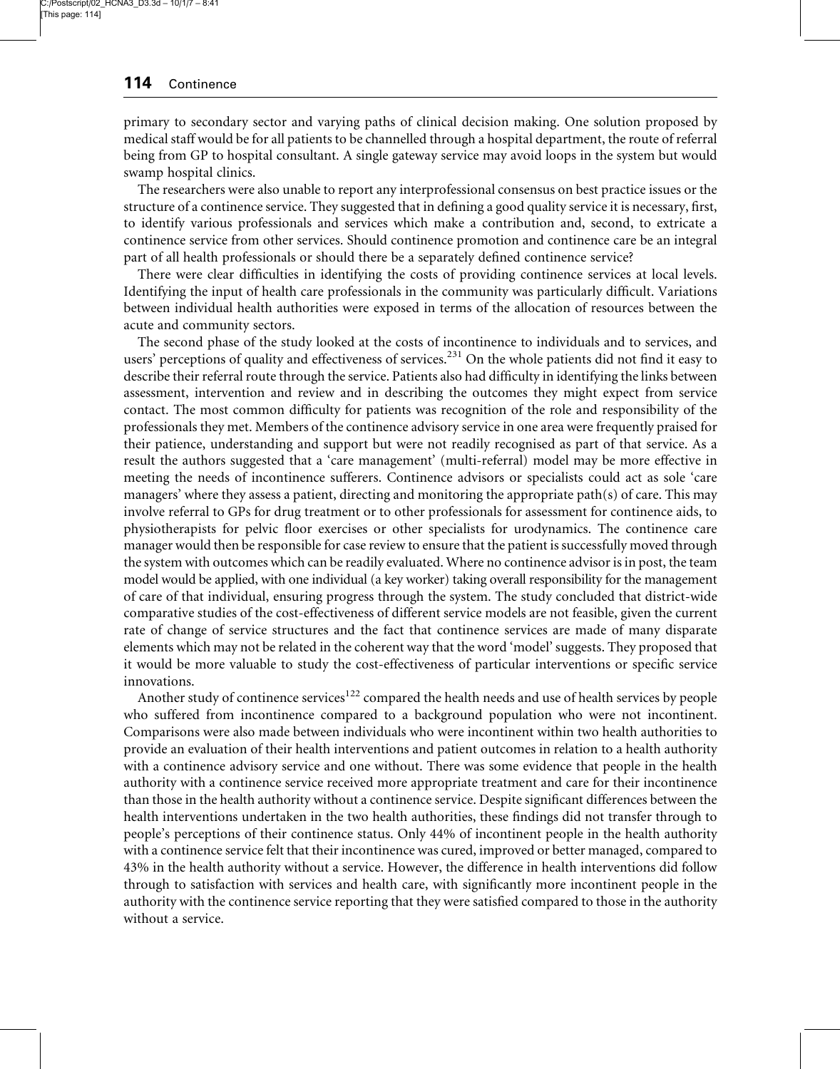primary to secondary sector and varying paths of clinical decision making. One solution proposed by medical staff would be for all patients to be channelled through a hospital department, the route of referral being from GP to hospital consultant. A single gateway service may avoid loops in the system but would swamp hospital clinics.

The researchers were also unable to report any interprofessional consensus on best practice issues or the structure of a continence service. They suggested that in defining a good quality service it is necessary, first, to identify various professionals and services which make a contribution and, second, to extricate a continence service from other services. Should continence promotion and continence care be an integral part of all health professionals or should there be a separately defined continence service?

There were clear difficulties in identifying the costs of providing continence services at local levels. Identifying the input of health care professionals in the community was particularly difficult. Variations between individual health authorities were exposed in terms of the allocation of resources between the acute and community sectors.

The second phase of the study looked at the costs of incontinence to individuals and to services, and users' perceptions of quality and effectiveness of services.[231] On the whole patients did not find it easy to describe their referral route through the service. Patients also had difficulty in identifying the links between assessment, intervention and review and in describing the outcomes they might expect from service contact. The most common difficulty for patients was recognition of the role and responsibility of the professionals they met. Members of the continence advisory service in one area were frequently praised for their patience, understanding and support but were not readily recognised as part of that service. As a result the authors suggested that a 'care management' (multi-referral) model may be more effective in meeting the needs of incontinence sufferers. Continence advisors or specialists could act as sole 'care managers' where they assess a patient, directing and monitoring the appropriate path(s) of care. This may involve referral to GPs for drug treatment or to other professionals for assessment for continence aids, to physiotherapists for pelvic floor exercises or other specialists for urodynamics. The continence care manager would then be responsible for case review to ensure that the patient is successfully moved through the system with outcomes which can be readily evaluated. Where no continence advisor is in post, the team model would be applied, with one individual (a key worker) taking overall responsibility for the management of care of that individual, ensuring progress through the system. The study concluded that district-wide comparative studies of the cost-effectiveness of different service models are not feasible, given the current rate of change of service structures and the fact that continence services are made of many disparate elements which may not be related in the coherent way that the word 'model' suggests. They proposed that it would be more valuable to study the cost-effectiveness of particular interventions or specific service innovations.

Another study of continence services[122] compared the health needs and use of health services by people who suffered from incontinence compared to a background population who were not incontinent. Comparisons were also made between individuals who were incontinent within two health authorities to provide an evaluation of their health interventions and patient outcomes in relation to a health authority with a continence advisory service and one without. There was some evidence that people in the health authority with a continence service received more appropriate treatment and care for their incontinence than those in the health authority without a continence service. Despite significant differences between the health interventions undertaken in the two health authorities, these findings did not transfer through to people's perceptions of their continence status. Only 44% of incontinent people in the health authority with a continence service felt that their incontinence was cured, improved or better managed, compared to 43% in the health authority without a service. However, the difference in health interventions did follow through to satisfaction with services and health care, with significantly more incontinent people in the authority with the continence service reporting that they were satisfied compared to those in the authority without a service.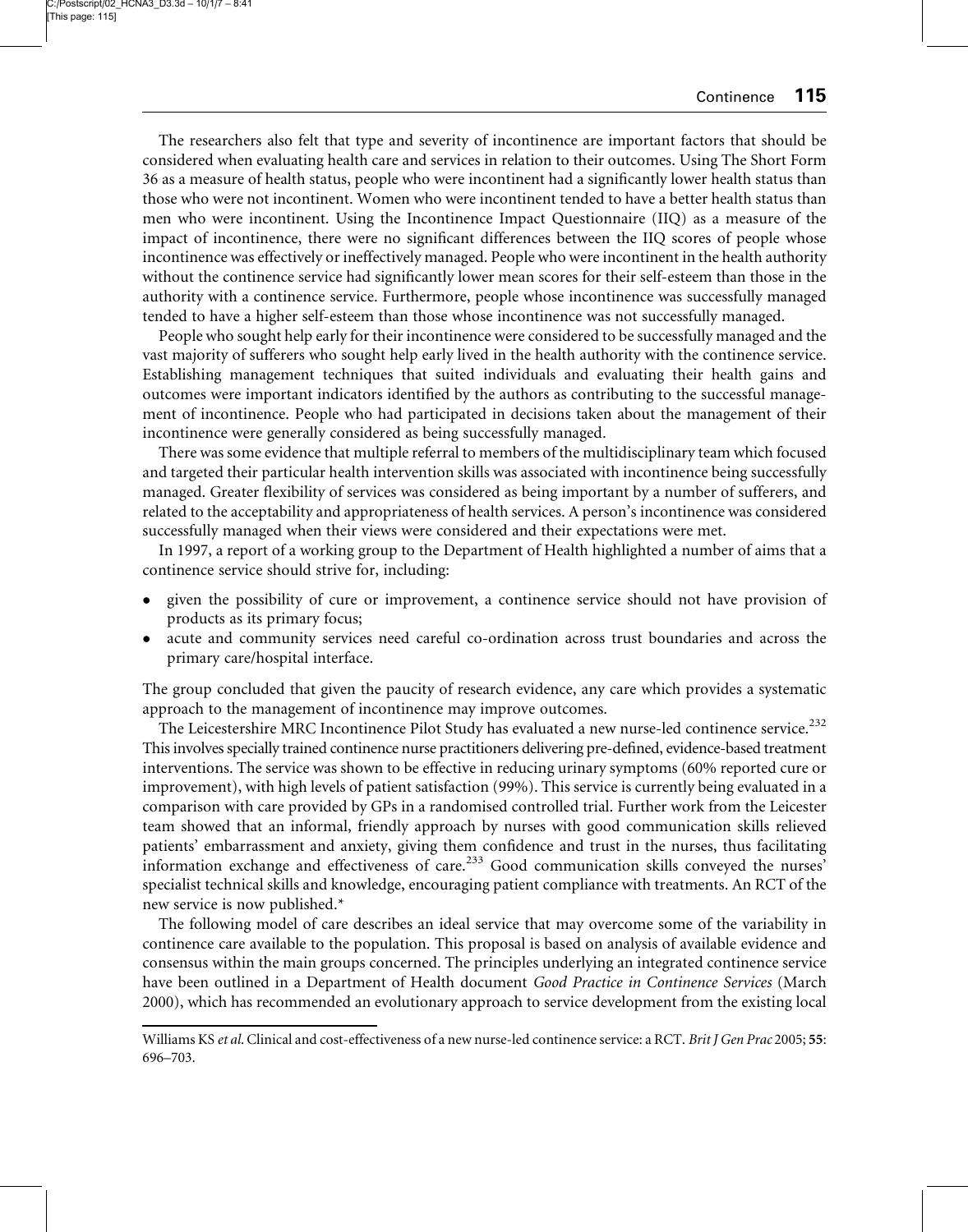The researchers also felt that type and severity of incontinence are important factors that should be considered when evaluating health care and services in relation to their outcomes. Using The Short Form 36 as a measure of health status, people who were incontinent had a significantly lower health status than those who were not incontinent. Women who were incontinent tended to have a better health status than men who were incontinent. Using the Incontinence Impact Questionnaire (IIQ) as a measure of the impact of incontinence, there were no significant differences between the IIQ scores of people whose incontinence was effectively or ineffectively managed. People who were incontinent in the health authority without the continence service had significantly lower mean scores for their self-esteem than those in the authority with a continence service. Furthermore, people whose incontinence was successfully managed tended to have a higher self-esteem than those whose incontinence was not successfully managed.

People who sought help early for their incontinence were considered to be successfully managed and the vast majority of sufferers who sought help early lived in the health authority with the continence service. Establishing management techniques that suited individuals and evaluating their health gains and outcomes were important indicators identified by the authors as contributing to the successful management of incontinence. People who had participated in decisions taken about the management of their incontinence were generally considered as being successfully managed.

There was some evidence that multiple referral to members of the multidisciplinary team which focused and targeted their particular health intervention skills was associated with incontinence being successfully managed. Greater flexibility of services was considered as being important by a number of sufferers, and related to the acceptability and appropriateness of health services. A person's incontinence was considered successfully managed when their views were considered and their expectations were met.

In 1997, a report of a working group to the Department of Health highlighted a number of aims that a continence service should strive for, including:

- given the possibility of cure or improvement, a continence service should not have provision of products as its primary focus;
- acute and community services need careful co-ordination across trust boundaries and across the primary care/hospital interface.

The group concluded that given the paucity of research evidence, any care which provides a systematic approach to the management of incontinence may improve outcomes.

The Leicestershire MRC Incontinence Pilot Study has evaluated a new nurse-led continence service.[232] This involves specially trained continence nurse practitioners delivering pre-defined, evidence-based treatment interventions. The service was shown to be effective in reducing urinary symptoms (60% reported cure or improvement), with high levels of patient satisfaction (99%). This service is currently being evaluated in a comparison with care provided by GPs in a randomised controlled trial. Further work from the Leicester team showed that an informal, friendly approach by nurses with good communication skills relieved patients' embarrassment and anxiety, giving them confidence and trust in the nurses, thus facilitating information exchange and effectiveness of care.[233] Good communication skills conveyed the nurses' specialist technical skills and knowledge, encouraging patient compliance with treatments. An RCT of the new service is now published.*

The following model of care describes an ideal service that may overcome some of the variability in continence care available to the population. This proposal is based on analysis of available evidence and consensus within the main groups concerned. The principles underlying an integrated continence service have been outlined in a Department of Health document *Good Practice in Continence Services* (March 2000), which has recommended an evolutionary approach to service development from the existing local

---

* Williams KS *et al*. Clinical and cost-effectiveness of a new nurse-led continence service: a RCT. *Brit J Gen Prac* 2005; **55**: 696–703.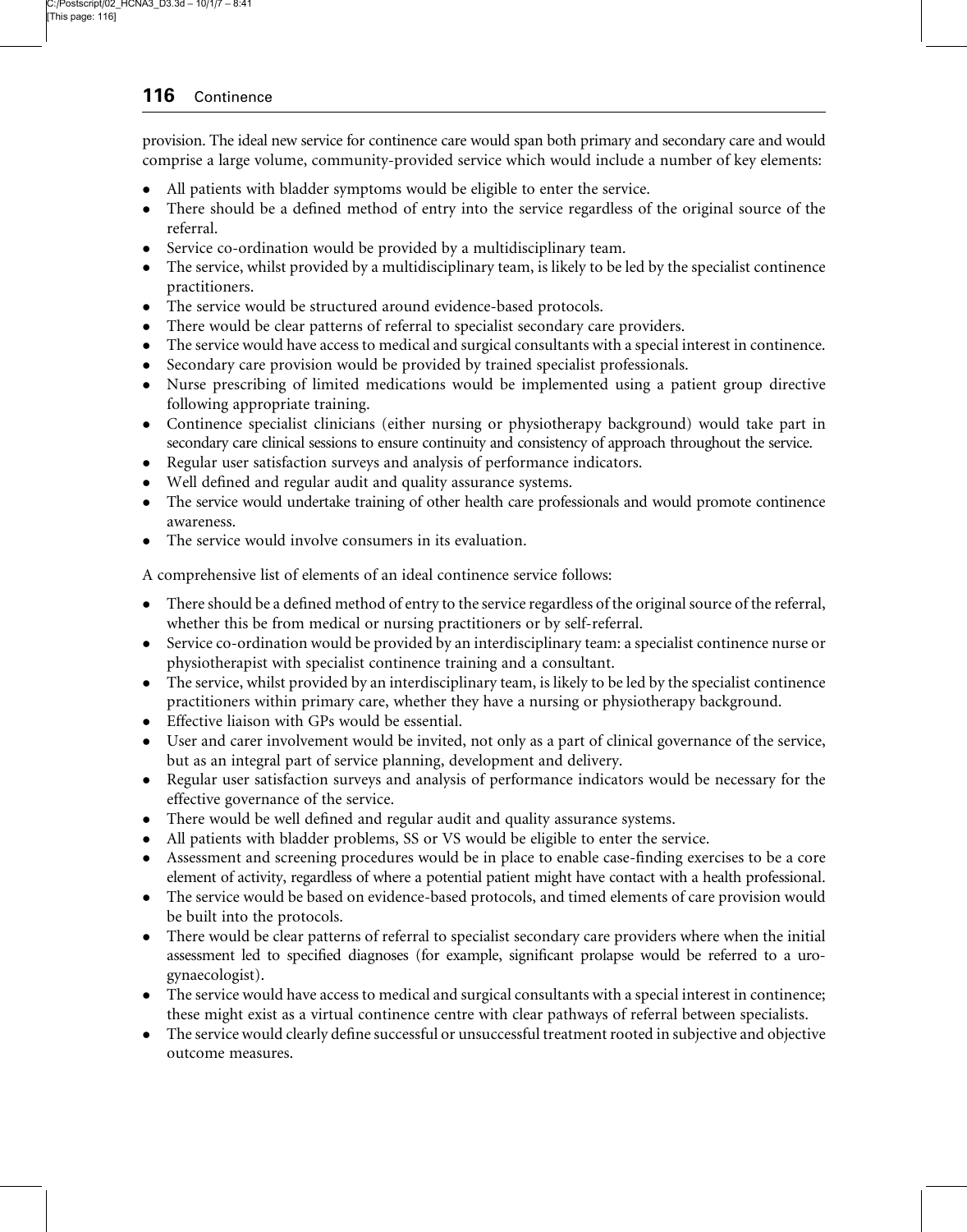provision. The ideal new service for continence care would span both primary and secondary care and would comprise a large volume, community-provided service which would include a number of key elements:

- All patients with bladder symptoms would be eligible to enter the service.
- There should be a defined method of entry into the service regardless of the original source of the referral.
- Service co-ordination would be provided by a multidisciplinary team.
- The service, whilst provided by a multidisciplinary team, is likely to be led by the specialist continence practitioners.
- The service would be structured around evidence-based protocols.
- There would be clear patterns of referral to specialist secondary care providers.
- The service would have access to medical and surgical consultants with a special interest in continence.
- Secondary care provision would be provided by trained specialist professionals.
- Nurse prescribing of limited medications would be implemented using a patient group directive following appropriate training.
- Continence specialist clinicians (either nursing or physiotherapy background) would take part in secondary care clinical sessions to ensure continuity and consistency of approach throughout the service.
- Regular user satisfaction surveys and analysis of performance indicators.
- Well defined and regular audit and quality assurance systems.
- The service would undertake training of other health care professionals and would promote continence awareness.
- The service would involve consumers in its evaluation.

A comprehensive list of elements of an ideal continence service follows:

- There should be a defined method of entry to the service regardless of the original source of the referral, whether this be from medical or nursing practitioners or by self-referral.
- Service co-ordination would be provided by an interdisciplinary team: a specialist continence nurse or physiotherapist with specialist continence training and a consultant.
- The service, whilst provided by an interdisciplinary team, is likely to be led by the specialist continence practitioners within primary care, whether they have a nursing or physiotherapy background.
- Effective liaison with GPs would be essential.
- User and carer involvement would be invited, not only as a part of clinical governance of the service, but as an integral part of service planning, development and delivery.
- Regular user satisfaction surveys and analysis of performance indicators would be necessary for the effective governance of the service.
- There would be well defined and regular audit and quality assurance systems.
- All patients with bladder problems, SS or VS would be eligible to enter the service.
- Assessment and screening procedures would be in place to enable case-finding exercises to be a core element of activity, regardless of where a potential patient might have contact with a health professional.
- The service would be based on evidence-based protocols, and timed elements of care provision would be built into the protocols.
- There would be clear patterns of referral to specialist secondary care providers where when the initial assessment led to specified diagnoses (for example, significant prolapse would be referred to a urogynaecologist).
- The service would have access to medical and surgical consultants with a special interest in continence; these might exist as a virtual continence centre with clear pathways of referral between specialists.
- The service would clearly define successful or unsuccessful treatment rooted in subjective and objective outcome measures.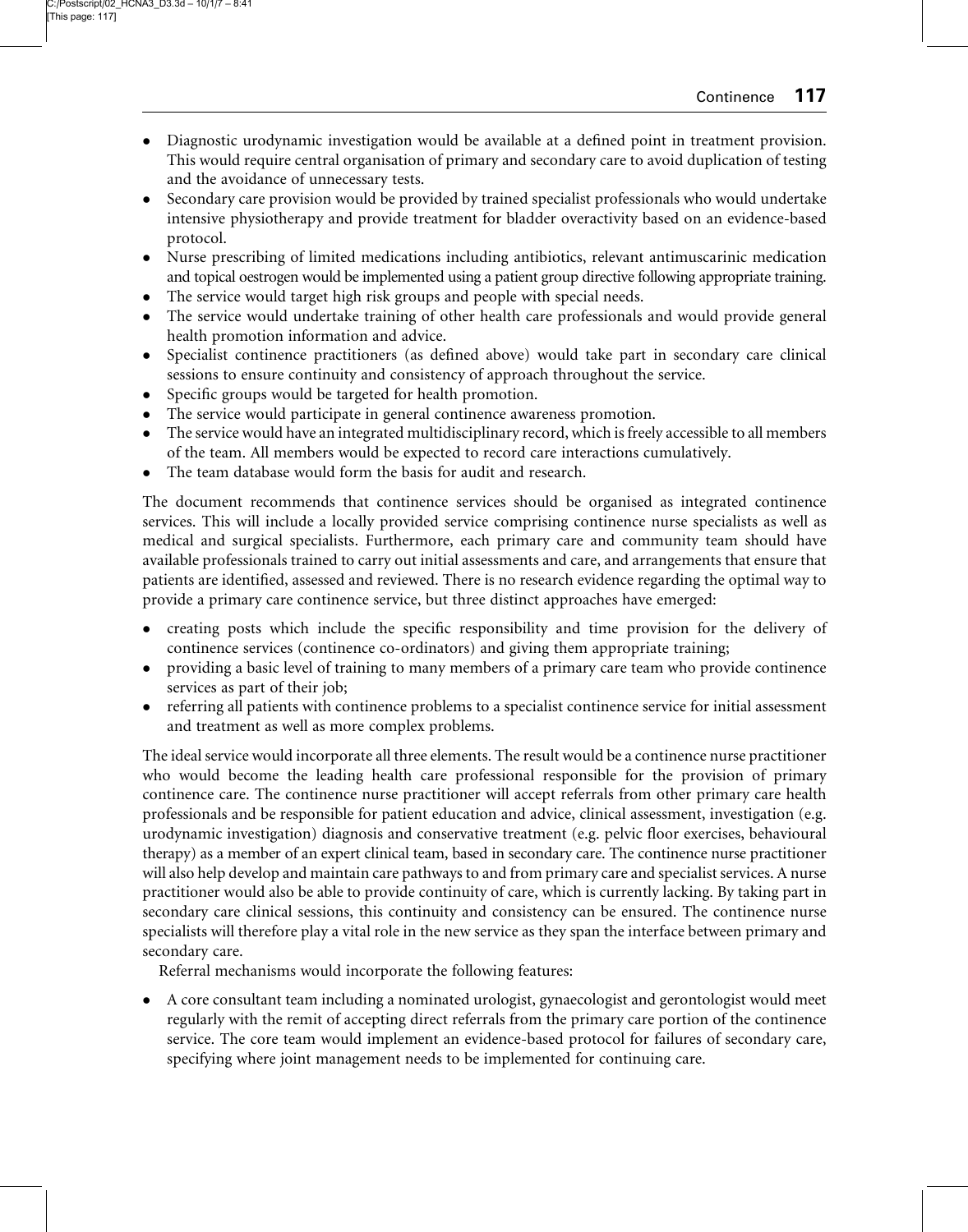- Diagnostic urodynamic investigation would be available at a defined point in treatment provision. This would require central organisation of primary and secondary care to avoid duplication of testing and the avoidance of unnecessary tests.
- Secondary care provision would be provided by trained specialist professionals who would undertake intensive physiotherapy and provide treatment for bladder overactivity based on an evidence-based protocol.
- Nurse prescribing of limited medications including antibiotics, relevant antimuscarinic medication and topical oestrogen would be implemented using a patient group directive following appropriate training.
- The service would target high risk groups and people with special needs.
- The service would undertake training of other health care professionals and would provide general health promotion information and advice.
- Specialist continence practitioners (as defined above) would take part in secondary care clinical sessions to ensure continuity and consistency of approach throughout the service.
- Specific groups would be targeted for health promotion.
- The service would participate in general continence awareness promotion.
- The service would have an integrated multidisciplinary record, which is freely accessible to all members of the team. All members would be expected to record care interactions cumulatively.
- The team database would form the basis for audit and research.

The document recommends that continence services should be organised as integrated continence services. This will include a locally provided service comprising continence nurse specialists as well as medical and surgical specialists. Furthermore, each primary care and community team should have available professionals trained to carry out initial assessments and care, and arrangements that ensure that patients are identified, assessed and reviewed. There is no research evidence regarding the optimal way to provide a primary care continence service, but three distinct approaches have emerged:

- creating posts which include the specific responsibility and time provision for the delivery of continence services (continence co-ordinators) and giving them appropriate training;
- providing a basic level of training to many members of a primary care team who provide continence services as part of their job;
- referring all patients with continence problems to a specialist continence service for initial assessment and treatment as well as more complex problems.

The ideal service would incorporate all three elements. The result would be a continence nurse practitioner who would become the leading health care professional responsible for the provision of primary continence care. The continence nurse practitioner will accept referrals from other primary care health professionals and be responsible for patient education and advice, clinical assessment, investigation (e.g. urodynamic investigation) diagnosis and conservative treatment (e.g. pelvic floor exercises, behavioural therapy) as a member of an expert clinical team, based in secondary care. The continence nurse practitioner will also help develop and maintain care pathways to and from primary care and specialist services. A nurse practitioner would also be able to provide continuity of care, which is currently lacking. By taking part in secondary care clinical sessions, this continuity and consistency can be ensured. The continence nurse specialists will therefore play a vital role in the new service as they span the interface between primary and secondary care.

Referral mechanisms would incorporate the following features:

- A core consultant team including a nominated urologist, gynaecologist and gerontologist would meet regularly with the remit of accepting direct referrals from the primary care portion of the continence service. The core team would implement an evidence-based protocol for failures of secondary care, specifying where joint management needs to be implemented for continuing care.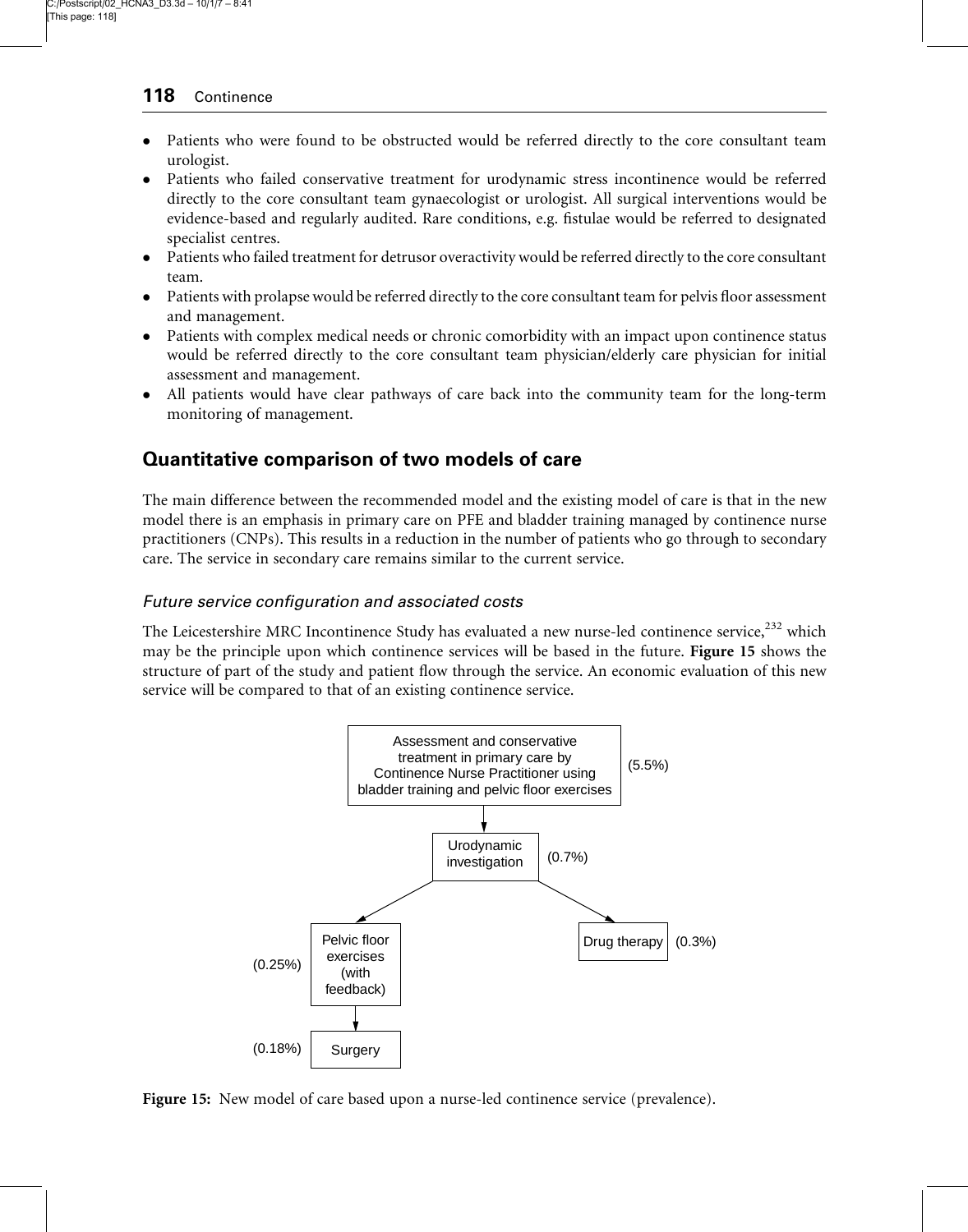- Patients who were found to be obstructed would be referred directly to the core consultant team urologist.
- Patients who failed conservative treatment for urodynamic stress incontinence would be referred directly to the core consultant team gynaecologist or urologist. All surgical interventions would be evidence-based and regularly audited. Rare conditions, e.g. fistulae would be referred to designated specialist centres.
- Patients who failed treatment for detrusor overactivity would be referred directly to the core consultant team.
- Patients with prolapse would be referred directly to the core consultant team for pelvis floor assessment and management.
- Patients with complex medical needs or chronic comorbidity with an impact upon continence status would be referred directly to the core consultant team physician/elderly care physician for initial assessment and management.
- All patients would have clear pathways of care back into the community team for the long-term monitoring of management.

## Quantitative comparison of two models of care

The main difference between the recommended model and the existing model of care is that in the new model there is an emphasis in primary care on PFE and bladder training managed by continence nurse practitioners (CNPs). This results in a reduction in the number of patients who go through to secondary care. The service in secondary care remains similar to the current service.

### *Future service configuration and associated costs*

The Leicestershire MRC Incontinence Study has evaluated a new nurse-led continence service,[232] which may be the principle upon which continence services will be based in the future. **Figure 15** shows the structure of part of the study and patient flow through the service. An economic evaluation of this new service will be compared to that of an existing continence service.

Assessment and conservative treatment in primary care by Continence Nurse Practitioner using bladder training and pelvic floor exercises (5.5%)

Urodynamic investigation (0.7%)

Pelvic floor exercises (with feedback) (0.25%)

Drug therapy (0.3%)

Surgery (0.18%)

**Figure 15:** New model of care based upon a nurse-led continence service (prevalence).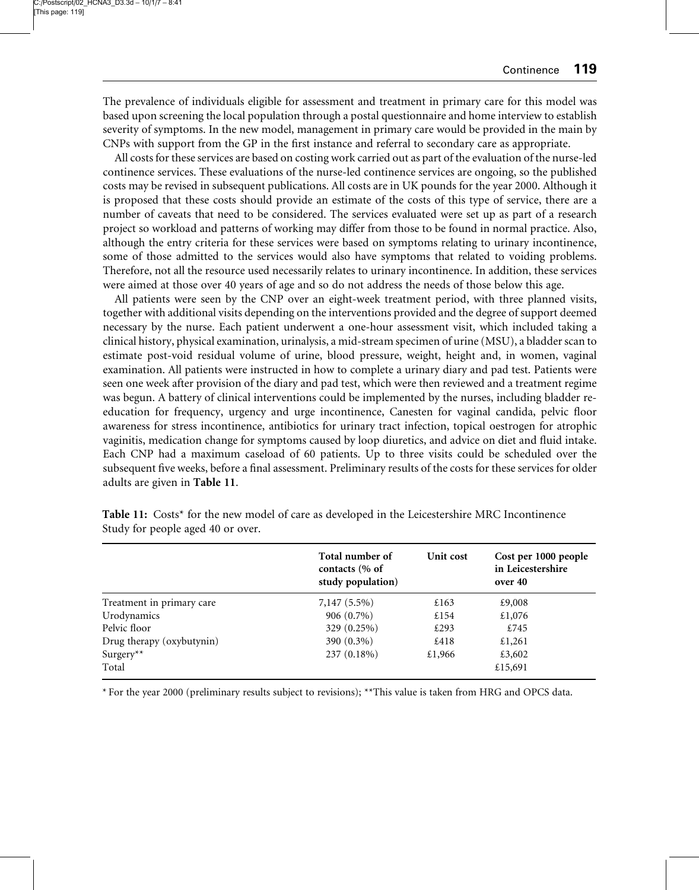The prevalence of individuals eligible for assessment and treatment in primary care for this model was based upon screening the local population through a postal questionnaire and home interview to establish severity of symptoms. In the new model, management in primary care would be provided in the main by CNPs with support from the GP in the first instance and referral to secondary care as appropriate.

All costs for these services are based on costing work carried out as part of the evaluation of the nurse-led continence services. These evaluations of the nurse-led continence services are ongoing, so the published costs may be revised in subsequent publications. All costs are in UK pounds for the year 2000. Although it is proposed that these costs should provide an estimate of the costs of this type of service, there are a number of caveats that need to be considered. The services evaluated were set up as part of a research project so workload and patterns of working may differ from those to be found in normal practice. Also, although the entry criteria for these services were based on symptoms relating to urinary incontinence, some of those admitted to the services would also have symptoms that related to voiding problems. Therefore, not all the resource used necessarily relates to urinary incontinence. In addition, these services were aimed at those over 40 years of age and so do not address the needs of those below this age.

All patients were seen by the CNP over an eight-week treatment period, with three planned visits, together with additional visits depending on the interventions provided and the degree of support deemed necessary by the nurse. Each patient underwent a one-hour assessment visit, which included taking a clinical history, physical examination, urinalysis, a mid-stream specimen of urine (MSU), a bladder scan to estimate post-void residual volume of urine, blood pressure, weight, height and, in women, vaginal examination. All patients were instructed in how to complete a urinary diary and pad test. Patients were seen one week after provision of the diary and pad test, which were then reviewed and a treatment regime was begun. A battery of clinical interventions could be implemented by the nurses, including bladder re-education for frequency, urgency and urge incontinence, Canesten for vaginal candida, pelvic floor awareness for stress incontinence, antibiotics for urinary tract infection, topical oestrogen for atrophic vaginitis, medication change for symptoms caused by loop diuretics, and advice on diet and fluid intake. Each CNP had a maximum caseload of 60 patients. Up to three visits could be scheduled over the subsequent five weeks, before a final assessment. Preliminary results of the costs for these services for older adults are given in **Table 11**.

**Table 11:** Costs* for the new model of care as developed in the Leicestershire MRC Incontinence Study for people aged 40 or over.

| | Total number of contacts (% of study population) | Unit cost | Cost per 1000 people in Leicestershire over 40 |
|---|---|---|---|
| Treatment in primary care | 7,147 (5.5%) | £163 | £9,008 |
| Urodynamics | 906 (0.7%) | £154 | £1,076 |
| Pelvic floor | 329 (0.25%) | £293 | £745 |
| Drug therapy (oxybutynin) | 390 (0.3%) | £418 | £1,261 |
| Surgery** | 237 (0.18%) | £1,966 | £3,602 |
| Total | | | £15,691 |

* For the year 2000 (preliminary results subject to revisions); **This value is taken from HRG and OPCS data.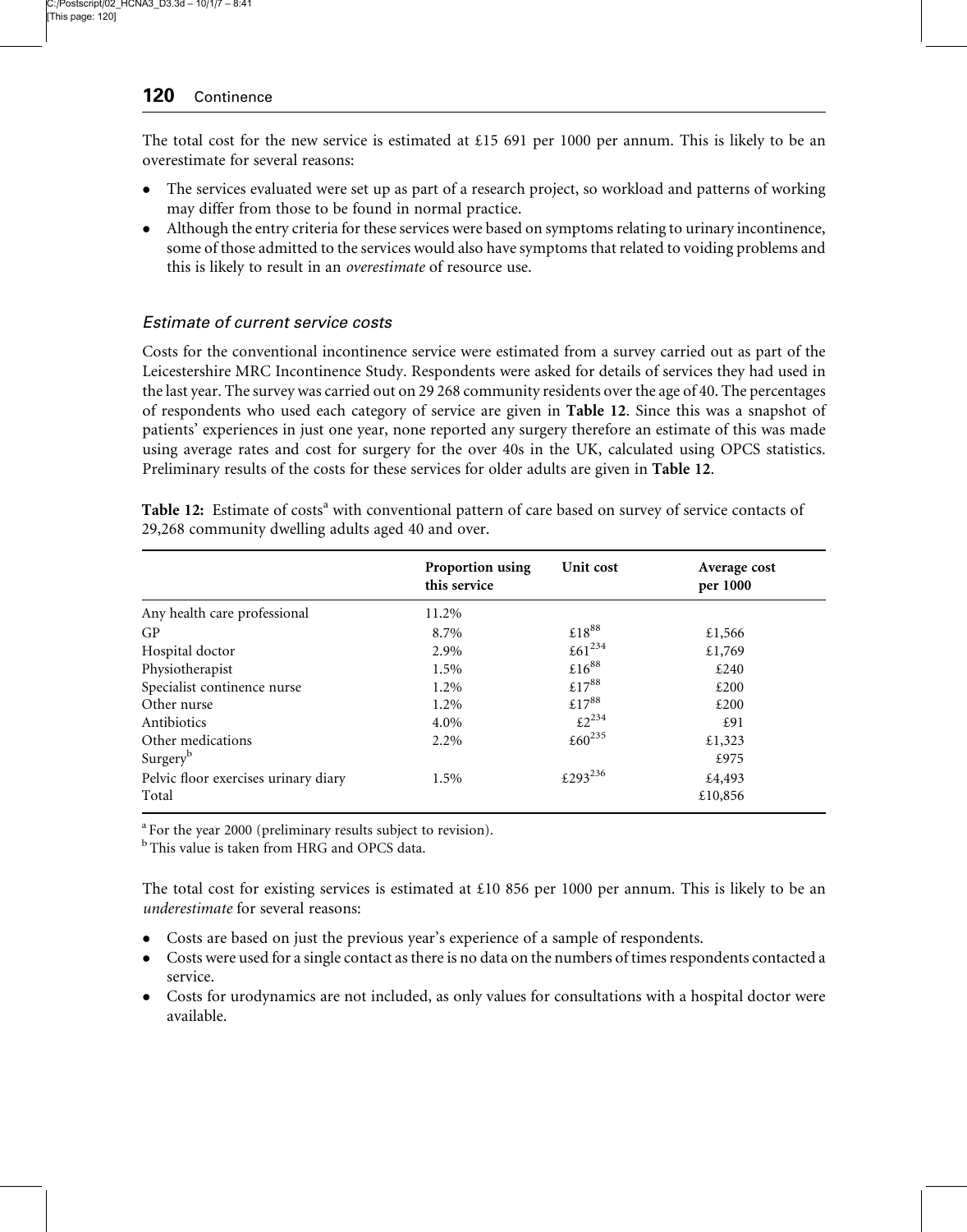The total cost for the new service is estimated at £15 691 per 1000 per annum. This is likely to be an overestimate for several reasons:

- The services evaluated were set up as part of a research project, so workload and patterns of working may differ from those to be found in normal practice.
- Although the entry criteria for these services were based on symptoms relating to urinary incontinence, some of those admitted to the services would also have symptoms that related to voiding problems and this is likely to result in an *overestimate* of resource use.

### *Estimate of current service costs*

Costs for the conventional incontinence service were estimated from a survey carried out as part of the Leicestershire MRC Incontinence Study. Respondents were asked for details of services they had used in the last year. The survey was carried out on 29 268 community residents over the age of 40. The percentages of respondents who used each category of service are given in **Table 12**. Since this was a snapshot of patients' experiences in just one year, none reported any surgery therefore an estimate of this was made using average rates and cost for surgery for the over 40s in the UK, calculated using OPCS statistics. Preliminary results of the costs for these services for older adults are given in **Table 12**.

**Table 12:** Estimate of costs[a] with conventional pattern of care based on survey of service contacts of 29,268 community dwelling adults aged 40 and over.

| | Proportion using this service | Unit cost | Average cost per 1000 |
|---|---|---|---|
| Any health care professional | 11.2% | | |
| GP | 8.7% | £18[88] | £1,566 |
| Hospital doctor | 2.9% | £61[234] | £1,769 |
| Physiotherapist | 1.5% | £16[88] | £240 |
| Specialist continence nurse | 1.2% | £17[88] | £200 |
| Other nurse | 1.2% | £17[88] | £200 |
| Antibiotics | 4.0% | £2[234] | £91 |
| Other medications | 2.2% | £60[235] | £1,323 |
| Surgery[b] | | | £975 |
| Pelvic floor exercises urinary diary | 1.5% | £293[236] | £4,493 |
| Total | | | £10,856 |

[a] For the year 2000 (preliminary results subject to revision).
[b] This value is taken from HRG and OPCS data.

The total cost for existing services is estimated at £10 856 per 1000 per annum. This is likely to be an *underestimate* for several reasons:

- Costs are based on just the previous year's experience of a sample of respondents.
- Costs were used for a single contact as there is no data on the numbers of times respondents contacted a service.
- Costs for urodynamics are not included, as only values for consultations with a hospital doctor were available.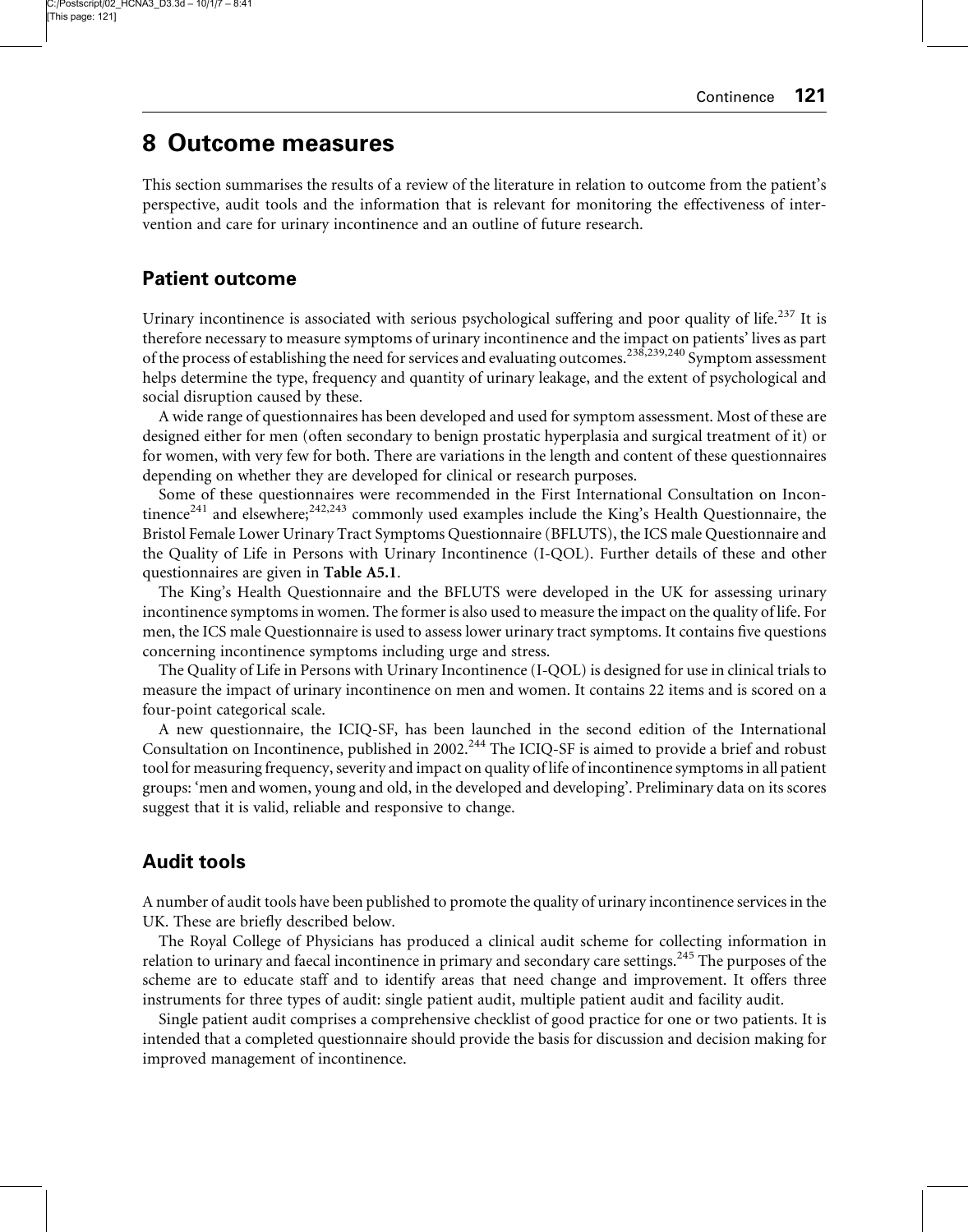# 8 Outcome measures

This section summarises the results of a review of the literature in relation to outcome from the patient's perspective, audit tools and the information that is relevant for monitoring the effectiveness of intervention and care for urinary incontinence and an outline of future research.

## Patient outcome

Urinary incontinence is associated with serious psychological suffering and poor quality of life.[237] It is therefore necessary to measure symptoms of urinary incontinence and the impact on patients' lives as part of the process of establishing the need for services and evaluating outcomes.[238,239,240] Symptom assessment helps determine the type, frequency and quantity of urinary leakage, and the extent of psychological and social disruption caused by these.

A wide range of questionnaires has been developed and used for symptom assessment. Most of these are designed either for men (often secondary to benign prostatic hyperplasia and surgical treatment of it) or for women, with very few for both. There are variations in the length and content of these questionnaires depending on whether they are developed for clinical or research purposes.

Some of these questionnaires were recommended in the First International Consultation on Incontinence[241] and elsewhere;[242,243] commonly used examples include the King's Health Questionnaire, the Bristol Female Lower Urinary Tract Symptoms Questionnaire (BFLUTS), the ICS male Questionnaire and the Quality of Life in Persons with Urinary Incontinence (I-QOL). Further details of these and other questionnaires are given in **Table A5.1**.

The King's Health Questionnaire and the BFLUTS were developed in the UK for assessing urinary incontinence symptoms in women. The former is also used to measure the impact on the quality of life. For men, the ICS male Questionnaire is used to assess lower urinary tract symptoms. It contains five questions concerning incontinence symptoms including urge and stress.

The Quality of Life in Persons with Urinary Incontinence (I-QOL) is designed for use in clinical trials to measure the impact of urinary incontinence on men and women. It contains 22 items and is scored on a four-point categorical scale.

A new questionnaire, the ICIQ-SF, has been launched in the second edition of the International Consultation on Incontinence, published in 2002.[244] The ICIQ-SF is aimed to provide a brief and robust tool for measuring frequency, severity and impact on quality of life of incontinence symptoms in all patient groups: 'men and women, young and old, in the developed and developing'. Preliminary data on its scores suggest that it is valid, reliable and responsive to change.

## Audit tools

A number of audit tools have been published to promote the quality of urinary incontinence services in the UK. These are briefly described below.

The Royal College of Physicians has produced a clinical audit scheme for collecting information in relation to urinary and faecal incontinence in primary and secondary care settings.[245] The purposes of the scheme are to educate staff and to identify areas that need change and improvement. It offers three instruments for three types of audit: single patient audit, multiple patient audit and facility audit.

Single patient audit comprises a comprehensive checklist of good practice for one or two patients. It is intended that a completed questionnaire should provide the basis for discussion and decision making for improved management of incontinence.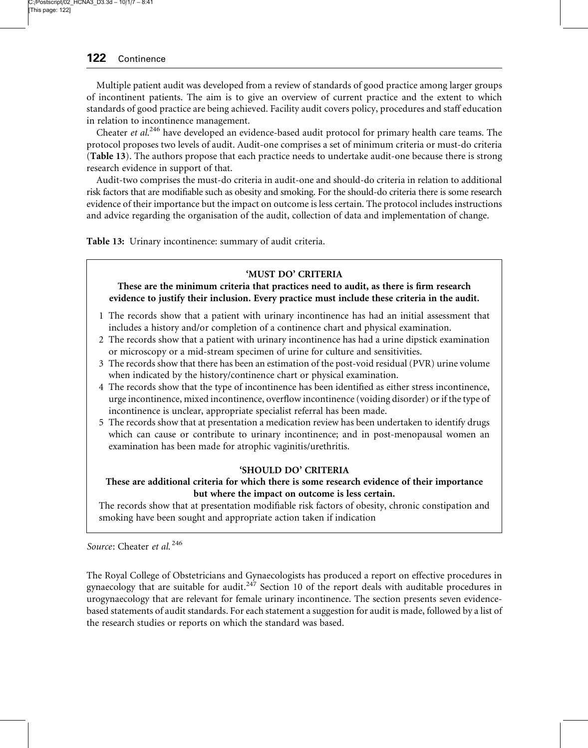Multiple patient audit was developed from a review of standards of good practice among larger groups of incontinent patients. The aim is to give an overview of current practice and the extent to which standards of good practice are being achieved. Facility audit covers policy, procedures and staff education in relation to incontinence management.

Cheater *et al.*[246] have developed an evidence-based audit protocol for primary health care teams. The protocol proposes two levels of audit. Audit-one comprises a set of minimum criteria or must-do criteria (**Table 13**). The authors propose that each practice needs to undertake audit-one because there is strong research evidence in support of that.

Audit-two comprises the must-do criteria in audit-one and should-do criteria in relation to additional risk factors that are modifiable such as obesity and smoking. For the should-do criteria there is some research evidence of their importance but the impact on outcome is less certain. The protocol includes instructions and advice regarding the organisation of the audit, collection of data and implementation of change.

**Table 13:** Urinary incontinence: summary of audit criteria.

**'MUST DO' CRITERIA**

**These are the minimum criteria that practices need to audit, as there is firm research evidence to justify their inclusion. Every practice must include these criteria in the audit.**

1. The records show that a patient with urinary incontinence has had an initial assessment that includes a history and/or completion of a continence chart and physical examination.
2. The records show that a patient with urinary incontinence has had a urine dipstick examination or microscopy or a mid-stream specimen of urine for culture and sensitivities.
3. The records show that there has been an estimation of the post-void residual (PVR) urine volume when indicated by the history/continence chart or physical examination.
4. The records show that the type of incontinence has been identified as either stress incontinence, urge incontinence, mixed incontinence, overflow incontinence (voiding disorder) or if the type of incontinence is unclear, appropriate specialist referral has been made.
5. The records show that at presentation a medication review has been undertaken to identify drugs which can cause or contribute to urinary incontinence; and in post-menopausal women an examination has been made for atrophic vaginitis/urethritis.

**'SHOULD DO' CRITERIA**

**These are additional criteria for which there is some research evidence of their importance but where the impact on outcome is less certain.**

The records show that at presentation modifiable risk factors of obesity, chronic constipation and smoking have been sought and appropriate action taken if indication

*Source*: Cheater *et al.*[246]

The Royal College of Obstetricians and Gynaecologists has produced a report on effective procedures in gynaecology that are suitable for audit.[247] Section 10 of the report deals with auditable procedures in urogynaecology that are relevant for female urinary incontinence. The section presents seven evidence-based statements of audit standards. For each statement a suggestion for audit is made, followed by a list of the research studies or reports on which the standard was based.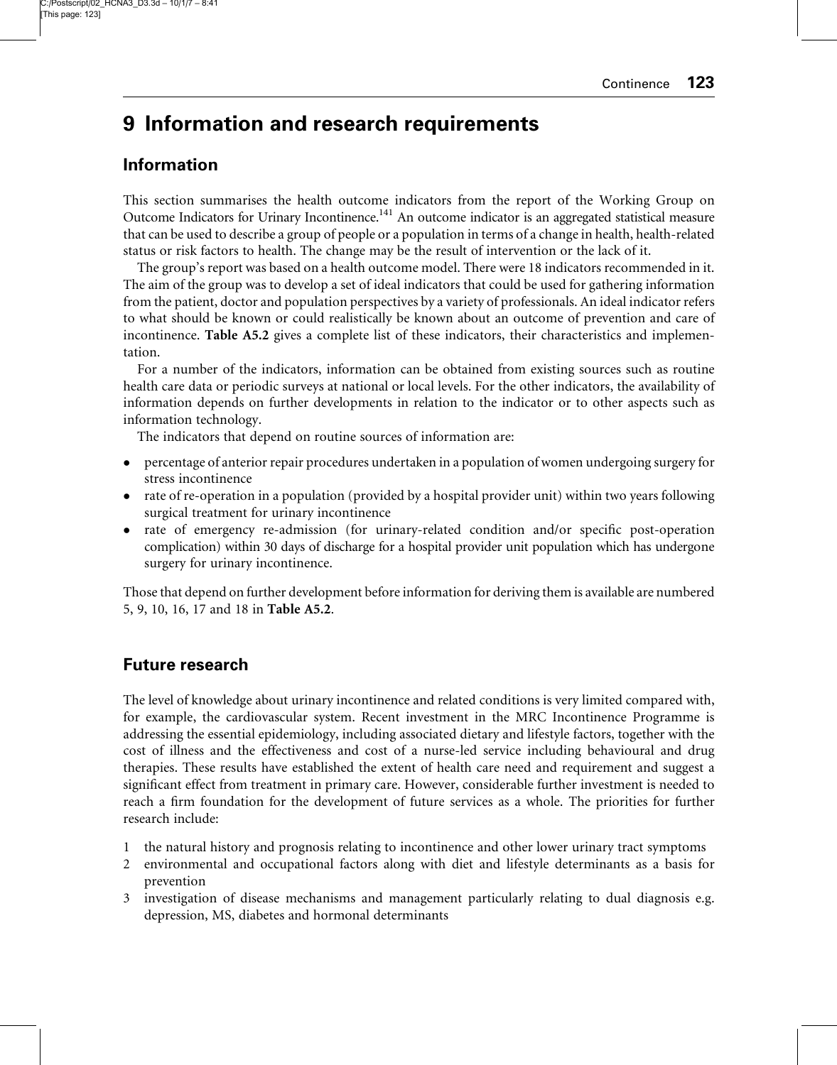# 9 Information and research requirements

## Information

This section summarises the health outcome indicators from the report of the Working Group on Outcome Indicators for Urinary Incontinence.[141] An outcome indicator is an aggregated statistical measure that can be used to describe a group of people or a population in terms of a change in health, health-related status or risk factors to health. The change may be the result of intervention or the lack of it.

The group's report was based on a health outcome model. There were 18 indicators recommended in it. The aim of the group was to develop a set of ideal indicators that could be used for gathering information from the patient, doctor and population perspectives by a variety of professionals. An ideal indicator refers to what should be known or could realistically be known about an outcome of prevention and care of incontinence. **Table A5.2** gives a complete list of these indicators, their characteristics and implementation.

For a number of the indicators, information can be obtained from existing sources such as routine health care data or periodic surveys at national or local levels. For the other indicators, the availability of information depends on further developments in relation to the indicator or to other aspects such as information technology.

The indicators that depend on routine sources of information are:

- percentage of anterior repair procedures undertaken in a population of women undergoing surgery for stress incontinence
- rate of re-operation in a population (provided by a hospital provider unit) within two years following surgical treatment for urinary incontinence
- rate of emergency re-admission (for urinary-related condition and/or specific post-operation complication) within 30 days of discharge for a hospital provider unit population which has undergone surgery for urinary incontinence.

Those that depend on further development before information for deriving them is available are numbered 5, 9, 10, 16, 17 and 18 in **Table A5.2**.

## Future research

The level of knowledge about urinary incontinence and related conditions is very limited compared with, for example, the cardiovascular system. Recent investment in the MRC Incontinence Programme is addressing the essential epidemiology, including associated dietary and lifestyle factors, together with the cost of illness and the effectiveness and cost of a nurse-led service including behavioural and drug therapies. These results have established the extent of health care need and requirement and suggest a significant effect from treatment in primary care. However, considerable further investment is needed to reach a firm foundation for the development of future services as a whole. The priorities for further research include:

1. the natural history and prognosis relating to incontinence and other lower urinary tract symptoms
2. environmental and occupational factors along with diet and lifestyle determinants as a basis for prevention
3. investigation of disease mechanisms and management particularly relating to dual diagnosis e.g. depression, MS, diabetes and hormonal determinants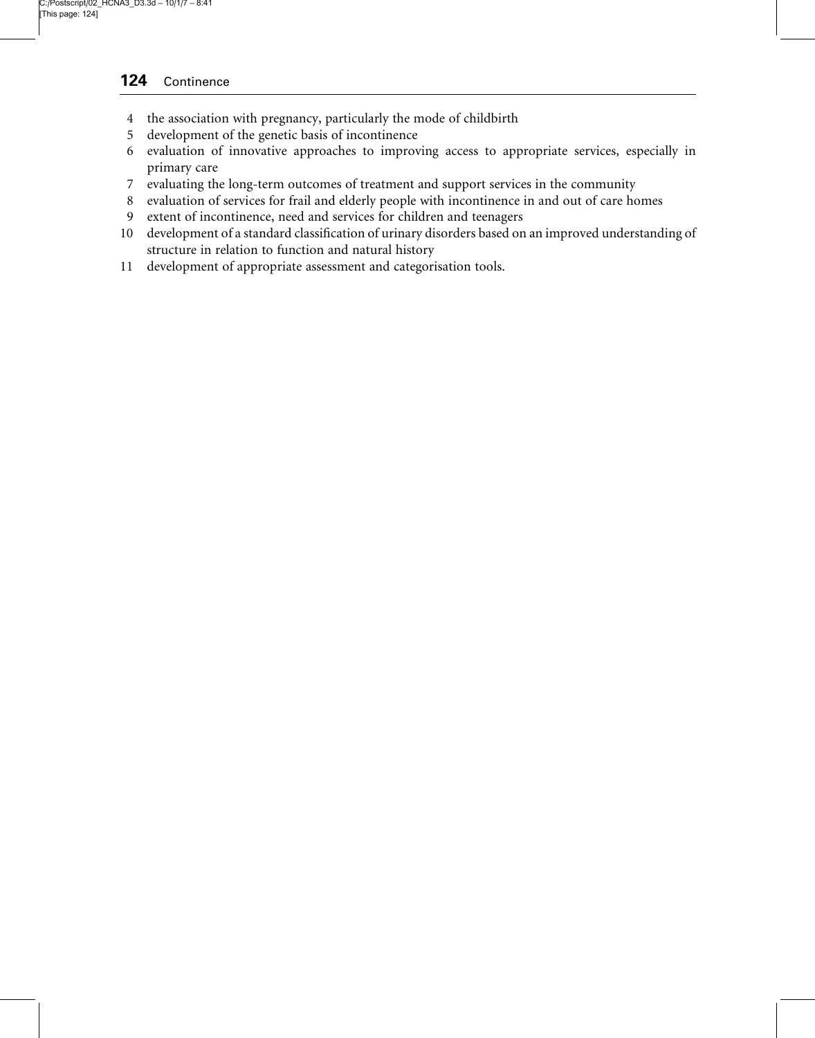4. the association with pregnancy, particularly the mode of childbirth
5. development of the genetic basis of incontinence
6. evaluation of innovative approaches to improving access to appropriate services, especially in primary care
7. evaluating the long-term outcomes of treatment and support services in the community
8. evaluation of services for frail and elderly people with incontinence in and out of care homes
9. extent of incontinence, need and services for children and teenagers
10. development of a standard classification of urinary disorders based on an improved understanding of structure in relation to function and natural history
11. development of appropriate assessment and categorisation tools.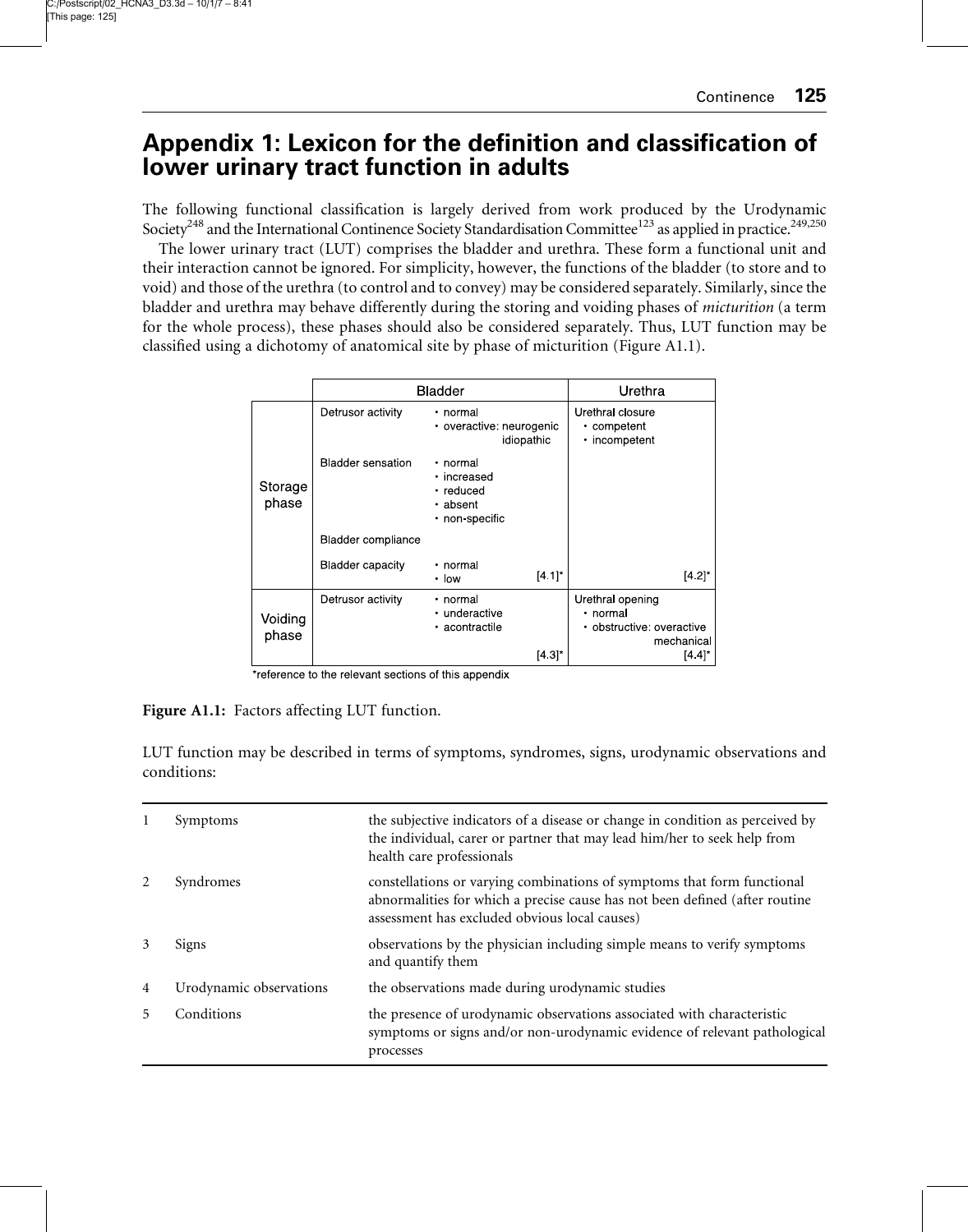# Appendix 1: Lexicon for the definition and classification of lower urinary tract function in adults

The following functional classification is largely derived from work produced by the Urodynamic Society[248] and the International Continence Society Standardisation Committee[123] as applied in practice.[249,250]

The lower urinary tract (LUT) comprises the bladder and urethra. These form a functional unit and their interaction cannot be ignored. For simplicity, however, the functions of the bladder (to store and to void) and those of the urethra (to control and to convey) may be considered separately. Similarly, since the bladder and urethra may behave differently during the storing and voiding phases of *micturition* (a term for the whole process), these phases should also be considered separately. Thus, LUT function may be classified using a dichotomy of anatomical site by phase of micturition (Figure A1.1).

| | Bladder | | Urethra |
|---|---|---|---|
| Storage phase | Detrusor activity | • normal<br>• overactive: neurogenic<br>idiopathic | Urethral closure<br>• competent<br>• incompetent |
| | Bladder sensation | • normal<br>• increased<br>• reduced<br>• absent<br>• non-specific | |
| | Bladder compliance | | |
| | Bladder capacity | • normal<br>• low [4.1]* | [4.2]* |
| Voiding phase | Detrusor activity | • normal<br>• underactive<br>• acontractile [4.3]* | Urethral opening<br>• normal<br>• obstructive: overactive<br>mechanical [4.4]* |

*reference to the relevant sections of this appendix

**Figure A1.1:** Factors affecting LUT function.

LUT function may be described in terms of symptoms, syndromes, signs, urodynamic observations and conditions:

| | | |
|---|---|---|
| 1 | Symptoms | the subjective indicators of a disease or change in condition as perceived by the individual, carer or partner that may lead him/her to seek help from health care professionals |
| 2 | Syndromes | constellations or varying combinations of symptoms that form functional abnormalities for which a precise cause has not been defined (after routine assessment has excluded obvious local causes) |
| 3 | Signs | observations by the physician including simple means to verify symptoms and quantify them |
| 4 | Urodynamic observations | the observations made during urodynamic studies |
| 5 | Conditions | the presence of urodynamic observations associated with characteristic symptoms or signs and/or non-urodynamic evidence of relevant pathological processes |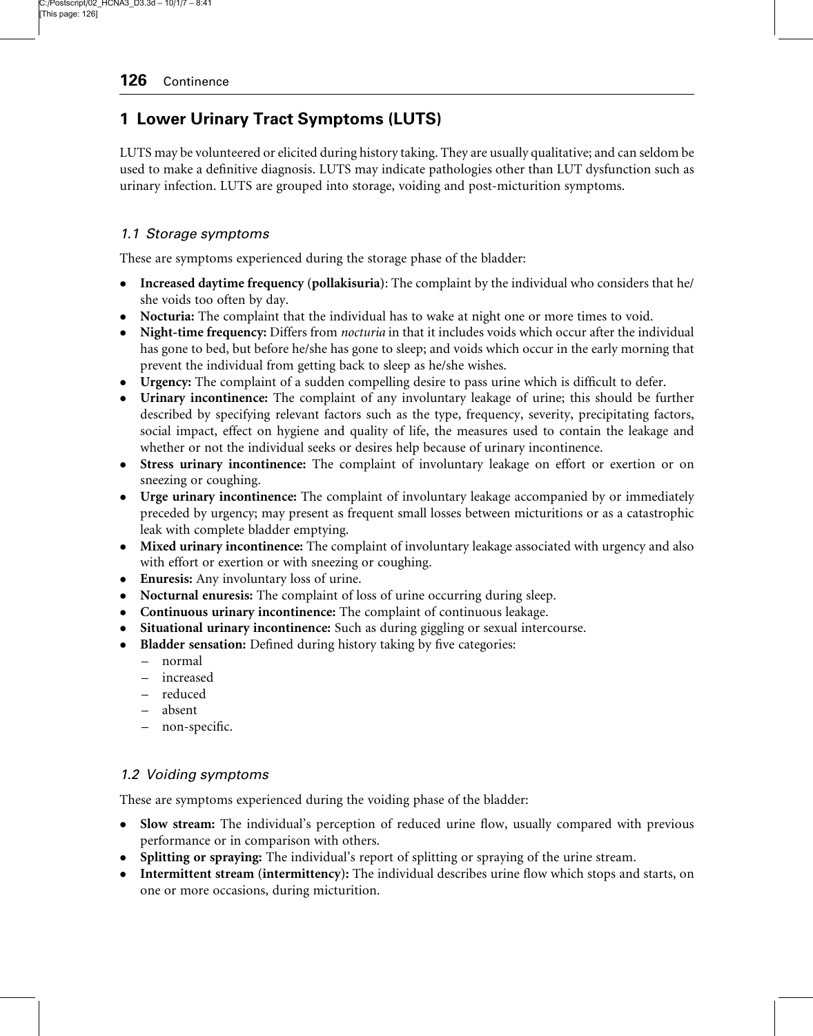## 1 Lower Urinary Tract Symptoms (LUTS)

LUTS may be volunteered or elicited during history taking. They are usually qualitative; and can seldom be used to make a definitive diagnosis. LUTS may indicate pathologies other than LUT dysfunction such as urinary infection. LUTS are grouped into storage, voiding and post-micturition symptoms.

### *1.1 Storage symptoms*

These are symptoms experienced during the storage phase of the bladder:

- **Increased daytime frequency (pollakisuria)**: The complaint by the individual who considers that he/she voids too often by day.
- **Nocturia:** The complaint that the individual has to wake at night one or more times to void.
- **Night-time frequency:** Differs from *nocturia* in that it includes voids which occur after the individual has gone to bed, but before he/she has gone to sleep; and voids which occur in the early morning that prevent the individual from getting back to sleep as he/she wishes.
- **Urgency:** The complaint of a sudden compelling desire to pass urine which is difficult to defer.
- **Urinary incontinence:** The complaint of any involuntary leakage of urine; this should be further described by specifying relevant factors such as the type, frequency, severity, precipitating factors, social impact, effect on hygiene and quality of life, the measures used to contain the leakage and whether or not the individual seeks or desires help because of urinary incontinence.
- **Stress urinary incontinence:** The complaint of involuntary leakage on effort or exertion or on sneezing or coughing.
- **Urge urinary incontinence:** The complaint of involuntary leakage accompanied by or immediately preceded by urgency; may present as frequent small losses between micturitions or as a catastrophic leak with complete bladder emptying.
- **Mixed urinary incontinence:** The complaint of involuntary leakage associated with urgency and also with effort or exertion or with sneezing or coughing.
- **Enuresis:** Any involuntary loss of urine.
- **Nocturnal enuresis:** The complaint of loss of urine occurring during sleep.
- **Continuous urinary incontinence:** The complaint of continuous leakage.
- **Situational urinary incontinence:** Such as during giggling or sexual intercourse.
- **Bladder sensation:** Defined during history taking by five categories:
  - normal
  - increased
  - reduced
  - absent
  - non-specific.

### *1.2 Voiding symptoms*

These are symptoms experienced during the voiding phase of the bladder:

- **Slow stream:** The individual's perception of reduced urine flow, usually compared with previous performance or in comparison with others.
- **Splitting or spraying:** The individual's report of splitting or spraying of the urine stream.
- **Intermittent stream (intermittency):** The individual describes urine flow which stops and starts, on one or more occasions, during micturition.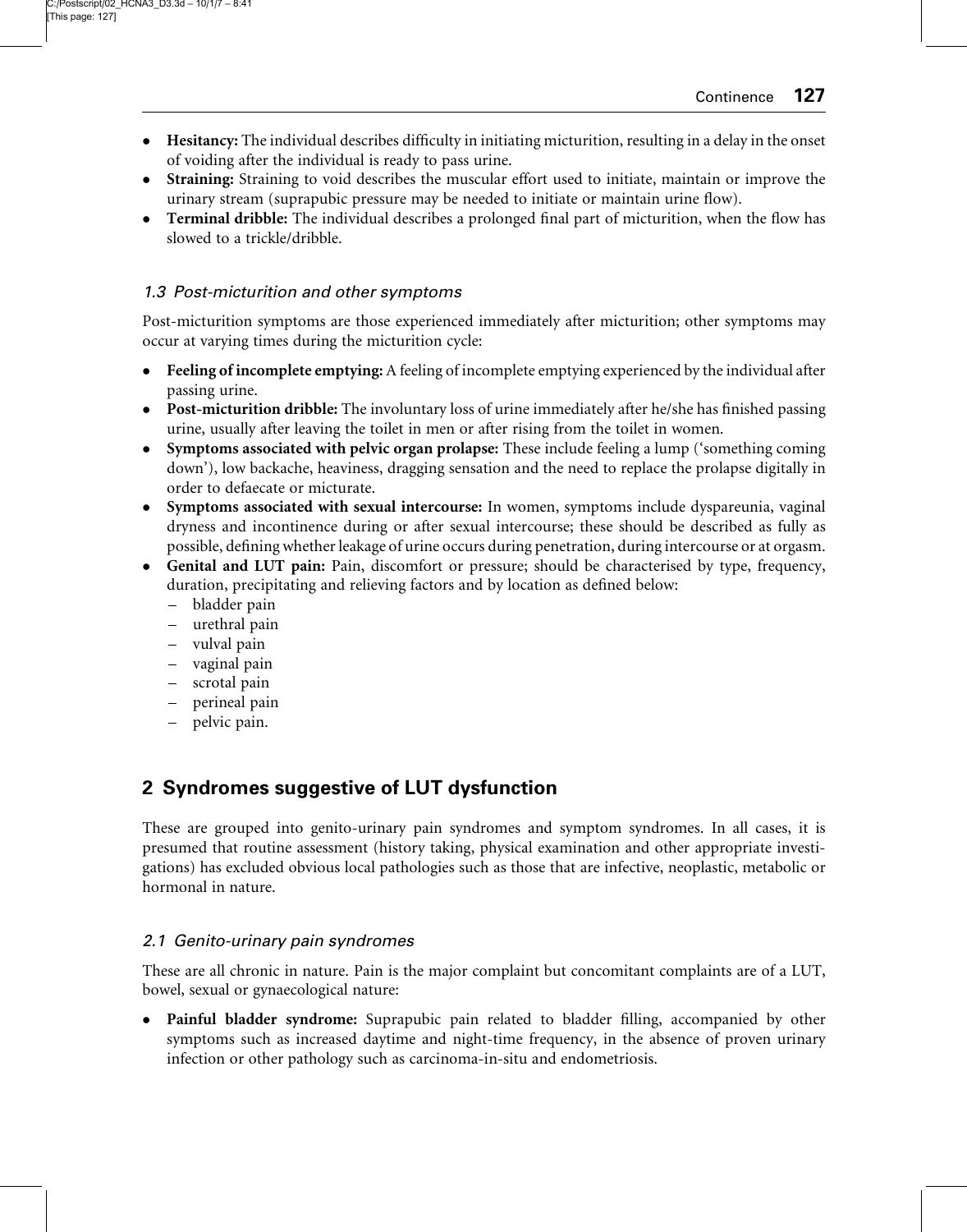- **Hesitancy:** The individual describes difficulty in initiating micturition, resulting in a delay in the onset of voiding after the individual is ready to pass urine.
- **Straining:** Straining to void describes the muscular effort used to initiate, maintain or improve the urinary stream (suprapubic pressure may be needed to initiate or maintain urine flow).
- **Terminal dribble:** The individual describes a prolonged final part of micturition, when the flow has slowed to a trickle/dribble.

### *1.3 Post-micturition and other symptoms*

Post-micturition symptoms are those experienced immediately after micturition; other symptoms may occur at varying times during the micturition cycle:

- **Feeling of incomplete emptying:** A feeling of incomplete emptying experienced by the individual after passing urine.
- **Post-micturition dribble:** The involuntary loss of urine immediately after he/she has finished passing urine, usually after leaving the toilet in men or after rising from the toilet in women.
- **Symptoms associated with pelvic organ prolapse:** These include feeling a lump ('something coming down'), low backache, heaviness, dragging sensation and the need to replace the prolapse digitally in order to defaecate or micturate.
- **Symptoms associated with sexual intercourse:** In women, symptoms include dyspareunia, vaginal dryness and incontinence during or after sexual intercourse; these should be described as fully as possible, defining whether leakage of urine occurs during penetration, during intercourse or at orgasm.
- **Genital and LUT pain:** Pain, discomfort or pressure; should be characterised by type, frequency, duration, precipitating and relieving factors and by location as defined below:
  - bladder pain
  - urethral pain
  - vulval pain
  - vaginal pain
  - scrotal pain
  - perineal pain
  - pelvic pain.

## 2 Syndromes suggestive of LUT dysfunction

These are grouped into genito-urinary pain syndromes and symptom syndromes. In all cases, it is presumed that routine assessment (history taking, physical examination and other appropriate investigations) has excluded obvious local pathologies such as those that are infective, neoplastic, metabolic or hormonal in nature.

### *2.1 Genito-urinary pain syndromes*

These are all chronic in nature. Pain is the major complaint but concomitant complaints are of a LUT, bowel, sexual or gynaecological nature:

- **Painful bladder syndrome:** Suprapubic pain related to bladder filling, accompanied by other symptoms such as increased daytime and night-time frequency, in the absence of proven urinary infection or other pathology such as carcinoma-in-situ and endometriosis.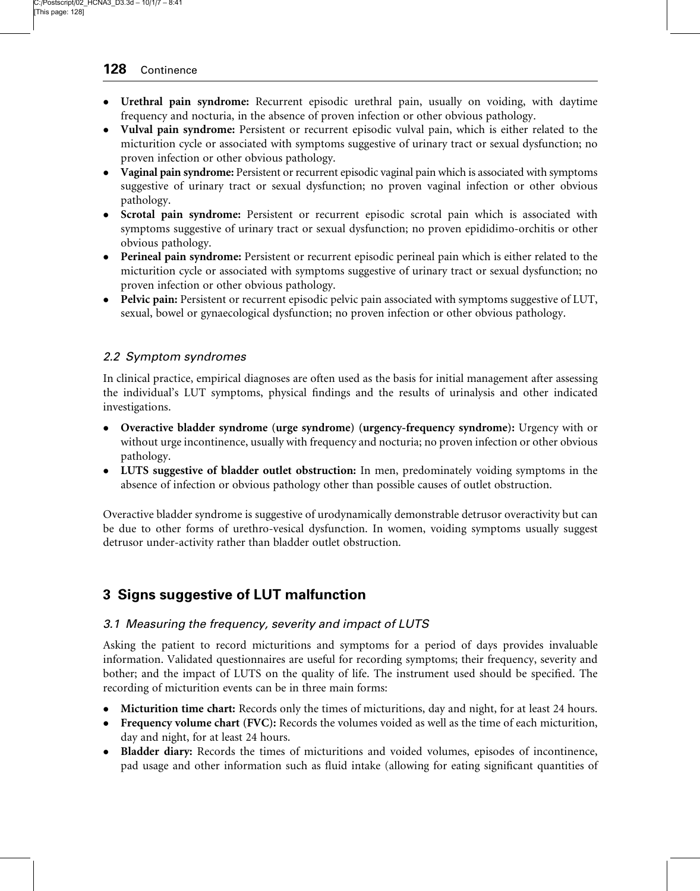- **Urethral pain syndrome:** Recurrent episodic urethral pain, usually on voiding, with daytime frequency and nocturia, in the absence of proven infection or other obvious pathology.
- **Vulval pain syndrome:** Persistent or recurrent episodic vulval pain, which is either related to the micturition cycle or associated with symptoms suggestive of urinary tract or sexual dysfunction; no proven infection or other obvious pathology.
- **Vaginal pain syndrome:** Persistent or recurrent episodic vaginal pain which is associated with symptoms suggestive of urinary tract or sexual dysfunction; no proven vaginal infection or other obvious pathology.
- **Scrotal pain syndrome:** Persistent or recurrent episodic scrotal pain which is associated with symptoms suggestive of urinary tract or sexual dysfunction; no proven epididimo-orchitis or other obvious pathology.
- **Perineal pain syndrome:** Persistent or recurrent episodic perineal pain which is either related to the micturition cycle or associated with symptoms suggestive of urinary tract or sexual dysfunction; no proven infection or other obvious pathology.
- **Pelvic pain:** Persistent or recurrent episodic pelvic pain associated with symptoms suggestive of LUT, sexual, bowel or gynaecological dysfunction; no proven infection or other obvious pathology.

### *2.2 Symptom syndromes*

In clinical practice, empirical diagnoses are often used as the basis for initial management after assessing the individual's LUT symptoms, physical findings and the results of urinalysis and other indicated investigations.

- **Overactive bladder syndrome (urge syndrome) (urgency-frequency syndrome):** Urgency with or without urge incontinence, usually with frequency and nocturia; no proven infection or other obvious pathology.
- **LUTS suggestive of bladder outlet obstruction:** In men, predominately voiding symptoms in the absence of infection or obvious pathology other than possible causes of outlet obstruction.

Overactive bladder syndrome is suggestive of urodynamically demonstrable detrusor overactivity but can be due to other forms of urethro-vesical dysfunction. In women, voiding symptoms usually suggest detrusor under-activity rather than bladder outlet obstruction.

## 3 Signs suggestive of LUT malfunction

### *3.1 Measuring the frequency, severity and impact of LUTS*

Asking the patient to record micturitions and symptoms for a period of days provides invaluable information. Validated questionnaires are useful for recording symptoms; their frequency, severity and bother; and the impact of LUTS on the quality of life. The instrument used should be specified. The recording of micturition events can be in three main forms:

- **Micturition time chart:** Records only the times of micturitions, day and night, for at least 24 hours.
- **Frequency volume chart (FVC):** Records the volumes voided as well as the time of each micturition, day and night, for at least 24 hours.
- **Bladder diary:** Records the times of micturitions and voided volumes, episodes of incontinence, pad usage and other information such as fluid intake (allowing for eating significant quantities of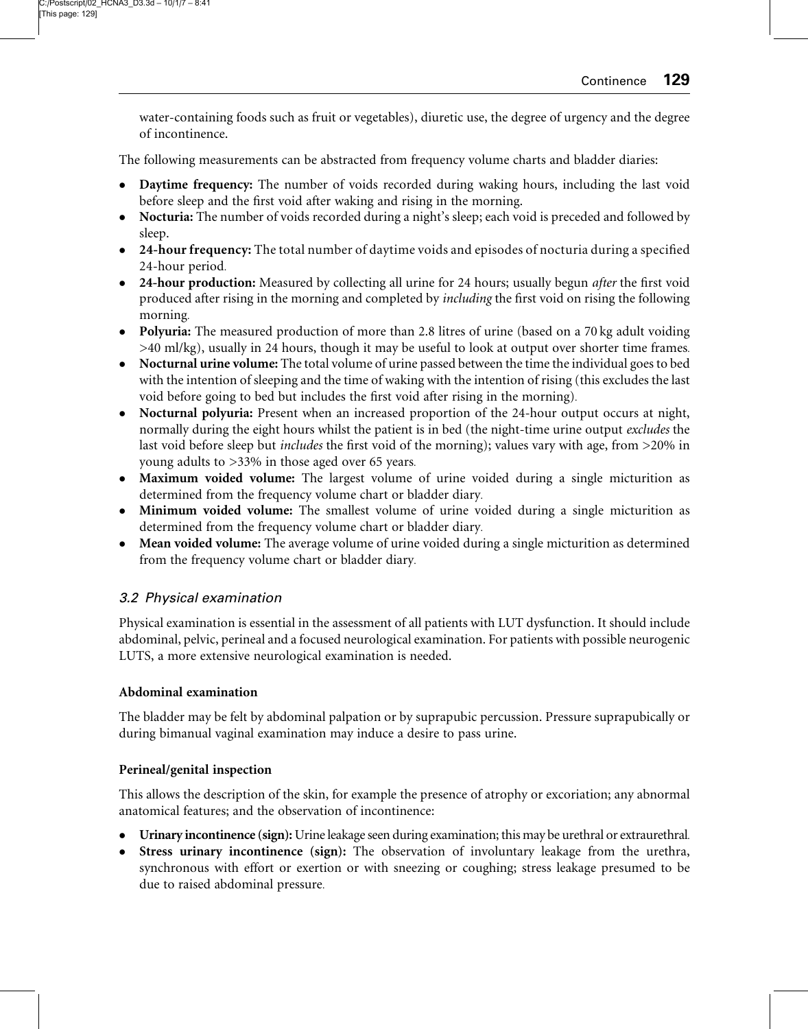water-containing foods such as fruit or vegetables), diuretic use, the degree of urgency and the degree of incontinence.

The following measurements can be abstracted from frequency volume charts and bladder diaries:

- **Daytime frequency:** The number of voids recorded during waking hours, including the last void before sleep and the first void after waking and rising in the morning.
- **Nocturia:** The number of voids recorded during a night's sleep; each void is preceded and followed by sleep.
- **24-hour frequency:** The total number of daytime voids and episodes of nocturia during a specified 24-hour period.
- **24-hour production:** Measured by collecting all urine for 24 hours; usually begun *after* the first void produced after rising in the morning and completed by *including* the first void on rising the following morning.
- **Polyuria:** The measured production of more than 2.8 litres of urine (based on a 70 kg adult voiding >40 ml/kg), usually in 24 hours, though it may be useful to look at output over shorter time frames.
- **Nocturnal urine volume:** The total volume of urine passed between the time the individual goes to bed with the intention of sleeping and the time of waking with the intention of rising (this excludes the last void before going to bed but includes the first void after rising in the morning).
- **Nocturnal polyuria:** Present when an increased proportion of the 24-hour output occurs at night, normally during the eight hours whilst the patient is in bed (the night-time urine output *excludes* the last void before sleep but *includes* the first void of the morning); values vary with age, from >20% in young adults to >33% in those aged over 65 years.
- **Maximum voided volume:** The largest volume of urine voided during a single micturition as determined from the frequency volume chart or bladder diary.
- **Minimum voided volume:** The smallest volume of urine voided during a single micturition as determined from the frequency volume chart or bladder diary.
- **Mean voided volume:** The average volume of urine voided during a single micturition as determined from the frequency volume chart or bladder diary.

### *3.2 Physical examination*

Physical examination is essential in the assessment of all patients with LUT dysfunction. It should include abdominal, pelvic, perineal and a focused neurological examination. For patients with possible neurogenic LUTS, a more extensive neurological examination is needed.

#### Abdominal examination

The bladder may be felt by abdominal palpation or by suprapubic percussion. Pressure suprapubically or during bimanual vaginal examination may induce a desire to pass urine.

#### Perineal/genital inspection

This allows the description of the skin, for example the presence of atrophy or excoriation; any abnormal anatomical features; and the observation of incontinence:

- **Urinary incontinence (sign):** Urine leakage seen during examination; this may be urethral or extraurethral.
- **Stress urinary incontinence (sign):** The observation of involuntary leakage from the urethra, synchronous with effort or exertion or with sneezing or coughing; stress leakage presumed to be due to raised abdominal pressure.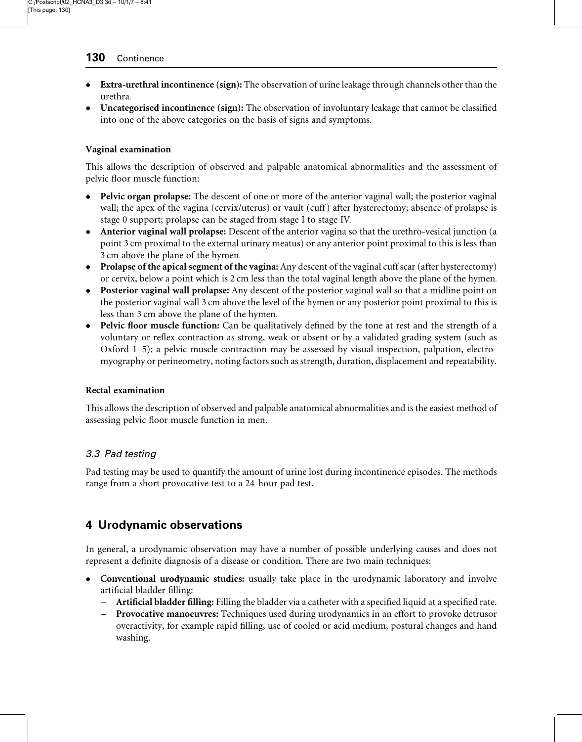- **Extra-urethral incontinence (sign):** The observation of urine leakage through channels other than the urethra.
- **Uncategorised incontinence (sign):** The observation of involuntary leakage that cannot be classified into one of the above categories on the basis of signs and symptoms.

**Vaginal examination**

This allows the description of observed and palpable anatomical abnormalities and the assessment of pelvic floor muscle function:

- **Pelvic organ prolapse:** The descent of one or more of the anterior vaginal wall; the posterior vaginal wall; the apex of the vagina (cervix/uterus) or vault (cuff) after hysterectomy; absence of prolapse is stage 0 support; prolapse can be staged from stage I to stage IV.
- **Anterior vaginal wall prolapse:** Descent of the anterior vagina so that the urethro-vesical junction (a point 3 cm proximal to the external urinary meatus) or any anterior point proximal to this is less than 3 cm above the plane of the hymen.
- **Prolapse of the apical segment of the vagina:** Any descent of the vaginal cuff scar (after hysterectomy) or cervix, below a point which is 2 cm less than the total vaginal length above the plane of the hymen.
- **Posterior vaginal wall prolapse:** Any descent of the posterior vaginal wall so that a midline point on the posterior vaginal wall 3 cm above the level of the hymen or any posterior point proximal to this is less than 3 cm above the plane of the hymen.
- **Pelvic floor muscle function:** Can be qualitatively defined by the tone at rest and the strength of a voluntary or reflex contraction as strong, weak or absent or by a validated grading system (such as Oxford 1–5); a pelvic muscle contraction may be assessed by visual inspection, palpation, electromyography or perineometry, noting factors such as strength, duration, displacement and repeatability.

**Rectal examination**

This allows the description of observed and palpable anatomical abnormalities and is the easiest method of assessing pelvic floor muscle function in men.

### *3.3 Pad testing*

Pad testing may be used to quantify the amount of urine lost during incontinence episodes. The methods range from a short provocative test to a 24-hour pad test.

## 4 Urodynamic observations

In general, a urodynamic observation may have a number of possible underlying causes and does not represent a definite diagnosis of a disease or condition. There are two main techniques:

- **Conventional urodynamic studies:** usually take place in the urodynamic laboratory and involve artificial bladder filling:
  - **Artificial bladder filling:** Filling the bladder via a catheter with a specified liquid at a specified rate.
  - **Provocative manoeuvres:** Techniques used during urodynamics in an effort to provoke detrusor overactivity, for example rapid filling, use of cooled or acid medium, postural changes and hand washing.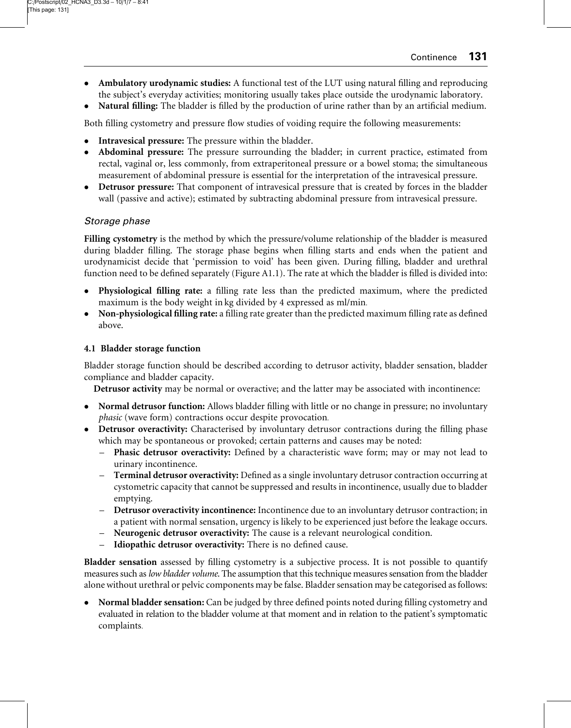- **Ambulatory urodynamic studies:** A functional test of the LUT using natural filling and reproducing the subject's everyday activities; monitoring usually takes place outside the urodynamic laboratory.
- **Natural filling:** The bladder is filled by the production of urine rather than by an artificial medium.

Both filling cystometry and pressure flow studies of voiding require the following measurements:

- **Intravesical pressure:** The pressure within the bladder.
- **Abdominal pressure:** The pressure surrounding the bladder; in current practice, estimated from rectal, vaginal or, less commonly, from extraperitoneal pressure or a bowel stoma; the simultaneous measurement of abdominal pressure is essential for the interpretation of the intravesical pressure.
- **Detrusor pressure:** That component of intravesical pressure that is created by forces in the bladder wall (passive and active); estimated by subtracting abdominal pressure from intravesical pressure.

### *Storage phase*

**Filling cystometry** is the method by which the pressure/volume relationship of the bladder is measured during bladder filling. The storage phase begins when filling starts and ends when the patient and urodynamicist decide that 'permission to void' has been given. During filling, bladder and urethral function need to be defined separately (Figure A1.1). The rate at which the bladder is filled is divided into:

- **Physiological filling rate:** a filling rate less than the predicted maximum, where the predicted maximum is the body weight in kg divided by 4 expressed as ml/min.
- **Non-physiological filling rate:** a filling rate greater than the predicted maximum filling rate as defined above.

#### 4.1 Bladder storage function

Bladder storage function should be described according to detrusor activity, bladder sensation, bladder compliance and bladder capacity.

**Detrusor activity** may be normal or overactive; and the latter may be associated with incontinence:

- **Normal detrusor function:** Allows bladder filling with little or no change in pressure; no involuntary *phasic* (wave form) contractions occur despite provocation.
- **Detrusor overactivity:** Characterised by involuntary detrusor contractions during the filling phase which may be spontaneous or provoked; certain patterns and causes may be noted:
  - **Phasic detrusor overactivity:** Defined by a characteristic wave form; may or may not lead to urinary incontinence.
  - **Terminal detrusor overactivity:** Defined as a single involuntary detrusor contraction occurring at cystometric capacity that cannot be suppressed and results in incontinence, usually due to bladder emptying.
  - **Detrusor overactivity incontinence:** Incontinence due to an involuntary detrusor contraction; in a patient with normal sensation, urgency is likely to be experienced just before the leakage occurs.
  - **Neurogenic detrusor overactivity:** The cause is a relevant neurological condition.
  - **Idiopathic detrusor overactivity:** There is no defined cause.

**Bladder sensation** assessed by filling cystometry is a subjective process. It is not possible to quantify measures such as *low bladder volume*. The assumption that this technique measures sensation from the bladder alone without urethral or pelvic components may be false. Bladder sensation may be categorised as follows:

- **Normal bladder sensation:** Can be judged by three defined points noted during filling cystometry and evaluated in relation to the bladder volume at that moment and in relation to the patient's symptomatic complaints.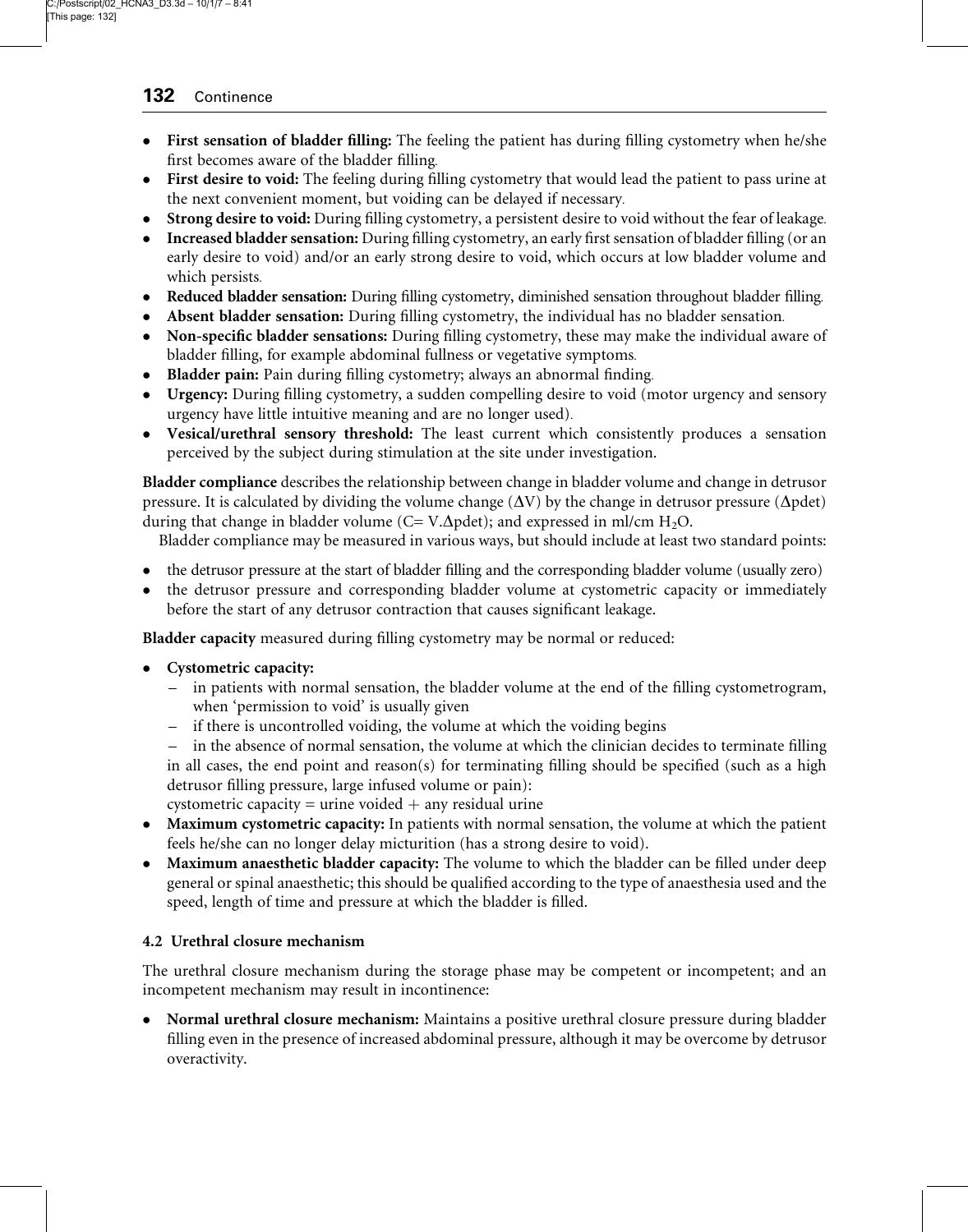- **First sensation of bladder filling:** The feeling the patient has during filling cystometry when he/she first becomes aware of the bladder filling.
- **First desire to void:** The feeling during filling cystometry that would lead the patient to pass urine at the next convenient moment, but voiding can be delayed if necessary.
- **Strong desire to void:** During filling cystometry, a persistent desire to void without the fear of leakage.
- **Increased bladder sensation:** During filling cystometry, an early first sensation of bladder filling (or an early desire to void) and/or an early strong desire to void, which occurs at low bladder volume and which persists.
- **Reduced bladder sensation:** During filling cystometry, diminished sensation throughout bladder filling.
- **Absent bladder sensation:** During filling cystometry, the individual has no bladder sensation.
- **Non-specific bladder sensations:** During filling cystometry, these may make the individual aware of bladder filling, for example abdominal fullness or vegetative symptoms.
- **Bladder pain:** Pain during filling cystometry; always an abnormal finding.
- **Urgency:** During filling cystometry, a sudden compelling desire to void (motor urgency and sensory urgency have little intuitive meaning and are no longer used).
- **Vesical/urethral sensory threshold:** The least current which consistently produces a sensation perceived by the subject during stimulation at the site under investigation.

**Bladder compliance** describes the relationship between change in bladder volume and change in detrusor pressure. It is calculated by dividing the volume change ($\Delta V$) by the change in detrusor pressure ($\Delta pdet$) during that change in bladder volume ($C = V.\Delta pdet$); and expressed in ml/cm $H_2O$.

Bladder compliance may be measured in various ways, but should include at least two standard points:

- the detrusor pressure at the start of bladder filling and the corresponding bladder volume (usually zero)
- the detrusor pressure and corresponding bladder volume at cystometric capacity or immediately before the start of any detrusor contraction that causes significant leakage.

**Bladder capacity** measured during filling cystometry may be normal or reduced:

- **Cystometric capacity:**
  - in patients with normal sensation, the bladder volume at the end of the filling cystometrogram, when 'permission to void' is usually given
  - if there is uncontrolled voiding, the volume at which the voiding begins
  - in the absence of normal sensation, the volume at which the clinician decides to terminate filling

  in all cases, the end point and reason(s) for terminating filling should be specified (such as a high detrusor filling pressure, large infused volume or pain):

  cystometric capacity = urine voided + any residual urine
- **Maximum cystometric capacity:** In patients with normal sensation, the volume at which the patient feels he/she can no longer delay micturition (has a strong desire to void).
- **Maximum anaesthetic bladder capacity:** The volume to which the bladder can be filled under deep general or spinal anaesthetic; this should be qualified according to the type of anaesthesia used and the speed, length of time and pressure at which the bladder is filled.

### 4.2 Urethral closure mechanism

The urethral closure mechanism during the storage phase may be competent or incompetent; and an incompetent mechanism may result in incontinence:

- **Normal urethral closure mechanism:** Maintains a positive urethral closure pressure during bladder filling even in the presence of increased abdominal pressure, although it may be overcome by detrusor overactivity.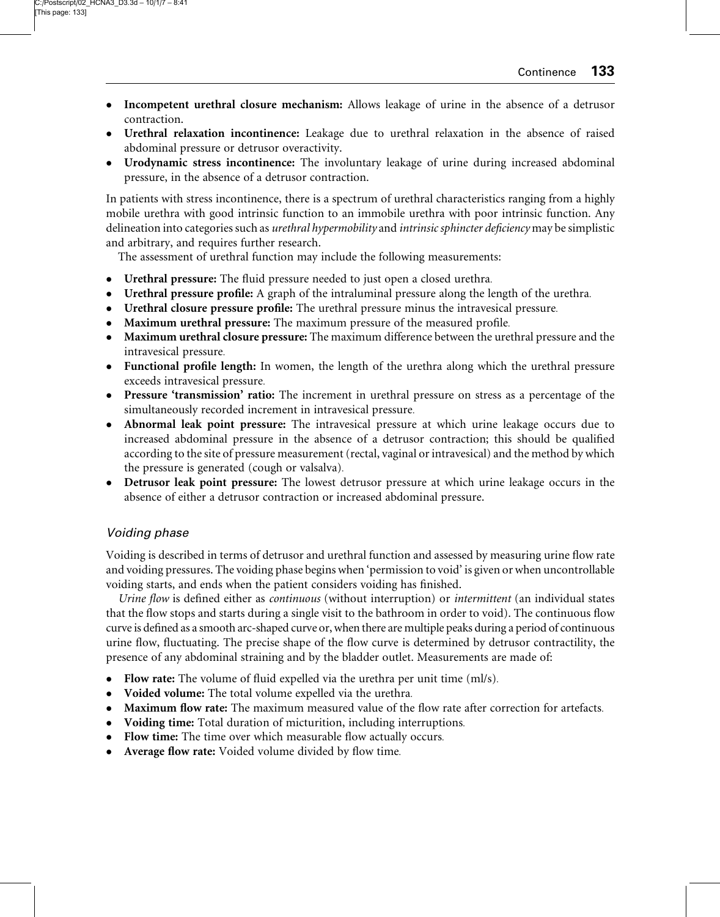- **Incompetent urethral closure mechanism:** Allows leakage of urine in the absence of a detrusor contraction.
- **Urethral relaxation incontinence:** Leakage due to urethral relaxation in the absence of raised abdominal pressure or detrusor overactivity.
- **Urodynamic stress incontinence:** The involuntary leakage of urine during increased abdominal pressure, in the absence of a detrusor contraction.

In patients with stress incontinence, there is a spectrum of urethral characteristics ranging from a highly mobile urethra with good intrinsic function to an immobile urethra with poor intrinsic function. Any delineation into categories such as *urethral hypermobility* and *intrinsic sphincter deficiency* may be simplistic and arbitrary, and requires further research.

The assessment of urethral function may include the following measurements:

- **Urethral pressure:** The fluid pressure needed to just open a closed urethra.
- **Urethral pressure profile:** A graph of the intraluminal pressure along the length of the urethra.
- **Urethral closure pressure profile:** The urethral pressure minus the intravesical pressure.
- **Maximum urethral pressure:** The maximum pressure of the measured profile.
- **Maximum urethral closure pressure:** The maximum difference between the urethral pressure and the intravesical pressure.
- **Functional profile length:** In women, the length of the urethra along which the urethral pressure exceeds intravesical pressure.
- **Pressure 'transmission' ratio:** The increment in urethral pressure on stress as a percentage of the simultaneously recorded increment in intravesical pressure.
- **Abnormal leak point pressure:** The intravesical pressure at which urine leakage occurs due to increased abdominal pressure in the absence of a detrusor contraction; this should be qualified according to the site of pressure measurement (rectal, vaginal or intravesical) and the method by which the pressure is generated (cough or valsalva).
- **Detrusor leak point pressure:** The lowest detrusor pressure at which urine leakage occurs in the absence of either a detrusor contraction or increased abdominal pressure.

### *Voiding phase*

Voiding is described in terms of detrusor and urethral function and assessed by measuring urine flow rate and voiding pressures. The voiding phase begins when 'permission to void' is given or when uncontrollable voiding starts, and ends when the patient considers voiding has finished.

*Urine flow* is defined either as *continuous* (without interruption) or *intermittent* (an individual states that the flow stops and starts during a single visit to the bathroom in order to void). The continuous flow curve is defined as a smooth arc-shaped curve or, when there are multiple peaks during a period of continuous urine flow, fluctuating. The precise shape of the flow curve is determined by detrusor contractility, the presence of any abdominal straining and by the bladder outlet. Measurements are made of:

- **Flow rate:** The volume of fluid expelled via the urethra per unit time (ml/s).
- **Voided volume:** The total volume expelled via the urethra.
- **Maximum flow rate:** The maximum measured value of the flow rate after correction for artefacts.
- **Voiding time:** Total duration of micturition, including interruptions.
- **Flow time:** The time over which measurable flow actually occurs.
- **Average flow rate:** Voided volume divided by flow time.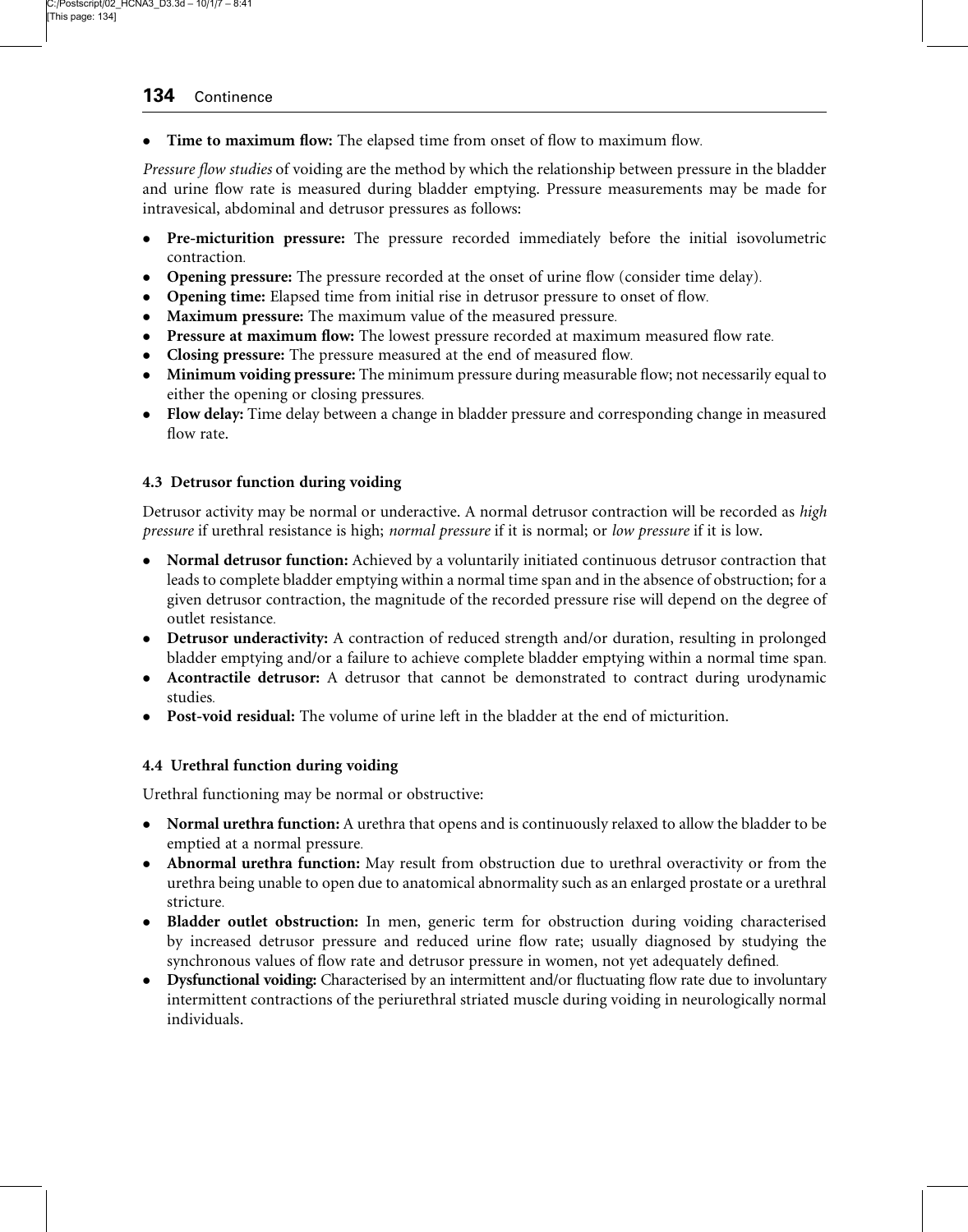- **Time to maximum flow:** The elapsed time from onset of flow to maximum flow.

*Pressure flow studies* of voiding are the method by which the relationship between pressure in the bladder and urine flow rate is measured during bladder emptying. Pressure measurements may be made for intravesical, abdominal and detrusor pressures as follows:

- **Pre-micturition pressure:** The pressure recorded immediately before the initial isovolumetric contraction.
- **Opening pressure:** The pressure recorded at the onset of urine flow (consider time delay).
- **Opening time:** Elapsed time from initial rise in detrusor pressure to onset of flow.
- **Maximum pressure:** The maximum value of the measured pressure.
- **Pressure at maximum flow:** The lowest pressure recorded at maximum measured flow rate.
- **Closing pressure:** The pressure measured at the end of measured flow.
- **Minimum voiding pressure:** The minimum pressure during measurable flow; not necessarily equal to either the opening or closing pressures.
- **Flow delay:** Time delay between a change in bladder pressure and corresponding change in measured flow rate.

### 4.3 Detrusor function during voiding

Detrusor activity may be normal or underactive. A normal detrusor contraction will be recorded as *high pressure* if urethral resistance is high; *normal pressure* if it is normal; or *low pressure* if it is low.

- **Normal detrusor function:** Achieved by a voluntarily initiated continuous detrusor contraction that leads to complete bladder emptying within a normal time span and in the absence of obstruction; for a given detrusor contraction, the magnitude of the recorded pressure rise will depend on the degree of outlet resistance.
- **Detrusor underactivity:** A contraction of reduced strength and/or duration, resulting in prolonged bladder emptying and/or a failure to achieve complete bladder emptying within a normal time span.
- **Acontractile detrusor:** A detrusor that cannot be demonstrated to contract during urodynamic studies.
- **Post-void residual:** The volume of urine left in the bladder at the end of micturition.

### 4.4 Urethral function during voiding

Urethral functioning may be normal or obstructive:

- **Normal urethra function:** A urethra that opens and is continuously relaxed to allow the bladder to be emptied at a normal pressure.
- **Abnormal urethra function:** May result from obstruction due to urethral overactivity or from the urethra being unable to open due to anatomical abnormality such as an enlarged prostate or a urethral stricture.
- **Bladder outlet obstruction:** In men, generic term for obstruction during voiding characterised by increased detrusor pressure and reduced urine flow rate; usually diagnosed by studying the synchronous values of flow rate and detrusor pressure in women, not yet adequately defined.
- **Dysfunctional voiding:** Characterised by an intermittent and/or fluctuating flow rate due to involuntary intermittent contractions of the periurethral striated muscle during voiding in neurologically normal individuals.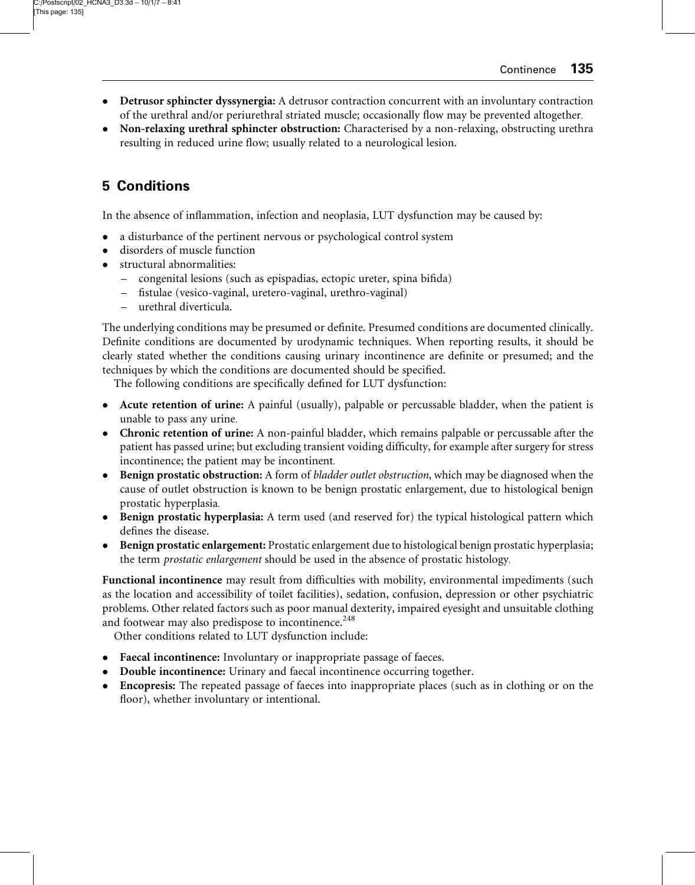- **Detrusor sphincter dyssynergia:** A detrusor contraction concurrent with an involuntary contraction of the urethral and/or periurethral striated muscle; occasionally flow may be prevented altogether.
- **Non-relaxing urethral sphincter obstruction:** Characterised by a non-relaxing, obstructing urethra resulting in reduced urine flow; usually related to a neurological lesion.

## 5 Conditions

In the absence of inflammation, infection and neoplasia, LUT dysfunction may be caused by:

- a disturbance of the pertinent nervous or psychological control system
- disorders of muscle function
- structural abnormalities:
  - congenital lesions (such as epispadias, ectopic ureter, spina bifida)
  - fistulae (vesico-vaginal, uretero-vaginal, urethro-vaginal)
  - urethral diverticula.

The underlying conditions may be presumed or definite. Presumed conditions are documented clinically. Definite conditions are documented by urodynamic techniques. When reporting results, it should be clearly stated whether the conditions causing urinary incontinence are definite or presumed; and the techniques by which the conditions are documented should be specified.

The following conditions are specifically defined for LUT dysfunction:

- **Acute retention of urine:** A painful (usually), palpable or percussable bladder, when the patient is unable to pass any urine.
- **Chronic retention of urine:** A non-painful bladder, which remains palpable or percussable after the patient has passed urine; but excluding transient voiding difficulty, for example after surgery for stress incontinence; the patient may be incontinent.
- **Benign prostatic obstruction:** A form of *bladder outlet obstruction*, which may be diagnosed when the cause of outlet obstruction is known to be benign prostatic enlargement, due to histological benign prostatic hyperplasia.
- **Benign prostatic hyperplasia:** A term used (and reserved for) the typical histological pattern which defines the disease.
- **Benign prostatic enlargement:** Prostatic enlargement due to histological benign prostatic hyperplasia; the term *prostatic enlargement* should be used in the absence of prostatic histology.

**Functional incontinence** may result from difficulties with mobility, environmental impediments (such as the location and accessibility of toilet facilities), sedation, confusion, depression or other psychiatric problems. Other related factors such as poor manual dexterity, impaired eyesight and unsuitable clothing and footwear may also predispose to incontinence.[248]

Other conditions related to LUT dysfunction include:

- **Faecal incontinence:** Involuntary or inappropriate passage of faeces.
- **Double incontinence:** Urinary and faecal incontinence occurring together.
- **Encopresis:** The repeated passage of faeces into inappropriate places (such as in clothing or on the floor), whether involuntary or intentional.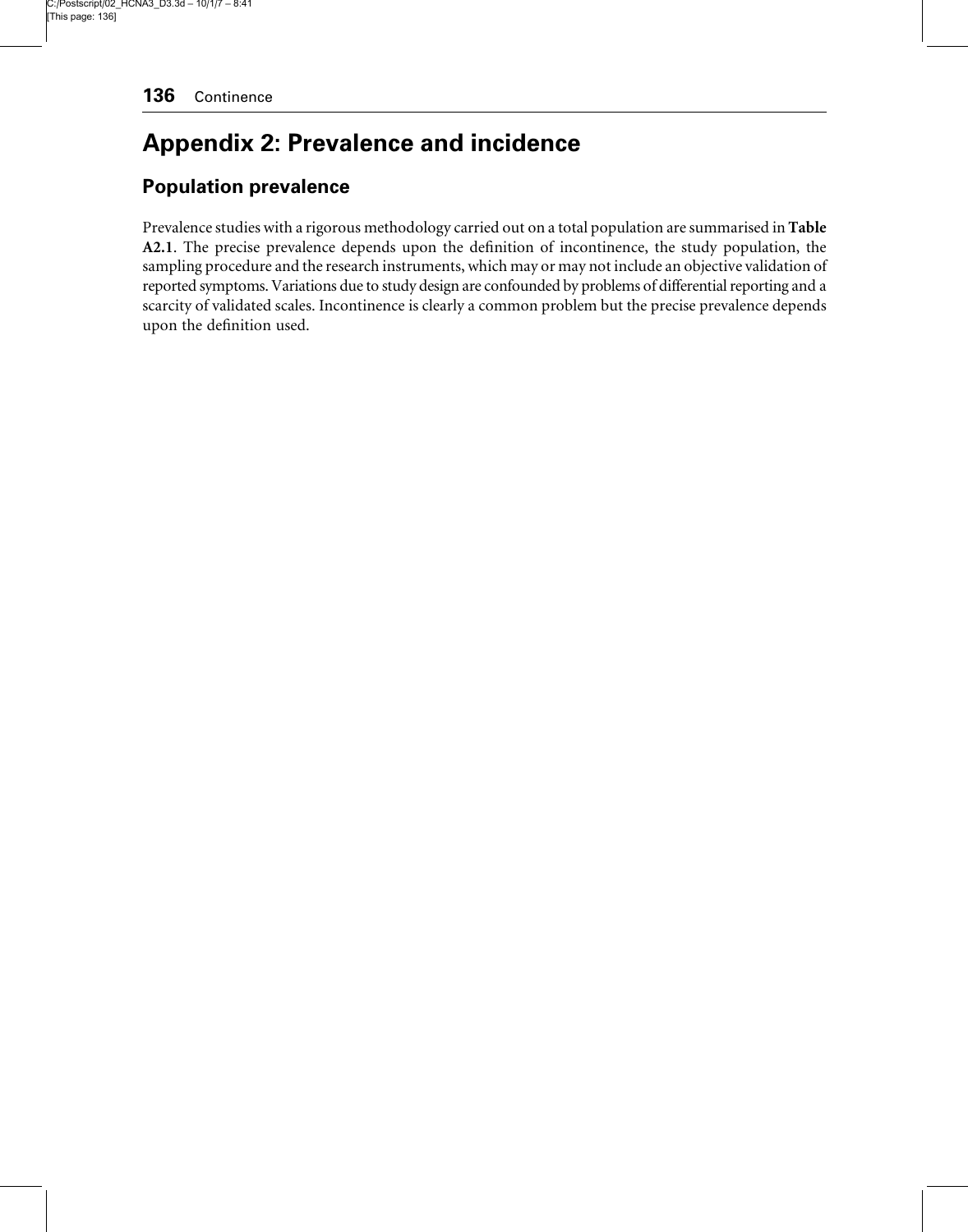# Appendix 2: Prevalence and incidence

## Population prevalence

Prevalence studies with a rigorous methodology carried out on a total population are summarised in **Table A2.1**. The precise prevalence depends upon the definition of incontinence, the study population, the sampling procedure and the research instruments, which may or may not include an objective validation of reported symptoms. Variations due to study design are confounded by problems of differential reporting and a scarcity of validated scales. Incontinence is clearly a common problem but the precise prevalence depends upon the definition used.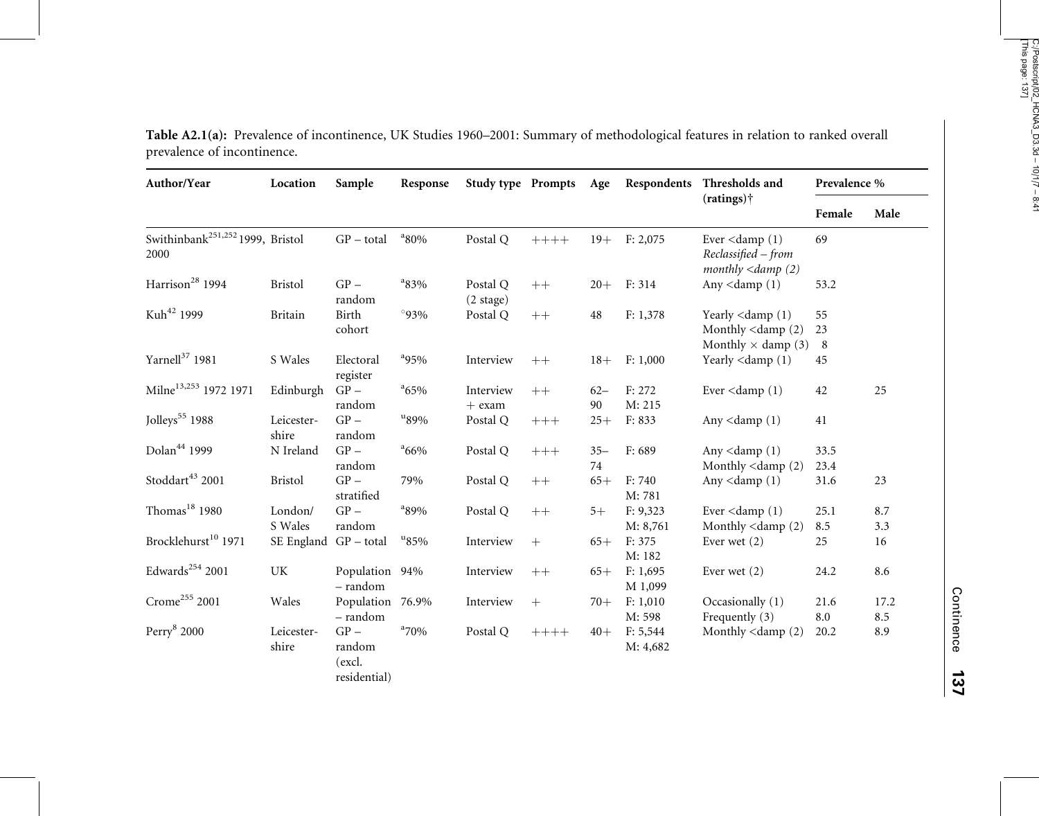**Table A2.1(a):** Prevalence of incontinence, UK Studies 1960–2001: Summary of methodological features in relation to ranked overall prevalence of incontinence.

| Author/Year | Location | Sample | Response | Study type | Prompts | Age | Respondents | Thresholds and (ratings)† | Prevalence % | |
|---|---|---|---|---|---|---|---|---|---|---|
| | | | | | | | | | Female | Male |
| Swithinbank[251,252] 1999, 2000 | Bristol | GP – total | [a]80% | Postal Q | ++++ | 19+ | F: 2,075 | Ever <damp (1) *Reclassified – from monthly <damp (2)* | 69 | |
| Harrison[28] 1994 | Bristol | GP – random | [a]83% | Postal Q (2 stage) | ++ | 20+ | F: 314 | Any <damp (1) | 53.2 | |
| Kuh[42] 1999 | Britain | Birth cohort | °93% | Postal Q | ++ | 48 | F: 1,378 | Yearly <damp (1) Monthly <damp (2) Monthly × damp (3) | 55 23 8 | |
| Yarnell[37] 1981 | S Wales | Electoral register | [a]95% | Interview | ++ | 18+ | F: 1,000 | Yearly <damp (1) | 45 | |
| Milne[13,253] 1972 1971 | Edinburgh | GP – random | [a]65% | Interview + exam | ++ | 62–90 | F: 272 M: 215 | Ever <damp (1) | 42 | 25 |
| Jolleys[55] 1988 | Leicestershire | GP – random | [u]89% | Postal Q | +++ | 25+ | F: 833 | Any <damp (1) | 41 | |
| Dolan[44] 1999 | N Ireland | GP – random | [a]66% | Postal Q | +++ | 35–74 | F: 689 | Any <damp (1) Monthly <damp (2) | 33.5 23.4 | |
| Stoddart[43] 2001 | Bristol | GP – stratified | 79% | Postal Q | ++ | 65+ | F: 740 M: 781 | Any <damp (1) | 31.6 | 23 |
| Thomas[18] 1980 | London/ S Wales | GP – random | [a]89% | Postal Q | ++ | 5+ | F: 9,323 M: 8,761 | Ever <damp (1) Monthly <damp (2) | 25.1 8.5 | 8.7 3.3 |
| Brocklehurst[10] 1971 | SE England | GP – total | [u]85% | Interview | + | 65+ | F: 375 M: 182 | Ever wet (2) | 25 | 16 |
| Edwards[254] 2001 | UK | Population – random | 94% | Interview | ++ | 65+ | F: 1,695 M 1,099 | Ever wet (2) | 24.2 | 8.6 |
| Crome[255] 2001 | Wales | Population – random | 76.9% | Interview | + | 70+ | F: 1,010 M: 598 | Occasionally (1) Frequently (3) | 21.6 8.0 | 17.2 8.5 |
| Perry[8] 2000 | Leicestershire | GP – random (excl. residential) | [a]70% | Postal Q | ++++ | 40+ | F: 5,544 M: 4,682 | Monthly <damp (2) | 20.2 | 8.9 |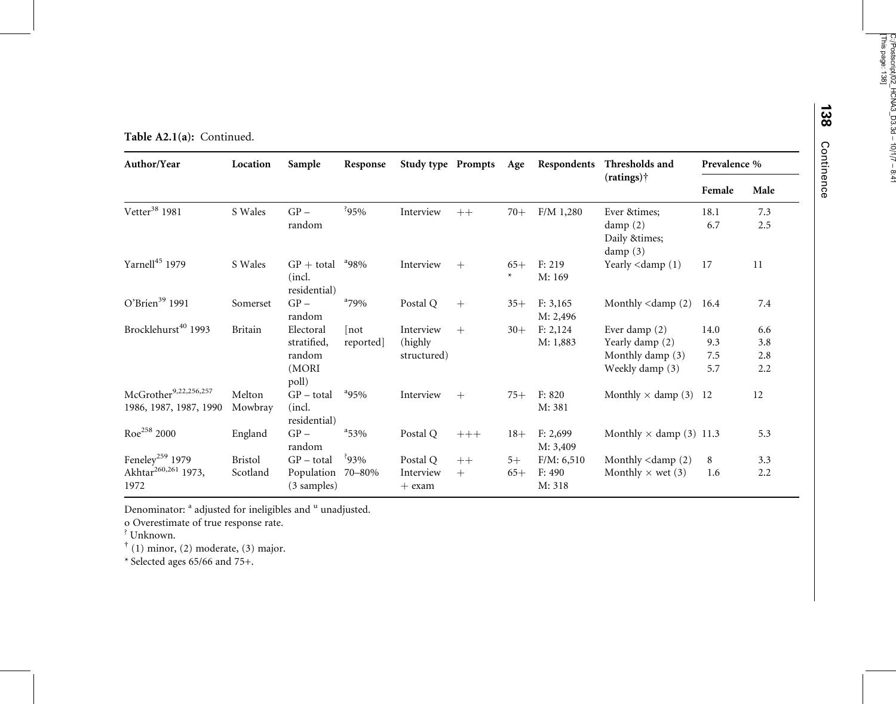**Table A2.1(a):** Continued.

| Author/Year | Location | Sample | Response | Study type | Prompts | Age | Respondents | Thresholds and (ratings)† | Prevalence % | |
|---|---|---|---|---|---|---|---|---|---|---|
| | | | | | | | | | Female | Male |
| Vetter[38] 1981 | S Wales | GP – random | [?]95% | Interview | ++ | 70+ | F/M 1,280 | Ever &times; damp (2)<br>Daily &times; damp (3) | 18.1<br>6.7 | 7.3<br>2.5 |
| Yarnell[45] 1979 | S Wales | GP + total (incl. residential) | [a]98% | Interview | + | 65+ * | F: 219<br>M: 169 | Yearly <damp (1) | 17 | 11 |
| O'Brien[39] 1991 | Somerset | GP – random | [a]79% | Postal Q | + | 35+ | F: 3,165<br>M: 2,496 | Monthly <damp (2) | 16.4 | 7.4 |
| Brocklehurst[40] 1993 | Britain | Electoral stratified, random (MORI poll) | [not reported] | Interview (highly structured) | + | 30+ | F: 2,124<br>M: 1,883 | Ever damp (2)<br>Yearly damp (2)<br>Monthly damp (3)<br>Weekly damp (3) | 14.0<br>9.3<br>7.5<br>5.7 | 6.6<br>3.8<br>2.8<br>2.2 |
| McGrother[9,22,256,257] 1986, 1987, 1987, 1990 | Melton Mowbray | GP – total (incl. residential) | [a]95% | Interview | + | 75+ | F: 820<br>M: 381 | Monthly × damp (3) | 12 | 12 |
| Roe[258] 2000 | England | GP – random | [a]53% | Postal Q | +++ | 18+ | F: 2,699<br>M: 3,409 | Monthly × damp (3) | 11.3 | 5.3 |
| Feneley[259] 1979 | Bristol | GP – total | [?]93% | Postal Q | ++ | 5+ | F/M: 6,510 | Monthly <damp (2) | 8 | 3.3 |
| Akhtar[260,261] 1973, 1972 | Scotland | Population (3 samples) | 70–80% | Interview + exam | + | 65+ | F: 490<br>M: 318 | Monthly × wet (3) | 1.6 | 2.2 |

Denominator: [a] adjusted for ineligibles and [u] unadjusted.
o Overestimate of true response rate.
[?] Unknown.
† (1) minor, (2) moderate, (3) major.
* Selected ages 65/66 and 75+.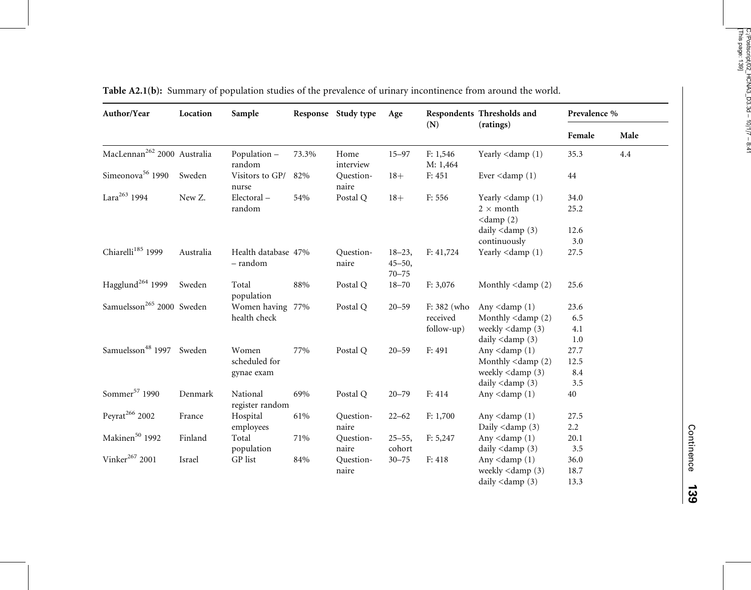**Table A2.1(b):** Summary of population studies of the prevalence of urinary incontinence from around the world.

| Author/Year | Location | Sample | Response | Study type | Age | Respondents (N) | Thresholds and (ratings) | Prevalence % | |
|---|---|---|---|---|---|---|---|---|---|
| | | | | | | | | Female | Male |
| MacLennan[262] 2000 | Australia | Population – random | 73.3% | Home interview | 15–97 | F: 1,546<br>M: 1,464 | Yearly <damp (1) | 35.3 | 4.4 |
| Simeonova[56] 1990 | Sweden | Visitors to GP/nurse | 82% | Question-naire | 18+ | F: 451 | Ever <damp (1) | 44 | |
| Lara[263] 1994 | New Z. | Electoral – random | 54% | Postal Q | 18+ | F: 556 | Yearly <damp (1)<br>2 × month <damp (2)<br>daily <damp (3)<br>continuously | 34.0<br>25.2<br>12.6<br>3.0 | |
| Chiarelli[185] 1999 | Australia | Health database – random | 47% | Question-naire | 18–23, 45–50, 70–75 | F: 41,724 | Yearly <damp (1) | 27.5 | |
| Hagglund[264] 1999 | Sweden | Total population | 88% | Postal Q | 18–70 | F: 3,076 | Monthly <damp (2) | 25.6 | |
| Samuelsson[265] 2000 | Sweden | Women having health check | 77% | Postal Q | 20–59 | F: 382 (who received follow-up) | Any <damp (1)<br>Monthly <damp (2)<br>weekly <damp (3)<br>daily <damp (3) | 23.6<br>6.5<br>4.1<br>1.0 | |
| Samuelsson[48] 1997 | Sweden | Women scheduled for gynae exam | 77% | Postal Q | 20–59 | F: 491 | Any <damp (1)<br>Monthly <damp (2)<br>weekly <damp (3)<br>daily <damp (3) | 27.7<br>12.5<br>8.4<br>3.5 | |
| Sommer[57] 1990 | Denmark | National register random | 69% | Postal Q | 20–79 | F: 414 | Any <damp (1) | 40 | |
| Peyrat[266] 2002 | France | Hospital employees | 61% | Question-naire | 22–62 | F: 1,700 | Any <damp (1)<br>Daily <damp (3) | 27.5<br>2.2 | |
| Makinen[50] 1992 | Finland | Total population | 71% | Question-naire | 25–55, cohort | F: 5,247 | Any <damp (1)<br>daily <damp (3) | 20.1<br>3.5 | |
| Vinker[267] 2001 | Israel | GP list | 84% | Question-naire | 30–75 | F: 418 | Any <damp (1)<br>weekly <damp (3)<br>daily <damp (3) | 36.0<br>18.7<br>13.3 | |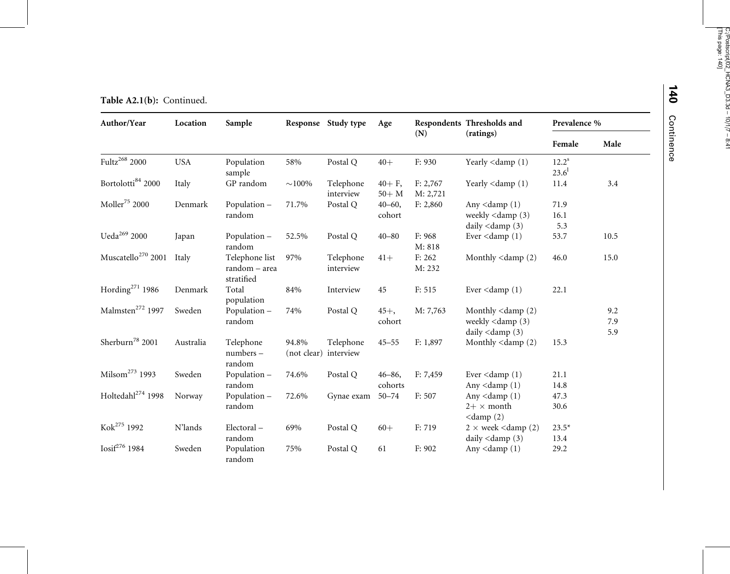**Table A2.1(b):** Continued.

| Author/Year | Location | Sample | Response | Study type | Age | Respondents (N) | Thresholds and (ratings) | Prevalence % | |
|---|---|---|---|---|---|---|---|---|---|
| | | | | | | | | Female | Male |
| Fultz[268] 2000 | USA | Population sample | 58% | Postal Q | 40+ | F: 930 | Yearly <damp (1) | $12.2^{s}$ $23.6^{l}$ | |
| Bortolotti[84] 2000 | Italy | GP random | ~100% | Telephone interview | 40+ F, 50+ M | F: 2,767 M: 2,721 | Yearly <damp (1) | 11.4 | 3.4 |
| Moller[75] 2000 | Denmark | Population – random | 71.7% | Postal Q | 40–60, cohort | F: 2,860 | Any <damp (1) weekly <damp (3) daily <damp (3) | 71.9 16.1 5.3 | |
| Ueda[269] 2000 | Japan | Population – random | 52.5% | Postal Q | 40–80 | F: 968 M: 818 | Ever <damp (1) | 53.7 | 10.5 |
| Muscatello[270] 2001 | Italy | Telephone list random – area stratified | 97% | Telephone interview | 41+ | F: 262 M: 232 | Monthly <damp (2) | 46.0 | 15.0 |
| Hording[271] 1986 | Denmark | Total population | 84% | Interview | 45 | F: 515 | Ever <damp (1) | 22.1 | |
| Malmsten[272] 1997 | Sweden | Population – random | 74% | Postal Q | 45+, cohort | M: 7,763 | Monthly <damp (2) weekly <damp (3) daily <damp (3) | | 9.2 7.9 5.9 |
| Sherburn[78] 2001 | Australia | Telephone numbers – random | 94.8% (not clear) | Telephone interview | 45–55 | F: 1,897 | Monthly <damp (2) | 15.3 | |
| Milsom[273] 1993 | Sweden | Population – random | 74.6% | Postal Q | 46–86, cohorts | F: 7,459 | Ever <damp (1) Any <damp (1) | 21.1 14.8 | |
| Holtedahl[274] 1998 | Norway | Population – random | 72.6% | Gynae exam | 50–74 | F: 507 | Any <damp (1) 2+ × month <damp (2) | 47.3 30.6 | |
| Kok[275] 1992 | N'lands | Electoral – random | 69% | Postal Q | 60+ | F: 719 | 2 × week <damp (2) daily <damp (3) | 23.5* 13.4 | |
| Iosif[276] 1984 | Sweden | Population random | 75% | Postal Q | 61 | F: 902 | Any <damp (1) | 29.2 | |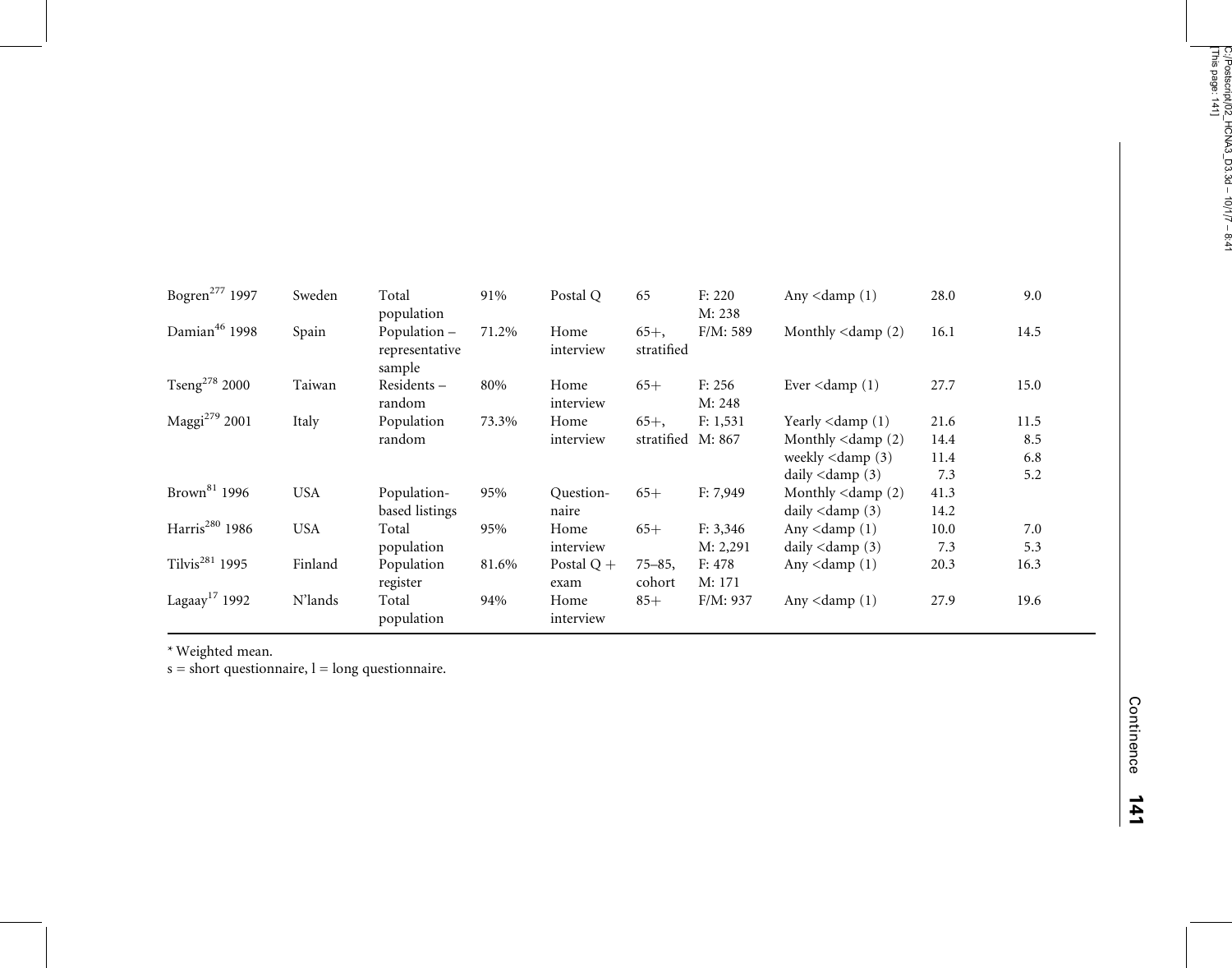| | | | | | | | | | |
|---|---|---|---|---|---|---|---|---|---|
| Bogren[277] 1997 | Sweden | Total population | 91% | Postal Q | 65 | F: 220<br>M: 238 | Any <damp (1) | 28.0 | 9.0 |
| Damian[46] 1998 | Spain | Population – representative sample | 71.2% | Home interview | 65+, stratified | F/M: 589 | Monthly <damp (2) | 16.1 | 14.5 |
| Tseng[278] 2000 | Taiwan | Residents – random | 80% | Home interview | 65+ | F: 256<br>M: 248 | Ever <damp (1) | 27.7 | 15.0 |
| Maggi[279] 2001 | Italy | Population random | 73.3% | Home interview | 65+, stratified | F: 1,531<br>M: 867 | Yearly <damp (1)<br>Monthly <damp (2)<br>weekly <damp (3)<br>daily <damp (3) | 21.6<br>14.4<br>11.4<br>7.3 | 11.5<br>8.5<br>6.8<br>5.2 |
| Brown[81] 1996 | USA | Population-based listings | 95% | Question-naire | 65+ | F: 7,949 | Monthly <damp (2)<br>daily <damp (3) | 41.3<br>14.2 | |
| Harris[280] 1986 | USA | Total population | 95% | Home interview | 65+ | F: 3,346<br>M: 2,291 | Any <damp (1)<br>daily <damp (3) | 10.0<br>7.3 | 7.0<br>5.3 |
| Tilvis[281] 1995 | Finland | Population register | 81.6% | Postal Q + exam | 75–85, cohort | F: 478<br>M: 171 | Any <damp (1) | 20.3 | 16.3 |
| Lagaay[17] 1992 | N'lands | Total population | 94% | Home interview | 85+ | F/M: 937 | Any <damp (1) | 27.9 | 19.6 |

* Weighted mean.

s = short questionnaire, l = long questionnaire.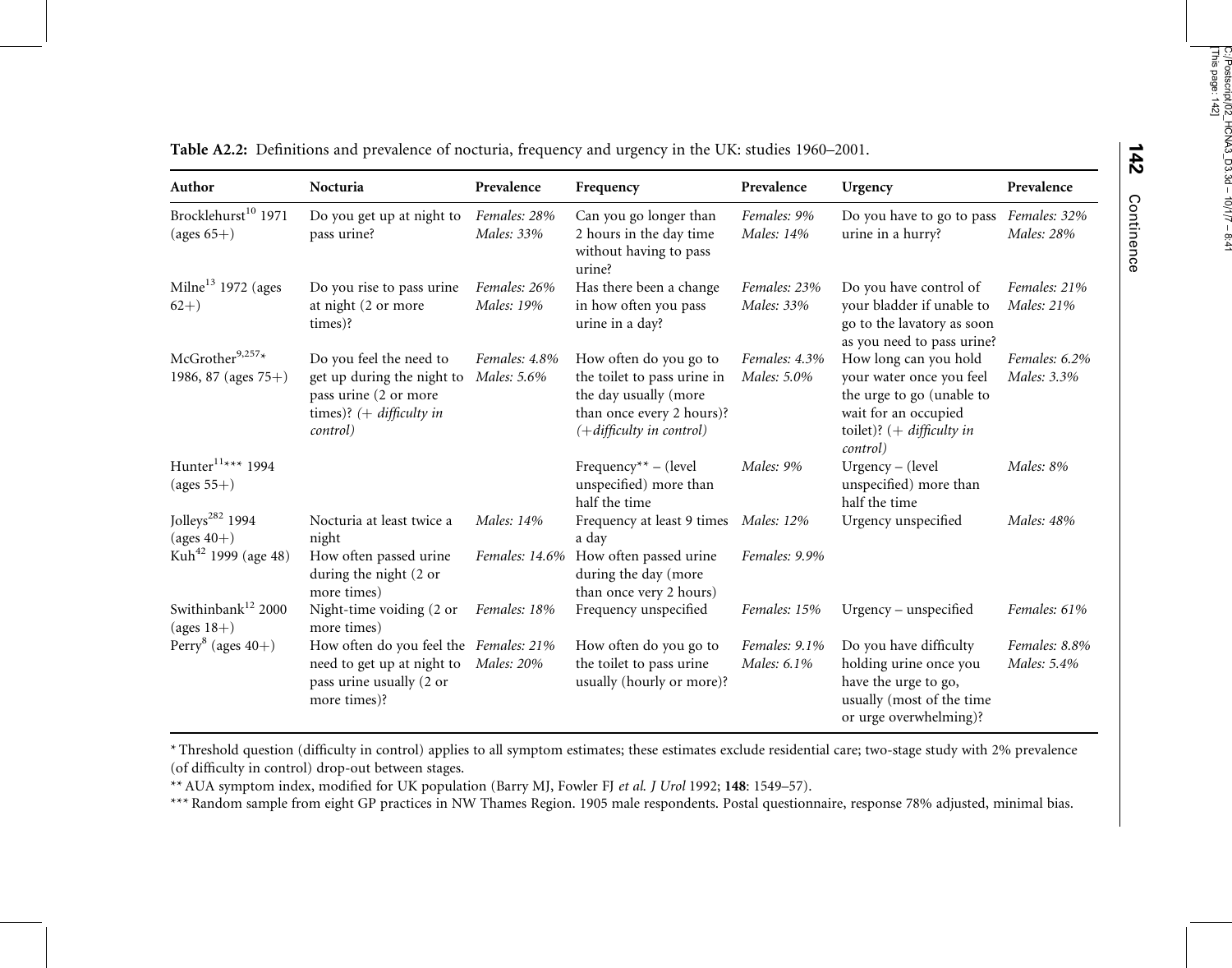**Table A2.2:** Definitions and prevalence of nocturia, frequency and urgency in the UK: studies 1960–2001.

| Author | Nocturia | Prevalence | Frequency | Prevalence | Urgency | Prevalence |
|---|---|---|---|---|---|---|
| Brocklehurst[10] 1971 (ages 65+) | Do you get up at night to pass urine? | *Females: 28%*<br>*Males: 33%* | Can you go longer than 2 hours in the day time without having to pass urine? | *Females: 9%*<br>*Males: 14%* | Do you have to go to pass urine in a hurry? | *Females: 32%*<br>*Males: 28%* |
| Milne[13] 1972 (ages 62+) | Do you rise to pass urine at night (2 or more times)? | *Females: 26%*<br>*Males: 19%* | Has there been a change in how often you pass urine in a day? | *Females: 23%*<br>*Males: 33%* | Do you have control of your bladder if unable to go to the lavatory as soon as you need to pass urine? | *Females: 21%*<br>*Males: 21%* |
| McGrother[9,257]* 1986, 87 (ages 75+) | Do you feel the need to get up during the night to pass urine (2 or more times)? (*+ difficulty in control*) | *Females: 4.8%*<br>*Males: 5.6%* | How often do you go to the toilet to pass urine in the day usually (more than once every 2 hours)? (*+difficulty in control*) | *Females: 4.3%*<br>*Males: 5.0%* | How long can you hold your water once you feel the urge to go (unable to wait for an occupied toilet)? (*+ difficulty in control*) | *Females: 6.2%*<br>*Males: 3.3%* |
| Hunter[11]*** 1994 (ages 55+) | | | Frequency** – (level unspecified) more than half the time | *Males: 9%* | Urgency – (level unspecified) more than half the time | *Males: 8%* |
| Jolleys[282] 1994 (ages 40+) | Nocturia at least twice a night | *Males: 14%* | Frequency at least 9 times a day | *Males: 12%* | Urgency unspecified | *Males: 48%* |
| Kuh[42] 1999 (age 48) | How often passed urine during the night (2 or more times) | *Females: 14.6%* | How often passed urine during the day (more than once very 2 hours) | *Females: 9.9%* | | |
| Swithinbank[12] 2000 (ages 18+) | Night-time voiding (2 or more times) | *Females: 18%* | Frequency unspecified | *Females: 15%* | Urgency – unspecified | *Females: 61%* |
| Perry[8] (ages 40+) | How often do you feel the need to get up at night to pass urine usually (2 or more times)? | *Females: 21%*<br>*Males: 20%* | How often do you go to the toilet to pass urine usually (hourly or more)? | *Females: 9.1%*<br>*Males: 6.1%* | Do you have difficulty holding urine once you have the urge to go, usually (most of the time or urge overwhelming)? | *Females: 8.8%*<br>*Males: 5.4%* |

\* Threshold question (difficulty in control) applies to all symptom estimates; these estimates exclude residential care; two-stage study with 2% prevalence (of difficulty in control) drop-out between stages.

\*\* AUA symptom index, modified for UK population (Barry MJ, Fowler FJ *et al. J Urol* 1992; **148**: 1549–57).

\*\*\* Random sample from eight GP practices in NW Thames Region. 1905 male respondents. Postal questionnaire, response 78% adjusted, minimal bias.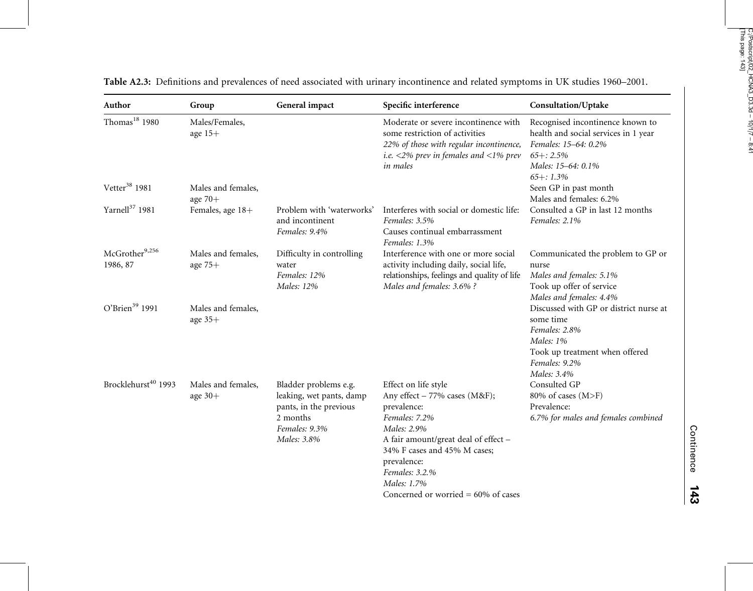**Table A2.3:** Definitions and prevalences of need associated with urinary incontinence and related symptoms in UK studies 1960–2001.

| Author | Group | General impact | Specific interference | Consultation/Uptake |
|---|---|---|---|---|
| Thomas[18] 1980 | Males/Females, age 15+ | | Moderate or severe incontinence with some restriction of activities *22% of those with regular incontinence, i.e. <2% prev in females and <1% prev in males* | Recognised incontinence known to health and social services in 1 year *Females: 15–64: 0.2%* *65+: 2.5%* *Males: 15–64: 0.1%* *65+: 1.3%* |
| Vetter[38] 1981 | Males and females, age 70+ | | | Seen GP in past month Males and females: 6.2% |
| Yarnell[37] 1981 | Females, age 18+ | Problem with 'waterworks' and incontinent *Females: 9.4%* | Interferes with social or domestic life: *Females: 3.5%* Causes continual embarrassment *Females: 1.3%* | Consulted a GP in last 12 months *Females: 2.1%* |
| McGrother[9,256] 1986, 87 | Males and females, age 75+ | Difficulty in controlling water *Females: 12%* *Males: 12%* | Interference with one or more social activity including daily, social life, relationships, feelings and quality of life *Males and females: 3.6% ?* | Communicated the problem to GP or nurse *Males and females: 5.1%* Took up offer of service *Males and females: 4.4%* |
| O'Brien[39] 1991 | Males and females, age 35+ | | | Discussed with GP or district nurse at some time *Females: 2.8%* *Males: 1%* Took up treatment when offered *Females: 9.2%* *Males: 3.4%* |
| Brocklehurst[40] 1993 | Males and females, age 30+ | Bladder problems e.g. leaking, wet pants, damp pants, in the previous 2 months *Females: 9.3%* *Males: 3.8%* | Effect on life style Any effect – 77% cases (M&F); prevalence: *Females: 7.2%* *Males: 2.9%* A fair amount/great deal of effect – 34% F cases and 45% M cases; prevalence: *Females: 3.2.%* *Males: 1.7%* Concerned or worried = 60% of cases | Consulted GP 80% of cases (M>F) Prevalence: *6.7% for males and females combined* |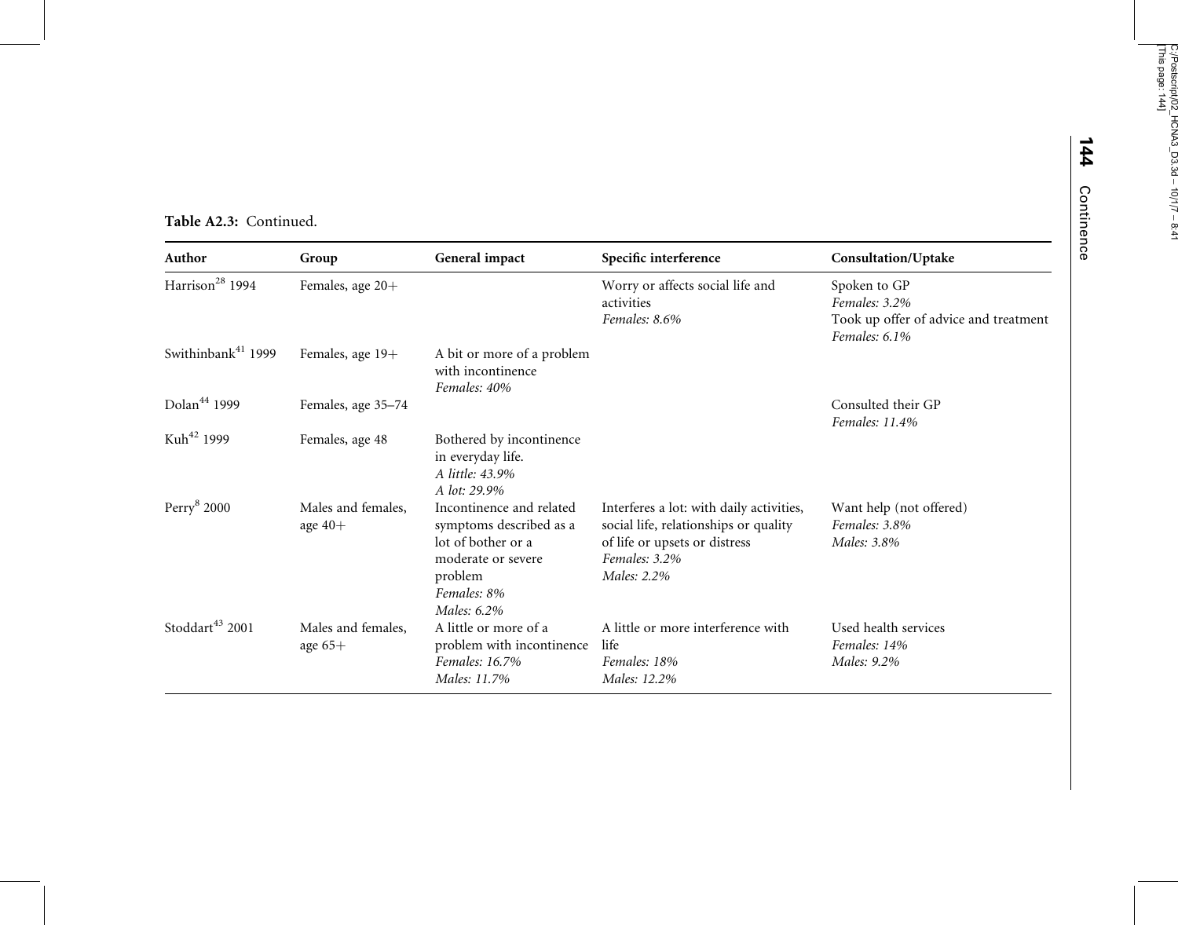**Table A2.3:** Continued.

| Author | Group | General impact | Specific interference | Consultation/Uptake |
|---|---|---|---|---|
| Harrison[28] 1994 | Females, age 20+ | | Worry or affects social life and activities<br>*Females: 8.6%* | Spoken to GP<br>*Females: 3.2%*<br>Took up offer of advice and treatment<br>*Females: 6.1%* |
| Swithinbank[41] 1999 | Females, age 19+ | A bit or more of a problem with incontinence<br>*Females: 40%* | | |
| Dolan[44] 1999 | Females, age 35–74 | | | Consulted their GP<br>*Females: 11.4%* |
| Kuh[42] 1999 | Females, age 48 | Bothered by incontinence in everyday life.<br>*A little: 43.9%*<br>*A lot: 29.9%* | | |
| Perry[8] 2000 | Males and females, age 40+ | Incontinence and related symptoms described as a lot of bother or a moderate or severe problem<br>*Females: 8%*<br>*Males: 6.2%* | Interferes a lot: with daily activities, social life, relationships or quality of life or upsets or distress<br>*Females: 3.2%*<br>*Males: 2.2%* | Want help (not offered)<br>*Females: 3.8%*<br>*Males: 3.8%* |
| Stoddart[43] 2001 | Males and females, age 65+ | A little or more of a problem with incontinence<br>*Females: 16.7%*<br>*Males: 11.7%* | A little or more interference with life<br>*Females: 18%*<br>*Males: 12.2%* | Used health services<br>*Females: 14%*<br>*Males: 9.2%* |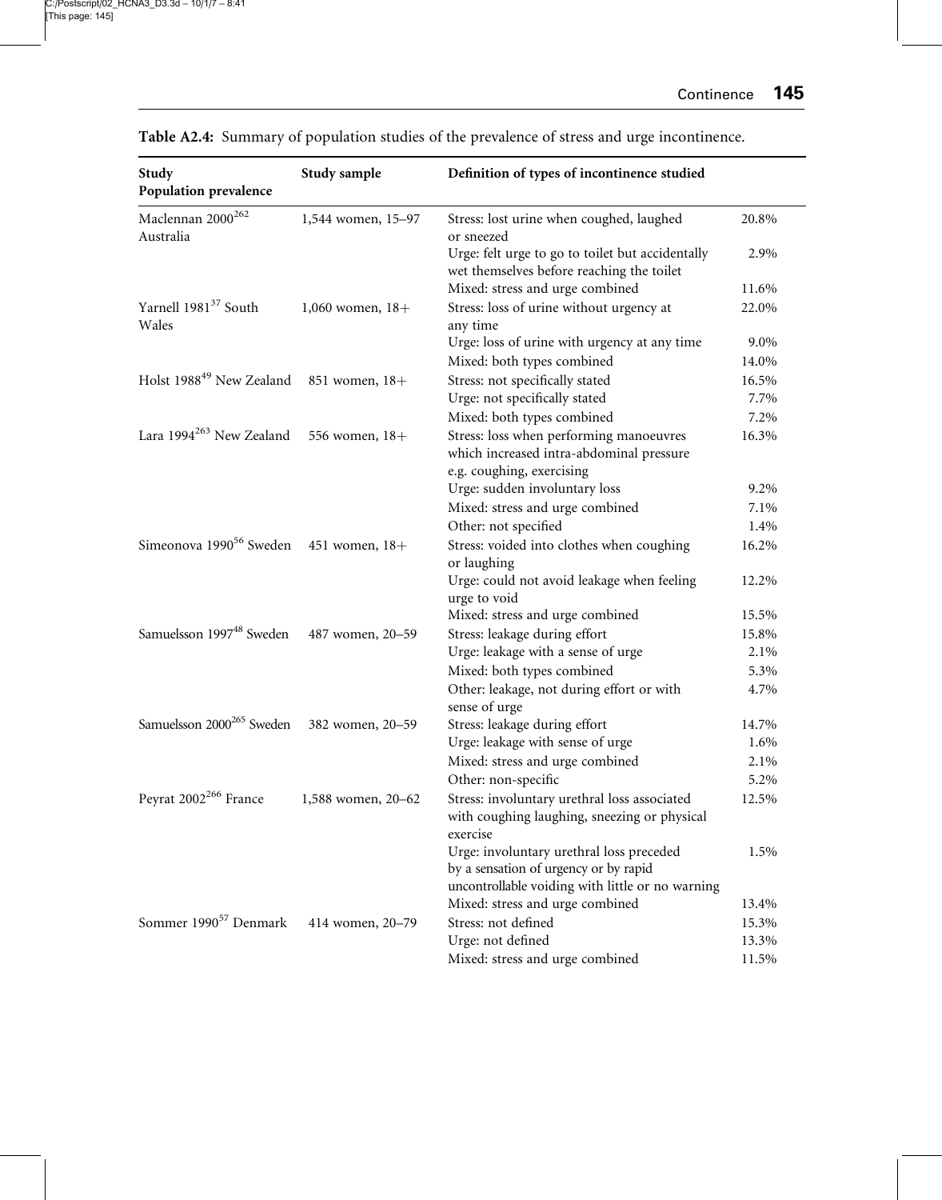**Table A2.4:** Summary of population studies of the prevalence of stress and urge incontinence.

| Study Population prevalence | Study sample | Definition of types of incontinence studied | |
|---|---|---|---|
| Maclennan 2000[262] Australia | 1,544 women, 15–97 | Stress: lost urine when coughed, laughed or sneezed | 20.8% |
| | | Urge: felt urge to go to toilet but accidentally wet themselves before reaching the toilet | 2.9% |
| | | Mixed: stress and urge combined | 11.6% |
| Yarnell 1981[37] South Wales | 1,060 women, 18+ | Stress: loss of urine without urgency at any time | 22.0% |
| | | Urge: loss of urine with urgency at any time | 9.0% |
| | | Mixed: both types combined | 14.0% |
| Holst 1988[49] New Zealand | 851 women, 18+ | Stress: not specifically stated | 16.5% |
| | | Urge: not specifically stated | 7.7% |
| | | Mixed: both types combined | 7.2% |
| Lara 1994[263] New Zealand | 556 women, 18+ | Stress: loss when performing manoeuvres which increased intra-abdominal pressure e.g. coughing, exercising | 16.3% |
| | | Urge: sudden involuntary loss | 9.2% |
| | | Mixed: stress and urge combined | 7.1% |
| | | Other: not specified | 1.4% |
| Simeonova 1990[56] Sweden | 451 women, 18+ | Stress: voided into clothes when coughing or laughing | 16.2% |
| | | Urge: could not avoid leakage when feeling urge to void | 12.2% |
| | | Mixed: stress and urge combined | 15.5% |
| Samuelsson 1997[48] Sweden | 487 women, 20–59 | Stress: leakage during effort | 15.8% |
| | | Urge: leakage with a sense of urge | 2.1% |
| | | Mixed: both types combined | 5.3% |
| | | Other: leakage, not during effort or with sense of urge | 4.7% |
| Samuelsson 2000[265] Sweden | 382 women, 20–59 | Stress: leakage during effort | 14.7% |
| | | Urge: leakage with sense of urge | 1.6% |
| | | Mixed: stress and urge combined | 2.1% |
| | | Other: non-specific | 5.2% |
| Peyrat 2002[266] France | 1,588 women, 20–62 | Stress: involuntary urethral loss associated with coughing laughing, sneezing or physical exercise | 12.5% |
| | | Urge: involuntary urethral loss preceded by a sensation of urgency or by rapid uncontrollable voiding with little or no warning | 1.5% |
| | | Mixed: stress and urge combined | 13.4% |
| Sommer 1990[57] Denmark | 414 women, 20–79 | Stress: not defined | 15.3% |
| | | Urge: not defined | 13.3% |
| | | Mixed: stress and urge combined | 11.5% |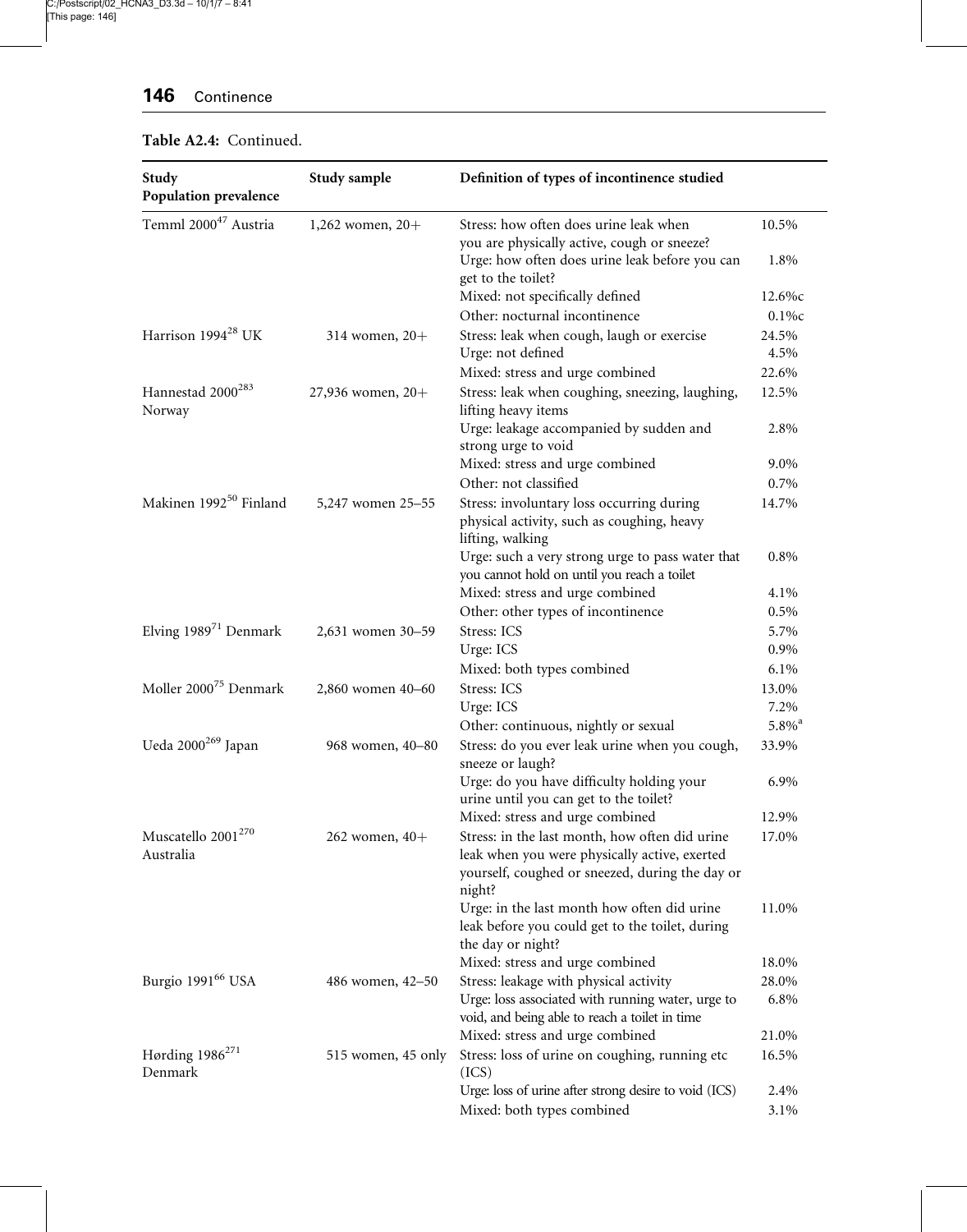**Table A2.4:** Continued.

| Study<br>Population prevalence | Study sample | Definition of types of incontinence studied | |
|---|---|---|---|
| Temml 2000[47] Austria | 1,262 women, 20+ | Stress: how often does urine leak when you are physically active, cough or sneeze? | 10.5% |
| | | Urge: how often does urine leak before you can get to the toilet? | 1.8% |
| | | Mixed: not specifically defined | 12.6%c |
| | | Other: nocturnal incontinence | 0.1%c |
| Harrison 1994[28] UK | 314 women, 20+ | Stress: leak when cough, laugh or exercise | 24.5% |
| | | Urge: not defined | 4.5% |
| | | Mixed: stress and urge combined | 22.6% |
| Hannestad 2000[283] Norway | 27,936 women, 20+ | Stress: leak when coughing, sneezing, laughing, lifting heavy items | 12.5% |
| | | Urge: leakage accompanied by sudden and strong urge to void | 2.8% |
| | | Mixed: stress and urge combined | 9.0% |
| | | Other: not classified | 0.7% |
| Makinen 1992[50] Finland | 5,247 women 25–55 | Stress: involuntary loss occurring during physical activity, such as coughing, heavy lifting, walking | 14.7% |
| | | Urge: such a very strong urge to pass water that you cannot hold on until you reach a toilet | 0.8% |
| | | Mixed: stress and urge combined | 4.1% |
| | | Other: other types of incontinence | 0.5% |
| Elving 1989[71] Denmark | 2,631 women 30–59 | Stress: ICS | 5.7% |
| | | Urge: ICS | 0.9% |
| | | Mixed: both types combined | 6.1% |
| Moller 2000[75] Denmark | 2,860 women 40–60 | Stress: ICS | 13.0% |
| | | Urge: ICS | 7.2% |
| | | Other: continuous, nightly or sexual | 5.8%[a] |
| Ueda 2000[269] Japan | 968 women, 40–80 | Stress: do you ever leak urine when you cough, sneeze or laugh? | 33.9% |
| | | Urge: do you have difficulty holding your urine until you can get to the toilet? | 6.9% |
| | | Mixed: stress and urge combined | 12.9% |
| Muscatello 2001[270] Australia | 262 women, 40+ | Stress: in the last month, how often did urine leak when you were physically active, exerted yourself, coughed or sneezed, during the day or night? | 17.0% |
| | | Urge: in the last month how often did urine leak before you could get to the toilet, during the day or night? | 11.0% |
| | | Mixed: stress and urge combined | 18.0% |
| Burgio 1991[66] USA | 486 women, 42–50 | Stress: leakage with physical activity | 28.0% |
| | | Urge: loss associated with running water, urge to void, and being able to reach a toilet in time | 6.8% |
| | | Mixed: stress and urge combined | 21.0% |
| Hørding 1986[271] Denmark | 515 women, 45 only | Stress: loss of urine on coughing, running etc (ICS) | 16.5% |
| | | Urge: loss of urine after strong desire to void (ICS) | 2.4% |
| | | Mixed: both types combined | 3.1% |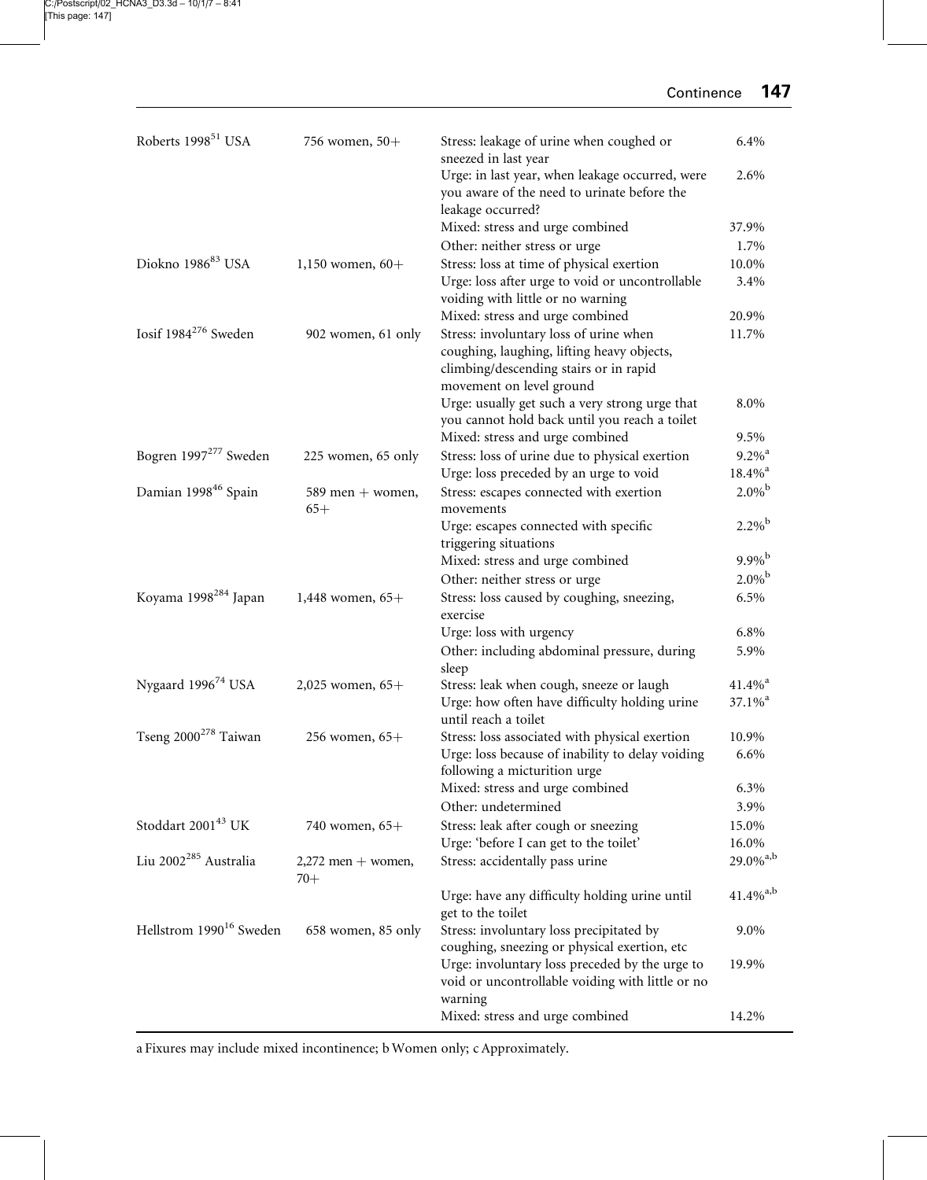| | | | |
|---|---|---|---|
| Roberts 1998[51] USA | 756 women, 50+ | Stress: leakage of urine when coughed or sneezed in last year | 6.4% |
| | | Urge: in last year, when leakage occurred, were you aware of the need to urinate before the leakage occurred? | 2.6% |
| | | Mixed: stress and urge combined | 37.9% |
| | | Other: neither stress or urge | 1.7% |
| Diokno 1986[83] USA | 1,150 women, 60+ | Stress: loss at time of physical exertion | 10.0% |
| | | Urge: loss after urge to void or uncontrollable voiding with little or no warning | 3.4% |
| | | Mixed: stress and urge combined | 20.9% |
| Iosif 1984[276] Sweden | 902 women, 61 only | Stress: involuntary loss of urine when coughing, laughing, lifting heavy objects, climbing/descending stairs or in rapid movement on level ground | 11.7% |
| | | Urge: usually get such a very strong urge that you cannot hold back until you reach a toilet | 8.0% |
| | | Mixed: stress and urge combined | 9.5% |
| Bogren 1997[277] Sweden | 225 women, 65 only | Stress: loss of urine due to physical exertion | 9.2%[a] |
| | | Urge: loss preceded by an urge to void | 18.4%[a] |
| Damian 1998[46] Spain | 589 men + women, 65+ | Stress: escapes connected with exertion movements | 2.0%[b] |
| | | Urge: escapes connected with specific triggering situations | 2.2%[b] |
| | | Mixed: stress and urge combined | 9.9%[b] |
| | | Other: neither stress or urge | 2.0%[b] |
| Koyama 1998[284] Japan | 1,448 women, 65+ | Stress: loss caused by coughing, sneezing, exercise | 6.5% |
| | | Urge: loss with urgency | 6.8% |
| | | Other: including abdominal pressure, during sleep | 5.9% |
| Nygaard 1996[74] USA | 2,025 women, 65+ | Stress: leak when cough, sneeze or laugh | 41.4%[a] |
| | | Urge: how often have difficulty holding urine until reach a toilet | 37.1%[a] |
| Tseng 2000[278] Taiwan | 256 women, 65+ | Stress: loss associated with physical exertion | 10.9% |
| | | Urge: loss because of inability to delay voiding following a micturition urge | 6.6% |
| | | Mixed: stress and urge combined | 6.3% |
| | | Other: undetermined | 3.9% |
| Stoddart 2001[43] UK | 740 women, 65+ | Stress: leak after cough or sneezing | 15.0% |
| | | Urge: 'before I can get to the toilet' | 16.0% |
| Liu 2002[285] Australia | 2,272 men + women, 70+ | Stress: accidentally pass urine | 29.0%[a,b] |
| | | Urge: have any difficulty holding urine until get to the toilet | 41.4%[a,b] |
| Hellstrom 1990[16] Sweden | 658 women, 85 only | Stress: involuntary loss precipitated by coughing, sneezing or physical exertion, etc | 9.0% |
| | | Urge: involuntary loss preceded by the urge to void or uncontrollable voiding with little or no warning | 19.9% |
| | | Mixed: stress and urge combined | 14.2% |

a Fixures may include mixed incontinence; b Women only; c Approximately.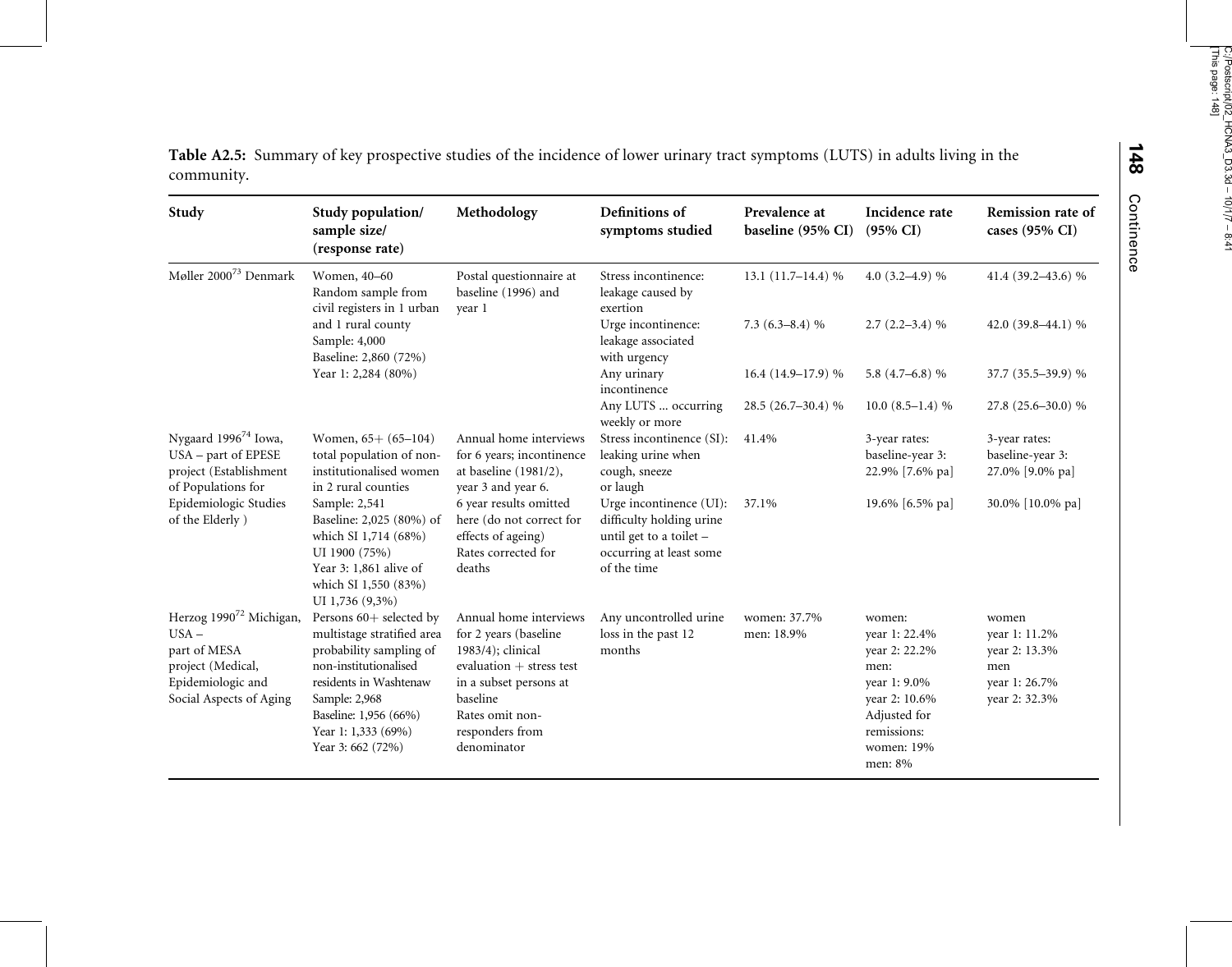**Table A2.5:** Summary of key prospective studies of the incidence of lower urinary tract symptoms (LUTS) in adults living in the community.

| Study | Study population/ sample size/ (response rate) | Methodology | Definitions of symptoms studied | Prevalence at baseline (95% CI) | Incidence rate (95% CI) | Remission rate of cases (95% CI) |
|---|---|---|---|---|---|---|
| Møller 2000[73] Denmark | Women, 40–60 Random sample from civil registers in 1 urban and 1 rural county Sample: 4,000 Baseline: 2,860 (72%) Year 1: 2,284 (80%) | Postal questionnaire at baseline (1996) and year 1 | Stress incontinence: leakage caused by exertion | 13.1 (11.7–14.4) % | 4.0 (3.2–4.9) % | 41.4 (39.2–43.6) % |
| | | | Urge incontinence: leakage associated with urgency | 7.3 (6.3–8.4) % | 2.7 (2.2–3.4) % | 42.0 (39.8–44.1) % |
| | | | Any urinary incontinence | 16.4 (14.9–17.9) % | 5.8 (4.7–6.8) % | 37.7 (35.5–39.9) % |
| | | | Any LUTS ... occurring weekly or more | 28.5 (26.7–30.4) % | 10.0 (8.5–1.4) % | 27.8 (25.6–30.0) % |
| Nygaard 1996[74] Iowa, USA – part of EPESE project (Establishment of Populations for Epidemiologic Studies of the Elderly ) | Women, 65+ (65–104) total population of non-institutionalised women in 2 rural counties Sample: 2,541 Baseline: 2,025 (80%) of which SI 1,714 (68%) UI 1900 (75%) Year 3: 1,861 alive of which SI 1,550 (83%) UI 1,736 (9,3%) | Annual home interviews for 6 years; incontinence at baseline (1981/2), year 3 and year 6. 6 year results omitted here (do not correct for effects of ageing) Rates corrected for deaths | Stress incontinence (SI): leaking urine when cough, sneeze or laugh | 41.4% | 3-year rates: baseline-year 3: 22.9% [7.6% pa] | 3-year rates: baseline-year 3: 27.0% [9.0% pa] |
| | | | Urge incontinence (UI): difficulty holding urine until get to a toilet – occurring at least some of the time | 37.1% | 19.6% [6.5% pa] | 30.0% [10.0% pa] |
| Herzog 1990[72] Michigan, USA – part of MESA project (Medical, Epidemiologic and Social Aspects of Aging | Persons 60+ selected by multistage stratified area probability sampling of non-institutionalised residents in Washtenaw Sample: 2,968 Baseline: 1,956 (66%) Year 1: 1,333 (69%) Year 3: 662 (72%) | Annual home interviews for 2 years (baseline 1983/4); clinical evaluation + stress test in a subset persons at baseline Rates omit non-responders from denominator | Any uncontrolled urine loss in the past 12 months | women: 37.7% men: 18.9% | women: year 1: 22.4% year 2: 22.2% men: year 1: 9.0% year 2: 10.6% Adjusted for remissions: women: 19% men: 8% | women year 1: 11.2% year 2: 13.3% men year 1: 26.7% year 2: 32.3% |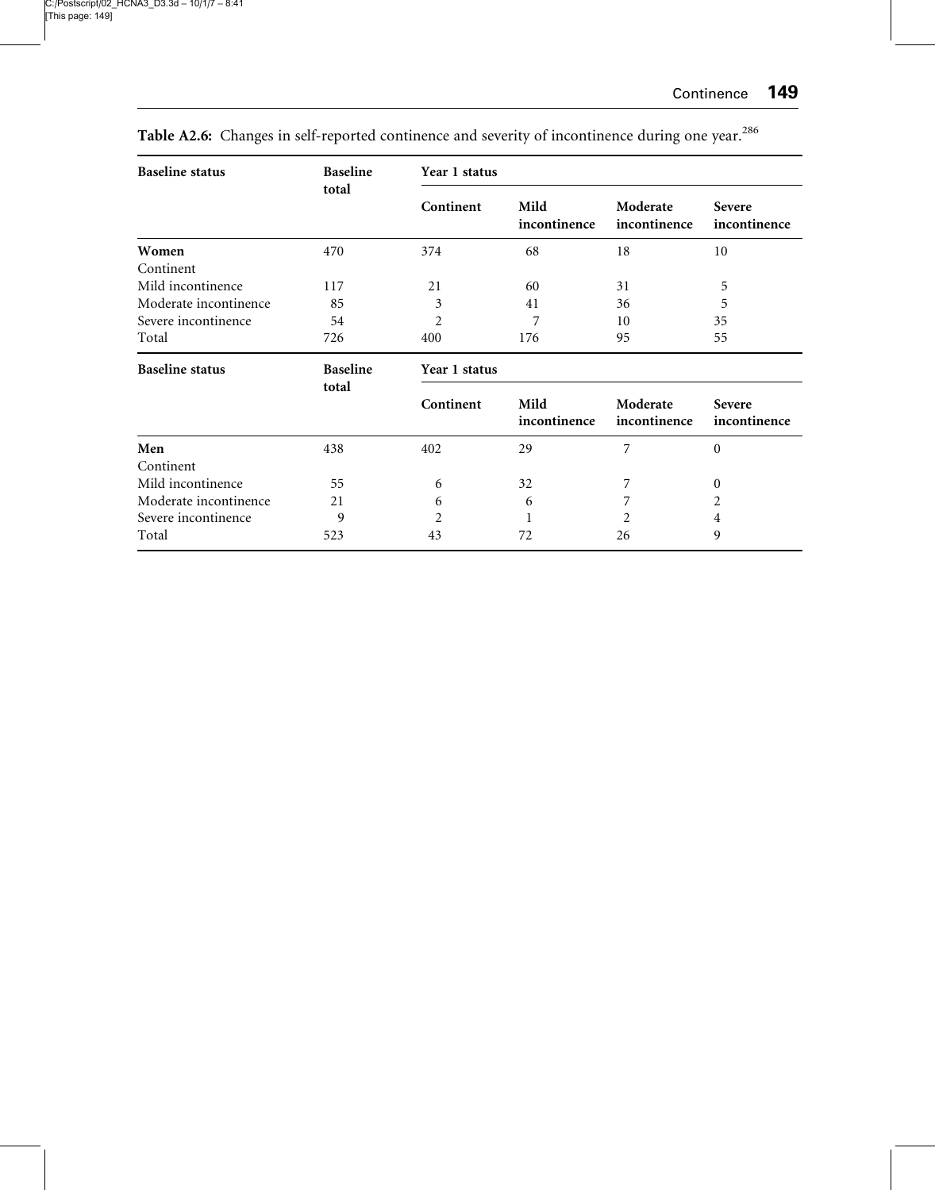**Table A2.6:** Changes in self-reported continence and severity of incontinence during one year.[286]

| Baseline status | Baseline total | Year 1 status | | | |
|---|---|---|---|---|---|
| | | Continent | Mild incontinence | Moderate incontinence | Severe incontinence |
| **Women** | | | | | |
| Continent | 470 | 374 | 68 | 18 | 10 |
| Mild incontinence | 117 | 21 | 60 | 31 | 5 |
| Moderate incontinence | 85 | 3 | 41 | 36 | 5 |
| Severe incontinence | 54 | 2 | 7 | 10 | 35 |
| Total | 726 | 400 | 176 | 95 | 55 |
| **Baseline status** | **Baseline total** | **Year 1 status** | | | |
| | | **Continent** | **Mild incontinence** | **Moderate incontinence** | **Severe incontinence** |
| **Men** | | | | | |
| Continent | 438 | 402 | 29 | 7 | 0 |
| Mild incontinence | 55 | 6 | 32 | 7 | 0 |
| Moderate incontinence | 21 | 6 | 6 | 7 | 2 |
| Severe incontinence | 9 | 2 | 1 | 2 | 4 |
| Total | 523 | 43 | 72 | 26 | 9 |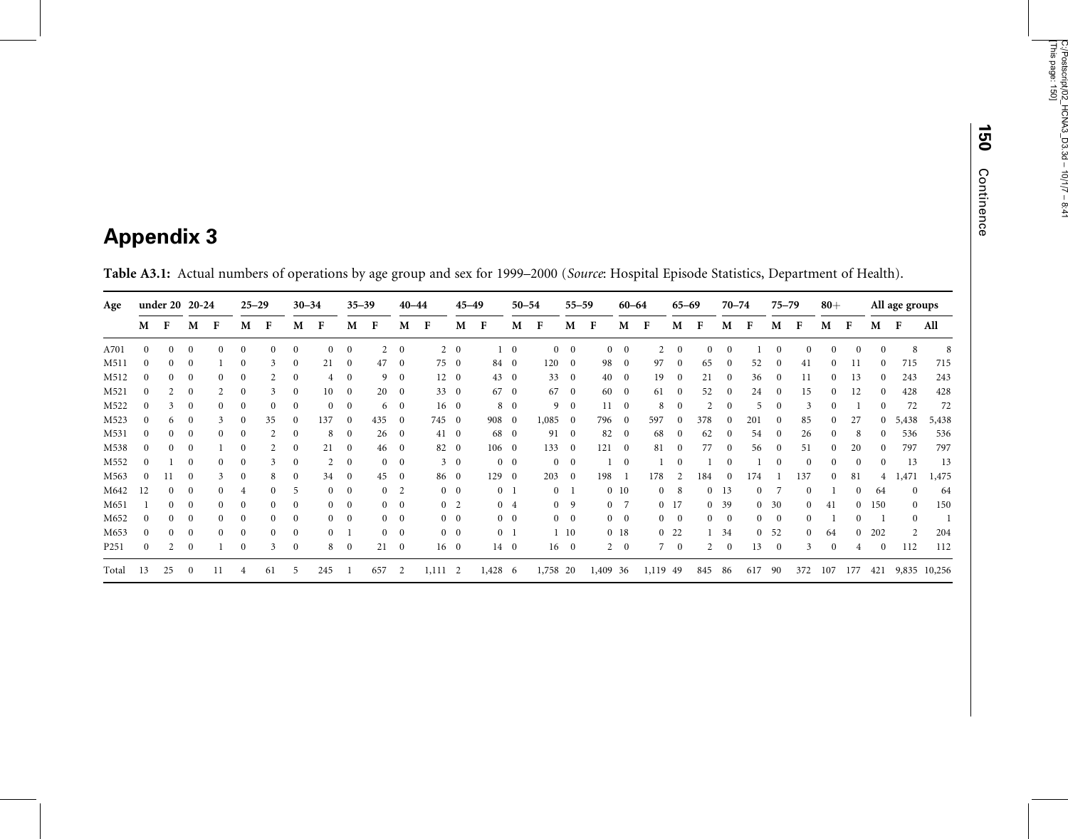# Appendix 3

**Table A3.1:** Actual numbers of operations by age group and sex for 1999–2000 (*Source*: Hospital Episode Statistics, Department of Health).

| Age | under 20 | | 20-24 | | 25–29 | | 30–34 | | 35–39 | | 40–44 | | 45–49 | | 50–54 | | 55–59 | | 60–64 | | 65–69 | | 70–74 | | 75–79 | | 80+ | | All age groups | | |
|---|---|---|---|---|---|---|---|---|---|---|---|---|---|---|---|---|---|---|---|---|---|---|---|---|---|---|---|---|---|---|---|
| | M | F | M | F | M | F | M | F | M | F | M | F | M | F | M | F | M | F | M | F | M | F | M | F | M | F | M | F | M | F | All |
| A701 | 0 | 0 | 0 | 0 | 0 | 0 | 0 | 0 | 0 | 2 | 0 | 2 | 0 | 1 | 0 | 0 | 0 | 0 | 0 | 2 | 0 | 0 | 0 | 1 | 0 | 0 | 0 | 0 | 0 | 8 | 8 |
| M511 | 0 | 0 | 0 | 1 | 0 | 3 | 0 | 21 | 0 | 47 | 0 | 75 | 0 | 84 | 0 | 120 | 0 | 98 | 0 | 97 | 0 | 65 | 0 | 52 | 0 | 41 | 0 | 11 | 0 | 715 | 715 |
| M512 | 0 | 0 | 0 | 0 | 0 | 2 | 0 | 4 | 0 | 9 | 0 | 12 | 0 | 43 | 0 | 33 | 0 | 40 | 0 | 19 | 0 | 21 | 0 | 36 | 0 | 11 | 0 | 13 | 0 | 243 | 243 |
| M521 | 0 | 2 | 0 | 2 | 0 | 3 | 0 | 10 | 0 | 20 | 0 | 33 | 0 | 67 | 0 | 67 | 0 | 60 | 0 | 61 | 0 | 52 | 0 | 24 | 0 | 15 | 0 | 12 | 0 | 428 | 428 |
| M522 | 0 | 3 | 0 | 0 | 0 | 0 | 0 | 0 | 0 | 6 | 0 | 16 | 0 | 8 | 0 | 9 | 0 | 11 | 0 | 8 | 0 | 2 | 0 | 5 | 0 | 3 | 0 | 1 | 0 | 72 | 72 |
| M523 | 0 | 6 | 0 | 3 | 0 | 35 | 0 | 137 | 0 | 435 | 0 | 745 | 0 | 908 | 0 | 1,085 | 0 | 796 | 0 | 597 | 0 | 378 | 0 | 201 | 0 | 85 | 0 | 27 | 0 | 5,438 | 5,438 |
| M531 | 0 | 0 | 0 | 0 | 0 | 2 | 0 | 8 | 0 | 26 | 0 | 41 | 0 | 68 | 0 | 91 | 0 | 82 | 0 | 68 | 0 | 62 | 0 | 54 | 0 | 26 | 0 | 8 | 0 | 536 | 536 |
| M538 | 0 | 0 | 0 | 1 | 0 | 2 | 0 | 21 | 0 | 46 | 0 | 82 | 0 | 106 | 0 | 133 | 0 | 121 | 0 | 81 | 0 | 77 | 0 | 56 | 0 | 51 | 0 | 20 | 0 | 797 | 797 |
| M552 | 0 | 1 | 0 | 0 | 0 | 3 | 0 | 2 | 0 | 0 | 0 | 3 | 0 | 0 | 0 | 0 | 0 | 1 | 0 | 1 | 0 | 1 | 0 | 1 | 0 | 0 | 0 | 0 | 0 | 13 | 13 |
| M563 | 0 | 11 | 0 | 3 | 0 | 8 | 0 | 34 | 0 | 45 | 0 | 86 | 0 | 129 | 0 | 203 | 0 | 198 | 1 | 178 | 2 | 184 | 0 | 174 | 1 | 137 | 0 | 81 | 4 | 1,471 | 1,475 |
| M642 | 12 | 0 | 0 | 0 | 4 | 0 | 5 | 0 | 0 | 0 | 2 | 0 | 0 | 0 | 1 | 0 | 1 | 0 | 10 | 0 | 8 | 0 | 13 | 0 | 7 | 0 | 1 | 0 | 64 | 0 | 64 |
| M651 | 1 | 0 | 0 | 0 | 0 | 0 | 0 | 0 | 0 | 0 | 0 | 0 | 2 | 0 | 4 | 0 | 9 | 0 | 7 | 0 | 17 | 0 | 39 | 0 | 30 | 0 | 41 | 0 | 150 | 0 | 150 |
| M652 | 0 | 0 | 0 | 0 | 0 | 0 | 0 | 0 | 0 | 0 | 0 | 0 | 0 | 0 | 0 | 0 | 0 | 0 | 0 | 0 | 0 | 0 | 0 | 0 | 0 | 0 | 1 | 0 | 1 | 0 | 1 |
| M653 | 0 | 0 | 0 | 0 | 0 | 0 | 0 | 0 | 1 | 0 | 0 | 0 | 0 | 0 | 1 | 1 | 10 | 0 | 18 | 0 | 22 | 1 | 34 | 0 | 52 | 0 | 64 | 0 | 202 | 2 | 204 |
| P251 | 0 | 2 | 0 | 1 | 0 | 3 | 0 | 8 | 0 | 21 | 0 | 16 | 0 | 14 | 0 | 16 | 0 | 2 | 0 | 7 | 0 | 2 | 0 | 13 | 0 | 3 | 0 | 4 | 0 | 112 | 112 |
| Total | 13 | 25 | 0 | 11 | 4 | 61 | 5 | 245 | 1 | 657 | 2 | 1,111 | 2 | 1,428 | 6 | 1,758 | 20 | 1,409 | 36 | 1,119 | 49 | 845 | 86 | 617 | 90 | 372 | 107 | 177 | 421 | 9,835 | 10,256 |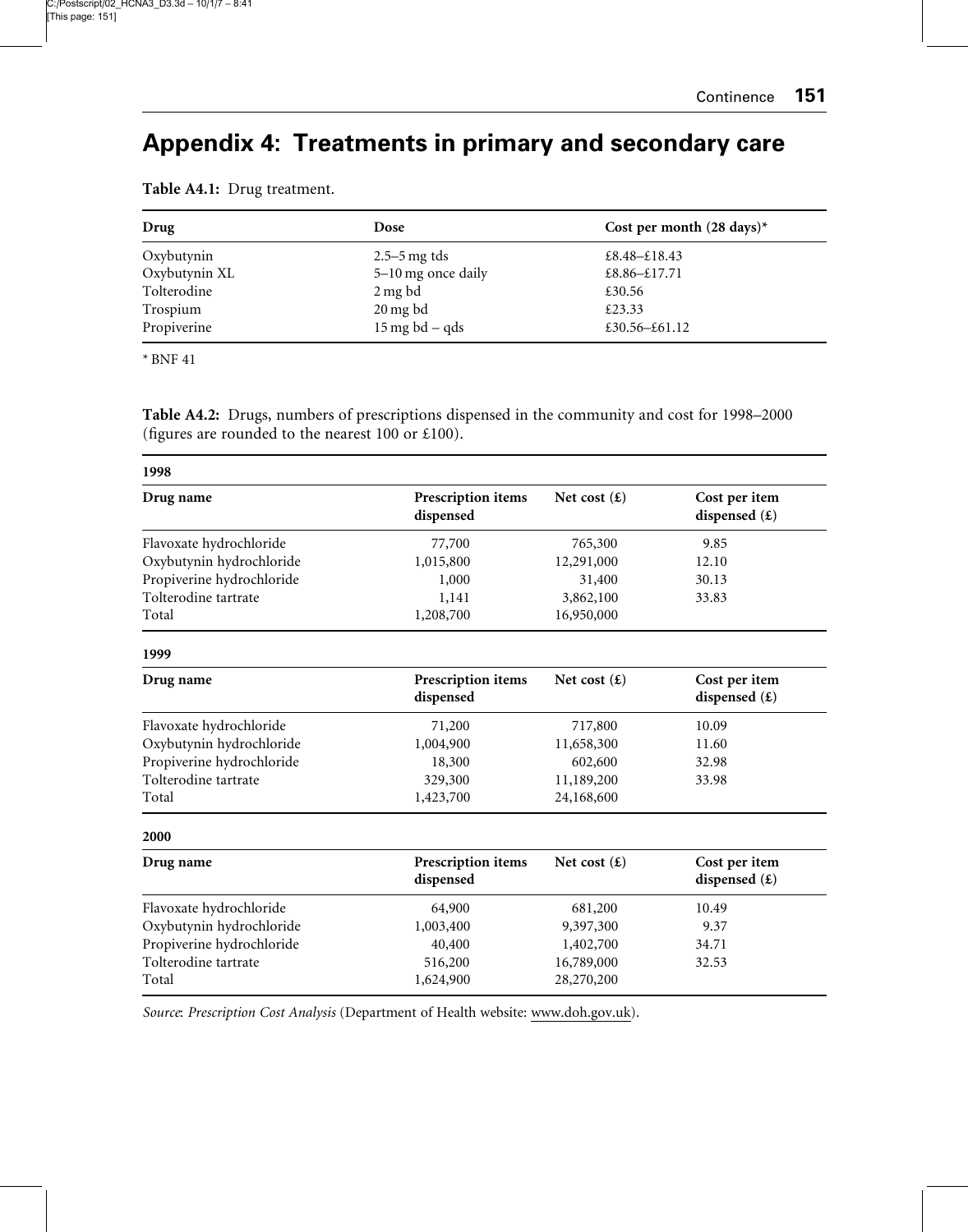# Appendix 4: Treatments in primary and secondary care

**Table A4.1:** Drug treatment.

| Drug | Dose | Cost per month (28 days)* |
|---|---|---|
| Oxybutynin | 2.5–5 mg tds | £8.48–£18.43 |
| Oxybutynin XL | 5–10 mg once daily | £8.86–£17.71 |
| Tolterodine | 2 mg bd | £30.56 |
| Trospium | 20 mg bd | £23.33 |
| Propiverine | 15 mg bd – qds | £30.56–£61.12 |

* BNF 41

**Table A4.2:** Drugs, numbers of prescriptions dispensed in the community and cost for 1998–2000 (figures are rounded to the nearest 100 or £100).

**1998**

| Drug name | Prescription items dispensed | Net cost (£) | Cost per item dispensed (£) |
|---|---|---|---|
| Flavoxate hydrochloride | 77,700 | 765,300 | 9.85 |
| Oxybutynin hydrochloride | 1,015,800 | 12,291,000 | 12.10 |
| Propiverine hydrochloride | 1,000 | 31,400 | 30.13 |
| Tolterodine tartrate | 1,141 | 3,862,100 | 33.83 |
| Total | 1,208,700 | 16,950,000 | |

**1999**

| Drug name | Prescription items dispensed | Net cost (£) | Cost per item dispensed (£) |
|---|---|---|---|
| Flavoxate hydrochloride | 71,200 | 717,800 | 10.09 |
| Oxybutynin hydrochloride | 1,004,900 | 11,658,300 | 11.60 |
| Propiverine hydrochloride | 18,300 | 602,600 | 32.98 |
| Tolterodine tartrate | 329,300 | 11,189,200 | 33.98 |
| Total | 1,423,700 | 24,168,600 | |

**2000**

| Drug name | Prescription items dispensed | Net cost (£) | Cost per item dispensed (£) |
|---|---|---|---|
| Flavoxate hydrochloride | 64,900 | 681,200 | 10.49 |
| Oxybutynin hydrochloride | 1,003,400 | 9,397,300 | 9.37 |
| Propiverine hydrochloride | 40,400 | 1,402,700 | 34.71 |
| Tolterodine tartrate | 516,200 | 16,789,000 | 32.53 |
| Total | 1,624,900 | 28,270,200 | |

*Source*: *Prescription Cost Analysis* (Department of Health website: www.doh.gov.uk).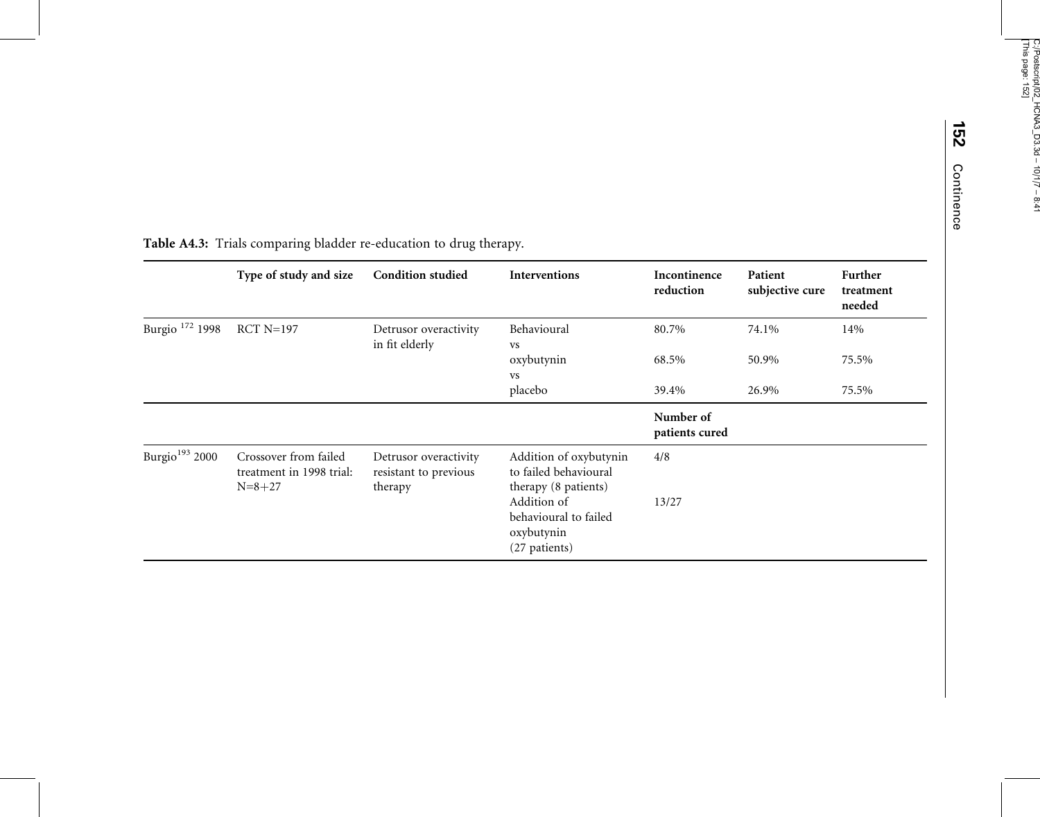**Table A4.3:** Trials comparing bladder re-education to drug therapy.

| | Type of study and size | Condition studied | Interventions | Incontinence reduction | Patient subjective cure | Further treatment needed |
|---|---|---|---|---|---|---|
| Burgio [172] 1998 | RCT N=197 | Detrusor overactivity in fit elderly | Behavioural vs | 80.7% | 74.1% | 14% |
| | | | oxybutynin vs | 68.5% | 50.9% | 75.5% |
| | | | placebo | 39.4% | 26.9% | 75.5% |
| | | | | **Number of patients cured** | | |
| Burgio[193] 2000 | Crossover from failed treatment in 1998 trial: N=8+27 | Detrusor overactivity resistant to previous therapy | Addition of oxybutynin to failed behavioural therapy (8 patients) | 4/8 | | |
| | | | Addition of behavioural to failed oxybutynin (27 patients) | 13/27 | | |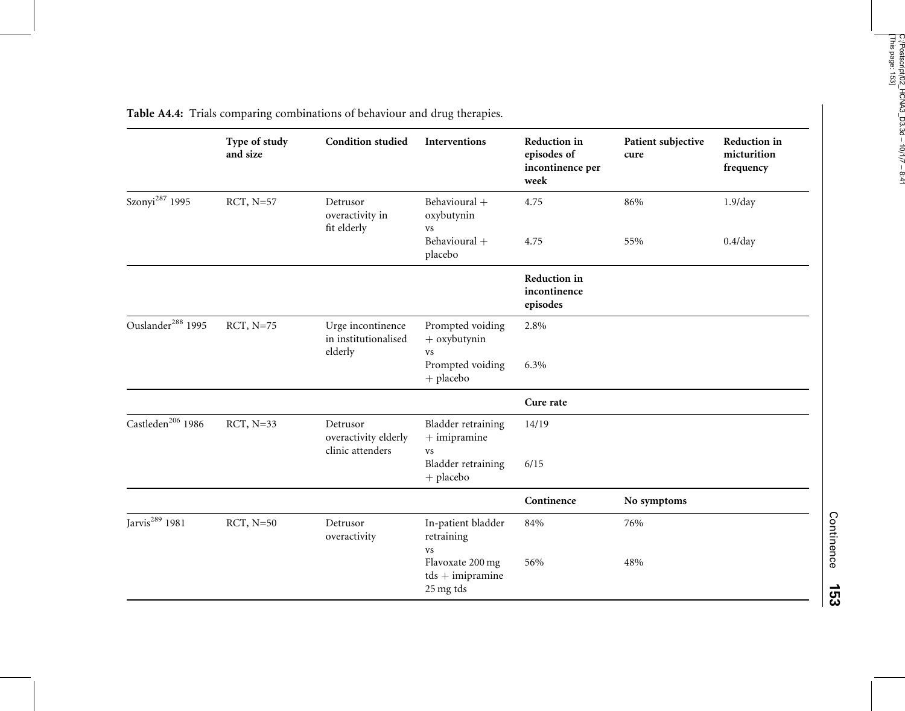**Table A4.4:** Trials comparing combinations of behaviour and drug therapies.

| | Type of study and size | Condition studied | Interventions | Reduction in episodes of incontinence per week | Patient subjective cure | Reduction in micturition frequency |
|---|---|---|---|---|---|---|
| Szonyi[287] 1995 | RCT, N=57 | Detrusor overactivity in fit elderly | Behavioural + oxybutynin vs | 4.75 | 86% | 1.9/day |
| | | | Behavioural + placebo | 4.75 | 55% | 0.4/day |
| | | | | **Reduction in incontinence episodes** | | |
| Ouslander[288] 1995 | RCT, N=75 | Urge incontinence in institutionalised elderly | Prompted voiding + oxybutynin vs | 2.8% | | |
| | | | Prompted voiding + placebo | 6.3% | | |
| | | | | **Cure rate** | | |
| Castleden[206] 1986 | RCT, N=33 | Detrusor overactivity elderly clinic attenders | Bladder retraining + imipramine vs | 14/19 | | |
| | | | Bladder retraining + placebo | 6/15 | | |
| | | | | **Continence** | **No symptoms** | |
| Jarvis[289] 1981 | RCT, N=50 | Detrusor overactivity | In-patient bladder retraining vs | 84% | 76% | |
| | | | Flavoxate 200 mg tds + imipramine 25 mg tds | 56% | 48% | |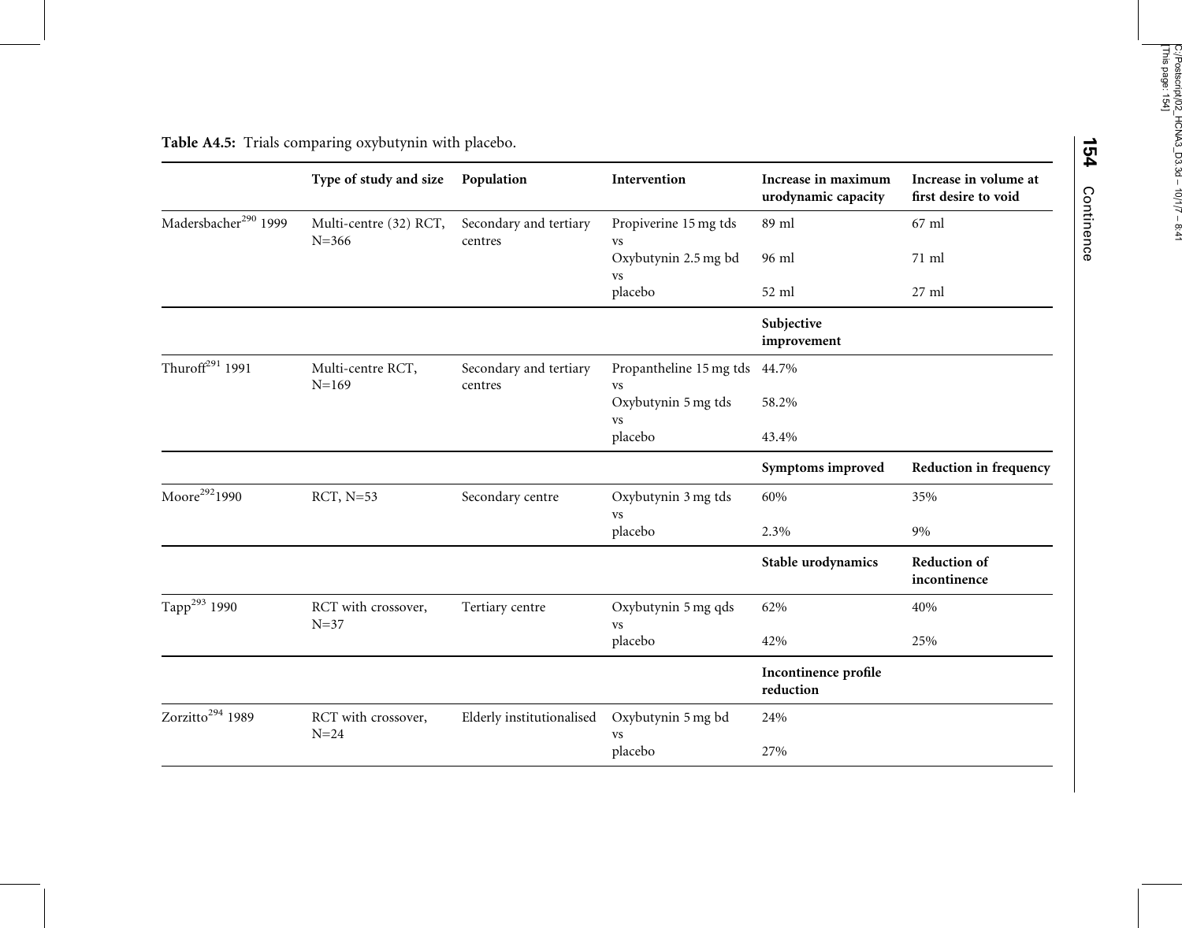**Table A4.5:** Trials comparing oxybutynin with placebo.

| | Type of study and size | Population | Intervention | Increase in maximum urodynamic capacity | Increase in volume at first desire to void |
|---|---|---|---|---|---|
| Madersbacher[290] 1999 | Multi-centre (32) RCT, N=366 | Secondary and tertiary centres | Propiverine 15 mg tds vs | 89 ml | 67 ml |
| | | | Oxybutynin 2.5 mg bd vs | 96 ml | 71 ml |
| | | | placebo | 52 ml | 27 ml |
| | | | | **Subjective improvement** | |
| Thuroff[291] 1991 | Multi-centre RCT, N=169 | Secondary and tertiary centres | Propantheline 15 mg tds vs | 44.7% | |
| | | | Oxybutynin 5 mg tds vs | 58.2% | |
| | | | placebo | 43.4% | |
| | | | | **Symptoms improved** | **Reduction in frequency** |
| Moore[292] 1990 | RCT, N=53 | Secondary centre | Oxybutynin 3 mg tds vs | 60% | 35% |
| | | | placebo | 2.3% | 9% |
| | | | | **Stable urodynamics** | **Reduction of incontinence** |
| Tapp[293] 1990 | RCT with crossover, N=37 | Tertiary centre | Oxybutynin 5 mg qds vs | 62% | 40% |
| | | | placebo | 42% | 25% |
| | | | | **Incontinence profile reduction** | |
| Zorzitto[294] 1989 | RCT with crossover, N=24 | Elderly institutionalised | Oxybutynin 5 mg bd vs | 24% | |
| | | | placebo | 27% | |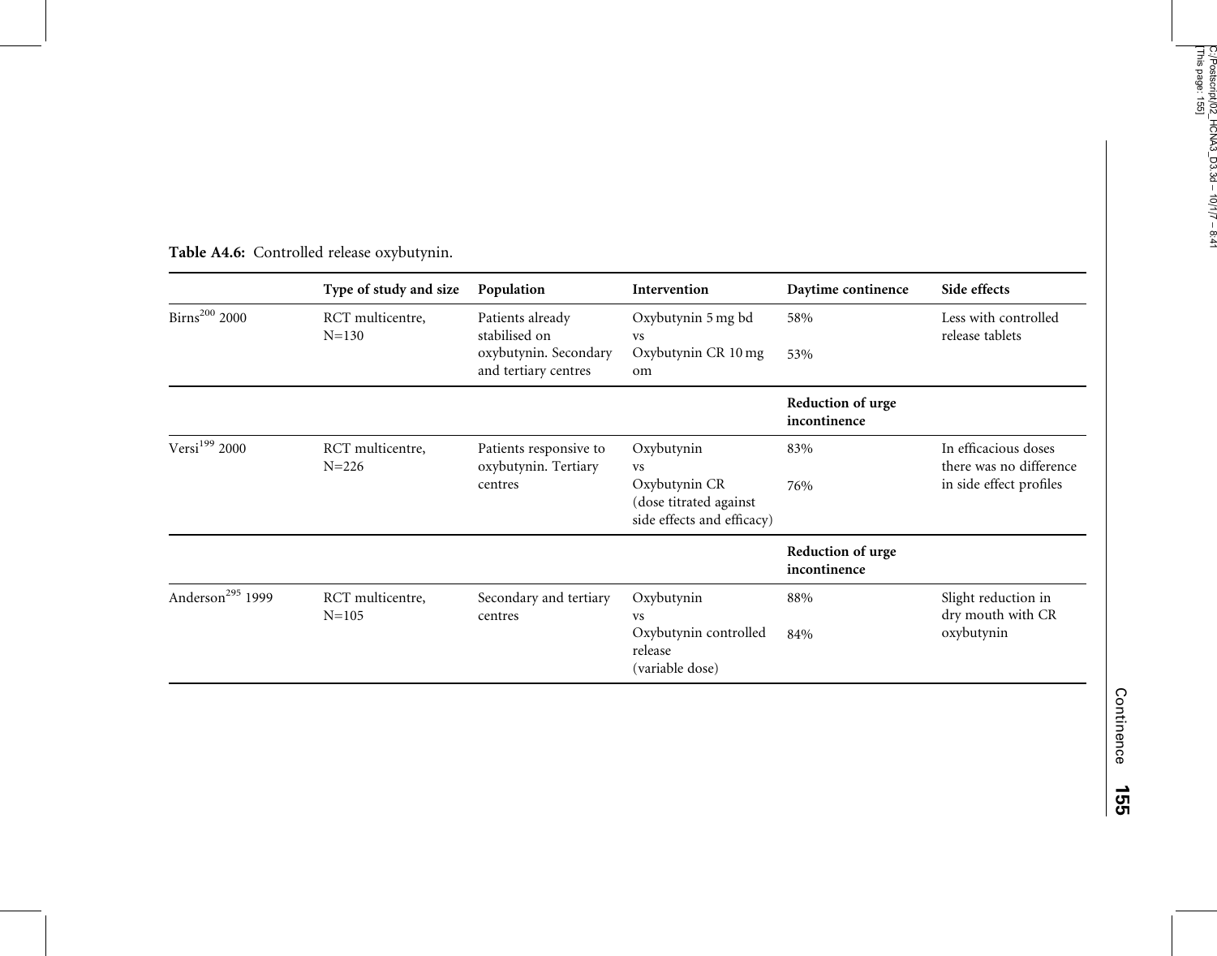**Table A4.6:** Controlled release oxybutynin.

| | Type of study and size | Population | Intervention | Daytime continence | Side effects |
|---|---|---|---|---|---|
| Birns[200] 2000 | RCT multicentre, N=130 | Patients already stabilised on oxybutynin. Secondary and tertiary centres | Oxybutynin 5 mg bd vs Oxybutynin CR 10 mg om | 58% 53% | Less with controlled release tablets |
| | | | | **Reduction of urge incontinence** | |
| Versi[199] 2000 | RCT multicentre, N=226 | Patients responsive to oxybutynin. Tertiary centres | Oxybutynin vs Oxybutynin CR (dose titrated against side effects and efficacy) | 83% 76% | In efficacious doses there was no difference in side effect profiles |
| | | | | **Reduction of urge incontinence** | |
| Anderson[295] 1999 | RCT multicentre, N=105 | Secondary and tertiary centres | Oxybutynin vs Oxybutynin controlled release (variable dose) | 88% 84% | Slight reduction in dry mouth with CR oxybutynin |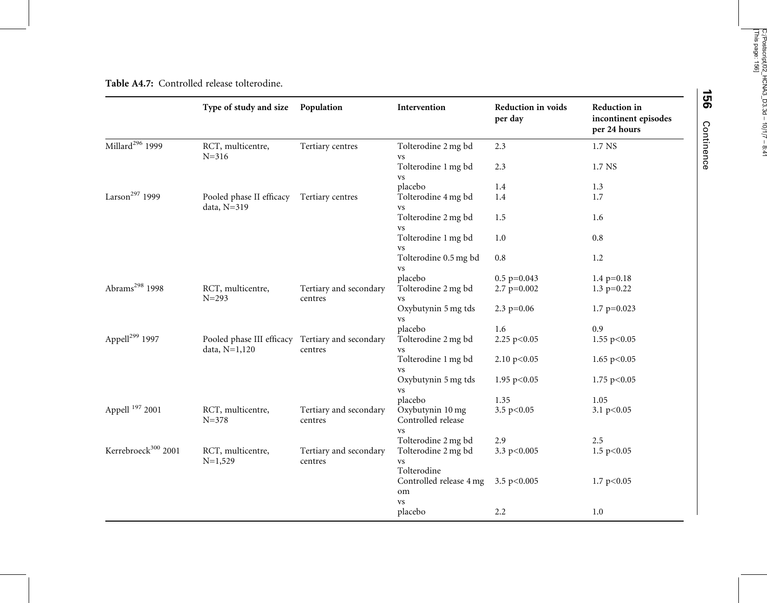**Table A4.7:** Controlled release tolterodine.

| | Type of study and size | Population | Intervention | Reduction in voids per day | Reduction in incontinent episodes per 24 hours |
|---|---|---|---|---|---|
| Millard[296] 1999 | RCT, multicentre, N=316 | Tertiary centres | Tolterodine 2 mg bd vs | 2.3 | 1.7 NS |
| | | | Tolterodine 1 mg bd vs | 2.3 | 1.7 NS |
| | | | placebo | 1.4 | 1.3 |
| Larson[297] 1999 | Pooled phase II efficacy data, N=319 | Tertiary centres | Tolterodine 4 mg bd vs | 1.4 | 1.7 |
| | | | Tolterodine 2 mg bd vs | 1.5 | 1.6 |
| | | | Tolterodine 1 mg bd vs | 1.0 | 0.8 |
| | | | Tolterodine 0.5 mg bd vs | 0.8 | 1.2 |
| | | | placebo | 0.5 $p=0.043$ | 1.4 $p=0.18$ |
| Abrams[298] 1998 | RCT, multicentre, N=293 | Tertiary and secondary centres | Tolterodine 2 mg bd vs | 2.7 $p=0.002$ | 1.3 $p=0.22$ |
| | | | Oxybutynin 5 mg tds vs | 2.3 $p=0.06$ | 1.7 $p=0.023$ |
| | | | placebo | 1.6 | 0.9 |
| Appell[299] 1997 | Pooled phase III efficacy data, N=1,120 | Tertiary and secondary centres | Tolterodine 2 mg bd vs | 2.25 $p<0.05$ | 1.55 $p<0.05$ |
| | | | Tolterodine 1 mg bd vs | 2.10 $p<0.05$ | 1.65 $p<0.05$ |
| | | | Oxybutynin 5 mg tds vs | 1.95 $p<0.05$ | 1.75 $p<0.05$ |
| | | | placebo | 1.35 | 1.05 |
| Appell[197] 2001 | RCT, multicentre, N=378 | Tertiary and secondary centres | Oxybutynin 10 mg Controlled release vs | 3.5 $p<0.05$ | 3.1 $p<0.05$ |
| | | | Tolterodine 2 mg bd | 2.9 | 2.5 |
| Kerrebroeck[300] 2001 | RCT, multicentre, N=1,529 | Tertiary and secondary centres | Tolterodine 2 mg bd vs | 3.3 $p<0.005$ | 1.5 $p<0.05$ |
| | | | Tolterodine Controlled release 4 mg om vs | 3.5 $p<0.005$ | 1.7 $p<0.05$ |
| | | | placebo | 2.2 | 1.0 |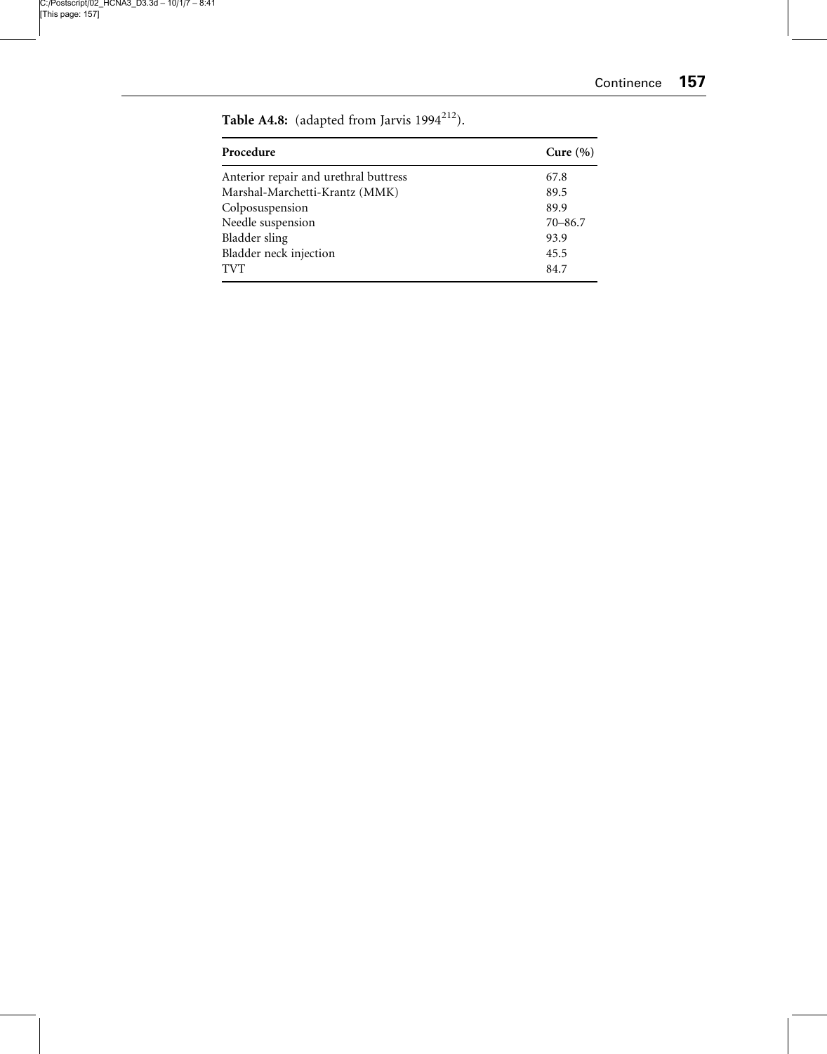**Table A4.8:** (adapted from Jarvis 1994[212]).

| Procedure | Cure (%) |
|---|---|
| Anterior repair and urethral buttress | 67.8 |
| Marshal-Marchetti-Krantz (MMK) | 89.5 |
| Colposuspension | 89.9 |
| Needle suspension | 70–86.7 |
| Bladder sling | 93.9 |
| Bladder neck injection | 45.5 |
| TVT | 84.7 |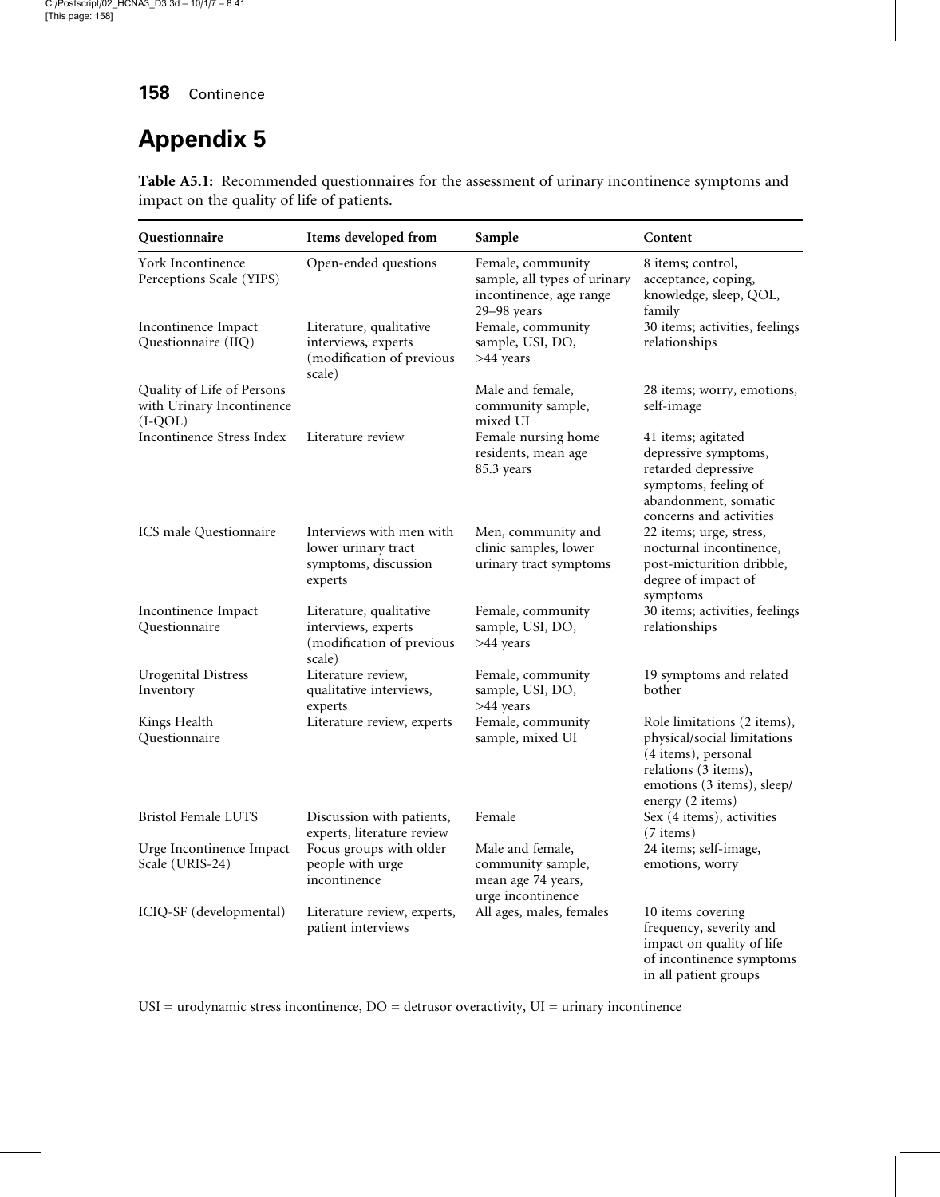# Appendix 5

**Table A5.1:** Recommended questionnaires for the assessment of urinary incontinence symptoms and impact on the quality of life of patients.

| Questionnaire | Items developed from | Sample | Content |
|---|---|---|---|
| York Incontinence Perceptions Scale (YIPS) | Open-ended questions | Female, community sample, all types of urinary incontinence, age range 29–98 years | 8 items; control, acceptance, coping, knowledge, sleep, QOL, family |
| Incontinence Impact Questionnaire (IIQ) | Literature, qualitative interviews, experts (modification of previous scale) | Female, community sample, USI, DO, >44 years | 30 items; activities, feelings relationships |
| Quality of Life of Persons with Urinary Incontinence (I-QOL) | | Male and female, community sample, mixed UI | 28 items; worry, emotions, self-image |
| Incontinence Stress Index | Literature review | Female nursing home residents, mean age 85.3 years | 41 items; agitated depressive symptoms, retarded depressive symptoms, feeling of abandonment, somatic concerns and activities |
| ICS male Questionnaire | Interviews with men with lower urinary tract symptoms, discussion experts | Men, community and clinic samples, lower urinary tract symptoms | 22 items; urge, stress, nocturnal incontinence, post-micturition dribble, degree of impact of symptoms |
| Incontinence Impact Questionnaire | Literature, qualitative interviews, experts (modification of previous scale) | Female, community sample, USI, DO, >44 years | 30 items; activities, feelings relationships |
| Urogenital Distress Inventory | Literature review, qualitative interviews, experts | Female, community sample, USI, DO, >44 years | 19 symptoms and related bother |
| Kings Health Questionnaire | Literature review, experts | Female, community sample, mixed UI | Role limitations (2 items), physical/social limitations (4 items), personal relations (3 items), emotions (3 items), sleep/energy (2 items) |
| Bristol Female LUTS | Discussion with patients, experts, literature review | Female | Sex (4 items), activities (7 items) |
| Urge Incontinence Impact Scale (URIS-24) | Focus groups with older people with urge incontinence | Male and female, community sample, mean age 74 years, urge incontinence | 24 items; self-image, emotions, worry |
| ICIQ-SF (developmental) | Literature review, experts, patient interviews | All ages, males, females | 10 items covering frequency, severity and impact on quality of life of incontinence symptoms in all patient groups |

USI = urodynamic stress incontinence, DO = detrusor overactivity, UI = urinary incontinence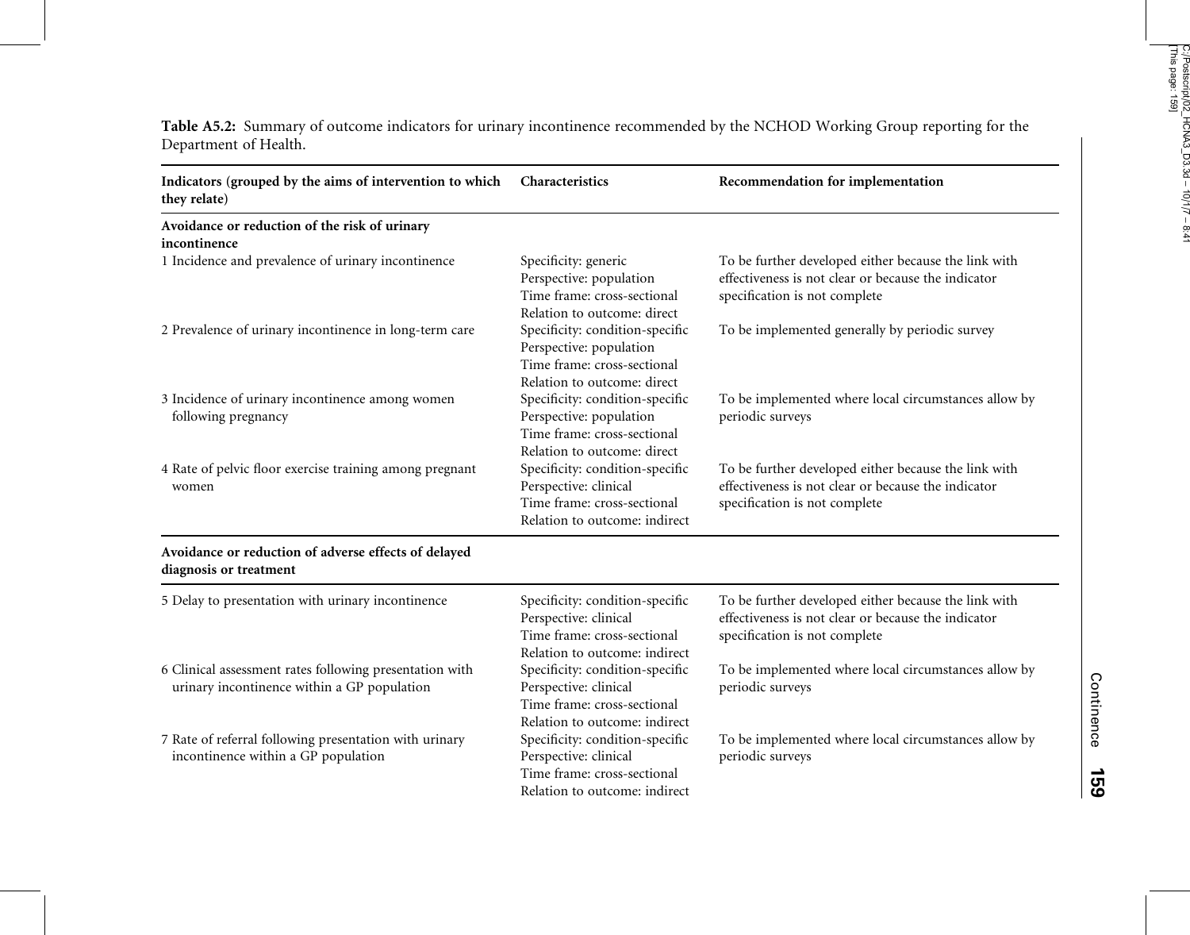**Table A5.2:** Summary of outcome indicators for urinary incontinence recommended by the NCHOD Working Group reporting for the Department of Health.

| Indicators (grouped by the aims of intervention to which they relate) | Characteristics | Recommendation for implementation |
|---|---|---|
| **Avoidance or reduction of the risk of urinary incontinence** | | |
| 1 Incidence and prevalence of urinary incontinence | Specificity: generic<br>Perspective: population<br>Time frame: cross-sectional<br>Relation to outcome: direct | To be further developed either because the link with effectiveness is not clear or because the indicator specification is not complete |
| 2 Prevalence of urinary incontinence in long-term care | Specificity: condition-specific<br>Perspective: population<br>Time frame: cross-sectional<br>Relation to outcome: direct | To be implemented generally by periodic survey |
| 3 Incidence of urinary incontinence among women following pregnancy | Specificity: condition-specific<br>Perspective: population<br>Time frame: cross-sectional<br>Relation to outcome: direct | To be implemented where local circumstances allow by periodic surveys |
| 4 Rate of pelvic floor exercise training among pregnant women | Specificity: condition-specific<br>Perspective: clinical<br>Time frame: cross-sectional<br>Relation to outcome: indirect | To be further developed either because the link with effectiveness is not clear or because the indicator specification is not complete |
| **Avoidance or reduction of adverse effects of delayed diagnosis or treatment** | | |
| 5 Delay to presentation with urinary incontinence | Specificity: condition-specific<br>Perspective: clinical<br>Time frame: cross-sectional<br>Relation to outcome: indirect | To be further developed either because the link with effectiveness is not clear or because the indicator specification is not complete |
| 6 Clinical assessment rates following presentation with urinary incontinence within a GP population | Specificity: condition-specific<br>Perspective: clinical<br>Time frame: cross-sectional<br>Relation to outcome: indirect | To be implemented where local circumstances allow by periodic surveys |
| 7 Rate of referral following presentation with urinary incontinence within a GP population | Specificity: condition-specific<br>Perspective: clinical<br>Time frame: cross-sectional<br>Relation to outcome: indirect | To be implemented where local circumstances allow by periodic surveys |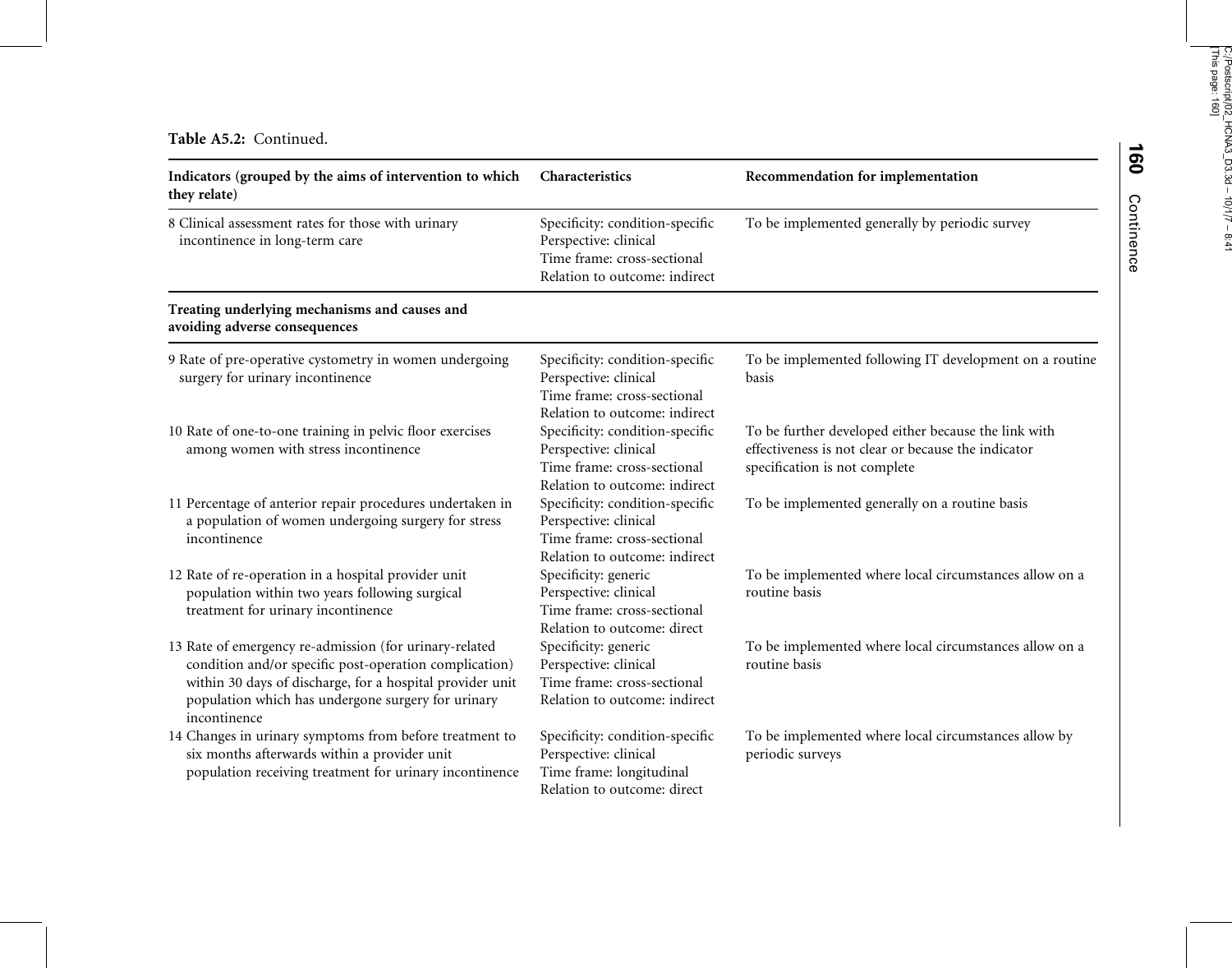**Table A5.2:** Continued.

| Indicators (grouped by the aims of intervention to which they relate) | Characteristics | Recommendation for implementation |
|---|---|---|
| 8 Clinical assessment rates for those with urinary incontinence in long-term care | Specificity: condition-specific<br>Perspective: clinical<br>Time frame: cross-sectional<br>Relation to outcome: indirect | To be implemented generally by periodic survey |
| **Treating underlying mechanisms and causes and avoiding adverse consequences** | | |
| 9 Rate of pre-operative cystometry in women undergoing surgery for urinary incontinence | Specificity: condition-specific<br>Perspective: clinical<br>Time frame: cross-sectional<br>Relation to outcome: indirect | To be implemented following IT development on a routine basis |
| 10 Rate of one-to-one training in pelvic floor exercises among women with stress incontinence | Specificity: condition-specific<br>Perspective: clinical<br>Time frame: cross-sectional<br>Relation to outcome: indirect | To be further developed either because the link with effectiveness is not clear or because the indicator specification is not complete |
| 11 Percentage of anterior repair procedures undertaken in a population of women undergoing surgery for stress incontinence | Specificity: condition-specific<br>Perspective: clinical<br>Time frame: cross-sectional<br>Relation to outcome: indirect | To be implemented generally on a routine basis |
| 12 Rate of re-operation in a hospital provider unit population within two years following surgical treatment for urinary incontinence | Specificity: generic<br>Perspective: clinical<br>Time frame: cross-sectional<br>Relation to outcome: direct | To be implemented where local circumstances allow on a routine basis |
| 13 Rate of emergency re-admission (for urinary-related condition and/or specific post-operation complication) within 30 days of discharge, for a hospital provider unit population which has undergone surgery for urinary incontinence | Specificity: generic<br>Perspective: clinical<br>Time frame: cross-sectional<br>Relation to outcome: indirect | To be implemented where local circumstances allow on a routine basis |
| 14 Changes in urinary symptoms from before treatment to six months afterwards within a provider unit population receiving treatment for urinary incontinence | Specificity: condition-specific<br>Perspective: clinical<br>Time frame: longitudinal<br>Relation to outcome: direct | To be implemented where local circumstances allow by periodic surveys |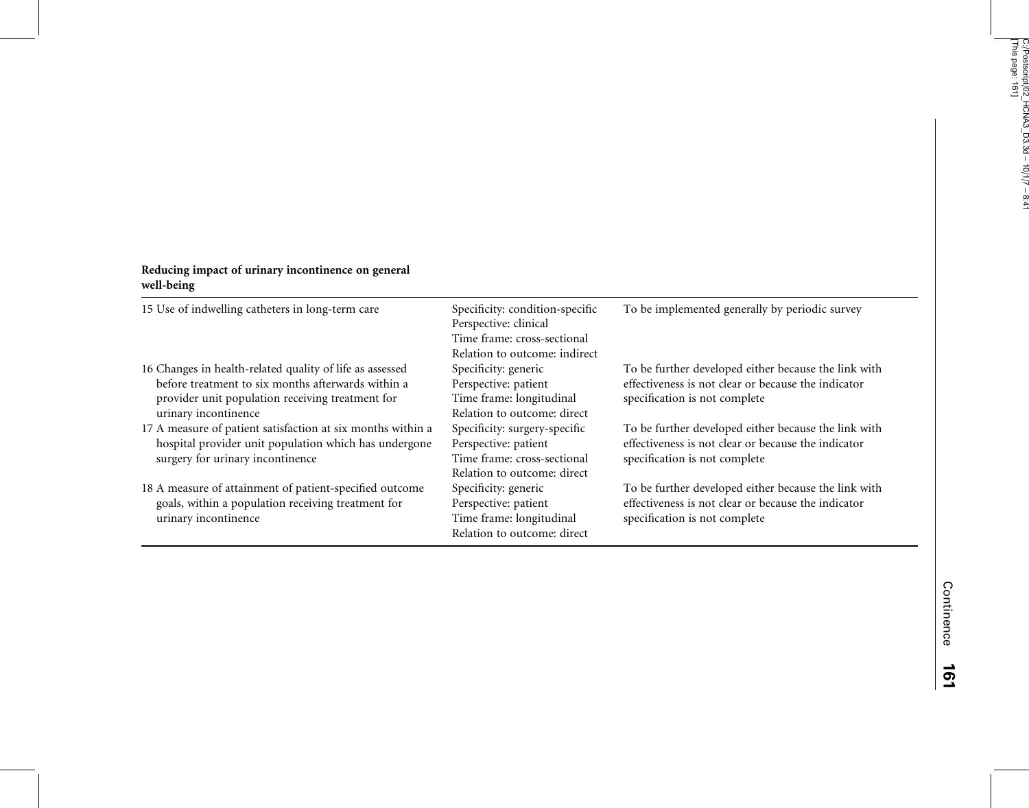| **Reducing impact of urinary incontinence on general well-being** | | |
|---|---|---|
| 15 Use of indwelling catheters in long-term care | Specificity: condition-specific<br>Perspective: clinical<br>Time frame: cross-sectional<br>Relation to outcome: indirect | To be implemented generally by periodic survey |
| 16 Changes in health-related quality of life as assessed before treatment to six months afterwards within a provider unit population receiving treatment for urinary incontinence | Specificity: generic<br>Perspective: patient<br>Time frame: longitudinal<br>Relation to outcome: direct | To be further developed either because the link with effectiveness is not clear or because the indicator specification is not complete |
| 17 A measure of patient satisfaction at six months within a hospital provider unit population which has undergone surgery for urinary incontinence | Specificity: surgery-specific<br>Perspective: patient<br>Time frame: cross-sectional<br>Relation to outcome: direct | To be further developed either because the link with effectiveness is not clear or because the indicator specification is not complete |
| 18 A measure of attainment of patient-specified outcome goals, within a population receiving treatment for urinary incontinence | Specificity: generic<br>Perspective: patient<br>Time frame: longitudinal<br>Relation to outcome: direct | To be further developed either because the link with effectiveness is not clear or because the indicator specification is not complete |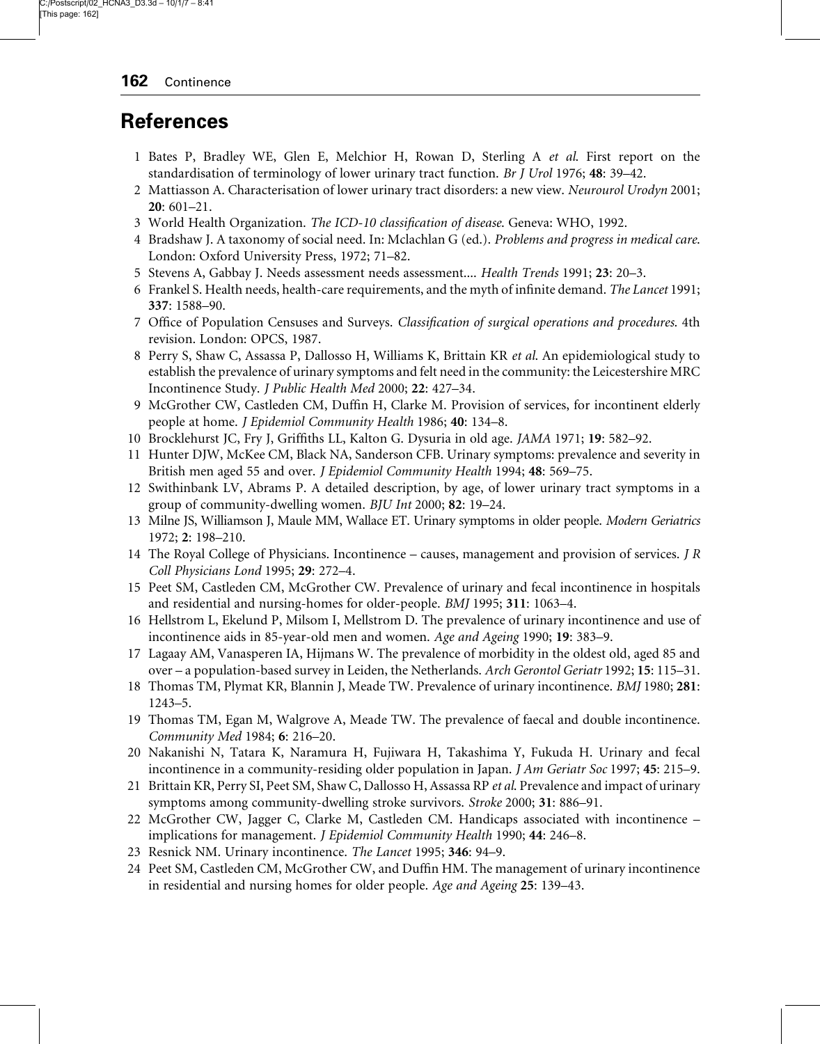## References

1. Bates P, Bradley WE, Glen E, Melchior H, Rowan D, Sterling A *et al*. First report on the standardisation of terminology of lower urinary tract function. *Br J Urol* 1976; **48**: 39–42.
2. Mattiasson A. Characterisation of lower urinary tract disorders: a new view. *Neurourol Urodyn* 2001; **20**: 601–21.
3. World Health Organization. *The ICD-10 classification of disease*. Geneva: WHO, 1992.
4. Bradshaw J. A taxonomy of social need. In: Mclachlan G (ed.). *Problems and progress in medical care*. London: Oxford University Press, 1972; 71–82.
5. Stevens A, Gabbay J. Needs assessment needs assessment.... *Health Trends* 1991; **23**: 20–3.
6. Frankel S. Health needs, health-care requirements, and the myth of infinite demand. *The Lancet* 1991; **337**: 1588–90.
7. Office of Population Censuses and Surveys. *Classification of surgical operations and procedures*. 4th revision. London: OPCS, 1987.
8. Perry S, Shaw C, Assassa P, Dallosso H, Williams K, Brittain KR *et al*. An epidemiological study to establish the prevalence of urinary symptoms and felt need in the community: the Leicestershire MRC Incontinence Study. *J Public Health Med* 2000; **22**: 427–34.
9. McGrother CW, Castleden CM, Duffin H, Clarke M. Provision of services, for incontinent elderly people at home. *J Epidemiol Community Health* 1986; **40**: 134–8.
10. Brocklehurst JC, Fry J, Griffiths LL, Kalton G. Dysuria in old age. *JAMA* 1971; **19**: 582–92.
11. Hunter DJW, McKee CM, Black NA, Sanderson CFB. Urinary symptoms: prevalence and severity in British men aged 55 and over. *J Epidemiol Community Health* 1994; **48**: 569–75.
12. Swithinbank LV, Abrams P. A detailed description, by age, of lower urinary tract symptoms in a group of community-dwelling women. *BJU Int* 2000; **82**: 19–24.
13. Milne JS, Williamson J, Maule MM, Wallace ET. Urinary symptoms in older people. *Modern Geriatrics* 1972; **2**: 198–210.
14. The Royal College of Physicians. Incontinence – causes, management and provision of services. *J R Coll Physicians Lond* 1995; **29**: 272–4.
15. Peet SM, Castleden CM, McGrother CW. Prevalence of urinary and fecal incontinence in hospitals and residential and nursing-homes for older-people. *BMJ* 1995; **311**: 1063–4.
16. Hellstrom L, Ekelund P, Milsom I, Mellstrom D. The prevalence of urinary incontinence and use of incontinence aids in 85-year-old men and women. *Age and Ageing* 1990; **19**: 383–9.
17. Lagaay AM, Vanasperen IA, Hijmans W. The prevalence of morbidity in the oldest old, aged 85 and over – a population-based survey in Leiden, the Netherlands. *Arch Gerontol Geriatr* 1992; **15**: 115–31.
18. Thomas TM, Plymat KR, Blannin J, Meade TW. Prevalence of urinary incontinence. *BMJ* 1980; **281**: 1243–5.
19. Thomas TM, Egan M, Walgrove A, Meade TW. The prevalence of faecal and double incontinence. *Community Med* 1984; **6**: 216–20.
20. Nakanishi N, Tatara K, Naramura H, Fujiwara H, Takashima Y, Fukuda H. Urinary and fecal incontinence in a community-residing older population in Japan. *J Am Geriatr Soc* 1997; **45**: 215–9.
21. Brittain KR, Perry SI, Peet SM, Shaw C, Dallosso H, Assassa RP *et al*. Prevalence and impact of urinary symptoms among community-dwelling stroke survivors. *Stroke* 2000; **31**: 886–91.
22. McGrother CW, Jagger C, Clarke M, Castleden CM. Handicaps associated with incontinence – implications for management. *J Epidemiol Community Health* 1990; **44**: 246–8.
23. Resnick NM. Urinary incontinence. *The Lancet* 1995; **346**: 94–9.
24. Peet SM, Castleden CM, McGrother CW, and Duffin HM. The management of urinary incontinence in residential and nursing homes for older people. *Age and Ageing* **25**: 139–43.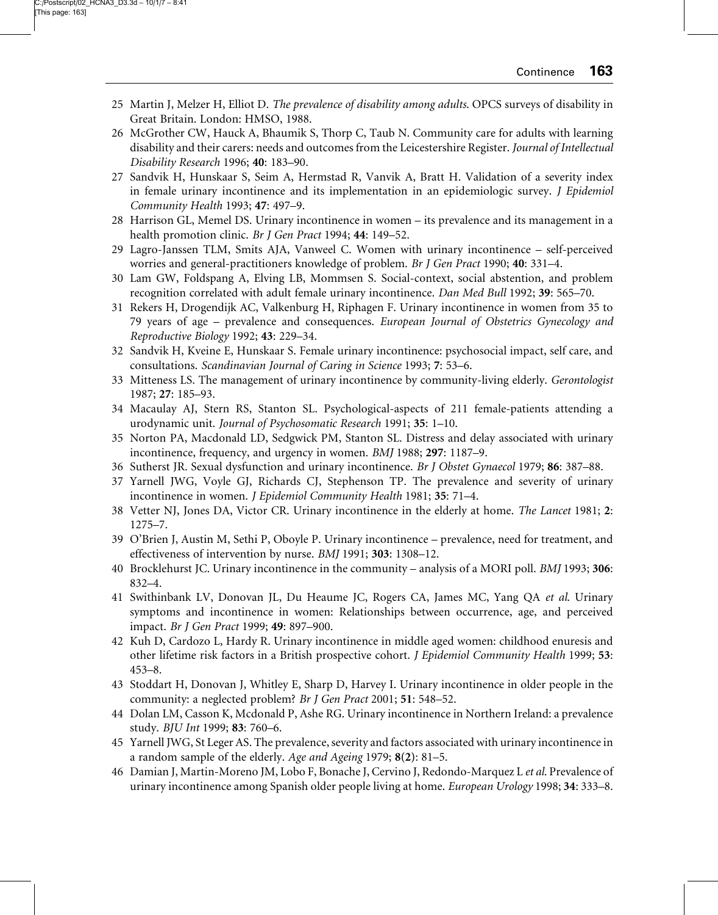25 Martin J, Melzer H, Elliot D. *The prevalence of disability among adults*. OPCS surveys of disability in Great Britain. London: HMSO, 1988.

26 McGrother CW, Hauck A, Bhaumik S, Thorp C, Taub N. Community care for adults with learning disability and their carers: needs and outcomes from the Leicestershire Register. *Journal of Intellectual Disability Research* 1996; **40**: 183–90.

27 Sandvik H, Hunskaar S, Seim A, Hermstad R, Vanvik A, Bratt H. Validation of a severity index in female urinary incontinence and its implementation in an epidemiologic survey. *J Epidemiol Community Health* 1993; **47**: 497–9.

28 Harrison GL, Memel DS. Urinary incontinence in women – its prevalence and its management in a health promotion clinic. *Br J Gen Pract* 1994; **44**: 149–52.

29 Lagro-Janssen TLM, Smits AJA, Vanweel C. Women with urinary incontinence – self-perceived worries and general-practitioners knowledge of problem. *Br J Gen Pract* 1990; **40**: 331–4.

30 Lam GW, Foldspang A, Elving LB, Mommsen S. Social-context, social abstention, and problem recognition correlated with adult female urinary incontinence. *Dan Med Bull* 1992; **39**: 565–70.

31 Rekers H, Drogendijk AC, Valkenburg H, Riphagen F. Urinary incontinence in women from 35 to 79 years of age – prevalence and consequences. *European Journal of Obstetrics Gynecology and Reproductive Biology* 1992; **43**: 229–34.

32 Sandvik H, Kveine E, Hunskaar S. Female urinary incontinence: psychosocial impact, self care, and consultations. *Scandinavian Journal of Caring in Science* 1993; **7**: 53–6.

33 Mitteness LS. The management of urinary incontinence by community-living elderly. *Gerontologist* 1987; **27**: 185–93.

34 Macaulay AJ, Stern RS, Stanton SL. Psychological-aspects of 211 female-patients attending a urodynamic unit. *Journal of Psychosomatic Research* 1991; **35**: 1–10.

35 Norton PA, Macdonald LD, Sedgwick PM, Stanton SL. Distress and delay associated with urinary incontinence, frequency, and urgency in women. *BMJ* 1988; **297**: 1187–9.

36 Sutherst JR. Sexual dysfunction and urinary incontinence. *Br J Obstet Gynaecol* 1979; **86**: 387–88.

37 Yarnell JWG, Voyle GJ, Richards CJ, Stephenson TP. The prevalence and severity of urinary incontinence in women. *J Epidemiol Community Health* 1981; **35**: 71–4.

38 Vetter NJ, Jones DA, Victor CR. Urinary incontinence in the elderly at home. *The Lancet* 1981; **2**: 1275–7.

39 O'Brien J, Austin M, Sethi P, Oboyle P. Urinary incontinence – prevalence, need for treatment, and effectiveness of intervention by nurse. *BMJ* 1991; **303**: 1308–12.

40 Brocklehurst JC. Urinary incontinence in the community – analysis of a MORI poll. *BMJ* 1993; **306**: 832–4.

41 Swithinbank LV, Donovan JL, Du Heaume JC, Rogers CA, James MC, Yang QA *et al*. Urinary symptoms and incontinence in women: Relationships between occurrence, age, and perceived impact. *Br J Gen Pract* 1999; **49**: 897–900.

42 Kuh D, Cardozo L, Hardy R. Urinary incontinence in middle aged women: childhood enuresis and other lifetime risk factors in a British prospective cohort. *J Epidemiol Community Health* 1999; **53**: 453–8.

43 Stoddart H, Donovan J, Whitley E, Sharp D, Harvey I. Urinary incontinence in older people in the community: a neglected problem? *Br J Gen Pract* 2001; **51**: 548–52.

44 Dolan LM, Casson K, Mcdonald P, Ashe RG. Urinary incontinence in Northern Ireland: a prevalence study. *BJU Int* 1999; **83**: 760–6.

45 Yarnell JWG, St Leger AS. The prevalence, severity and factors associated with urinary incontinence in a random sample of the elderly. *Age and Ageing* 1979; **8(2)**: 81–5.

46 Damian J, Martin-Moreno JM, Lobo F, Bonache J, Cervino J, Redondo-Marquez L *et al*. Prevalence of urinary incontinence among Spanish older people living at home. *European Urology* 1998; **34**: 333–8.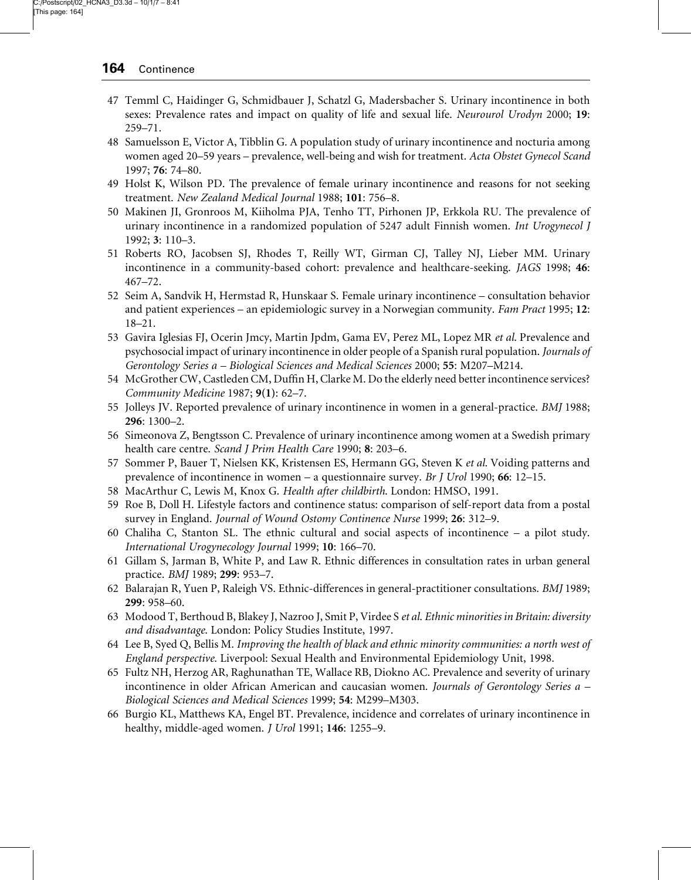47 Temml C, Haidinger G, Schmidbauer J, Schatzl G, Madersbacher S. Urinary incontinence in both sexes: Prevalence rates and impact on quality of life and sexual life. *Neurourol Urodyn* 2000; **19**: 259–71.

48 Samuelsson E, Victor A, Tibblin G. A population study of urinary incontinence and nocturia among women aged 20–59 years – prevalence, well-being and wish for treatment. *Acta Obstet Gynecol Scand* 1997; **76**: 74–80.

49 Holst K, Wilson PD. The prevalence of female urinary incontinence and reasons for not seeking treatment. *New Zealand Medical Journal* 1988; **101**: 756–8.

50 Makinen JI, Gronroos M, Kiiholma PJA, Tenho TT, Pirhonen JP, Erkkola RU. The prevalence of urinary incontinence in a randomized population of 5247 adult Finnish women. *Int Urogynecol J* 1992; **3**: 110–3.

51 Roberts RO, Jacobsen SJ, Rhodes T, Reilly WT, Girman CJ, Talley NJ, Lieber MM. Urinary incontinence in a community-based cohort: prevalence and healthcare-seeking. *JAGS* 1998; **46**: 467–72.

52 Seim A, Sandvik H, Hermstad R, Hunskaar S. Female urinary incontinence – consultation behavior and patient experiences – an epidemiologic survey in a Norwegian community. *Fam Pract* 1995; **12**: 18–21.

53 Gavira Iglesias FJ, Ocerin Jmcy, Martin Jpdm, Gama EV, Perez ML, Lopez MR *et al*. Prevalence and psychosocial impact of urinary incontinence in older people of a Spanish rural population. *Journals of Gerontology Series a – Biological Sciences and Medical Sciences* 2000; **55**: M207–M214.

54 McGrother CW, Castleden CM, Duffin H, Clarke M. Do the elderly need better incontinence services? *Community Medicine* 1987; **9(1)**: 62–7.

55 Jolleys JV. Reported prevalence of urinary incontinence in women in a general-practice. *BMJ* 1988; **296**: 1300–2.

56 Simeonova Z, Bengtsson C. Prevalence of urinary incontinence among women at a Swedish primary health care centre. *Scand J Prim Health Care* 1990; **8**: 203–6.

57 Sommer P, Bauer T, Nielsen KK, Kristensen ES, Hermann GG, Steven K *et al*. Voiding patterns and prevalence of incontinence in women – a questionnaire survey. *Br J Urol* 1990; **66**: 12–15.

58 MacArthur C, Lewis M, Knox G. *Health after childbirth*. London: HMSO, 1991.

59 Roe B, Doll H. Lifestyle factors and continence status: comparison of self-report data from a postal survey in England. *Journal of Wound Ostomy Continence Nurse* 1999; **26**: 312–9.

60 Chaliha C, Stanton SL. The ethnic cultural and social aspects of incontinence – a pilot study. *International Urogynecology Journal* 1999; **10**: 166–70.

61 Gillam S, Jarman B, White P, and Law R. Ethnic differences in consultation rates in urban general practice. *BMJ* 1989; **299**: 953–7.

62 Balarajan R, Yuen P, Raleigh VS. Ethnic-differences in general-practitioner consultations. *BMJ* 1989; **299**: 958–60.

63 Modood T, Berthoud B, Blakey J, Nazroo J, Smit P, Virdee S *et al*. *Ethnic minorities in Britain: diversity and disadvantage*. London: Policy Studies Institute, 1997.

64 Lee B, Syed Q, Bellis M. *Improving the health of black and ethnic minority communities: a north west of England perspective*. Liverpool: Sexual Health and Environmental Epidemiology Unit, 1998.

65 Fultz NH, Herzog AR, Raghunathan TE, Wallace RB, Diokno AC. Prevalence and severity of urinary incontinence in older African American and caucasian women. *Journals of Gerontology Series a – Biological Sciences and Medical Sciences* 1999; **54**: M299–M303.

66 Burgio KL, Matthews KA, Engel BT. Prevalence, incidence and correlates of urinary incontinence in healthy, middle-aged women. *J Urol* 1991; **146**: 1255–9.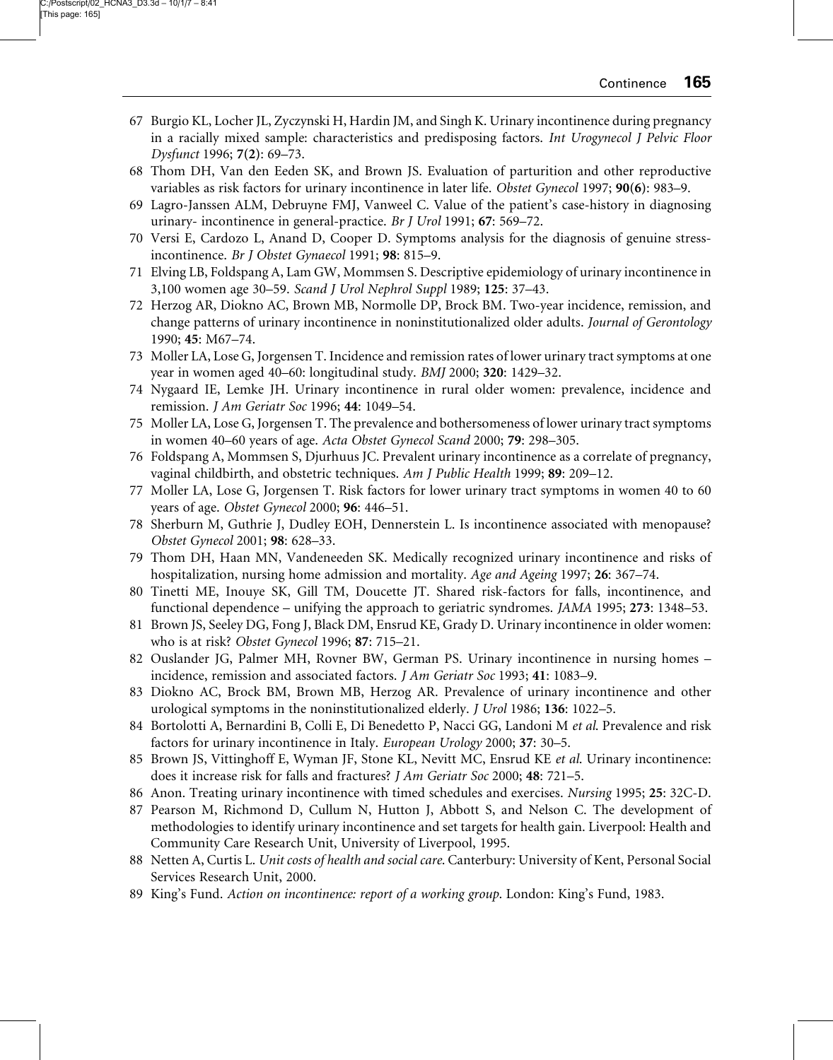67 Burgio KL, Locher JL, Zyczynski H, Hardin JM, and Singh K. Urinary incontinence during pregnancy in a racially mixed sample: characteristics and predisposing factors. *Int Urogynecol J Pelvic Floor Dysfunct* 1996; **7(2)**: 69–73.

68 Thom DH, Van den Eeden SK, and Brown JS. Evaluation of parturition and other reproductive variables as risk factors for urinary incontinence in later life. *Obstet Gynecol* 1997; **90(6)**: 983–9.

69 Lagro-Janssen ALM, Debruyne FMJ, Vanweel C. Value of the patient's case-history in diagnosing urinary- incontinence in general-practice. *Br J Urol* 1991; **67**: 569–72.

70 Versi E, Cardozo L, Anand D, Cooper D. Symptoms analysis for the diagnosis of genuine stress-incontinence. *Br J Obstet Gynaecol* 1991; **98**: 815–9.

71 Elving LB, Foldspang A, Lam GW, Mommsen S. Descriptive epidemiology of urinary incontinence in 3,100 women age 30–59. *Scand J Urol Nephrol Suppl* 1989; **125**: 37–43.

72 Herzog AR, Diokno AC, Brown MB, Normolle DP, Brock BM. Two-year incidence, remission, and change patterns of urinary incontinence in noninstitutionalized older adults. *Journal of Gerontology* 1990; **45**: M67–74.

73 Moller LA, Lose G, Jorgensen T. Incidence and remission rates of lower urinary tract symptoms at one year in women aged 40–60: longitudinal study. *BMJ* 2000; **320**: 1429–32.

74 Nygaard IE, Lemke JH. Urinary incontinence in rural older women: prevalence, incidence and remission. *J Am Geriatr Soc* 1996; **44**: 1049–54.

75 Moller LA, Lose G, Jorgensen T. The prevalence and bothersomeness of lower urinary tract symptoms in women 40–60 years of age. *Acta Obstet Gynecol Scand* 2000; **79**: 298–305.

76 Foldspang A, Mommsen S, Djurhuus JC. Prevalent urinary incontinence as a correlate of pregnancy, vaginal childbirth, and obstetric techniques. *Am J Public Health* 1999; **89**: 209–12.

77 Moller LA, Lose G, Jorgensen T. Risk factors for lower urinary tract symptoms in women 40 to 60 years of age. *Obstet Gynecol* 2000; **96**: 446–51.

78 Sherburn M, Guthrie J, Dudley EOH, Dennerstein L. Is incontinence associated with menopause? *Obstet Gynecol* 2001; **98**: 628–33.

79 Thom DH, Haan MN, Vandeneeden SK. Medically recognized urinary incontinence and risks of hospitalization, nursing home admission and mortality. *Age and Ageing* 1997; **26**: 367–74.

80 Tinetti ME, Inouye SK, Gill TM, Doucette JT. Shared risk-factors for falls, incontinence, and functional dependence – unifying the approach to geriatric syndromes. *JAMA* 1995; **273**: 1348–53.

81 Brown JS, Seeley DG, Fong J, Black DM, Ensrud KE, Grady D. Urinary incontinence in older women: who is at risk? *Obstet Gynecol* 1996; **87**: 715–21.

82 Ouslander JG, Palmer MH, Rovner BW, German PS. Urinary incontinence in nursing homes – incidence, remission and associated factors. *J Am Geriatr Soc* 1993; **41**: 1083–9.

83 Diokno AC, Brock BM, Brown MB, Herzog AR. Prevalence of urinary incontinence and other urological symptoms in the noninstitutionalized elderly. *J Urol* 1986; **136**: 1022–5.

84 Bortolotti A, Bernardini B, Colli E, Di Benedetto P, Nacci GG, Landoni M *et al*. Prevalence and risk factors for urinary incontinence in Italy. *European Urology* 2000; **37**: 30–5.

85 Brown JS, Vittinghoff E, Wyman JF, Stone KL, Nevitt MC, Ensrud KE *et al*. Urinary incontinence: does it increase risk for falls and fractures? *J Am Geriatr Soc* 2000; **48**: 721–5.

86 Anon. Treating urinary incontinence with timed schedules and exercises. *Nursing* 1995; **25**: 32C-D.

87 Pearson M, Richmond D, Cullum N, Hutton J, Abbott S, and Nelson C. The development of methodologies to identify urinary incontinence and set targets for health gain. Liverpool: Health and Community Care Research Unit, University of Liverpool, 1995.

88 Netten A, Curtis L. *Unit costs of health and social care*. Canterbury: University of Kent, Personal Social Services Research Unit, 2000.

89 King's Fund. *Action on incontinence: report of a working group*. London: King's Fund, 1983.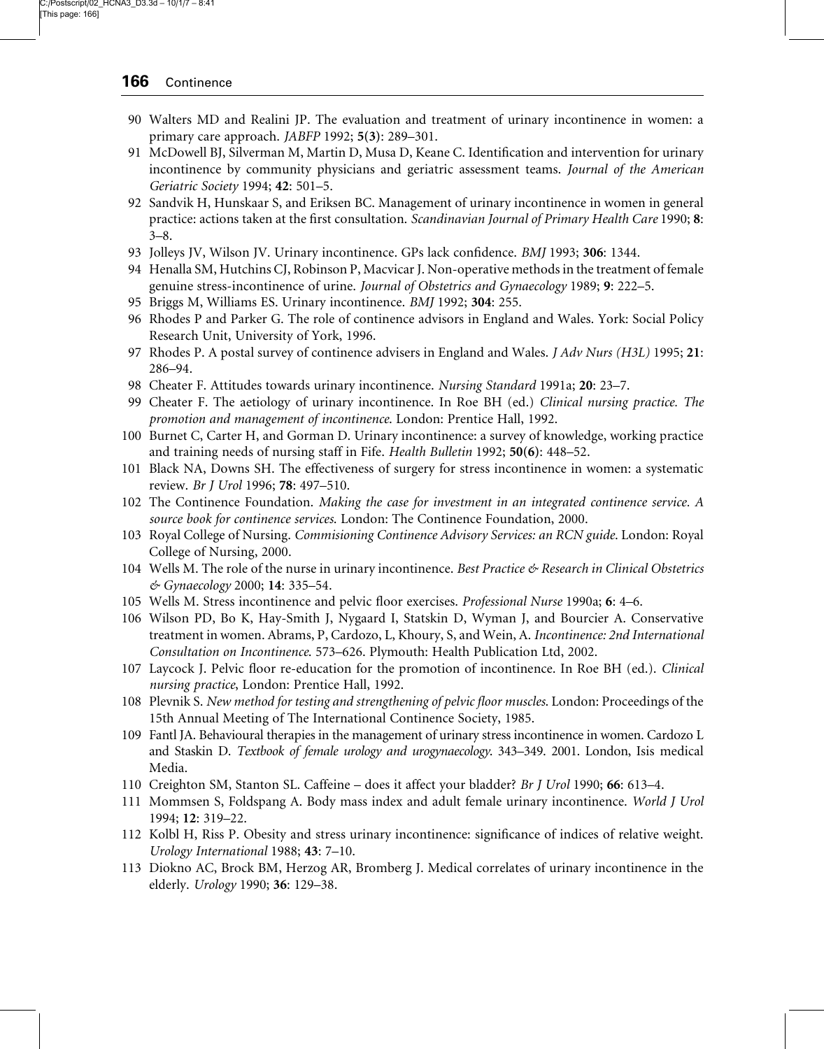90 Walters MD and Realini JP. The evaluation and treatment of urinary incontinence in women: a primary care approach. *JABFP* 1992; **5(3)**: 289–301.

91 McDowell BJ, Silverman M, Martin D, Musa D, Keane C. Identification and intervention for urinary incontinence by community physicians and geriatric assessment teams. *Journal of the American Geriatric Society* 1994; **42**: 501–5.

92 Sandvik H, Hunskaar S, and Eriksen BC. Management of urinary incontinence in women in general practice: actions taken at the first consultation. *Scandinavian Journal of Primary Health Care* 1990; **8**: 3–8.

93 Jolleys JV, Wilson JV. Urinary incontinence. GPs lack confidence. *BMJ* 1993; **306**: 1344.

94 Henalla SM, Hutchins CJ, Robinson P, Macvicar J. Non-operative methods in the treatment of female genuine stress-incontinence of urine. *Journal of Obstetrics and Gynaecology* 1989; **9**: 222–5.

95 Briggs M, Williams ES. Urinary incontinence. *BMJ* 1992; **304**: 255.

96 Rhodes P and Parker G. The role of continence advisors in England and Wales. York: Social Policy Research Unit, University of York, 1996.

97 Rhodes P. A postal survey of continence advisers in England and Wales. *J Adv Nurs (H3L)* 1995; **21**: 286–94.

98 Cheater F. Attitudes towards urinary incontinence. *Nursing Standard* 1991a; **20**: 23–7.

99 Cheater F. The aetiology of urinary incontinence. In Roe BH (ed.) *Clinical nursing practice. The promotion and management of incontinence*. London: Prentice Hall, 1992.

100 Burnet C, Carter H, and Gorman D. Urinary incontinence: a survey of knowledge, working practice and training needs of nursing staff in Fife. *Health Bulletin* 1992; **50(6)**: 448–52.

101 Black NA, Downs SH. The effectiveness of surgery for stress incontinence in women: a systematic review. *Br J Urol* 1996; **78**: 497–510.

102 The Continence Foundation. *Making the case for investment in an integrated continence service. A source book for continence services*. London: The Continence Foundation, 2000.

103 Royal College of Nursing. *Commisioning Continence Advisory Services: an RCN guide*. London: Royal College of Nursing, 2000.

104 Wells M. The role of the nurse in urinary incontinence. *Best Practice & Research in Clinical Obstetrics & Gynaecology* 2000; **14**: 335–54.

105 Wells M. Stress incontinence and pelvic floor exercises. *Professional Nurse* 1990a; **6**: 4–6.

106 Wilson PD, Bo K, Hay-Smith J, Nygaard I, Statskin D, Wyman J, and Bourcier A. Conservative treatment in women. Abrams, P, Cardozo, L, Khoury, S, and Wein, A. *Incontinence: 2nd International Consultation on Incontinence*. 573–626. Plymouth: Health Publication Ltd, 2002.

107 Laycock J. Pelvic floor re-education for the promotion of incontinence. In Roe BH (ed.). *Clinical nursing practice*, London: Prentice Hall, 1992.

108 Plevnik S. *New method for testing and strengthening of pelvic floor muscles*. London: Proceedings of the 15th Annual Meeting of The International Continence Society, 1985.

109 Fantl JA. Behavioural therapies in the management of urinary stress incontinence in women. Cardozo L and Staskin D. *Textbook of female urology and urogynaecology*. 343–349. 2001. London, Isis medical Media.

110 Creighton SM, Stanton SL. Caffeine – does it affect your bladder? *Br J Urol* 1990; **66**: 613–4.

111 Mommsen S, Foldspang A. Body mass index and adult female urinary incontinence. *World J Urol* 1994; **12**: 319–22.

112 Kolbl H, Riss P. Obesity and stress urinary incontinence: significance of indices of relative weight. *Urology International* 1988; **43**: 7–10.

113 Diokno AC, Brock BM, Herzog AR, Bromberg J. Medical correlates of urinary incontinence in the elderly. *Urology* 1990; **36**: 129–38.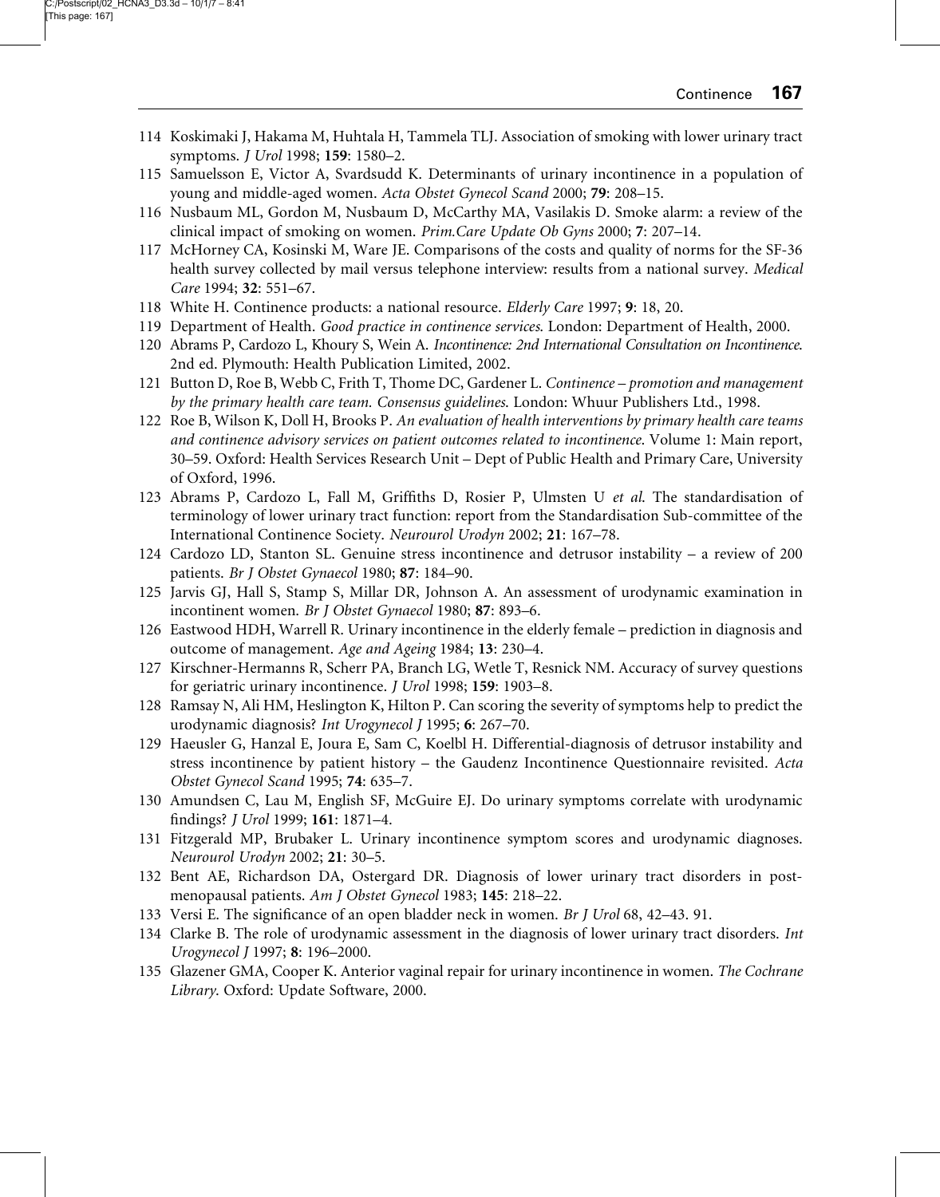114 Koskimaki J, Hakama M, Huhtala H, Tammela TLJ. Association of smoking with lower urinary tract symptoms. *J Urol* 1998; **159**: 1580–2.

115 Samuelsson E, Victor A, Svardsudd K. Determinants of urinary incontinence in a population of young and middle-aged women. *Acta Obstet Gynecol Scand* 2000; **79**: 208–15.

116 Nusbaum ML, Gordon M, Nusbaum D, McCarthy MA, Vasilakis D. Smoke alarm: a review of the clinical impact of smoking on women. *Prim.Care Update Ob Gyns* 2000; **7**: 207–14.

117 McHorney CA, Kosinski M, Ware JE. Comparisons of the costs and quality of norms for the SF-36 health survey collected by mail versus telephone interview: results from a national survey. *Medical Care* 1994; **32**: 551–67.

118 White H. Continence products: a national resource. *Elderly Care* 1997; **9**: 18, 20.

119 Department of Health. *Good practice in continence services*. London: Department of Health, 2000.

120 Abrams P, Cardozo L, Khoury S, Wein A. *Incontinence: 2nd International Consultation on Incontinence*. 2nd ed. Plymouth: Health Publication Limited, 2002.

121 Button D, Roe B, Webb C, Frith T, Thome DC, Gardener L. *Continence – promotion and management by the primary health care team. Consensus guidelines*. London: Whuur Publishers Ltd., 1998.

122 Roe B, Wilson K, Doll H, Brooks P. *An evaluation of health interventions by primary health care teams and continence advisory services on patient outcomes related to incontinence*. Volume 1: Main report, 30–59. Oxford: Health Services Research Unit – Dept of Public Health and Primary Care, University of Oxford, 1996.

123 Abrams P, Cardozo L, Fall M, Griffiths D, Rosier P, Ulmsten U *et al*. The standardisation of terminology of lower urinary tract function: report from the Standardisation Sub-committee of the International Continence Society. *Neurourol Urodyn* 2002; **21**: 167–78.

124 Cardozo LD, Stanton SL. Genuine stress incontinence and detrusor instability – a review of 200 patients. *Br J Obstet Gynaecol* 1980; **87**: 184–90.

125 Jarvis GJ, Hall S, Stamp S, Millar DR, Johnson A. An assessment of urodynamic examination in incontinent women. *Br J Obstet Gynaecol* 1980; **87**: 893–6.

126 Eastwood HDH, Warrell R. Urinary incontinence in the elderly female – prediction in diagnosis and outcome of management. *Age and Ageing* 1984; **13**: 230–4.

127 Kirschner-Hermanns R, Scherr PA, Branch LG, Wetle T, Resnick NM. Accuracy of survey questions for geriatric urinary incontinence. *J Urol* 1998; **159**: 1903–8.

128 Ramsay N, Ali HM, Heslington K, Hilton P. Can scoring the severity of symptoms help to predict the urodynamic diagnosis? *Int Urogynecol J* 1995; **6**: 267–70.

129 Haeusler G, Hanzal E, Joura E, Sam C, Koelbl H. Differential-diagnosis of detrusor instability and stress incontinence by patient history – the Gaudenz Incontinence Questionnaire revisited. *Acta Obstet Gynecol Scand* 1995; **74**: 635–7.

130 Amundsen C, Lau M, English SF, McGuire EJ. Do urinary symptoms correlate with urodynamic findings? *J Urol* 1999; **161**: 1871–4.

131 Fitzgerald MP, Brubaker L. Urinary incontinence symptom scores and urodynamic diagnoses. *Neurourol Urodyn* 2002; **21**: 30–5.

132 Bent AE, Richardson DA, Ostergard DR. Diagnosis of lower urinary tract disorders in post-menopausal patients. *Am J Obstet Gynecol* 1983; **145**: 218–22.

133 Versi E. The significance of an open bladder neck in women. *Br J Urol* 68, 42–43. 91.

134 Clarke B. The role of urodynamic assessment in the diagnosis of lower urinary tract disorders. *Int Urogynecol J* 1997; **8**: 196–2000.

135 Glazener GMA, Cooper K. Anterior vaginal repair for urinary incontinence in women. *The Cochrane Library*. Oxford: Update Software, 2000.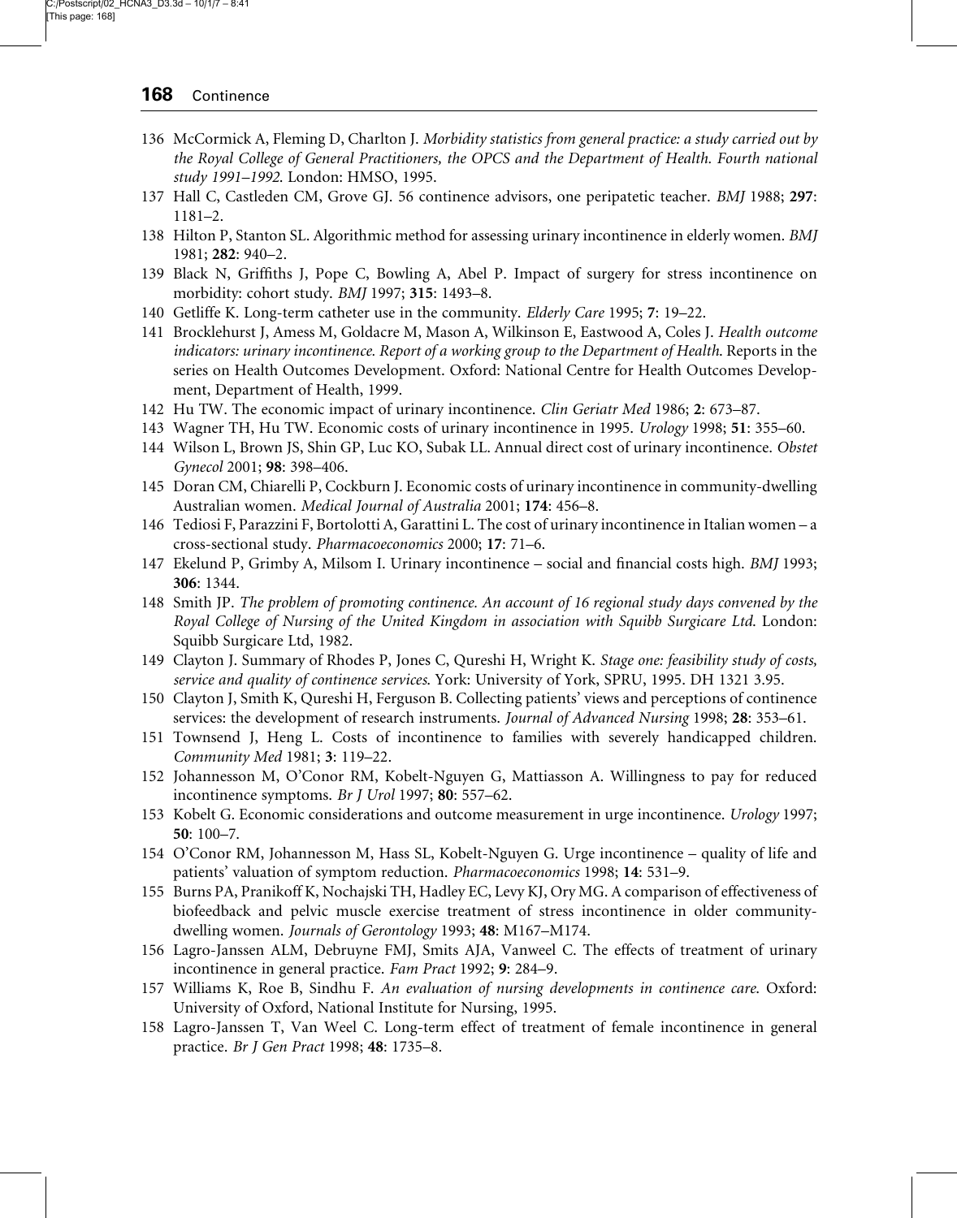136 McCormick A, Fleming D, Charlton J. *Morbidity statistics from general practice: a study carried out by the Royal College of General Practitioners, the OPCS and the Department of Health. Fourth national study 1991–1992*. London: HMSO, 1995.

137 Hall C, Castleden CM, Grove GJ. 56 continence advisors, one peripatetic teacher. *BMJ* 1988; **297**: 1181–2.

138 Hilton P, Stanton SL. Algorithmic method for assessing urinary incontinence in elderly women. *BMJ* 1981; **282**: 940–2.

139 Black N, Griffiths J, Pope C, Bowling A, Abel P. Impact of surgery for stress incontinence on morbidity: cohort study. *BMJ* 1997; **315**: 1493–8.

140 Getliffe K. Long-term catheter use in the community. *Elderly Care* 1995; **7**: 19–22.

141 Brocklehurst J, Amess M, Goldacre M, Mason A, Wilkinson E, Eastwood A, Coles J. *Health outcome indicators: urinary incontinence. Report of a working group to the Department of Health*. Reports in the series on Health Outcomes Development. Oxford: National Centre for Health Outcomes Development, Department of Health, 1999.

142 Hu TW. The economic impact of urinary incontinence. *Clin Geriatr Med* 1986; **2**: 673–87.

143 Wagner TH, Hu TW. Economic costs of urinary incontinence in 1995. *Urology* 1998; **51**: 355–60.

144 Wilson L, Brown JS, Shin GP, Luc KO, Subak LL. Annual direct cost of urinary incontinence. *Obstet Gynecol* 2001; **98**: 398–406.

145 Doran CM, Chiarelli P, Cockburn J. Economic costs of urinary incontinence in community-dwelling Australian women. *Medical Journal of Australia* 2001; **174**: 456–8.

146 Tediosi F, Parazzini F, Bortolotti A, Garattini L. The cost of urinary incontinence in Italian women – a cross-sectional study. *Pharmacoeconomics* 2000; **17**: 71–6.

147 Ekelund P, Grimby A, Milsom I. Urinary incontinence – social and financial costs high. *BMJ* 1993; **306**: 1344.

148 Smith JP. *The problem of promoting continence. An account of 16 regional study days convened by the Royal College of Nursing of the United Kingdom in association with Squibb Surgicare Ltd*. London: Squibb Surgicare Ltd, 1982.

149 Clayton J. Summary of Rhodes P, Jones C, Qureshi H, Wright K. *Stage one: feasibility study of costs, service and quality of continence services*. York: University of York, SPRU, 1995. DH 1321 3.95.

150 Clayton J, Smith K, Qureshi H, Ferguson B. Collecting patients' views and perceptions of continence services: the development of research instruments. *Journal of Advanced Nursing* 1998; **28**: 353–61.

151 Townsend J, Heng L. Costs of incontinence to families with severely handicapped children. *Community Med* 1981; **3**: 119–22.

152 Johannesson M, O'Conor RM, Kobelt-Nguyen G, Mattiasson A. Willingness to pay for reduced incontinence symptoms. *Br J Urol* 1997; **80**: 557–62.

153 Kobelt G. Economic considerations and outcome measurement in urge incontinence. *Urology* 1997; **50**: 100–7.

154 O'Conor RM, Johannesson M, Hass SL, Kobelt-Nguyen G. Urge incontinence – quality of life and patients' valuation of symptom reduction. *Pharmacoeconomics* 1998; **14**: 531–9.

155 Burns PA, Pranikoff K, Nochajski TH, Hadley EC, Levy KJ, Ory MG. A comparison of effectiveness of biofeedback and pelvic muscle exercise treatment of stress incontinence in older community-dwelling women. *Journals of Gerontology* 1993; **48**: M167–M174.

156 Lagro-Janssen ALM, Debruyne FMJ, Smits AJA, Vanweel C. The effects of treatment of urinary incontinence in general practice. *Fam Pract* 1992; **9**: 284–9.

157 Williams K, Roe B, Sindhu F. *An evaluation of nursing developments in continence care*. Oxford: University of Oxford, National Institute for Nursing, 1995.

158 Lagro-Janssen T, Van Weel C. Long-term effect of treatment of female incontinence in general practice. *Br J Gen Pract* 1998; **48**: 1735–8.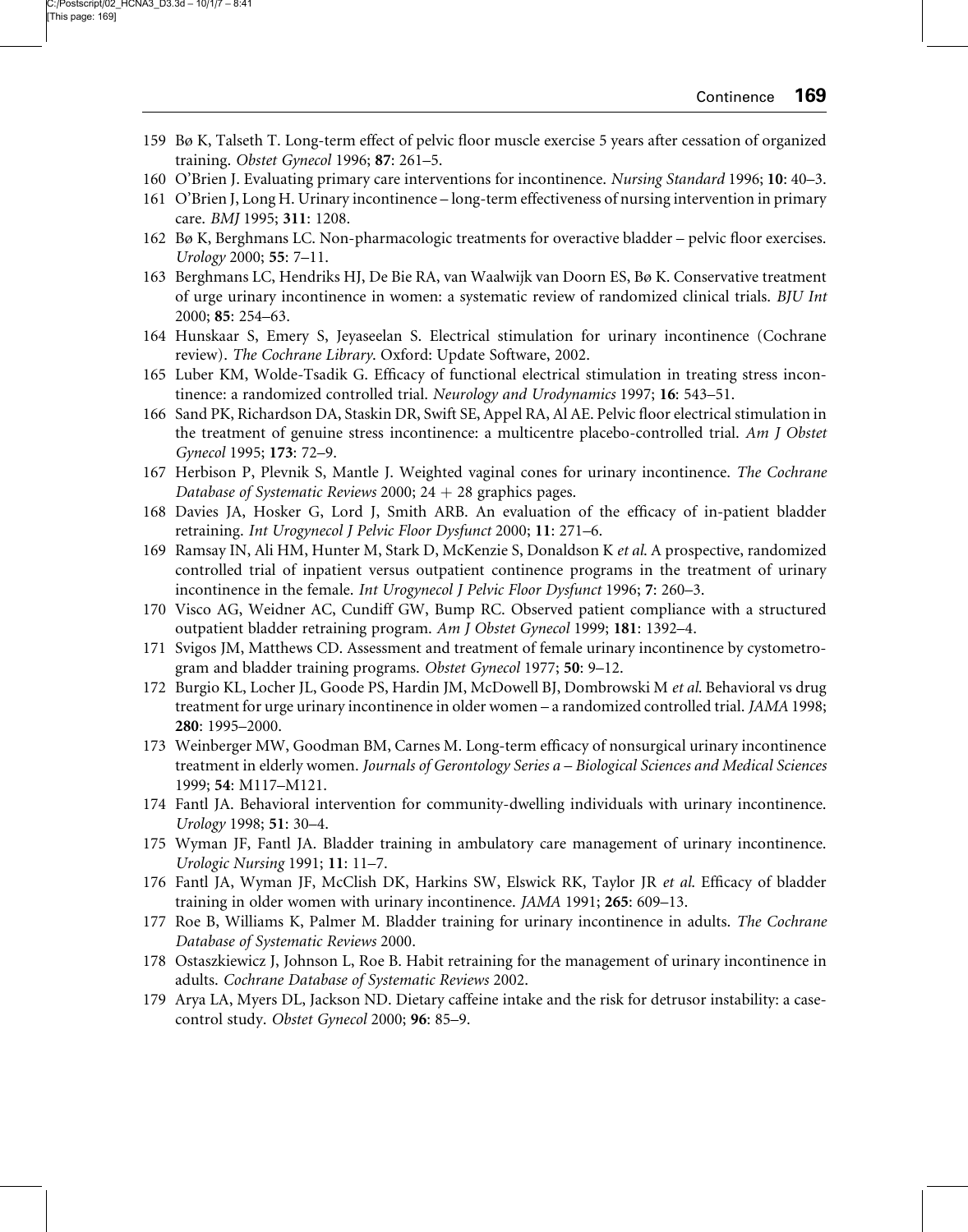159 Bø K, Talseth T. Long-term effect of pelvic floor muscle exercise 5 years after cessation of organized training. *Obstet Gynecol* 1996; **87**: 261–5.

160 O'Brien J. Evaluating primary care interventions for incontinence. *Nursing Standard* 1996; **10**: 40–3.

161 O'Brien J, Long H. Urinary incontinence – long-term effectiveness of nursing intervention in primary care. *BMJ* 1995; **311**: 1208.

162 Bø K, Berghmans LC. Non-pharmacologic treatments for overactive bladder – pelvic floor exercises. *Urology* 2000; **55**: 7–11.

163 Berghmans LC, Hendriks HJ, De Bie RA, van Waalwijk van Doorn ES, Bø K. Conservative treatment of urge urinary incontinence in women: a systematic review of randomized clinical trials. *BJU Int* 2000; **85**: 254–63.

164 Hunskaar S, Emery S, Jeyaseelan S. Electrical stimulation for urinary incontinence (Cochrane review). *The Cochrane Library*. Oxford: Update Software, 2002.

165 Luber KM, Wolde-Tsadik G. Efficacy of functional electrical stimulation in treating stress incontinence: a randomized controlled trial. *Neurology and Urodynamics* 1997; **16**: 543–51.

166 Sand PK, Richardson DA, Staskin DR, Swift SE, Appel RA, Al AE. Pelvic floor electrical stimulation in the treatment of genuine stress incontinence: a multicentre placebo-controlled trial. *Am J Obstet Gynecol* 1995; **173**: 72–9.

167 Herbison P, Plevnik S, Mantle J. Weighted vaginal cones for urinary incontinence. *The Cochrane Database of Systematic Reviews* 2000; 24 + 28 graphics pages.

168 Davies JA, Hosker G, Lord J, Smith ARB. An evaluation of the efficacy of in-patient bladder retraining. *Int Urogynecol J Pelvic Floor Dysfunct* 2000; **11**: 271–6.

169 Ramsay IN, Ali HM, Hunter M, Stark D, McKenzie S, Donaldson K *et al*. A prospective, randomized controlled trial of inpatient versus outpatient continence programs in the treatment of urinary incontinence in the female. *Int Urogynecol J Pelvic Floor Dysfunct* 1996; **7**: 260–3.

170 Visco AG, Weidner AC, Cundiff GW, Bump RC. Observed patient compliance with a structured outpatient bladder retraining program. *Am J Obstet Gynecol* 1999; **181**: 1392–4.

171 Svigos JM, Matthews CD. Assessment and treatment of female urinary incontinence by cystometrogram and bladder training programs. *Obstet Gynecol* 1977; **50**: 9–12.

172 Burgio KL, Locher JL, Goode PS, Hardin JM, McDowell BJ, Dombrowski M *et al*. Behavioral vs drug treatment for urge urinary incontinence in older women – a randomized controlled trial. *JAMA* 1998; **280**: 1995–2000.

173 Weinberger MW, Goodman BM, Carnes M. Long-term efficacy of nonsurgical urinary incontinence treatment in elderly women. *Journals of Gerontology Series a – Biological Sciences and Medical Sciences* 1999; **54**: M117–M121.

174 Fantl JA. Behavioral intervention for community-dwelling individuals with urinary incontinence. *Urology* 1998; **51**: 30–4.

175 Wyman JF, Fantl JA. Bladder training in ambulatory care management of urinary incontinence. *Urologic Nursing* 1991; **11**: 11–7.

176 Fantl JA, Wyman JF, McClish DK, Harkins SW, Elswick RK, Taylor JR *et al*. Efficacy of bladder training in older women with urinary incontinence. *JAMA* 1991; **265**: 609–13.

177 Roe B, Williams K, Palmer M. Bladder training for urinary incontinence in adults. *The Cochrane Database of Systematic Reviews* 2000.

178 Ostaszkiewicz J, Johnson L, Roe B. Habit retraining for the management of urinary incontinence in adults. *Cochrane Database of Systematic Reviews* 2002.

179 Arya LA, Myers DL, Jackson ND. Dietary caffeine intake and the risk for detrusor instability: a case-control study. *Obstet Gynecol* 2000; **96**: 85–9.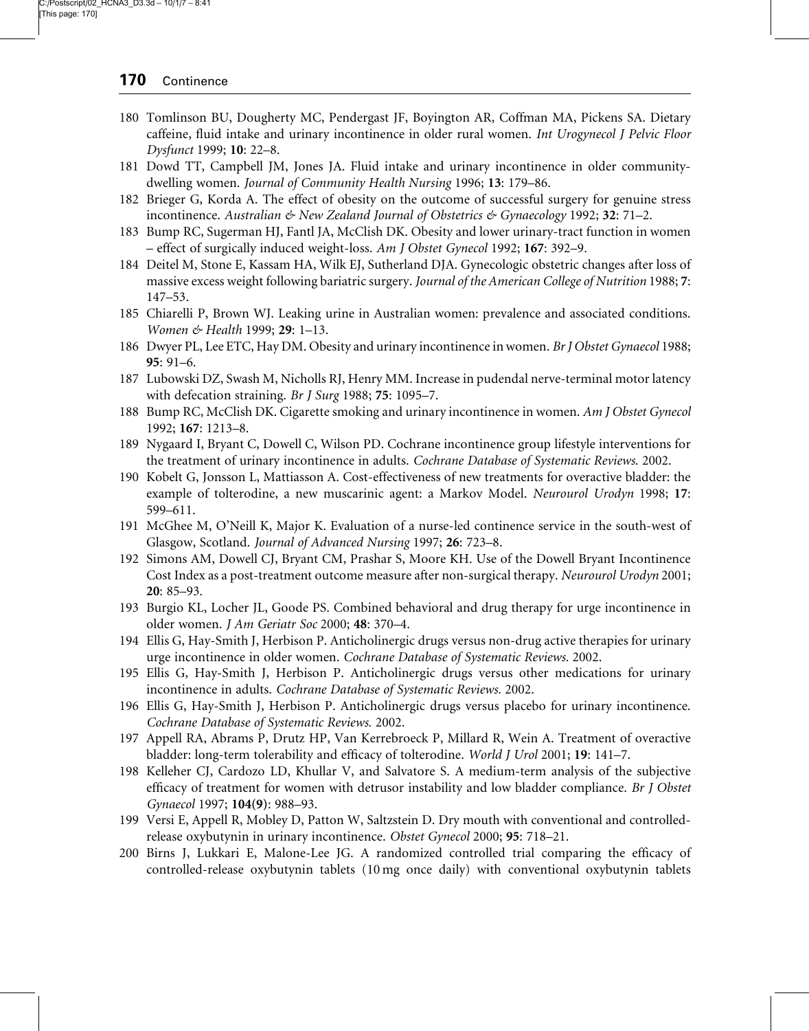180 Tomlinson BU, Dougherty MC, Pendergast JF, Boyington AR, Coffman MA, Pickens SA. Dietary caffeine, fluid intake and urinary incontinence in older rural women. *Int Urogynecol J Pelvic Floor Dysfunct* 1999; **10**: 22–8.

181 Dowd TT, Campbell JM, Jones JA. Fluid intake and urinary incontinence in older community-dwelling women. *Journal of Community Health Nursing* 1996; **13**: 179–86.

182 Brieger G, Korda A. The effect of obesity on the outcome of successful surgery for genuine stress incontinence. *Australian & New Zealand Journal of Obstetrics & Gynaecology* 1992; **32**: 71–2.

183 Bump RC, Sugerman HJ, Fantl JA, McClish DK. Obesity and lower urinary-tract function in women – effect of surgically induced weight-loss. *Am J Obstet Gynecol* 1992; **167**: 392–9.

184 Deitel M, Stone E, Kassam HA, Wilk EJ, Sutherland DJA. Gynecologic obstetric changes after loss of massive excess weight following bariatric surgery. *Journal of the American College of Nutrition* 1988; **7**: 147–53.

185 Chiarelli P, Brown WJ. Leaking urine in Australian women: prevalence and associated conditions. *Women & Health* 1999; **29**: 1–13.

186 Dwyer PL, Lee ETC, Hay DM. Obesity and urinary incontinence in women. *Br J Obstet Gynaecol* 1988; **95**: 91–6.

187 Lubowski DZ, Swash M, Nicholls RJ, Henry MM. Increase in pudendal nerve-terminal motor latency with defecation straining. *Br J Surg* 1988; **75**: 1095–7.

188 Bump RC, McClish DK. Cigarette smoking and urinary incontinence in women. *Am J Obstet Gynecol* 1992; **167**: 1213–8.

189 Nygaard I, Bryant C, Dowell C, Wilson PD. Cochrane incontinence group lifestyle interventions for the treatment of urinary incontinence in adults. *Cochrane Database of Systematic Reviews.* 2002.

190 Kobelt G, Jonsson L, Mattiasson A. Cost-effectiveness of new treatments for overactive bladder: the example of tolterodine, a new muscarinic agent: a Markov Model. *Neurourol Urodyn* 1998; **17**: 599–611.

191 McGhee M, O'Neill K, Major K. Evaluation of a nurse-led continence service in the south-west of Glasgow, Scotland. *Journal of Advanced Nursing* 1997; **26**: 723–8.

192 Simons AM, Dowell CJ, Bryant CM, Prashar S, Moore KH. Use of the Dowell Bryant Incontinence Cost Index as a post-treatment outcome measure after non-surgical therapy. *Neurourol Urodyn* 2001; **20**: 85–93.

193 Burgio KL, Locher JL, Goode PS. Combined behavioral and drug therapy for urge incontinence in older women. *J Am Geriatr Soc* 2000; **48**: 370–4.

194 Ellis G, Hay-Smith J, Herbison P. Anticholinergic drugs versus non-drug active therapies for urinary urge incontinence in older women. *Cochrane Database of Systematic Reviews.* 2002.

195 Ellis G, Hay-Smith J, Herbison P. Anticholinergic drugs versus other medications for urinary incontinence in adults. *Cochrane Database of Systematic Reviews.* 2002.

196 Ellis G, Hay-Smith J, Herbison P. Anticholinergic drugs versus placebo for urinary incontinence. *Cochrane Database of Systematic Reviews.* 2002.

197 Appell RA, Abrams P, Drutz HP, Van Kerrebroeck P, Millard R, Wein A. Treatment of overactive bladder: long-term tolerability and efficacy of tolterodine. *World J Urol* 2001; **19**: 141–7.

198 Kelleher CJ, Cardozo LD, Khullar V, and Salvatore S. A medium-term analysis of the subjective efficacy of treatment for women with detrusor instability and low bladder compliance. *Br J Obstet Gynaecol* 1997; **104(9)**: 988–93.

199 Versi E, Appell R, Mobley D, Patton W, Saltzstein D. Dry mouth with conventional and controlled-release oxybutynin in urinary incontinence. *Obstet Gynecol* 2000; **95**: 718–21.

200 Birns J, Lukkari E, Malone-Lee JG. A randomized controlled trial comparing the efficacy of controlled-release oxybutynin tablets (10 mg once daily) with conventional oxybutynin tablets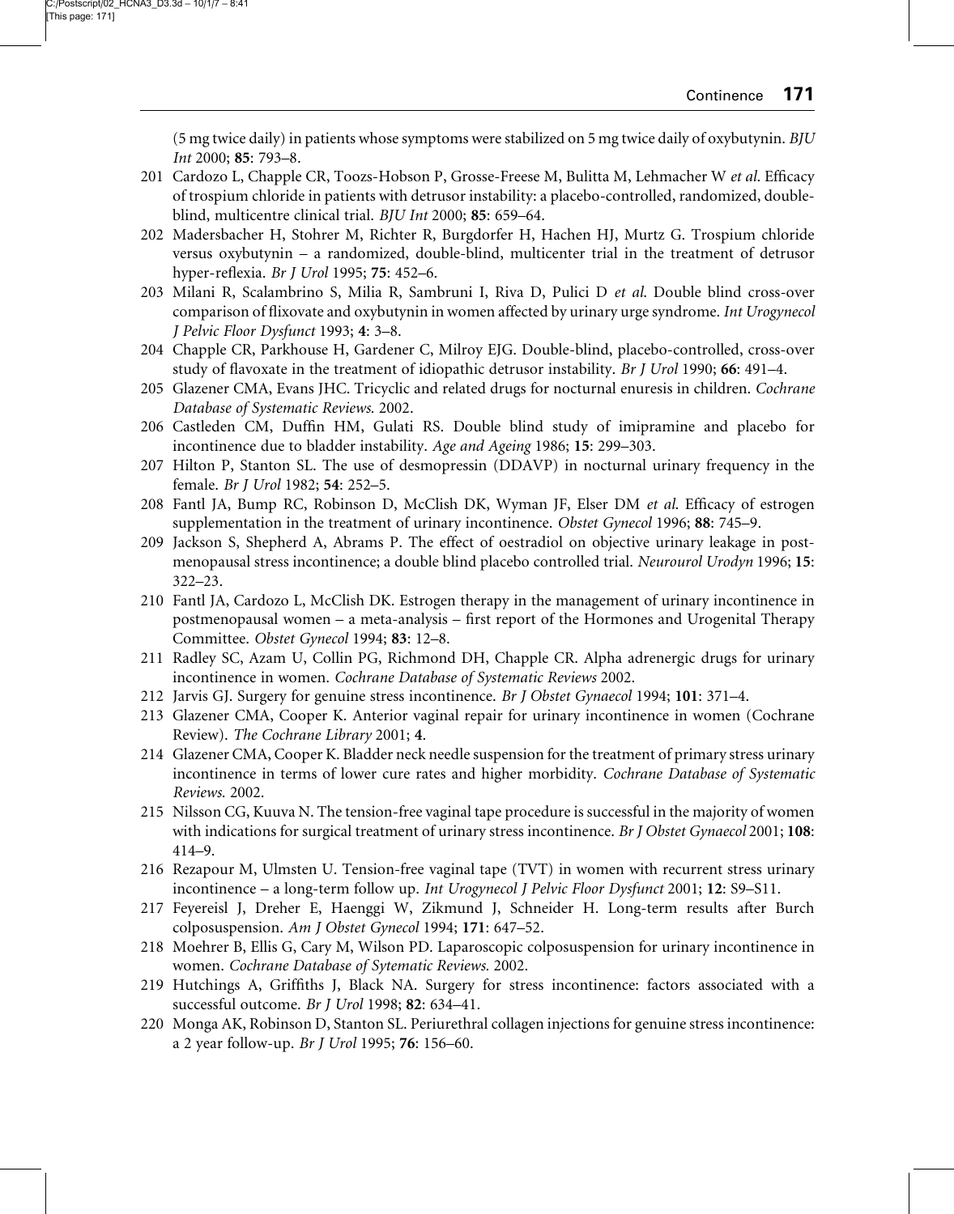(5 mg twice daily) in patients whose symptoms were stabilized on 5 mg twice daily of oxybutynin. *BJU Int* 2000; **85**: 793–8.

201 Cardozo L, Chapple CR, Toozs-Hobson P, Grosse-Freese M, Bulitta M, Lehmacher W *et al*. Efficacy of trospium chloride in patients with detrusor instability: a placebo-controlled, randomized, double-blind, multicentre clinical trial. *BJU Int* 2000; **85**: 659–64.

202 Madersbacher H, Stohrer M, Richter R, Burgdorfer H, Hachen HJ, Murtz G. Trospium chloride versus oxybutynin – a randomized, double-blind, multicenter trial in the treatment of detrusor hyper-reflexia. *Br J Urol* 1995; **75**: 452–6.

203 Milani R, Scalambrino S, Milia R, Sambruni I, Riva D, Pulici D *et al*. Double blind cross-over comparison of flixovate and oxybutynin in women affected by urinary urge syndrome. *Int Urogynecol J Pelvic Floor Dysfunct* 1993; **4**: 3–8.

204 Chapple CR, Parkhouse H, Gardener C, Milroy EJG. Double-blind, placebo-controlled, cross-over study of flavoxate in the treatment of idiopathic detrusor instability. *Br J Urol* 1990; **66**: 491–4.

205 Glazener CMA, Evans JHC. Tricyclic and related drugs for nocturnal enuresis in children. *Cochrane Database of Systematic Reviews*. 2002.

206 Castleden CM, Duffin HM, Gulati RS. Double blind study of imipramine and placebo for incontinence due to bladder instability. *Age and Ageing* 1986; **15**: 299–303.

207 Hilton P, Stanton SL. The use of desmopressin (DDAVP) in nocturnal urinary frequency in the female. *Br J Urol* 1982; **54**: 252–5.

208 Fantl JA, Bump RC, Robinson D, McClish DK, Wyman JF, Elser DM *et al*. Efficacy of estrogen supplementation in the treatment of urinary incontinence. *Obstet Gynecol* 1996; **88**: 745–9.

209 Jackson S, Shepherd A, Abrams P. The effect of oestradiol on objective urinary leakage in post-menopausal stress incontinence; a double blind placebo controlled trial. *Neurourol Urodyn* 1996; **15**: 322–23.

210 Fantl JA, Cardozo L, McClish DK. Estrogen therapy in the management of urinary incontinence in postmenopausal women – a meta-analysis – first report of the Hormones and Urogenital Therapy Committee. *Obstet Gynecol* 1994; **83**: 12–8.

211 Radley SC, Azam U, Collin PG, Richmond DH, Chapple CR. Alpha adrenergic drugs for urinary incontinence in women. *Cochrane Database of Systematic Reviews* 2002.

212 Jarvis GJ. Surgery for genuine stress incontinence. *Br J Obstet Gynaecol* 1994; **101**: 371–4.

213 Glazener CMA, Cooper K. Anterior vaginal repair for urinary incontinence in women (Cochrane Review). *The Cochrane Library* 2001; **4**.

214 Glazener CMA, Cooper K. Bladder neck needle suspension for the treatment of primary stress urinary incontinence in terms of lower cure rates and higher morbidity. *Cochrane Database of Systematic Reviews*. 2002.

215 Nilsson CG, Kuuva N. The tension-free vaginal tape procedure is successful in the majority of women with indications for surgical treatment of urinary stress incontinence. *Br J Obstet Gynaecol* 2001; **108**: 414–9.

216 Rezapour M, Ulmsten U. Tension-free vaginal tape (TVT) in women with recurrent stress urinary incontinence – a long-term follow up. *Int Urogynecol J Pelvic Floor Dysfunct* 2001; **12**: S9–S11.

217 Feyereisl J, Dreher E, Haenggi W, Zikmund J, Schneider H. Long-term results after Burch colposuspension. *Am J Obstet Gynecol* 1994; **171**: 647–52.

218 Moehrer B, Ellis G, Cary M, Wilson PD. Laparoscopic colposuspension for urinary incontinence in women. *Cochrane Database of Sytematic Reviews*. 2002.

219 Hutchings A, Griffiths J, Black NA. Surgery for stress incontinence: factors associated with a successful outcome. *Br J Urol* 1998; **82**: 634–41.

220 Monga AK, Robinson D, Stanton SL. Periurethral collagen injections for genuine stress incontinence: a 2 year follow-up. *Br J Urol* 1995; **76**: 156–60.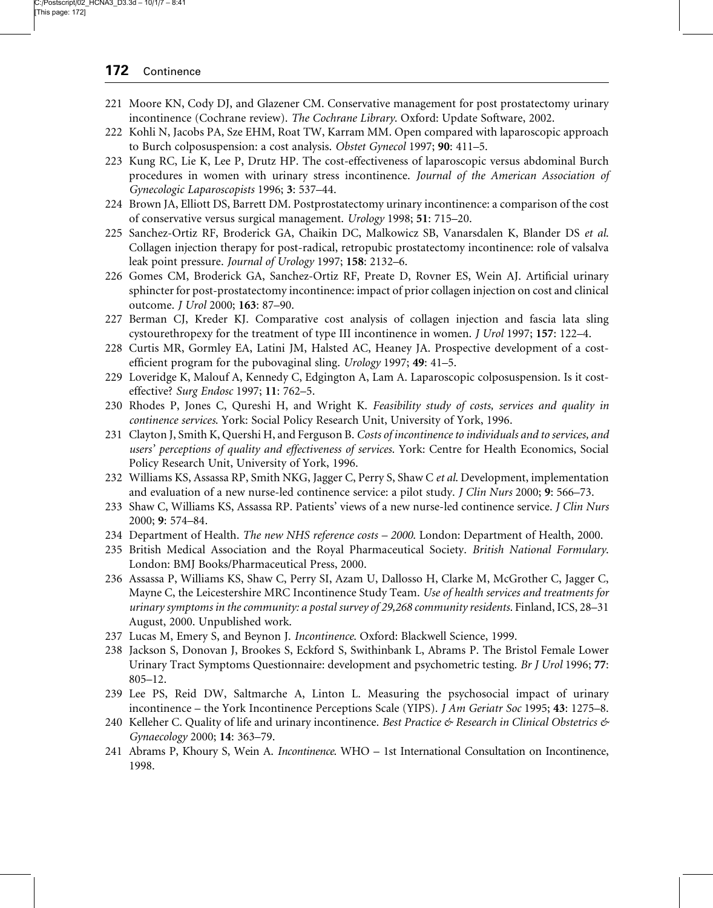221 Moore KN, Cody DJ, and Glazener CM. Conservative management for post prostatectomy urinary incontinence (Cochrane review). *The Cochrane Library*. Oxford: Update Software, 2002.

222 Kohli N, Jacobs PA, Sze EHM, Roat TW, Karram MM. Open compared with laparoscopic approach to Burch colposuspension: a cost analysis. *Obstet Gynecol* 1997; **90**: 411–5.

223 Kung RC, Lie K, Lee P, Drutz HP. The cost-effectiveness of laparoscopic versus abdominal Burch procedures in women with urinary stress incontinence. *Journal of the American Association of Gynecologic Laparoscopists* 1996; **3**: 537–44.

224 Brown JA, Elliott DS, Barrett DM. Postprostatectomy urinary incontinence: a comparison of the cost of conservative versus surgical management. *Urology* 1998; **51**: 715–20.

225 Sanchez-Ortiz RF, Broderick GA, Chaikin DC, Malkowicz SB, Vanarsdalen K, Blander DS *et al*. Collagen injection therapy for post-radical, retropubic prostatectomy incontinence: role of valsalva leak point pressure. *Journal of Urology* 1997; **158**: 2132–6.

226 Gomes CM, Broderick GA, Sanchez-Ortiz RF, Preate D, Rovner ES, Wein AJ. Artificial urinary sphincter for post-prostatectomy incontinence: impact of prior collagen injection on cost and clinical outcome. *J Urol* 2000; **163**: 87–90.

227 Berman CJ, Kreder KJ. Comparative cost analysis of collagen injection and fascia lata sling cystourethropexy for the treatment of type III incontinence in women. *J Urol* 1997; **157**: 122–4.

228 Curtis MR, Gormley EA, Latini JM, Halsted AC, Heaney JA. Prospective development of a cost-efficient program for the pubovaginal sling. *Urology* 1997; **49**: 41–5.

229 Loveridge K, Malouf A, Kennedy C, Edgington A, Lam A. Laparoscopic colposuspension. Is it cost-effective? *Surg Endosc* 1997; **11**: 762–5.

230 Rhodes P, Jones C, Qureshi H, and Wright K. *Feasibility study of costs, services and quality in continence services*. York: Social Policy Research Unit, University of York, 1996.

231 Clayton J, Smith K, Quershi H, and Ferguson B. *Costs of incontinence to individuals and to services, and users' perceptions of quality and effectiveness of services*. York: Centre for Health Economics, Social Policy Research Unit, University of York, 1996.

232 Williams KS, Assassa RP, Smith NKG, Jagger C, Perry S, Shaw C *et al*. Development, implementation and evaluation of a new nurse-led continence service: a pilot study. *J Clin Nurs* 2000; **9**: 566–73.

233 Shaw C, Williams KS, Assassa RP. Patients' views of a new nurse-led continence service. *J Clin Nurs* 2000; **9**: 574–84.

234 Department of Health. *The new NHS reference costs – 2000*. London: Department of Health, 2000.

235 British Medical Association and the Royal Pharmaceutical Society. *British National Formulary*. London: BMJ Books/Pharmaceutical Press, 2000.

236 Assassa P, Williams KS, Shaw C, Perry SI, Azam U, Dallosso H, Clarke M, McGrother C, Jagger C, Mayne C, the Leicestershire MRC Incontinence Study Team. *Use of health services and treatments for urinary symptoms in the community: a postal survey of 29,268 community residents*. Finland, ICS, 28–31 August, 2000. Unpublished work.

237 Lucas M, Emery S, and Beynon J. *Incontinence*. Oxford: Blackwell Science, 1999.

238 Jackson S, Donovan J, Brookes S, Eckford S, Swithinbank L, Abrams P. The Bristol Female Lower Urinary Tract Symptoms Questionnaire: development and psychometric testing. *Br J Urol* 1996; **77**: 805–12.

239 Lee PS, Reid DW, Saltmarche A, Linton L. Measuring the psychosocial impact of urinary incontinence – the York Incontinence Perceptions Scale (YIPS). *J Am Geriatr Soc* 1995; **43**: 1275–8.

240 Kelleher C. Quality of life and urinary incontinence. *Best Practice & Research in Clinical Obstetrics & Gynaecology* 2000; **14**: 363–79.

241 Abrams P, Khoury S, Wein A. *Incontinence*. WHO – 1st International Consultation on Incontinence, 1998.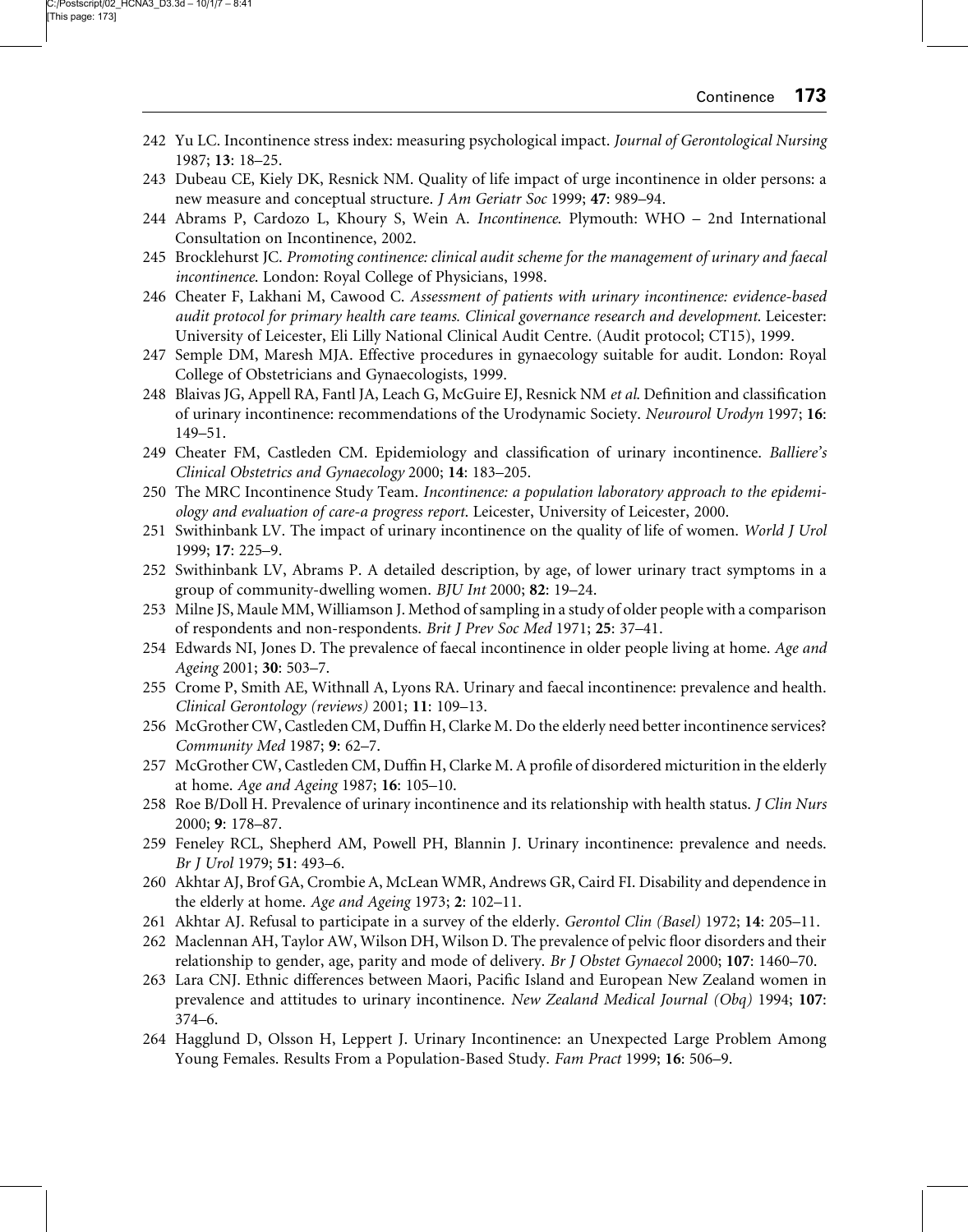242 Yu LC. Incontinence stress index: measuring psychological impact. *Journal of Gerontological Nursing* 1987; **13**: 18–25.

243 Dubeau CE, Kiely DK, Resnick NM. Quality of life impact of urge incontinence in older persons: a new measure and conceptual structure. *J Am Geriatr Soc* 1999; **47**: 989–94.

244 Abrams P, Cardozo L, Khoury S, Wein A. *Incontinence*. Plymouth: WHO – 2nd International Consultation on Incontinence, 2002.

245 Brocklehurst JC. *Promoting continence: clinical audit scheme for the management of urinary and faecal incontinence*. London: Royal College of Physicians, 1998.

246 Cheater F, Lakhani M, Cawood C. *Assessment of patients with urinary incontinence: evidence-based audit protocol for primary health care teams. Clinical governance research and development*. Leicester: University of Leicester, Eli Lilly National Clinical Audit Centre. (Audit protocol; CT15), 1999.

247 Semple DM, Maresh MJA. Effective procedures in gynaecology suitable for audit. London: Royal College of Obstetricians and Gynaecologists, 1999.

248 Blaivas JG, Appell RA, Fantl JA, Leach G, McGuire EJ, Resnick NM *et al*. Definition and classification of urinary incontinence: recommendations of the Urodynamic Society. *Neurourol Urodyn* 1997; **16**: 149–51.

249 Cheater FM, Castleden CM. Epidemiology and classification of urinary incontinence. *Balliere's Clinical Obstetrics and Gynaecology* 2000; **14**: 183–205.

250 The MRC Incontinence Study Team. *Incontinence: a population laboratory approach to the epidemiology and evaluation of care-a progress report*. Leicester, University of Leicester, 2000.

251 Swithinbank LV. The impact of urinary incontinence on the quality of life of women. *World J Urol* 1999; **17**: 225–9.

252 Swithinbank LV, Abrams P. A detailed description, by age, of lower urinary tract symptoms in a group of community-dwelling women. *BJU Int* 2000; **82**: 19–24.

253 Milne JS, Maule MM, Williamson J. Method of sampling in a study of older people with a comparison of respondents and non-respondents. *Brit J Prev Soc Med* 1971; **25**: 37–41.

254 Edwards NI, Jones D. The prevalence of faecal incontinence in older people living at home. *Age and Ageing* 2001; **30**: 503–7.

255 Crome P, Smith AE, Withnall A, Lyons RA. Urinary and faecal incontinence: prevalence and health. *Clinical Gerontology (reviews)* 2001; **11**: 109–13.

256 McGrother CW, Castleden CM, Duffin H, Clarke M. Do the elderly need better incontinence services? *Community Med* 1987; **9**: 62–7.

257 McGrother CW, Castleden CM, Duffin H, Clarke M. A profile of disordered micturition in the elderly at home. *Age and Ageing* 1987; **16**: 105–10.

258 Roe B/Doll H. Prevalence of urinary incontinence and its relationship with health status. *J Clin Nurs* 2000; **9**: 178–87.

259 Feneley RCL, Shepherd AM, Powell PH, Blannin J. Urinary incontinence: prevalence and needs. *Br J Urol* 1979; **51**: 493–6.

260 Akhtar AJ, Brof GA, Crombie A, McLean WMR, Andrews GR, Caird FI. Disability and dependence in the elderly at home. *Age and Ageing* 1973; **2**: 102–11.

261 Akhtar AJ. Refusal to participate in a survey of the elderly. *Gerontol Clin (Basel)* 1972; **14**: 205–11.

262 Maclennan AH, Taylor AW, Wilson DH, Wilson D. The prevalence of pelvic floor disorders and their relationship to gender, age, parity and mode of delivery. *Br J Obstet Gynaecol* 2000; **107**: 1460–70.

263 Lara CNJ. Ethnic differences between Maori, Pacific Island and European New Zealand women in prevalence and attitudes to urinary incontinence. *New Zealand Medical Journal (Obq)* 1994; **107**: 374–6.

264 Hagglund D, Olsson H, Leppert J. Urinary Incontinence: an Unexpected Large Problem Among Young Females. Results From a Population-Based Study. *Fam Pract* 1999; **16**: 506–9.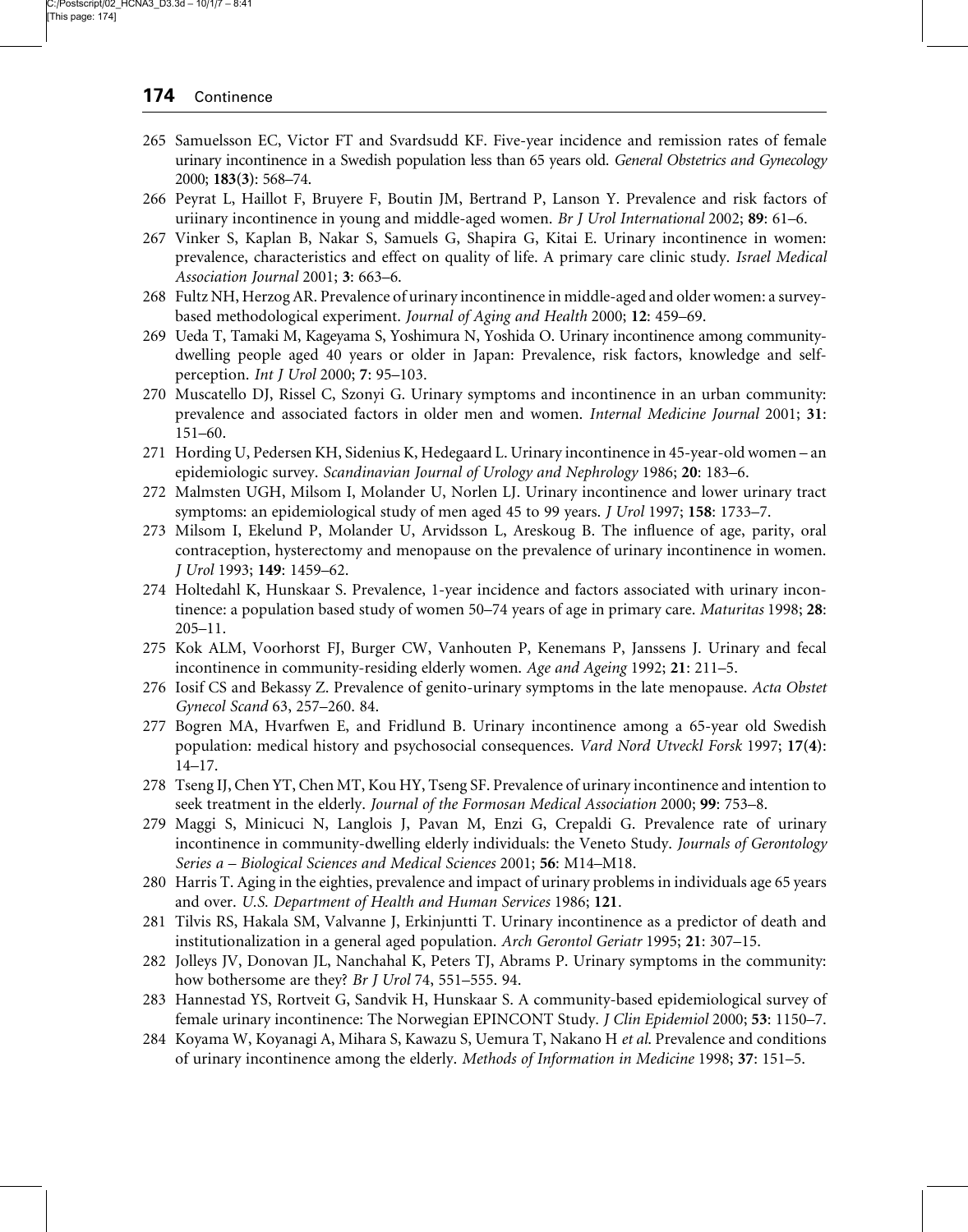265 Samuelsson EC, Victor FT and Svardsudd KF. Five-year incidence and remission rates of female urinary incontinence in a Swedish population less than 65 years old. *General Obstetrics and Gynecology* 2000; **183(3)**: 568–74.

266 Peyrat L, Haillot F, Bruyere F, Boutin JM, Bertrand P, Lanson Y. Prevalence and risk factors of uriinary incontinence in young and middle-aged women. *Br J Urol International* 2002; **89**: 61–6.

267 Vinker S, Kaplan B, Nakar S, Samuels G, Shapira G, Kitai E. Urinary incontinence in women: prevalence, characteristics and effect on quality of life. A primary care clinic study. *Israel Medical Association Journal* 2001; **3**: 663–6.

268 Fultz NH, Herzog AR. Prevalence of urinary incontinence in middle-aged and older women: a survey-based methodological experiment. *Journal of Aging and Health* 2000; **12**: 459–69.

269 Ueda T, Tamaki M, Kageyama S, Yoshimura N, Yoshida O. Urinary incontinence among community-dwelling people aged 40 years or older in Japan: Prevalence, risk factors, knowledge and self-perception. *Int J Urol* 2000; **7**: 95–103.

270 Muscatello DJ, Rissel C, Szonyi G. Urinary symptoms and incontinence in an urban community: prevalence and associated factors in older men and women. *Internal Medicine Journal* 2001; **31**: 151–60.

271 Hording U, Pedersen KH, Sidenius K, Hedegaard L. Urinary incontinence in 45-year-old women – an epidemiologic survey. *Scandinavian Journal of Urology and Nephrology* 1986; **20**: 183–6.

272 Malmsten UGH, Milsom I, Molander U, Norlen LJ. Urinary incontinence and lower urinary tract symptoms: an epidemiological study of men aged 45 to 99 years. *J Urol* 1997; **158**: 1733–7.

273 Milsom I, Ekelund P, Molander U, Arvidsson L, Areskoug B. The influence of age, parity, oral contraception, hysterectomy and menopause on the prevalence of urinary incontinence in women. *J Urol* 1993; **149**: 1459–62.

274 Holtedahl K, Hunskaar S. Prevalence, 1-year incidence and factors associated with urinary incontinence: a population based study of women 50–74 years of age in primary care. *Maturitas* 1998; **28**: 205–11.

275 Kok ALM, Voorhorst FJ, Burger CW, Vanhouten P, Kenemans P, Janssens J. Urinary and fecal incontinence in community-residing elderly women. *Age and Ageing* 1992; **21**: 211–5.

276 Iosif CS and Bekassy Z. Prevalence of genito-urinary symptoms in the late menopause. *Acta Obstet Gynecol Scand* 63, 257–260. 84.

277 Bogren MA, Hvarfwen E, and Fridlund B. Urinary incontinence among a 65-year old Swedish population: medical history and psychosocial consequences. *Vard Nord Utveckl Forsk* 1997; **17(4)**: 14–17.

278 Tseng IJ, Chen YT, Chen MT, Kou HY, Tseng SF. Prevalence of urinary incontinence and intention to seek treatment in the elderly. *Journal of the Formosan Medical Association* 2000; **99**: 753–8.

279 Maggi S, Minicuci N, Langlois J, Pavan M, Enzi G, Crepaldi G. Prevalence rate of urinary incontinence in community-dwelling elderly individuals: the Veneto Study. *Journals of Gerontology Series a – Biological Sciences and Medical Sciences* 2001; **56**: M14–M18.

280 Harris T. Aging in the eighties, prevalence and impact of urinary problems in individuals age 65 years and over. *U.S. Department of Health and Human Services* 1986; **121**.

281 Tilvis RS, Hakala SM, Valvanne J, Erkinjuntti T. Urinary incontinence as a predictor of death and institutionalization in a general aged population. *Arch Gerontol Geriatr* 1995; **21**: 307–15.

282 Jolleys JV, Donovan JL, Nanchahal K, Peters TJ, Abrams P. Urinary symptoms in the community: how bothersome are they? *Br J Urol* 74, 551–555. 94.

283 Hannestad YS, Rortveit G, Sandvik H, Hunskaar S. A community-based epidemiological survey of female urinary incontinence: The Norwegian EPINCONT Study. *J Clin Epidemiol* 2000; **53**: 1150–7.

284 Koyama W, Koyanagi A, Mihara S, Kawazu S, Uemura T, Nakano H *et al*. Prevalence and conditions of urinary incontinence among the elderly. *Methods of Information in Medicine* 1998; **37**: 151–5.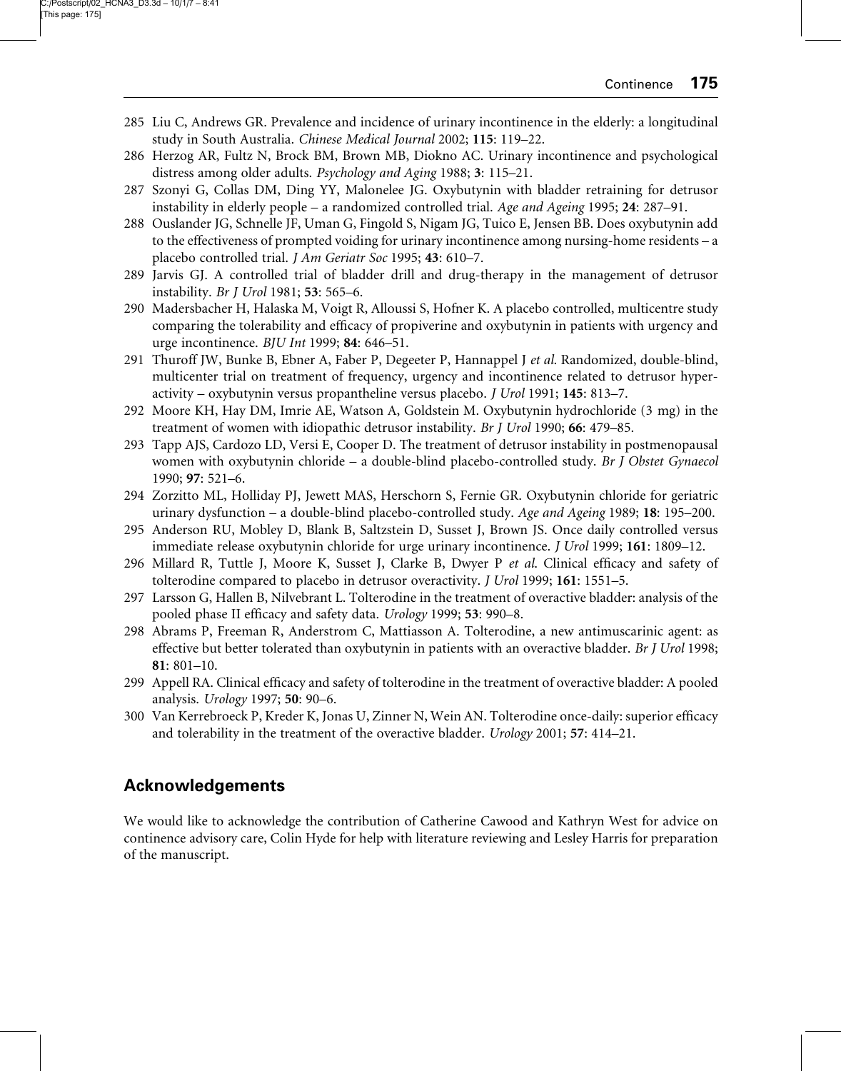285 Liu C, Andrews GR. Prevalence and incidence of urinary incontinence in the elderly: a longitudinal study in South Australia. *Chinese Medical Journal* 2002; **115**: 119–22.

286 Herzog AR, Fultz N, Brock BM, Brown MB, Diokno AC. Urinary incontinence and psychological distress among older adults. *Psychology and Aging* 1988; **3**: 115–21.

287 Szonyi G, Collas DM, Ding YY, Malonelee JG. Oxybutynin with bladder retraining for detrusor instability in elderly people – a randomized controlled trial. *Age and Ageing* 1995; **24**: 287–91.

288 Ouslander JG, Schnelle JF, Uman G, Fingold S, Nigam JG, Tuico E, Jensen BB. Does oxybutynin add to the effectiveness of prompted voiding for urinary incontinence among nursing-home residents – a placebo controlled trial. *J Am Geriatr Soc* 1995; **43**: 610–7.

289 Jarvis GJ. A controlled trial of bladder drill and drug-therapy in the management of detrusor instability. *Br J Urol* 1981; **53**: 565–6.

290 Madersbacher H, Halaska M, Voigt R, Alloussi S, Hofner K. A placebo controlled, multicentre study comparing the tolerability and efficacy of propiverine and oxybutynin in patients with urgency and urge incontinence. *BJU Int* 1999; **84**: 646–51.

291 Thuroff JW, Bunke B, Ebner A, Faber P, Degeeter P, Hannappel J *et al*. Randomized, double-blind, multicenter trial on treatment of frequency, urgency and incontinence related to detrusor hyperactivity – oxybutynin versus propantheline versus placebo. *J Urol* 1991; **145**: 813–7.

292 Moore KH, Hay DM, Imrie AE, Watson A, Goldstein M. Oxybutynin hydrochloride (3 mg) in the treatment of women with idiopathic detrusor instability. *Br J Urol* 1990; **66**: 479–85.

293 Tapp AJS, Cardozo LD, Versi E, Cooper D. The treatment of detrusor instability in postmenopausal women with oxybutynin chloride – a double-blind placebo-controlled study. *Br J Obstet Gynaecol* 1990; **97**: 521–6.

294 Zorzitto ML, Holliday PJ, Jewett MAS, Herschorn S, Fernie GR. Oxybutynin chloride for geriatric urinary dysfunction – a double-blind placebo-controlled study. *Age and Ageing* 1989; **18**: 195–200.

295 Anderson RU, Mobley D, Blank B, Saltzstein D, Susset J, Brown JS. Once daily controlled versus immediate release oxybutynin chloride for urge urinary incontinence. *J Urol* 1999; **161**: 1809–12.

296 Millard R, Tuttle J, Moore K, Susset J, Clarke B, Dwyer P *et al*. Clinical efficacy and safety of tolterodine compared to placebo in detrusor overactivity. *J Urol* 1999; **161**: 1551–5.

297 Larsson G, Hallen B, Nilvebrant L. Tolterodine in the treatment of overactive bladder: analysis of the pooled phase II efficacy and safety data. *Urology* 1999; **53**: 990–8.

298 Abrams P, Freeman R, Anderstrom C, Mattiasson A. Tolterodine, a new antimuscarinic agent: as effective but better tolerated than oxybutynin in patients with an overactive bladder. *Br J Urol* 1998; **81**: 801–10.

299 Appell RA. Clinical efficacy and safety of tolterodine in the treatment of overactive bladder: A pooled analysis. *Urology* 1997; **50**: 90–6.

300 Van Kerrebroeck P, Kreder K, Jonas U, Zinner N, Wein AN. Tolterodine once-daily: superior efficacy and tolerability in the treatment of the overactive bladder. *Urology* 2001; **57**: 414–21.

## Acknowledgements

We would like to acknowledge the contribution of Catherine Cawood and Kathryn West for advice on continence advisory care, Colin Hyde for help with literature reviewing and Lesley Harris for preparation of the manuscript.